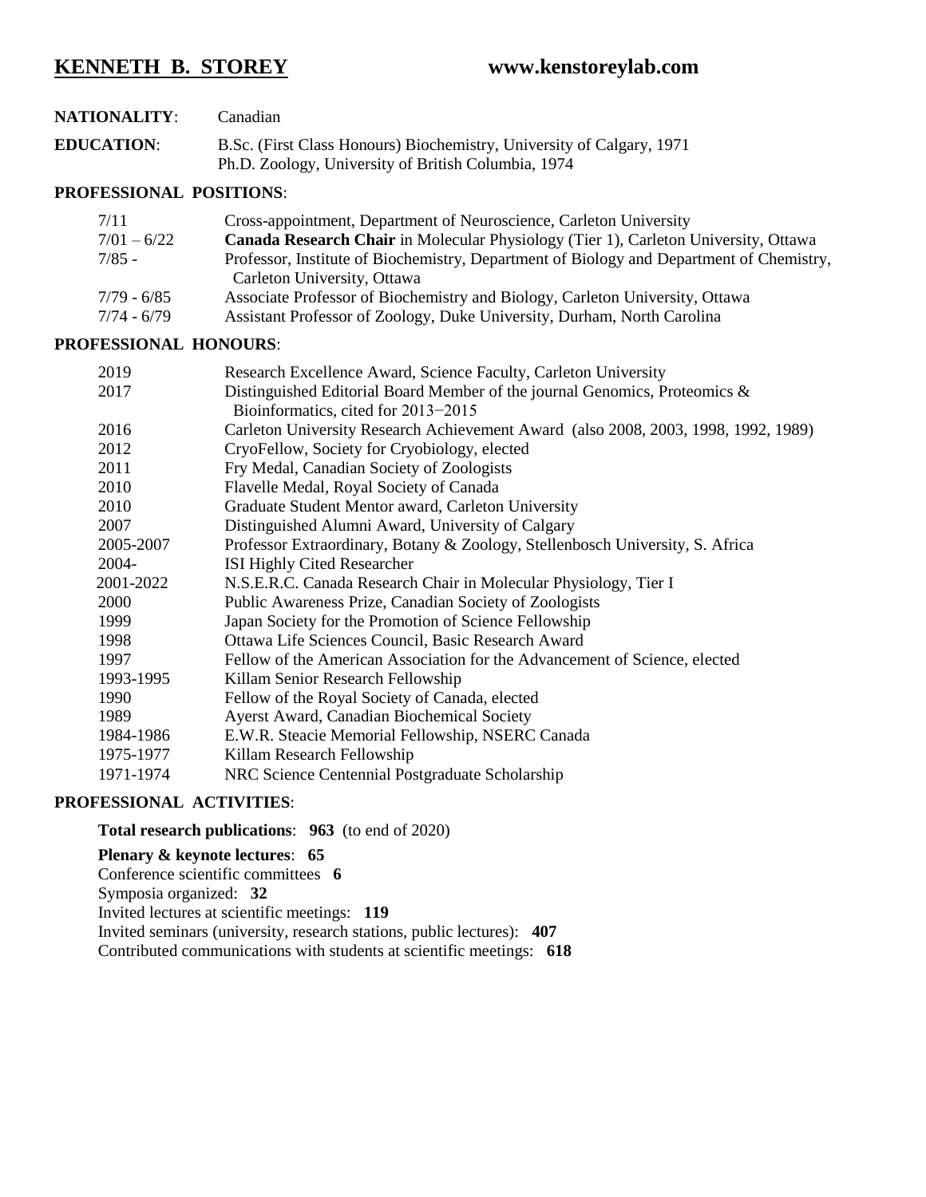# KENNETH B. STOREY www.kenstoreylab.com

**NATIONALITY**: Canadian

**EDUCATION**: B.Sc. (First Class Honours) Biochemistry, University of Calgary, 1971
Ph.D. Zoology, University of British Columbia, 1974

## PROFESSIONAL POSITIONS:

| | |
|---|---|
| 7/11 | Cross-appointment, Department of Neuroscience, Carleton University |
| 7/01 – 6/22 | **Canada Research Chair** in Molecular Physiology (Tier 1), Carleton University, Ottawa |
| 7/85 - | Professor, Institute of Biochemistry, Department of Biology and Department of Chemistry, Carleton University, Ottawa |
| 7/79 - 6/85 | Associate Professor of Biochemistry and Biology, Carleton University, Ottawa |
| 7/74 - 6/79 | Assistant Professor of Zoology, Duke University, Durham, North Carolina |

## PROFESSIONAL HONOURS:

| | |
|---|---|
| 2019 | Research Excellence Award, Science Faculty, Carleton University |
| 2017 | Distinguished Editorial Board Member of the journal Genomics, Proteomics & Bioinformatics, cited for 2013−2015 |
| 2016 | Carleton University Research Achievement Award (also 2008, 2003, 1998, 1992, 1989) |
| 2012 | CryoFellow, Society for Cryobiology, elected |
| 2011 | Fry Medal, Canadian Society of Zoologists |
| 2010 | Flavelle Medal, Royal Society of Canada |
| 2010 | Graduate Student Mentor award, Carleton University |
| 2007 | Distinguished Alumni Award, University of Calgary |
| 2005-2007 | Professor Extraordinary, Botany & Zoology, Stellenbosch University, S. Africa |
| 2004- | ISI Highly Cited Researcher |
| 2001-2022 | N.S.E.R.C. Canada Research Chair in Molecular Physiology, Tier I |
| 2000 | Public Awareness Prize, Canadian Society of Zoologists |
| 1999 | Japan Society for the Promotion of Science Fellowship |
| 1998 | Ottawa Life Sciences Council, Basic Research Award |
| 1997 | Fellow of the American Association for the Advancement of Science, elected |
| 1993-1995 | Killam Senior Research Fellowship |
| 1990 | Fellow of the Royal Society of Canada, elected |
| 1989 | Ayerst Award, Canadian Biochemical Society |
| 1984-1986 | E.W.R. Steacie Memorial Fellowship, NSERC Canada |
| 1975-1977 | Killam Research Fellowship |
| 1971-1974 | NRC Science Centennial Postgraduate Scholarship |

## PROFESSIONAL ACTIVITIES:

**Total research publications**: **963** (to end of 2020)

**Plenary & keynote lectures**: **65**
Conference scientific committees **6**
Symposia organized: **32**
Invited lectures at scientific meetings: **119**
Invited seminars (university, research stations, public lectures): **407**
Contributed communications with students at scientific meetings: **618**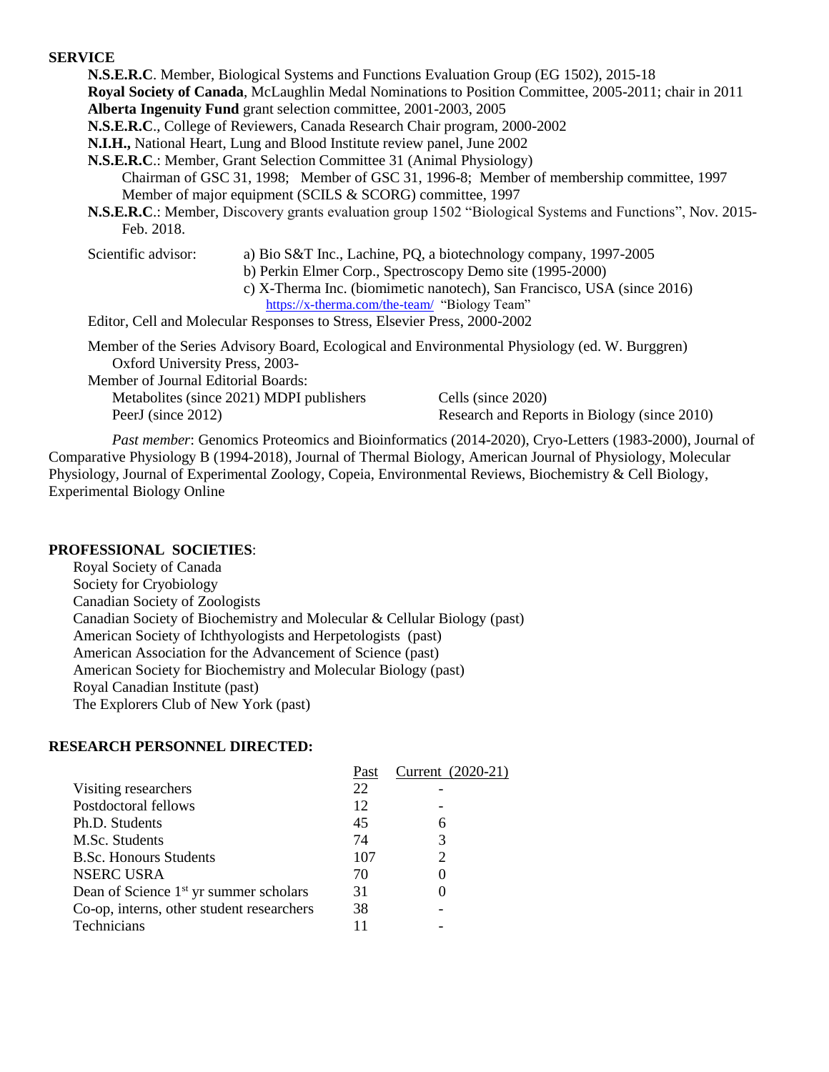**SERVICE**

**N.S.E.R.C**. Member, Biological Systems and Functions Evaluation Group (EG 1502), 2015-18

**Royal Society of Canada**, McLaughlin Medal Nominations to Position Committee, 2005-2011; chair in 2011

**Alberta Ingenuity Fund** grant selection committee, 2001-2003, 2005

**N.S.E.R.C**., College of Reviewers, Canada Research Chair program, 2000-2002

**N.I.H.,** National Heart, Lung and Blood Institute review panel, June 2002

**N.S.E.R.C**.: Member, Grant Selection Committee 31 (Animal Physiology)
Chairman of GSC 31, 1998; Member of GSC 31, 1996-8; Member of membership committee, 1997
Member of major equipment (SCILS & SCORG) committee, 1997

**N.S.E.R.C**.: Member, Discovery grants evaluation group 1502 "Biological Systems and Functions", Nov. 2015-Feb. 2018.

Scientific advisor:
a) Bio S&T Inc., Lachine, PQ, a biotechnology company, 1997-2005
b) Perkin Elmer Corp., Spectroscopy Demo site (1995-2000)
c) X-Therma Inc. (biomimetic nanotech), San Francisco, USA (since 2016) https://x-therma.com/the-team/ "Biology Team"

Editor, Cell and Molecular Responses to Stress, Elsevier Press, 2000-2002

Member of the Series Advisory Board, Ecological and Environmental Physiology (ed. W. Burggren) Oxford University Press, 2003-

Member of Journal Editorial Boards:
Metabolites (since 2021) MDPI publishers
Cells (since 2020)
PeerJ (since 2012)
Research and Reports in Biology (since 2010)

*Past member*: Genomics Proteomics and Bioinformatics (2014-2020), Cryo-Letters (1983-2000), Journal of Comparative Physiology B (1994-2018), Journal of Thermal Biology, American Journal of Physiology, Molecular Physiology, Journal of Experimental Zoology, Copeia, Environmental Reviews, Biochemistry & Cell Biology, Experimental Biology Online

**PROFESSIONAL SOCIETIES**:

Royal Society of Canada
Society for Cryobiology
Canadian Society of Zoologists
Canadian Society of Biochemistry and Molecular & Cellular Biology (past)
American Society of Ichthyologists and Herpetologists (past)
American Association for the Advancement of Science (past)
American Society for Biochemistry and Molecular Biology (past)
Royal Canadian Institute (past)
The Explorers Club of New York (past)

**RESEARCH PERSONNEL DIRECTED:**

| | Past | Current (2020-21) |
|---|---|---|
| Visiting researchers | 22 | - |
| Postdoctoral fellows | 12 | - |
| Ph.D. Students | 45 | 6 |
| M.Sc. Students | 74 | 3 |
| B.Sc. Honours Students | 107 | 2 |
| NSERC USRA | 70 | 0 |
| Dean of Science 1st yr summer scholars | 31 | 0 |
| Co-op, interns, other student researchers | 38 | - |
| Technicians | 11 | - |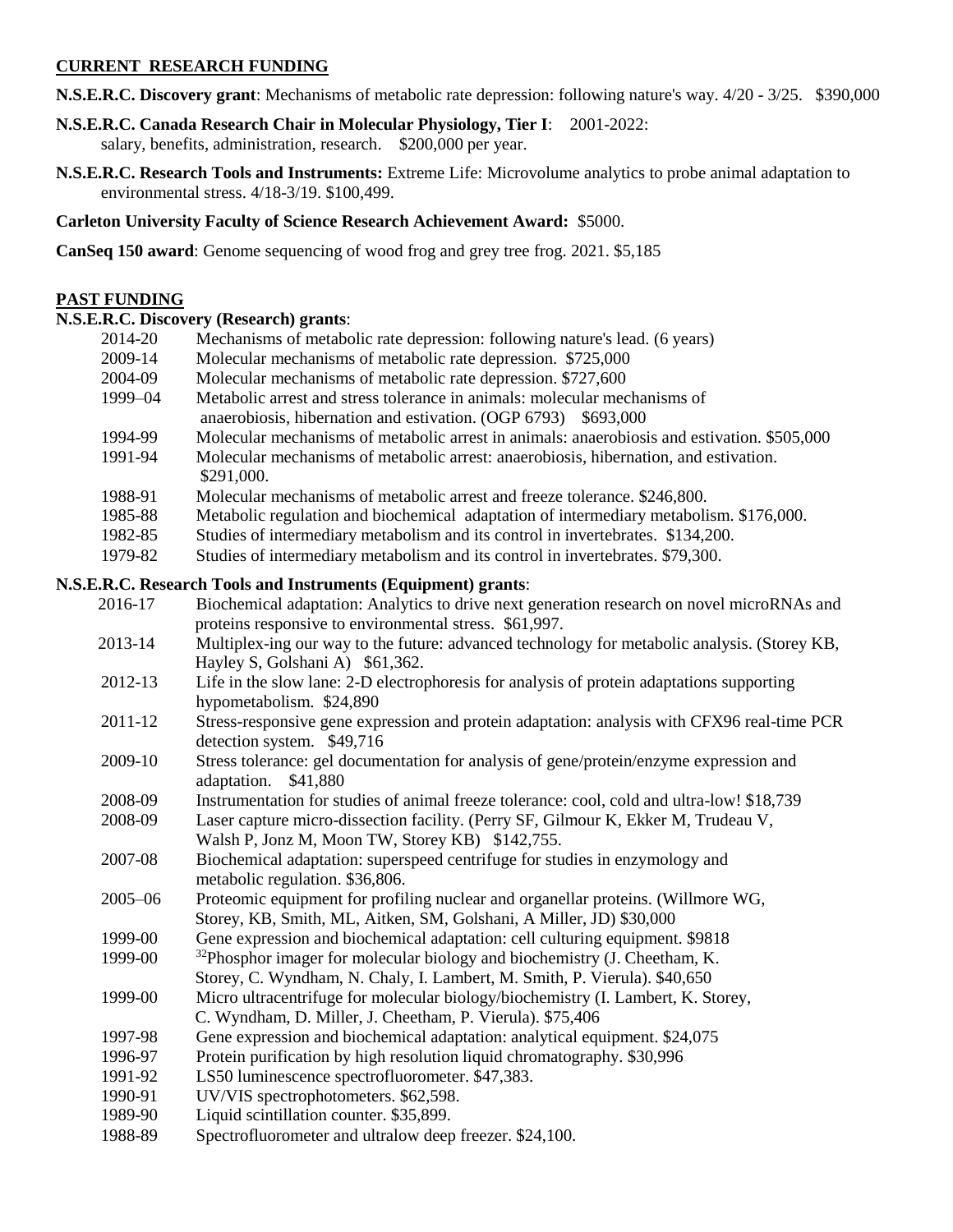## CURRENT RESEARCH FUNDING

**N.S.E.R.C. Discovery grant**: Mechanisms of metabolic rate depression: following nature's way. 4/20 - 3/25. $390,000

**N.S.E.R.C. Canada Research Chair in Molecular Physiology, Tier I**: 2001-2022: salary, benefits, administration, research. $200,000 per year.

**N.S.E.R.C. Research Tools and Instruments:** Extreme Life: Microvolume analytics to probe animal adaptation to environmental stress. 4/18-3/19. $100,499.

**Carleton University Faculty of Science Research Achievement Award:** $5000.

**CanSeq 150 award**: Genome sequencing of wood frog and grey tree frog. 2021. $5,185

## PAST FUNDING

**N.S.E.R.C. Discovery (Research) grants**:

- 2014-20 Mechanisms of metabolic rate depression: following nature's lead. (6 years)
- 2009-14 Molecular mechanisms of metabolic rate depression. $725,000
- 2004-09 Molecular mechanisms of metabolic rate depression. $727,600
- 1999–04 Metabolic arrest and stress tolerance in animals: molecular mechanisms of anaerobiosis, hibernation and estivation. (OGP 6793) $693,000
- 1994-99 Molecular mechanisms of metabolic arrest in animals: anaerobiosis and estivation. $505,000
- 1991-94 Molecular mechanisms of metabolic arrest: anaerobiosis, hibernation, and estivation. $291,000.
- 1988-91 Molecular mechanisms of metabolic arrest and freeze tolerance. $246,800.
- 1985-88 Metabolic regulation and biochemical adaptation of intermediary metabolism. $176,000.
- 1982-85 Studies of intermediary metabolism and its control in invertebrates. $134,200.
- 1979-82 Studies of intermediary metabolism and its control in invertebrates. $79,300.

**N.S.E.R.C. Research Tools and Instruments (Equipment) grants**:

- 2016-17 Biochemical adaptation: Analytics to drive next generation research on novel microRNAs and proteins responsive to environmental stress. $61,997.
- 2013-14 Multiplex-ing our way to the future: advanced technology for metabolic analysis. (Storey KB, Hayley S, Golshani A) $61,362.
- 2012-13 Life in the slow lane: 2-D electrophoresis for analysis of protein adaptations supporting hypometabolism. $24,890
- 2011-12 Stress-responsive gene expression and protein adaptation: analysis with CFX96 real-time PCR detection system. $49,716
- 2009-10 Stress tolerance: gel documentation for analysis of gene/protein/enzyme expression and adaptation. $41,880
- 2008-09 Instrumentation for studies of animal freeze tolerance: cool, cold and ultra-low! $18,739
- 2008-09 Laser capture micro-dissection facility. (Perry SF, Gilmour K, Ekker M, Trudeau V, Walsh P, Jonz M, Moon TW, Storey KB) $142,755.
- 2007-08 Biochemical adaptation: superspeed centrifuge for studies in enzymology and metabolic regulation. $36,806.
- 2005–06 Proteomic equipment for profiling nuclear and organellar proteins. (Willmore WG, Storey, KB, Smith, ML, Aitken, SM, Golshani, A Miller, JD) $30,000
- 1999-00 Gene expression and biochemical adaptation: cell culturing equipment. $9818
- 1999-00 $^{32}$Phosphor imager for molecular biology and biochemistry (J. Cheetham, K. Storey, C. Wyndham, N. Chaly, I. Lambert, M. Smith, P. Vierula). $40,650
- 1999-00 Micro ultracentrifuge for molecular biology/biochemistry (I. Lambert, K. Storey, C. Wyndham, D. Miller, J. Cheetham, P. Vierula). $75,406
- 1997-98 Gene expression and biochemical adaptation: analytical equipment. $24,075
- 1996-97 Protein purification by high resolution liquid chromatography. $30,996
- 1991-92 LS50 luminescence spectrofluorometer. $47,383.
- 1990-91 UV/VIS spectrophotometers. $62,598.
- 1989-90 Liquid scintillation counter. $35,899.
- 1988-89 Spectrofluorometer and ultralow deep freezer. $24,100.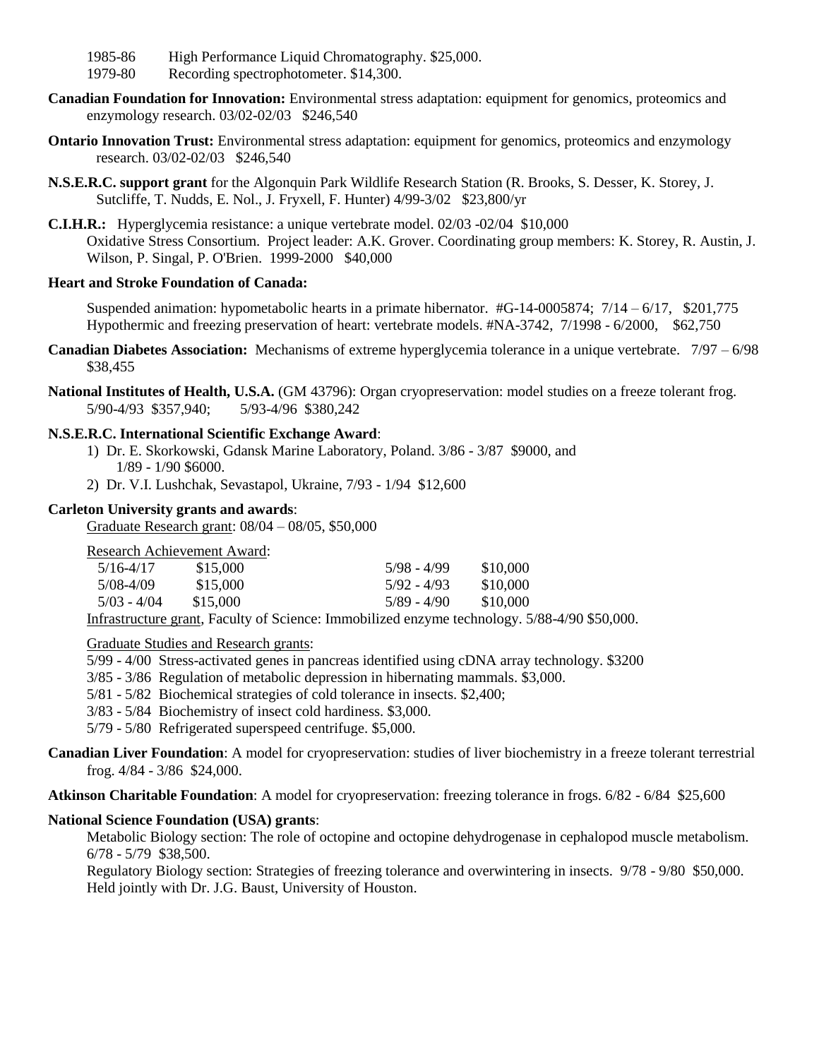1985-86 High Performance Liquid Chromatography. $25,000.
1979-80 Recording spectrophotometer. $14,300.

**Canadian Foundation for Innovation:** Environmental stress adaptation: equipment for genomics, proteomics and enzymology research. 03/02-02/03 $246,540

**Ontario Innovation Trust:** Environmental stress adaptation: equipment for genomics, proteomics and enzymology research. 03/02-02/03 $246,540

**N.S.E.R.C. support grant** for the Algonquin Park Wildlife Research Station (R. Brooks, S. Desser, K. Storey, J. Sutcliffe, T. Nudds, E. Nol., J. Fryxell, F. Hunter) 4/99-3/02 $23,800/yr

**C.I.H.R.:** Hyperglycemia resistance: a unique vertebrate model. 02/03 -02/04 $10,000
Oxidative Stress Consortium. Project leader: A.K. Grover. Coordinating group members: K. Storey, R. Austin, J. Wilson, P. Singal, P. O'Brien. 1999-2000 $40,000

**Heart and Stroke Foundation of Canada:**

Suspended animation: hypometabolic hearts in a primate hibernator. #G-14-0005874; 7/14 – 6/17, $201,775
Hypothermic and freezing preservation of heart: vertebrate models. #NA-3742, 7/1998 - 6/2000, $62,750

**Canadian Diabetes Association:** Mechanisms of extreme hyperglycemia tolerance in a unique vertebrate. 7/97 – 6/98 $38,455

**National Institutes of Health, U.S.A.** (GM 43796): Organ cryopreservation: model studies on a freeze tolerant frog. 5/90-4/93 $357,940; 5/93-4/96 $380,242

**N.S.E.R.C. International Scientific Exchange Award**:
1) Dr. E. Skorkowski, Gdansk Marine Laboratory, Poland. 3/86 - 3/87 $9000, and 1/89 - 1/90 $6000.
2) Dr. V.I. Lushchak, Sevastapol, Ukraine, 7/93 - 1/94 $12,600

**Carleton University grants and awards**:

Graduate Research grant: 08/04 – 08/05, $50,000

Research Achievement Award:

| | | | |
|---|---|---|---|
| 5/16-4/17 | $15,000 | 5/98 - 4/99 | $10,000 |
| 5/08-4/09 | $15,000 | 5/92 - 4/93 | $10,000 |
| 5/03 - 4/04 | $15,000 | 5/89 - 4/90 | $10,000 |

Infrastructure grant, Faculty of Science: Immobilized enzyme technology. 5/88-4/90 $50,000.

Graduate Studies and Research grants:

5/99 - 4/00 Stress-activated genes in pancreas identified using cDNA array technology. $3200
3/85 - 3/86 Regulation of metabolic depression in hibernating mammals. $3,000.
5/81 - 5/82 Biochemical strategies of cold tolerance in insects. $2,400;
3/83 - 5/84 Biochemistry of insect cold hardiness. $3,000.
5/79 - 5/80 Refrigerated superspeed centrifuge. $5,000.

**Canadian Liver Foundation**: A model for cryopreservation: studies of liver biochemistry in a freeze tolerant terrestrial frog. 4/84 - 3/86 $24,000.

**Atkinson Charitable Foundation**: A model for cryopreservation: freezing tolerance in frogs. 6/82 - 6/84 $25,600

**National Science Foundation (USA) grants**:

Metabolic Biology section: The role of octopine and octopine dehydrogenase in cephalopod muscle metabolism. 6/78 - 5/79 $38,500.

Regulatory Biology section: Strategies of freezing tolerance and overwintering in insects. 9/78 - 9/80 $50,000. Held jointly with Dr. J.G. Baust, University of Houston.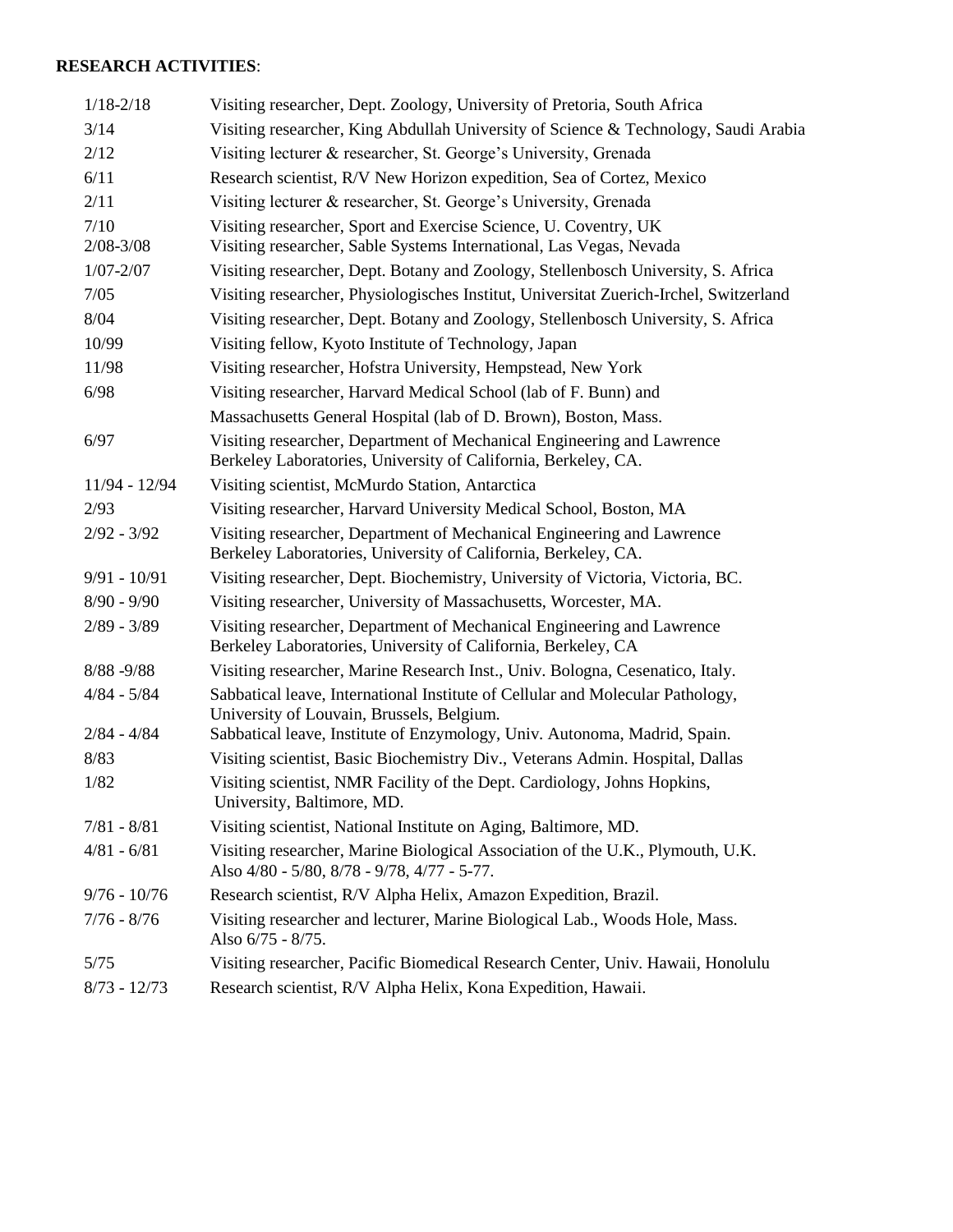**RESEARCH ACTIVITIES**:

| | |
|---|---|
| 1/18-2/18 | Visiting researcher, Dept. Zoology, University of Pretoria, South Africa |
| 3/14 | Visiting researcher, King Abdullah University of Science & Technology, Saudi Arabia |
| 2/12 | Visiting lecturer & researcher, St. George's University, Grenada |
| 6/11 | Research scientist, R/V New Horizon expedition, Sea of Cortez, Mexico |
| 2/11 | Visiting lecturer & researcher, St. George's University, Grenada |
| 7/10 | Visiting researcher, Sport and Exercise Science, U. Coventry, UK |
| 2/08-3/08 | Visiting researcher, Sable Systems International, Las Vegas, Nevada |
| 1/07-2/07 | Visiting researcher, Dept. Botany and Zoology, Stellenbosch University, S. Africa |
| 7/05 | Visiting researcher, Physiologisches Institut, Universitat Zuerich-Irchel, Switzerland |
| 8/04 | Visiting researcher, Dept. Botany and Zoology, Stellenbosch University, S. Africa |
| 10/99 | Visiting fellow, Kyoto Institute of Technology, Japan |
| 11/98 | Visiting researcher, Hofstra University, Hempstead, New York |
| 6/98 | Visiting researcher, Harvard Medical School (lab of F. Bunn) and Massachusetts General Hospital (lab of D. Brown), Boston, Mass. |
| 6/97 | Visiting researcher, Department of Mechanical Engineering and Lawrence Berkeley Laboratories, University of California, Berkeley, CA. |
| 11/94 - 12/94 | Visiting scientist, McMurdo Station, Antarctica |
| 2/93 | Visiting researcher, Harvard University Medical School, Boston, MA |
| 2/92 - 3/92 | Visiting researcher, Department of Mechanical Engineering and Lawrence Berkeley Laboratories, University of California, Berkeley, CA. |
| 9/91 - 10/91 | Visiting researcher, Dept. Biochemistry, University of Victoria, Victoria, BC. |
| 8/90 - 9/90 | Visiting researcher, University of Massachusetts, Worcester, MA. |
| 2/89 - 3/89 | Visiting researcher, Department of Mechanical Engineering and Lawrence Berkeley Laboratories, University of California, Berkeley, CA |
| 8/88 -9/88 | Visiting researcher, Marine Research Inst., Univ. Bologna, Cesenatico, Italy. |
| 4/84 - 5/84 | Sabbatical leave, International Institute of Cellular and Molecular Pathology, University of Louvain, Brussels, Belgium. |
| 2/84 - 4/84 | Sabbatical leave, Institute of Enzymology, Univ. Autonoma, Madrid, Spain. |
| 8/83 | Visiting scientist, Basic Biochemistry Div., Veterans Admin. Hospital, Dallas |
| 1/82 | Visiting scientist, NMR Facility of the Dept. Cardiology, Johns Hopkins, University, Baltimore, MD. |
| 7/81 - 8/81 | Visiting scientist, National Institute on Aging, Baltimore, MD. |
| 4/81 - 6/81 | Visiting researcher, Marine Biological Association of the U.K., Plymouth, U.K. Also 4/80 - 5/80, 8/78 - 9/78, 4/77 - 5-77. |
| 9/76 - 10/76 | Research scientist, R/V Alpha Helix, Amazon Expedition, Brazil. |
| 7/76 - 8/76 | Visiting researcher and lecturer, Marine Biological Lab., Woods Hole, Mass. Also 6/75 - 8/75. |
| 5/75 | Visiting researcher, Pacific Biomedical Research Center, Univ. Hawaii, Honolulu |
| 8/73 - 12/73 | Research scientist, R/V Alpha Helix, Kona Expedition, Hawaii. |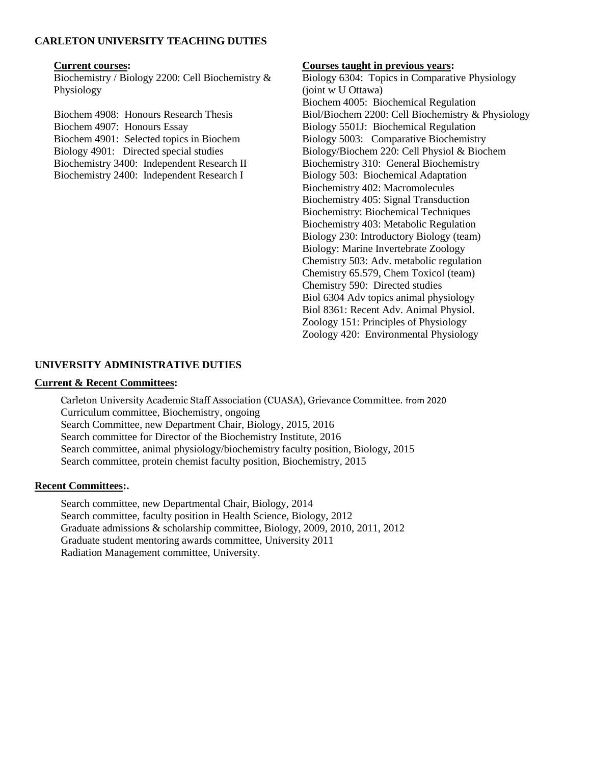## CARLETON UNIVERSITY TEACHING DUTIES

**Current courses:**

Biochemistry / Biology 2200: Cell Biochemistry & Physiology

Biochem 4908: Honours Research Thesis
Biochem 4907: Honours Essay
Biochem 4901: Selected topics in Biochem
Biology 4901: Directed special studies
Biochemistry 3400: Independent Research II
Biochemistry 2400: Independent Research I

**Courses taught in previous years:**

Biology 6304: Topics in Comparative Physiology (joint w U Ottawa)
Biochem 4005: Biochemical Regulation
Biol/Biochem 2200: Cell Biochemistry & Physiology
Biology 5501J: Biochemical Regulation
Biology 5003: Comparative Biochemistry
Biology/Biochem 220: Cell Physiol & Biochem
Biochemistry 310: General Biochemistry
Biology 503: Biochemical Adaptation
Biochemistry 402: Macromolecules
Biochemistry 405: Signal Transduction
Biochemistry: Biochemical Techniques
Biochemistry 403: Metabolic Regulation
Biology 230: Introductory Biology (team)
Biology: Marine Invertebrate Zoology
Chemistry 503: Adv. metabolic regulation
Chemistry 65.579, Chem Toxicol (team)
Chemistry 590: Directed studies
Biol 6304 Adv topics animal physiology
Biol 8361: Recent Adv. Animal Physiol.
Zoology 151: Principles of Physiology
Zoology 420: Environmental Physiology

## UNIVERSITY ADMINISTRATIVE DUTIES

**Current & Recent Committees:**

Carleton University Academic Staff Association (CUASA), Grievance Committee. from 2020
Curriculum committee, Biochemistry, ongoing
Search Committee, new Department Chair, Biology, 2015, 2016
Search committee for Director of the Biochemistry Institute, 2016
Search committee, animal physiology/biochemistry faculty position, Biology, 2015
Search committee, protein chemist faculty position, Biochemistry, 2015

**Recent Committees:.**

Search committee, new Departmental Chair, Biology, 2014
Search committee, faculty position in Health Science, Biology, 2012
Graduate admissions & scholarship committee, Biology, 2009, 2010, 2011, 2012
Graduate student mentoring awards committee, University 2011
Radiation Management committee, University.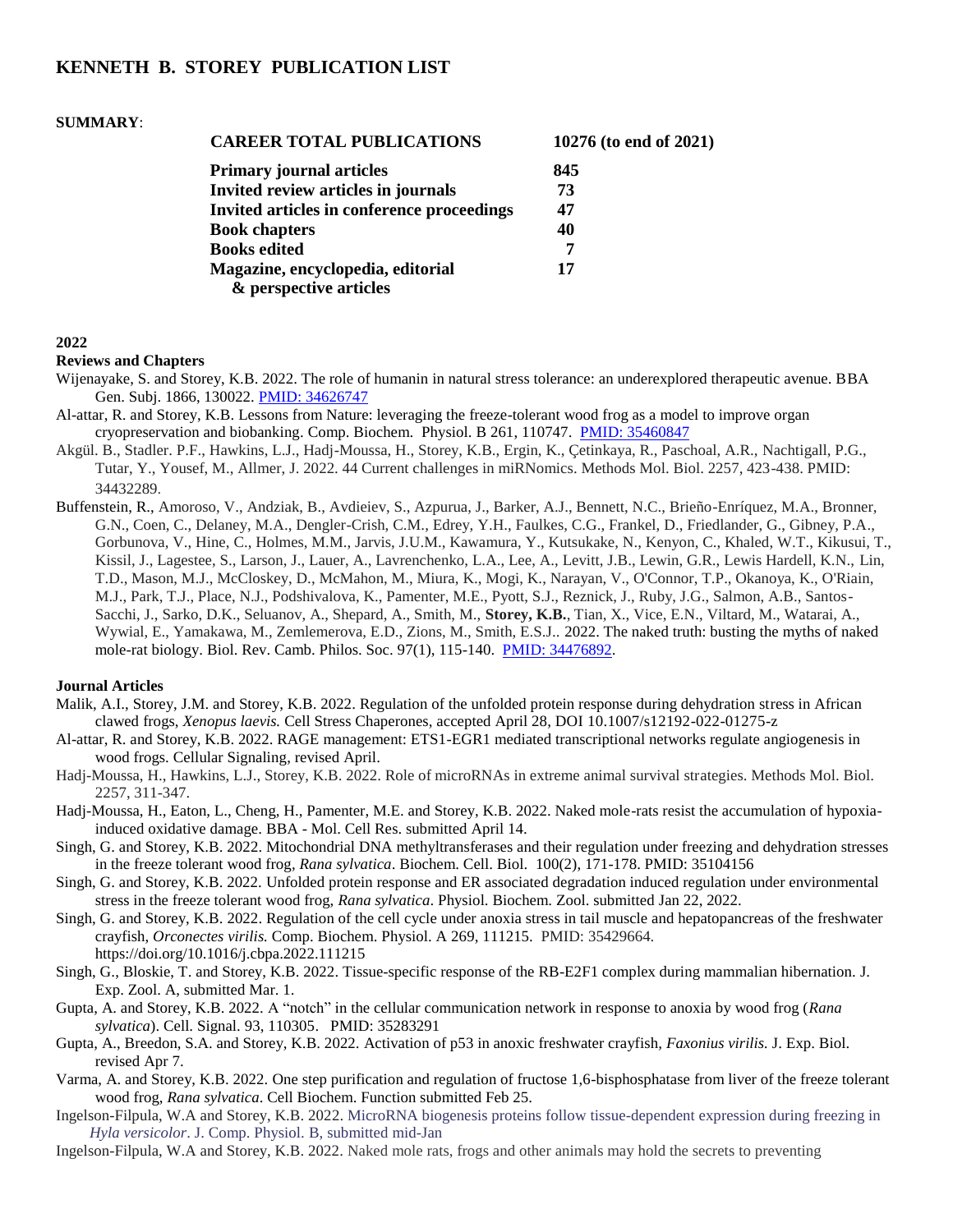# KENNETH B. STOREY PUBLICATION LIST

**SUMMARY**:

| **CAREER TOTAL PUBLICATIONS** | **10276 (to end of 2021)** |
|---|---|
| **Primary journal articles** | **845** |
| **Invited review articles in journals** | **73** |
| **Invited articles in conference proceedings** | **47** |
| **Book chapters** | **40** |
| **Books edited** | **7** |
| **Magazine, encyclopedia, editorial & perspective articles** | **17** |

## 2022

### Reviews and Chapters

Wijenayake, S. and Storey, K.B. 2022. The role of humanin in natural stress tolerance: an underexplored therapeutic avenue. BBA Gen. Subj. 1866, 130022. PMID: 34626747

Al-attar, R. and Storey, K.B. Lessons from Nature: leveraging the freeze-tolerant wood frog as a model to improve organ cryopreservation and biobanking. Comp. Biochem. Physiol. B 261, 110747. PMID: 35460847

Akgül. B., Stadler. P.F., Hawkins, L.J., Hadj-Moussa, H., Storey, K.B., Ergin, K., Çetinkaya, R., Paschoal, A.R., Nachtigall, P.G., Tutar, Y., Yousef, M., Allmer, J. 2022. 44 Current challenges in miRNomics. Methods Mol. Biol. 2257, 423-438. PMID: 34432289.

Buffenstein, R., Amoroso, V., Andziak, B., Avdieiev, S., Azpurua, J., Barker, A.J., Bennett, N.C., Brieño-Enríquez, M.A., Bronner, G.N., Coen, C., Delaney, M.A., Dengler-Crish, C.M., Edrey, Y.H., Faulkes, C.G., Frankel, D., Friedlander, G., Gibney, P.A., Gorbunova, V., Hine, C., Holmes, M.M., Jarvis, J.U.M., Kawamura, Y., Kutsukake, N., Kenyon, C., Khaled, W.T., Kikusui, T., Kissil, J., Lagestee, S., Larson, J., Lauer, A., Lavrenchenko, L.A., Lee, A., Levitt, J.B., Lewin, G.R., Lewis Hardell, K.N., Lin, T.D., Mason, M.J., McCloskey, D., McMahon, M., Miura, K., Mogi, K., Narayan, V., O'Connor, T.P., Okanoya, K., O'Riain, M.J., Park, T.J., Place, N.J., Podshivalova, K., Pamenter, M.E., Pyott, S.J., Reznick, J., Ruby, J.G., Salmon, A.B., Santos-Sacchi, J., Sarko, D.K., Seluanov, A., Shepard, A., Smith, M., **Storey, K.B.**, Tian, X., Vice, E.N., Viltard, M., Watarai, A., Wywial, E., Yamakawa, M., Zemlemerova, E.D., Zions, M., Smith, E.S.J.. 2022. The naked truth: busting the myths of naked mole-rat biology. Biol. Rev. Camb. Philos. Soc. 97(1), 115-140. PMID: 34476892.

### Journal Articles

Malik, A.I., Storey, J.M. and Storey, K.B. 2022. Regulation of the unfolded protein response during dehydration stress in African clawed frogs, *Xenopus laevis.* Cell Stress Chaperones, accepted April 28, DOI 10.1007/s12192-022-01275-z

Al-attar, R. and Storey, K.B. 2022. RAGE management: ETS1-EGR1 mediated transcriptional networks regulate angiogenesis in wood frogs. Cellular Signaling, revised April.

Hadj-Moussa, H., Hawkins, L.J., Storey, K.B. 2022. Role of microRNAs in extreme animal survival strategies. Methods Mol. Biol. 2257, 311-347.

Hadj-Moussa, H., Eaton, L., Cheng, H., Pamenter, M.E. and Storey, K.B. 2022. Naked mole-rats resist the accumulation of hypoxia-induced oxidative damage. BBA - Mol. Cell Res. submitted April 14.

Singh, G. and Storey, K.B. 2022. Mitochondrial DNA methyltransferases and their regulation under freezing and dehydration stresses in the freeze tolerant wood frog, *Rana sylvatica*. Biochem. Cell. Biol. 100(2), 171-178. PMID: 35104156

Singh, G. and Storey, K.B. 2022. Unfolded protein response and ER associated degradation induced regulation under environmental stress in the freeze tolerant wood frog, *Rana sylvatica*. Physiol. Biochem. Zool. submitted Jan 22, 2022.

Singh, G. and Storey, K.B. 2022. Regulation of the cell cycle under anoxia stress in tail muscle and hepatopancreas of the freshwater crayfish, *Orconectes virilis.* Comp. Biochem. Physiol. A 269, 111215. PMID: 35429664. https://doi.org/10.1016/j.cbpa.2022.111215

Singh, G., Bloskie, T. and Storey, K.B. 2022. Tissue-specific response of the RB-E2F1 complex during mammalian hibernation. J. Exp. Zool. A, submitted Mar. 1.

Gupta, A. and Storey, K.B. 2022. A "notch" in the cellular communication network in response to anoxia by wood frog (*Rana sylvatica*). Cell. Signal. 93, 110305. PMID: 35283291

Gupta, A., Breedon, S.A. and Storey, K.B. 2022. Activation of p53 in anoxic freshwater crayfish, *Faxonius virilis.* J. Exp. Biol. revised Apr 7.

Varma, A. and Storey, K.B. 2022. One step purification and regulation of fructose 1,6-bisphosphatase from liver of the freeze tolerant wood frog, *Rana sylvatica*. Cell Biochem. Function submitted Feb 25.

Ingelson-Filpula, W.A and Storey, K.B. 2022. MicroRNA biogenesis proteins follow tissue-dependent expression during freezing in *Hyla versicolor*. J. Comp. Physiol. B, submitted mid-Jan

Ingelson-Filpula, W.A and Storey, K.B. 2022. Naked mole rats, frogs and other animals may hold the secrets to preventing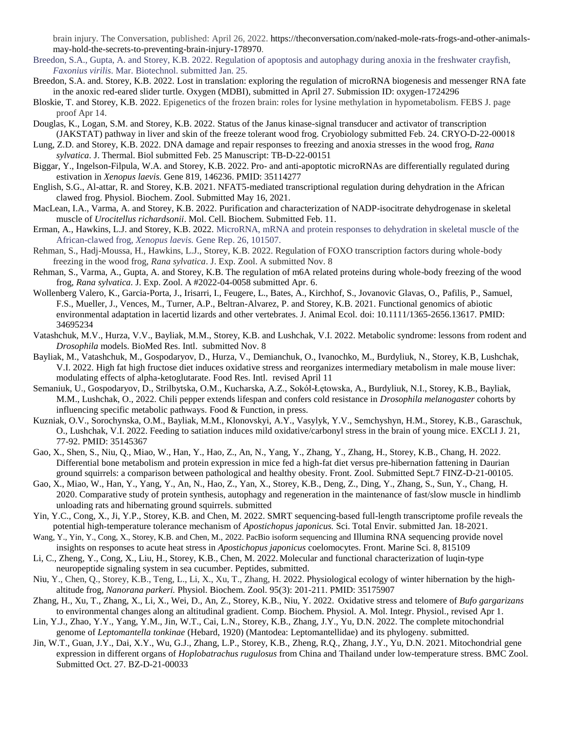brain injury. The Conversation, published: April 26, 2022. https://theconversation.com/naked-mole-rats-frogs-and-other-animals-may-hold-the-secrets-to-preventing-brain-injury-178970.

Breedon, S.A., Gupta, A. and Storey, K.B. 2022. Regulation of apoptosis and autophagy during anoxia in the freshwater crayfish, *Faxonius virilis*. Mar. Biotechnol. submitted Jan. 25.

Breedon, S.A. and. Storey, K.B. 2022. Lost in translation: exploring the regulation of microRNA biogenesis and messenger RNA fate in the anoxic red-eared slider turtle. Oxygen (MDBI), submitted in April 27. Submission ID: oxygen-1724296

Bloskie, T. and Storey, K.B. 2022. Epigenetics of the frozen brain: roles for lysine methylation in hypometabolism. FEBS J. page proof Apr 14.

Douglas, K., Logan, S.M. and Storey, K.B. 2022. Status of the Janus kinase-signal transducer and activator of transcription (JAKSTAT) pathway in liver and skin of the freeze tolerant wood frog. Cryobiology submitted Feb. 24. CRYO-D-22-00018

Lung, Z.D. and Storey, K.B. 2022. DNA damage and repair responses to freezing and anoxia stresses in the wood frog, *Rana sylvatica*. J. Thermal. Biol submitted Feb. 25 Manuscript: TB-D-22-00151

Biggar, Y., Ingelson-Filpula, W.A. and Storey, K.B. 2022. Pro- and anti-apoptotic microRNAs are differentially regulated during estivation in *Xenopus laevis.* Gene 819, 146236. PMID: 35114277

English, S.G., Al-attar, R. and Storey, K.B. 2021. NFAT5-mediated transcriptional regulation during dehydration in the African clawed frog. Physiol. Biochem. Zool. Submitted May 16, 2021.

MacLean, I.A., Varma, A. and Storey, K.B. 2022. Purification and characterization of NADP-isocitrate dehydrogenase in skeletal muscle of *Urocitellus richardsonii*. Mol. Cell. Biochem. Submitted Feb. 11.

Erman, A., Hawkins, L.J. and Storey, K.B. 2022. MicroRNA, mRNA and protein responses to dehydration in skeletal muscle of the African-clawed frog, *Xenopus laevis.* Gene Rep. 26, 101507.

Rehman, S., Hadj-Moussa, H., Hawkins, L.J., Storey, K.B. 2022. Regulation of FOXO transcription factors during whole-body freezing in the wood frog, *Rana sylvatica*. J. Exp. Zool. A submitted Nov. 8

Rehman, S., Varma, A., Gupta, A. and Storey, K.B. The regulation of m6A related proteins during whole-body freezing of the wood frog, *Rana sylvatica*. J. Exp. Zool. A #2022-04-0058 submitted Apr. 6.

Wollenberg Valero, K., Garcia-Porta, J., Irisarri, I., Feugere, L., Bates, A., Kirchhof, S., Jovanovic Glavas, O., Pafilis, P., Samuel, F.S., Mueller, J., Vences, M., Turner, A.P., Beltran-Alvarez, P. and Storey, K.B. 2021. Functional genomics of abiotic environmental adaptation in lacertid lizards and other vertebrates. J. Animal Ecol. doi: 10.1111/1365-2656.13617. PMID: 34695234

Vatashchuk, M.V., Hurza, V.V., Bayliak, M.M., Storey, K.B. and Lushchak, V.I. 2022. Metabolic syndrome: lessons from rodent and *Drosophila* models. BioMed Res. Intl. submitted Nov. 8

Bayliak, M., Vatashchuk, M., Gospodaryov, D., Hurza, V., Demianchuk, O., Ivanochko, M., Burdyliuk, N., Storey, K.B, Lushchak, V.I. 2022. High fat high fructose diet induces oxidative stress and reorganizes intermediary metabolism in male mouse liver: modulating effects of alpha-ketoglutarate. Food Res. Intl. revised April 11

Semaniuk, U., Gospodaryov, D., Strilbytska, O.M., Kucharska, A.Z., Sokół-Łętowska, A., Burdyliuk, N.I., Storey, K.B., Bayliak, M.M., Lushchak, O., 2022. Chili pepper extends lifespan and confers cold resistance in *Drosophila melanogaster* cohorts by influencing specific metabolic pathways. Food & Function, in press.

Kuzniak, O.V., Sorochynska, O.M., Bayliak, M.M., Klonovskyi, A.Y., Vasylyk, Y.V., Semchyshyn, H.M., Storey, K.B., Garaschuk, O., Lushchak, V.I. 2022. Feeding to satiation induces mild oxidative/carbonyl stress in the brain of young mice. EXCLI J. 21, 77-92. PMID: 35145367

Gao, X., Shen, S., Niu, Q., Miao, W., Han, Y., Hao, Z., An, N., Yang, Y., Zhang, Y., Zhang, H., Storey, K.B., Chang, H. 2022. Differential bone metabolism and protein expression in mice fed a high-fat diet versus pre-hibernation fattening in Daurian ground squirrels: a comparison between pathological and healthy obesity. Front. Zool. Submitted Sept.7 FINZ-D-21-00105.

Gao, X., Miao, W., Han, Y., Yang, Y., An, N., Hao, Z., Yan, X., Storey, K.B., Deng, Z., Ding, Y., Zhang, S., Sun, Y., Chang, H. 2020. Comparative study of protein synthesis, autophagy and regeneration in the maintenance of fast/slow muscle in hindlimb unloading rats and hibernating ground squirrels. submitted

Yin, Y.C., Cong, X., Ji, Y.P., Storey, K.B. and Chen, M. 2022. SMRT sequencing-based full-length transcriptome profile reveals the potential high-temperature tolerance mechanism of *Apostichopus japonicus.* Sci. Total Envir. submitted Jan. 18-2021.

Wang, Y., Yin, Y., Cong, X., Storey, K.B. and Chen, M., 2022. PacBio isoform sequencing and Illumina RNA sequencing provide novel insights on responses to acute heat stress in *Apostichopus japonicus* coelomocytes. Front. Marine Sci. 8, 815109

Li, C., Zheng, Y., Cong, X., Liu, H., Storey, K.B., Chen, M. 2022. Molecular and functional characterization of luqin-type neuropeptide signaling system in sea cucumber. Peptides, submitted.

Niu, Y., Chen, Q., Storey, K.B., Teng, L., Li, X., Xu, T., Zhang, H. 2022. Physiological ecology of winter hibernation by the high-altitude frog, *Nanorana parkeri.* Physiol. Biochem. Zool. 95(3): 201-211. PMID: 35175907

Zhang, H., Xu, T., Zhang, X., Li, X., Wei, D., An, Z., Storey, K.B., Niu, Y. 2022. Oxidative stress and telomere of *Bufo gargarizans* to environmental changes along an altitudinal gradient. Comp. Biochem. Physiol. A. Mol. Integr. Physiol., revised Apr 1.

Lin, Y.J., Zhao, Y.Y., Yang, Y.M., Jin, W.T., Cai, L.N., Storey, K.B., Zhang, J.Y., Yu, D.N. 2022. The complete mitochondrial genome of *Leptomantella tonkinae* (Hebard, 1920) (Mantodea: Leptomantellidae) and its phylogeny. submitted.

Jin, W.T., Guan, J.Y., Dai, X.Y., Wu, G.J., Zhang, L.P., Storey, K.B., Zheng, R.Q., Zhang, J.Y., Yu, D.N. 2021. Mitochondrial gene expression in different organs of *Hoplobatrachus rugulosus* from China and Thailand under low-temperature stress. BMC Zool. Submitted Oct. 27. BZ-D-21-00033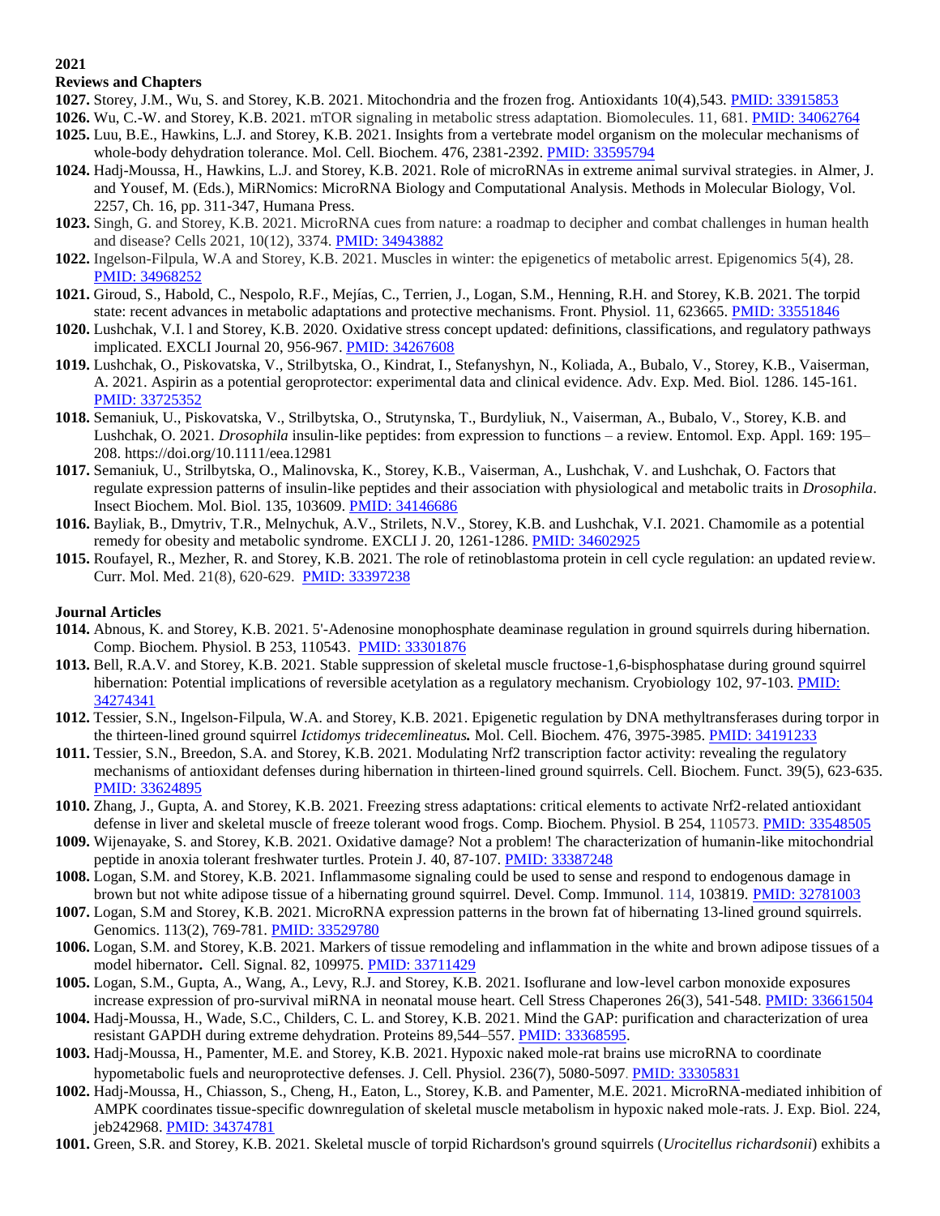**2021**

**Reviews and Chapters**

**1027.** Storey, J.M., Wu, S. and Storey, K.B. 2021. Mitochondria and the frozen frog. Antioxidants 10(4),543. PMID: 33915853

**1026.** Wu, C.-W. and Storey, K.B. 2021. mTOR signaling in metabolic stress adaptation. Biomolecules. 11, 681. PMID: 34062764

**1025.** Luu, B.E., Hawkins, L.J. and Storey, K.B. 2021. Insights from a vertebrate model organism on the molecular mechanisms of whole-body dehydration tolerance. Mol. Cell. Biochem. 476, 2381-2392. PMID: 33595794

**1024.** Hadj-Moussa, H., Hawkins, L.J. and Storey, K.B. 2021. Role of microRNAs in extreme animal survival strategies. in Almer, J. and Yousef, M. (Eds.), MiRNomics: MicroRNA Biology and Computational Analysis. Methods in Molecular Biology, Vol. 2257, Ch. 16, pp. 311-347, Humana Press.

**1023.** Singh, G. and Storey, K.B. 2021. MicroRNA cues from nature: a roadmap to decipher and combat challenges in human health and disease? Cells 2021, 10(12), 3374. PMID: 34943882

**1022.** Ingelson-Filpula, W.A and Storey, K.B. 2021. Muscles in winter: the epigenetics of metabolic arrest. Epigenomics 5(4), 28. PMID: 34968252

**1021.** Giroud, S., Habold, C., Nespolo, R.F., Mejías, C., Terrien, J., Logan, S.M., Henning, R.H. and Storey, K.B. 2021. The torpid state: recent advances in metabolic adaptations and protective mechanisms. Front. Physiol. 11, 623665. PMID: 33551846

**1020.** Lushchak, V.I. l and Storey, K.B. 2020. Oxidative stress concept updated: definitions, classifications, and regulatory pathways implicated. EXCLI Journal 20, 956-967. PMID: 34267608

**1019.** Lushchak, O., Piskovatska, V., Strilbytska, O., Kindrat, I., Stefanyshyn, N., Koliada, A., Bubalo, V., Storey, K.B., Vaiserman, A. 2021. Aspirin as a potential geroprotector: experimental data and clinical evidence. Adv. Exp. Med. Biol. 1286. 145-161. PMID: 33725352

**1018.** Semaniuk, U., Piskovatska, V., Strilbytska, O., Strutynska, T., Burdyliuk, N., Vaiserman, A., Bubalo, V., Storey, K.B. and Lushchak, O. 2021. *Drosophila* insulin-like peptides: from expression to functions – a review. Entomol. Exp. Appl. 169: 195–208. https://doi.org/10.1111/eea.12981

**1017.** Semaniuk, U., Strilbytska, O., Malinovska, K., Storey, K.B., Vaiserman, A., Lushchak, V. and Lushchak, O. Factors that regulate expression patterns of insulin-like peptides and their association with physiological and metabolic traits in *Drosophila*. Insect Biochem. Mol. Biol. 135, 103609. PMID: 34146686

**1016.** Bayliak, B., Dmytriv, T.R., Melnychuk, A.V., Strilets, N.V., Storey, K.B. and Lushchak, V.I. 2021. Chamomile as a potential remedy for obesity and metabolic syndrome. EXCLI J. 20, 1261-1286. PMID: 34602925

**1015.** Roufayel, R., Mezher, R. and Storey, K.B. 2021. The role of retinoblastoma protein in cell cycle regulation: an updated review. Curr. Mol. Med. 21(8), 620-629. PMID: 33397238

**Journal Articles**

**1014.** Abnous, K. and Storey, K.B. 2021. 5'-Adenosine monophosphate deaminase regulation in ground squirrels during hibernation. Comp. Biochem. Physiol. B 253, 110543. PMID: 33301876

**1013.** Bell, R.A.V. and Storey, K.B. 2021. Stable suppression of skeletal muscle fructose-1,6-bisphosphatase during ground squirrel hibernation: Potential implications of reversible acetylation as a regulatory mechanism. Cryobiology 102, 97-103. PMID: 34274341

**1012.** Tessier, S.N., Ingelson-Filpula, W.A. and Storey, K.B. 2021. Epigenetic regulation by DNA methyltransferases during torpor in the thirteen-lined ground squirrel *Ictidomys tridecemlineatus.* Mol. Cell. Biochem. 476, 3975-3985. PMID: 34191233

**1011.** Tessier, S.N., Breedon, S.A. and Storey, K.B. 2021. Modulating Nrf2 transcription factor activity: revealing the regulatory mechanisms of antioxidant defenses during hibernation in thirteen-lined ground squirrels. Cell. Biochem. Funct. 39(5), 623-635. PMID: 33624895

**1010.** Zhang, J., Gupta, A. and Storey, K.B. 2021. Freezing stress adaptations: critical elements to activate Nrf2-related antioxidant defense in liver and skeletal muscle of freeze tolerant wood frogs. Comp. Biochem. Physiol. B 254, 110573. PMID: 33548505

**1009.** Wijenayake, S. and Storey, K.B. 2021. Oxidative damage? Not a problem! The characterization of humanin-like mitochondrial peptide in anoxia tolerant freshwater turtles. Protein J. 40, 87-107. PMID: 33387248

**1008.** Logan, S.M. and Storey, K.B. 2021. Inflammasome signaling could be used to sense and respond to endogenous damage in brown but not white adipose tissue of a hibernating ground squirrel. Devel. Comp. Immunol. 114, 103819. PMID: 32781003

**1007.** Logan, S.M and Storey, K.B. 2021. MicroRNA expression patterns in the brown fat of hibernating 13-lined ground squirrels. Genomics. 113(2), 769-781. PMID: 33529780

**1006.** Logan, S.M. and Storey, K.B. 2021. Markers of tissue remodeling and inflammation in the white and brown adipose tissues of a model hibernator**.** Cell. Signal. 82, 109975. PMID: 33711429

**1005.** Logan, S.M., Gupta, A., Wang, A., Levy, R.J. and Storey, K.B. 2021. Isoflurane and low-level carbon monoxide exposures increase expression of pro-survival miRNA in neonatal mouse heart. Cell Stress Chaperones 26(3), 541-548. PMID: 33661504

**1004.** Hadj-Moussa, H., Wade, S.C., Childers, C. L. and Storey, K.B. 2021. Mind the GAP: purification and characterization of urea resistant GAPDH during extreme dehydration. Proteins 89,544–557. PMID: 33368595.

**1003.** Hadj-Moussa, H., Pamenter, M.E. and Storey, K.B. 2021. Hypoxic naked mole-rat brains use microRNA to coordinate hypometabolic fuels and neuroprotective defenses. J. Cell. Physiol. 236(7), 5080-5097. PMID: 33305831

**1002.** Hadj-Moussa, H., Chiasson, S., Cheng, H., Eaton, L., Storey, K.B. and Pamenter, M.E. 2021. MicroRNA-mediated inhibition of AMPK coordinates tissue-specific downregulation of skeletal muscle metabolism in hypoxic naked mole-rats. J. Exp. Biol. 224, jeb242968. PMID: 34374781

**1001.** Green, S.R. and Storey, K.B. 2021. Skeletal muscle of torpid Richardson's ground squirrels (*Urocitellus richardsonii*) exhibits a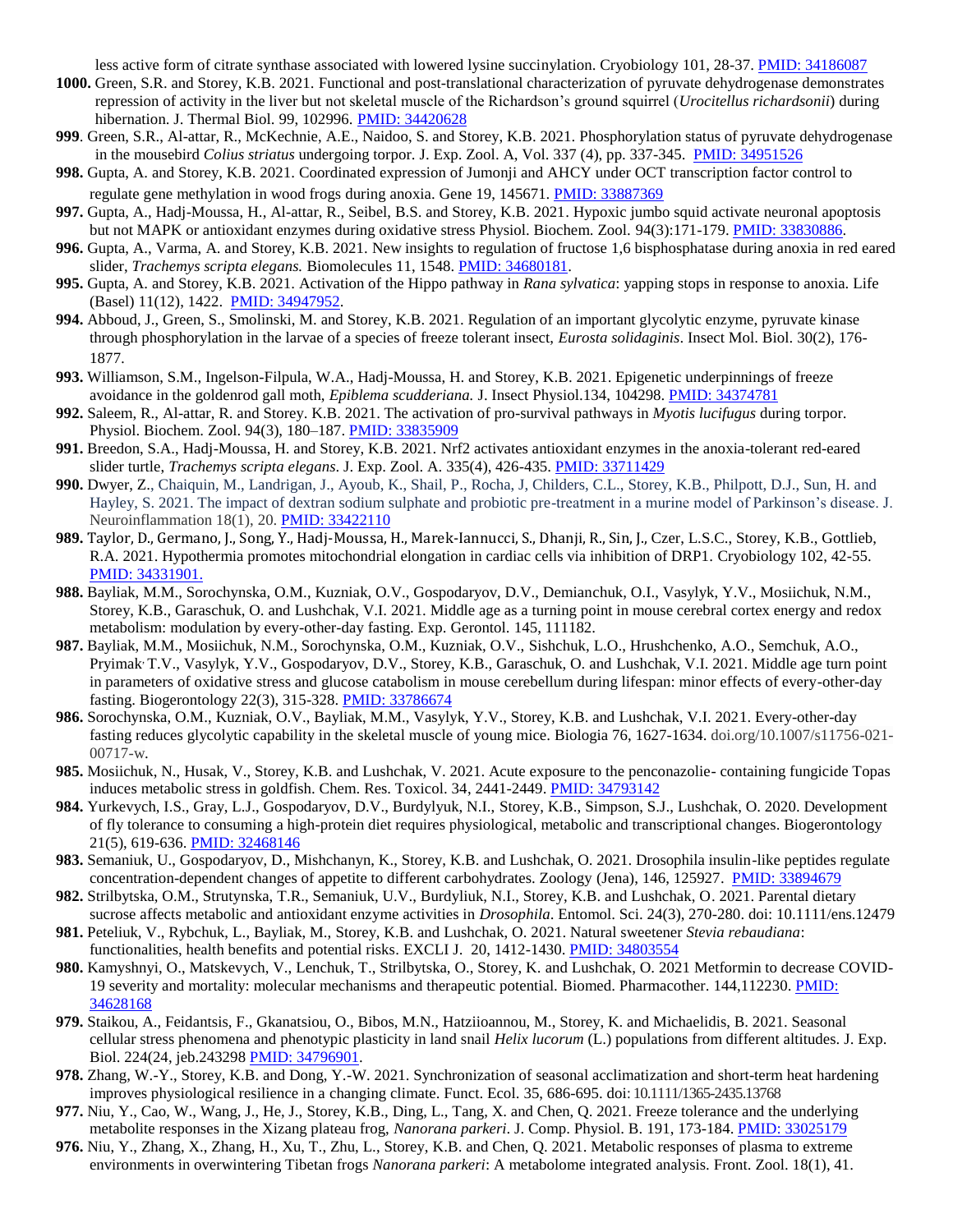less active form of citrate synthase associated with lowered lysine succinylation. Cryobiology 101, 28-37. PMID: 34186087

**1000.** Green, S.R. and Storey, K.B. 2021. Functional and post-translational characterization of pyruvate dehydrogenase demonstrates repression of activity in the liver but not skeletal muscle of the Richardson's ground squirrel (*Urocitellus richardsonii*) during hibernation. J. Thermal Biol. 99, 102996. PMID: 34420628

**999**. Green, S.R., Al-attar, R., McKechnie, A.E., Naidoo, S. and Storey, K.B. 2021. Phosphorylation status of pyruvate dehydrogenase in the mousebird *Colius striatus* undergoing torpor. J. Exp. Zool. A, Vol. 337 (4), pp. 337-345. PMID: 34951526

**998.** Gupta, A. and Storey, K.B. 2021. Coordinated expression of Jumonji and AHCY under OCT transcription factor control to regulate gene methylation in wood frogs during anoxia. Gene 19, 145671. PMID: 33887369

**997.** Gupta, A., Hadj-Moussa, H., Al-attar, R., Seibel, B.S. and Storey, K.B. 2021. Hypoxic jumbo squid activate neuronal apoptosis but not MAPK or antioxidant enzymes during oxidative stress Physiol. Biochem. Zool. 94(3):171-179. PMID: 33830886.

**996.** Gupta, A., Varma, A. and Storey, K.B. 2021. New insights to regulation of fructose 1,6 bisphosphatase during anoxia in red eared slider, *Trachemys scripta elegans.* Biomolecules 11, 1548. PMID: 34680181.

**995.** Gupta, A. and Storey, K.B. 2021. Activation of the Hippo pathway in *Rana sylvatica*: yapping stops in response to anoxia. Life (Basel) 11(12), 1422. PMID: 34947952.

**994.** Abboud, J., Green, S., Smolinski, M. and Storey, K.B. 2021. Regulation of an important glycolytic enzyme, pyruvate kinase through phosphorylation in the larvae of a species of freeze tolerant insect, *Eurosta solidaginis*. Insect Mol. Biol. 30(2), 176-1877.

**993.** Williamson, S.M., Ingelson-Filpula, W.A., Hadj-Moussa, H. and Storey, K.B. 2021. Epigenetic underpinnings of freeze avoidance in the goldenrod gall moth, *Epiblema scudderiana.* J. Insect Physiol.134, 104298. PMID: 34374781

**992.** Saleem, R., Al-attar, R. and Storey. K.B. 2021. The activation of pro-survival pathways in *Myotis lucifugus* during torpor. Physiol. Biochem. Zool. 94(3), 180–187. PMID: 33835909

**991.** Breedon, S.A., Hadj-Moussa, H. and Storey, K.B. 2021. Nrf2 activates antioxidant enzymes in the anoxia-tolerant red-eared slider turtle, *Trachemys scripta elegans*. J. Exp. Zool. A. 335(4), 426-435. PMID: 33711429

**990.** Dwyer, Z., Chaiquin, M., Landrigan, J., Ayoub, K., Shail, P., Rocha, J, Childers, C.L., Storey, K.B., Philpott, D.J., Sun, H. and Hayley, S. 2021. The impact of dextran sodium sulphate and probiotic pre-treatment in a murine model of Parkinson's disease. J. Neuroinflammation 18(1), 20. PMID: 33422110

**989.** Taylor, D., Germano, J., Song, Y., Hadj-Moussa, H., Marek-Iannucci, S., Dhanji, R., Sin, J., Czer, L.S.C., Storey, K.B., Gottlieb, R.A. 2021. Hypothermia promotes mitochondrial elongation in cardiac cells via inhibition of DRP1. Cryobiology 102, 42-55. PMID: 34331901.

**988.** Bayliak, M.M., Sorochynska, O.M., Kuzniak, O.V., Gospodaryov, D.V., Demianchuk, O.I., Vasylyk, Y.V., Mosiichuk, N.M., Storey, K.B., Garaschuk, O. and Lushchak, V.I. 2021. Middle age as a turning point in mouse cerebral cortex energy and redox metabolism: modulation by every-other-day fasting. Exp. Gerontol. 145, 111182.

**987.** Bayliak, M.M., Mosiichuk, N.M., Sorochynska, O.M., Kuzniak, O.V., Sishchuk, L.O., Hrushchenko, A.O., Semchuk, A.O., Pryimak, T.V., Vasylyk, Y.V., Gospodaryov, D.V., Storey, K.B., Garaschuk, O. and Lushchak, V.I. 2021. Middle age turn point in parameters of oxidative stress and glucose catabolism in mouse cerebellum during lifespan: minor effects of every-other-day fasting. Biogerontology 22(3), 315-328. PMID: 33786674

**986.** Sorochynska, O.M., Kuzniak, O.V., Bayliak, M.M., Vasylyk, Y.V., Storey, K.B. and Lushchak, V.I. 2021. Every-other-day fasting reduces glycolytic capability in the skeletal muscle of young mice. Biologia 76, 1627-1634. doi.org/10.1007/s11756-021-00717-w.

**985.** Mosiichuk, N., Husak, V., Storey, K.B. and Lushchak, V. 2021. Acute exposure to the penconazolie- containing fungicide Topas induces metabolic stress in goldfish. Chem. Res. Toxicol. 34, 2441-2449. PMID: 34793142

**984.** Yurkevych, I.S., Gray, L.J., Gospodaryov, D.V., Burdylyuk, N.I., Storey, K.B., Simpson, S.J., Lushchak, O. 2020. Development of fly tolerance to consuming a high-protein diet requires physiological, metabolic and transcriptional changes. Biogerontology 21(5), 619-636. PMID: 32468146

**983.** Semaniuk, U., Gospodaryov, D., Mishchanyn, K., Storey, K.B. and Lushchak, O. 2021. Drosophila insulin-like peptides regulate concentration-dependent changes of appetite to different carbohydrates. Zoology (Jena), 146, 125927. PMID: 33894679

**982.** Strilbytska, O.M., Strutynska, T.R., Semaniuk, U.V., Burdyliuk, N.I., Storey, K.B. and Lushchak, O. 2021. Parental dietary sucrose affects metabolic and antioxidant enzyme activities in *Drosophila*. Entomol. Sci. 24(3), 270-280. doi: 10.1111/ens.12479

**981.** Peteliuk, V., Rybchuk, L., Bayliak, M., Storey, K.B. and Lushchak, O. 2021. Natural sweetener *Stevia rebaudiana*: functionalities, health benefits and potential risks. EXCLI J. 20, 1412-1430. PMID: 34803554

**980.** Kamyshnyi, O., Matskevych, V., Lenchuk, T., Strilbytska, O., Storey, K. and Lushchak, O. 2021 Metformin to decrease COVID-19 severity and mortality: molecular mechanisms and therapeutic potential. Biomed. Pharmacother. 144,112230. PMID: 34628168

**979.** Staikou, A., Feidantsis, F., Gkanatsiou, O., Bibos, M.N., Hatziioannou, M., Storey, K. and Michaelidis, B. 2021. Seasonal cellular stress phenomena and phenotypic plasticity in land snail *Helix lucorum* (L.) populations from different altitudes. J. Exp. Biol. 224(24, jeb.243298 PMID: 34796901.

**978.** Zhang, W.-Y., Storey, K.B. and Dong, Y.-W. 2021. Synchronization of seasonal acclimatization and short-term heat hardening improves physiological resilience in a changing climate. Funct. Ecol. 35, 686-695. doi: 10.1111/1365-2435.13768

**977.** Niu, Y., Cao, W., Wang, J., He, J., Storey, K.B., Ding, L., Tang, X. and Chen, Q. 2021. Freeze tolerance and the underlying metabolite responses in the Xizang plateau frog, *Nanorana parkeri*. J. Comp. Physiol. B. 191, 173-184. PMID: 33025179

**976.** Niu, Y., Zhang, X., Zhang, H., Xu, T., Zhu, L., Storey, K.B. and Chen, Q. 2021. Metabolic responses of plasma to extreme environments in overwintering Tibetan frogs *Nanorana parkeri*: A metabolome integrated analysis. Front. Zool. 18(1), 41.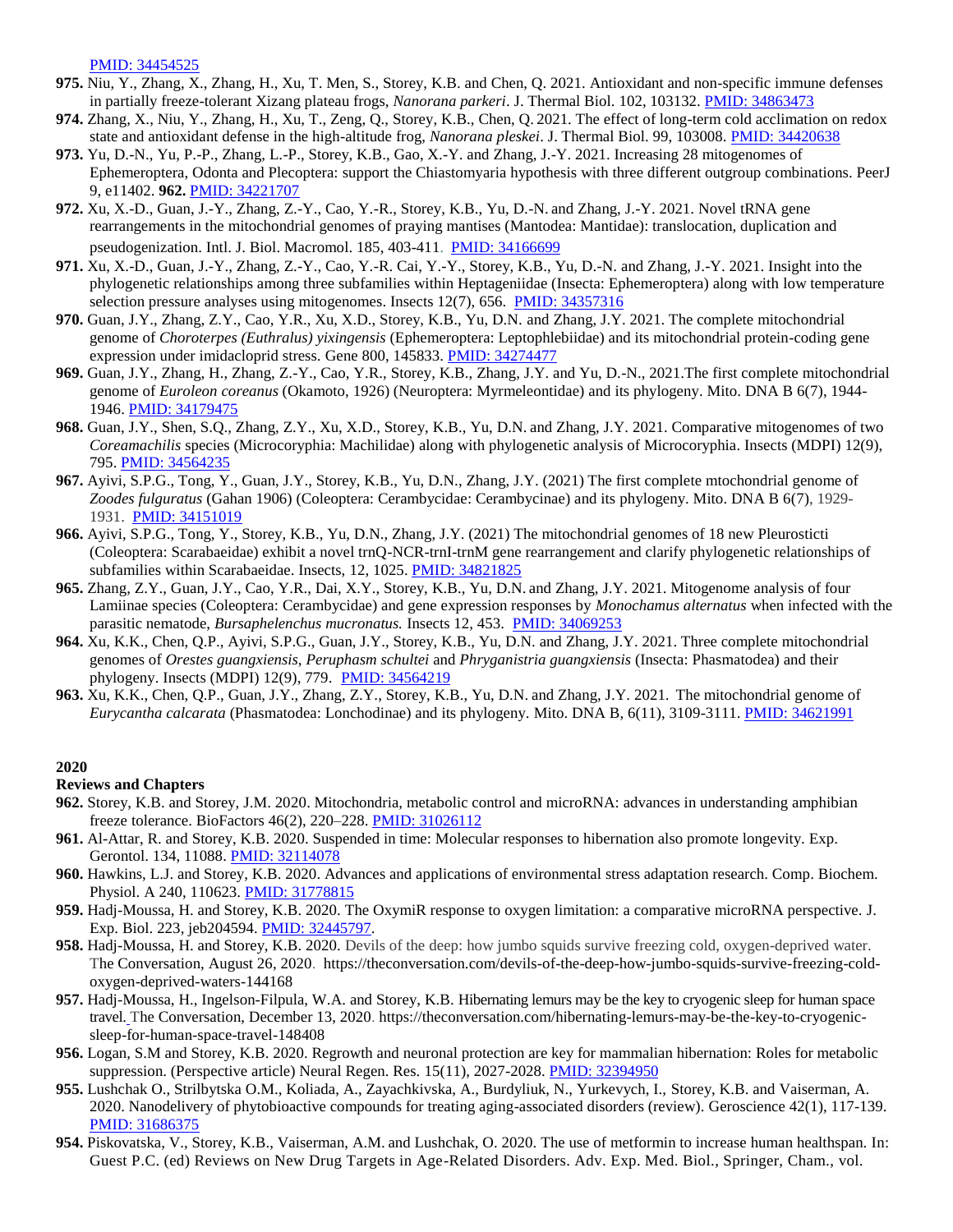PMID: 34454525

**975.** Niu, Y., Zhang, X., Zhang, H., Xu, T. Men, S., Storey, K.B. and Chen, Q. 2021. Antioxidant and non-specific immune defenses in partially freeze-tolerant Xizang plateau frogs, *Nanorana parkeri*. J. Thermal Biol. 102, 103132. PMID: 34863473

**974.** Zhang, X., Niu, Y., Zhang, H., Xu, T., Zeng, Q., Storey, K.B., Chen, Q. 2021. The effect of long-term cold acclimation on redox state and antioxidant defense in the high-altitude frog, *Nanorana pleskei*. J. Thermal Biol. 99, 103008. PMID: 34420638

**973.** Yu, D.-N., Yu, P.-P., Zhang, L.-P., Storey, K.B., Gao, X.-Y. and Zhang, J.-Y. 2021. Increasing 28 mitogenomes of Ephemeroptera, Odonta and Plecoptera: support the Chiastomyaria hypothesis with three different outgroup combinations. PeerJ 9, e11402. **962.** PMID: 34221707

**972.** Xu, X.-D., Guan, J.-Y., Zhang, Z.-Y., Cao, Y.-R., Storey, K.B., Yu, D.-N. and Zhang, J.-Y. 2021. Novel tRNA gene rearrangements in the mitochondrial genomes of praying mantises (Mantodea: Mantidae): translocation, duplication and pseudogenization. Intl. J. Biol. Macromol. 185, 403-411. PMID: 34166699

**971.** Xu, X.-D., Guan, J.-Y., Zhang, Z.-Y., Cao, Y.-R. Cai, Y.-Y., Storey, K.B., Yu, D.-N. and Zhang, J.-Y. 2021. Insight into the phylogenetic relationships among three subfamilies within Heptageniidae (Insecta: Ephemeroptera) along with low temperature selection pressure analyses using mitogenomes. Insects 12(7), 656. PMID: 34357316

**970.** Guan, J.Y., Zhang, Z.Y., Cao, Y.R., Xu, X.D., Storey, K.B., Yu, D.N. and Zhang, J.Y. 2021. The complete mitochondrial genome of *Choroterpes (Euthralus) yixingensis* (Ephemeroptera: Leptophlebiidae) and its mitochondrial protein-coding gene expression under imidacloprid stress. Gene 800, 145833. PMID: 34274477

**969.** Guan, J.Y., Zhang, H., Zhang, Z.-Y., Cao, Y.R., Storey, K.B., Zhang, J.Y. and Yu, D.-N., 2021.The first complete mitochondrial genome of *Euroleon coreanus* (Okamoto, 1926) (Neuroptera: Myrmeleontidae) and its phylogeny. Mito. DNA B 6(7), 1944-1946. PMID: 34179475

**968.** Guan, J.Y., Shen, S.Q., Zhang, Z.Y., Xu, X.D., Storey, K.B., Yu, D.N. and Zhang, J.Y. 2021. Comparative mitogenomes of two *Coreamachilis* species (Microcoryphia: Machilidae) along with phylogenetic analysis of Microcoryphia. Insects (MDPI) 12(9), 795. PMID: 34564235

**967.** Ayivi, S.P.G., Tong, Y., Guan, J.Y., Storey, K.B., Yu, D.N., Zhang, J.Y. (2021) The first complete mtochondrial genome of *Zoodes fulguratus* (Gahan 1906) (Coleoptera: Cerambycidae: Cerambycinae) and its phylogeny. Mito. DNA B 6(7), 1929-1931. PMID: 34151019

**966.** Ayivi, S.P.G., Tong, Y., Storey, K.B., Yu, D.N., Zhang, J.Y. (2021) The mitochondrial genomes of 18 new Pleurosticti (Coleoptera: Scarabaeidae) exhibit a novel trnQ-NCR-trnI-trnM gene rearrangement and clarify phylogenetic relationships of subfamilies within Scarabaeidae. Insects, 12, 1025. PMID: 34821825

**965.** Zhang, Z.Y., Guan, J.Y., Cao, Y.R., Dai, X.Y., Storey, K.B., Yu, D.N. and Zhang, J.Y. 2021. Mitogenome analysis of four Lamiinae species (Coleoptera: Cerambycidae) and gene expression responses by *Monochamus alternatus* when infected with the parasitic nematode, *Bursaphelenchus mucronatus.* Insects 12, 453. PMID: 34069253

**964.** Xu, K.K., Chen, Q.P., Ayivi, S.P.G., Guan, J.Y., Storey, K.B., Yu, D.N. and Zhang, J.Y. 2021. Three complete mitochondrial genomes of *Orestes guangxiensis*, *Peruphasm schultei* and *Phryganistria guangxiensis* (Insecta: Phasmatodea) and their phylogeny. Insects (MDPI) 12(9), 779. PMID: 34564219

**963.** Xu, K.K., Chen, Q.P., Guan, J.Y., Zhang, Z.Y., Storey, K.B., Yu, D.N. and Zhang, J.Y. 2021. The mitochondrial genome of *Eurycantha calcarata* (Phasmatodea: Lonchodinae) and its phylogeny. Mito. DNA B, 6(11), 3109-3111. PMID: 34621991

## 2020

### Reviews and Chapters

**962.** Storey, K.B. and Storey, J.M. 2020. Mitochondria, metabolic control and microRNA: advances in understanding amphibian freeze tolerance. BioFactors 46(2), 220–228. PMID: 31026112

**961.** Al-Attar, R. and Storey, K.B. 2020. Suspended in time: Molecular responses to hibernation also promote longevity. Exp. Gerontol. 134, 11088. PMID: 32114078

**960.** Hawkins, L.J. and Storey, K.B. 2020. Advances and applications of environmental stress adaptation research. Comp. Biochem. Physiol. A 240, 110623. PMID: 31778815

**959.** Hadj-Moussa, H. and Storey, K.B. 2020. The OxymiR response to oxygen limitation: a comparative microRNA perspective. J. Exp. Biol. 223, jeb204594. PMID: 32445797.

**958.** Hadj-Moussa, H. and Storey, K.B. 2020. Devils of the deep: how jumbo squids survive freezing cold, oxygen-deprived water. The Conversation, August 26, 2020. https://theconversation.com/devils-of-the-deep-how-jumbo-squids-survive-freezing-cold-oxygen-deprived-waters-144168

**957.** Hadj-Moussa, H., Ingelson-Filpula, W.A. and Storey, K.B. Hibernating lemurs may be the key to cryogenic sleep for human space travel. The Conversation, December 13, 2020. https://theconversation.com/hibernating-lemurs-may-be-the-key-to-cryogenic-sleep-for-human-space-travel-148408

**956.** Logan, S.M and Storey, K.B. 2020. Regrowth and neuronal protection are key for mammalian hibernation: Roles for metabolic suppression. (Perspective article) Neural Regen. Res. 15(11), 2027-2028. PMID: 32394950

**955.** Lushchak O., Strilbytska O.M., Koliada, A., Zayachkivska, A., Burdyliuk, N., Yurkevych, I., Storey, K.B. and Vaiserman, A. 2020. Nanodelivery of phytobioactive compounds for treating aging-associated disorders (review). Geroscience 42(1), 117-139. PMID: 31686375

**954.** Piskovatska, V., Storey, K.B., Vaiserman, A.M. and Lushchak, O. 2020. The use of metformin to increase human healthspan. In: Guest P.C. (ed) Reviews on New Drug Targets in Age-Related Disorders. Adv. Exp. Med. Biol., Springer, Cham., vol.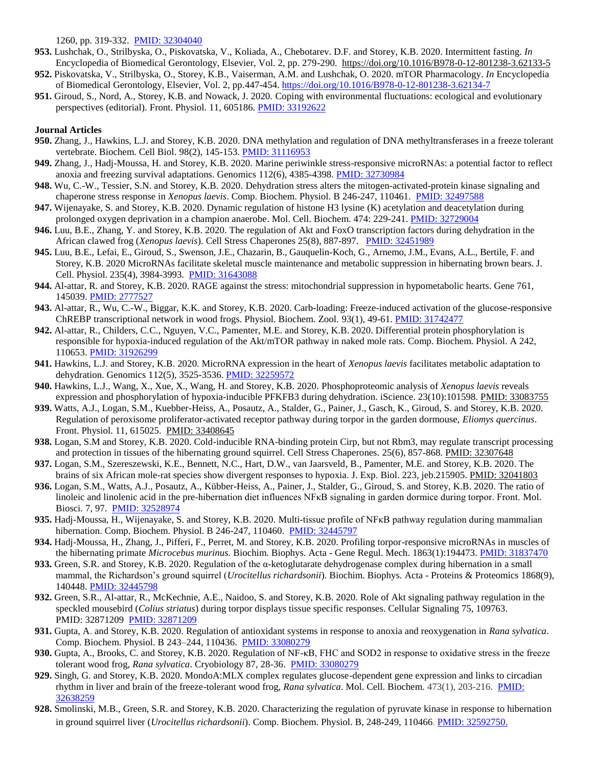1260, pp. 319-332. PMID: 32304040

**953.** Lushchak, O., Strilbyska, O., Piskovatska, V., Koliada, A., Chebotarev. D.F. and Storey, K.B. 2020. Intermittent fasting. *In* Encyclopedia of Biomedical Gerontology, Elsevier, Vol. 2, pp. 279-290. https://doi.org/10.1016/B978-0-12-801238-3.62133-5

**952.** Piskovatska, V., Strilbyska, O., Storey, K.B., Vaiserman, A.M. and Lushchak, O. 2020. mTOR Pharmacology. *In* Encyclopedia of Biomedical Gerontology, Elsevier, Vol. 2, pp.447-454. https://doi.org/10.1016/B978-0-12-801238-3.62134-7

**951.** Giroud, S., Nord, A., Storey, K.B. and Nowack, J. 2020. Coping with environmental fluctuations: ecological and evolutionary perspectives (editorial). Front. Physiol. 11, 605186. PMID: 33192622

**Journal Articles**

**950.** Zhang, J., Hawkins, L.J. and Storey, K.B. 2020. DNA methylation and regulation of DNA methyltransferases in a freeze tolerant vertebrate. Biochem. Cell Biol. 98(2), 145-153. PMID: 31116953

**949.** Zhang, J., Hadj-Moussa, H. and Storey, K.B. 2020. Marine periwinkle stress-responsive microRNAs: a potential factor to reflect anoxia and freezing survival adaptations. Genomics 112(6), 4385-4398. PMID: 32730984

**948.** Wu, C.-W., Tessier, S.N. and Storey, K.B. 2020. Dehydration stress alters the mitogen-activated-protein kinase signaling and chaperone stress response in *Xenopus laevis*. Comp. Biochem. Physiol. B 246-247, 110461. PMID: 32497588

**947.** Wijenayake, S. and Storey, K.B. 2020. Dynamic regulation of histone H3 lysine (K) acetylation and deacetylation during prolonged oxygen deprivation in a champion anaerobe. Mol. Cell. Biochem. 474: 229-241. PMID: 32729004

**946.** Luu, B.E., Zhang, Y. and Storey, K.B. 2020. The regulation of Akt and FoxO transcription factors during dehydration in the African clawed frog (*Xenopus laevis*). Cell Stress Chaperones 25(8), 887-897. PMID: 32451989

**945.** Luu, B.E., Lefai, E., Giroud, S., Swenson, J.E., Chazarin, B., Gauquelin-Koch, G., Arnemo, J.M., Evans, A.L., Bertile, F. and Storey, K.B. 2020 MicroRNAs facilitate skeletal muscle maintenance and metabolic suppression in hibernating brown bears. J. Cell. Physiol. 235(4), 3984-3993. PMID: 31643088

**944.** Al-attar, R. and Storey, K.B. 2020. RAGE against the stress: mitochondrial suppression in hypometabolic hearts. Gene 761, 145039. PMID: 2777527

**943.** Al-attar, R., Wu, C.-W., Biggar, K.K. and Storey, K.B. 2020. Carb-loading: Freeze-induced activation of the glucose-responsive ChREBP transcriptional network in wood frogs. Physiol. Biochem. Zool. 93(1), 49-61. PMID: 31742477

**942.** Al-attar, R., Childers, C.C., Nguyen, V.C., Pamenter, M.E. and Storey, K.B. 2020. Differential protein phosphorylation is responsible for hypoxia-induced regulation of the Akt/mTOR pathway in naked mole rats. Comp. Biochem. Physiol. A 242, 110653. PMID: 31926299

**941.** Hawkins, L.J. and Storey, K.B. 2020. MicroRNA expression in the heart of *Xenopus laevis* facilitates metabolic adaptation to dehydration. Genomics 112(5), 3525-3536. PMID: 32259572

**940.** Hawkins, L.J., Wang, X., Xue, X., Wang, H. and Storey, K.B. 2020. Phosphoproteomic analysis of *Xenopus laevis* reveals expression and phosphorylation of hypoxia-inducible PFKFB3 during dehydration. iScience. 23(10):101598. PMID: 33083755

**939.** Watts, A.J., Logan, S.M., Kuebber-Heiss, A., Posautz, A., Stalder, G., Painer, J., Gasch, K., Giroud, S. and Storey, K.B. 2020. Regulation of peroxisome proliferator-activated receptor pathway during torpor in the garden dormouse, *Eliomys quercinus*. Front. Physiol. 11, 615025. PMID: 33408645

**938.** Logan, S.M and Storey, K.B. 2020. Cold-inducible RNA-binding protein Cirp, but not Rbm3, may regulate transcript processing and protection in tissues of the hibernating ground squirrel. Cell Stress Chaperones. 25(6), 857-868. PMID: 32307648

**937.** Logan, S.M., Szereszewski, K.E., Bennett, N.C., Hart, D.W., van Jaarsveld, B., Pamenter, M.E. and Storey, K.B. 2020. The brains of six African mole-rat species show divergent responses to hypoxia. J. Exp. Biol. 223, jeb.215905. PMID: 32041803

**936.** Logan, S.M., Watts, A.J., Posautz, A., Kübber-Heiss, A., Painer, J., Stalder, G., Giroud, S. and Storey, K.B. 2020. The ratio of linoleic and linolenic acid in the pre-hibernation diet influences NFκB signaling in garden dormice during torpor. Front. Mol. Biosci. 7, 97. PMID: 32528974

**935.** Hadj-Moussa, H., Wijenayake, S. and Storey, K.B. 2020. Multi-tissue profile of NFκB pathway regulation during mammalian hibernation. Comp. Biochem. Physiol. B 246-247, 110460. PMID: 32445797

**934.** Hadj-Moussa, H., Zhang, J., Pifferi, F., Perret, M. and Storey, K.B. 2020. Profiling torpor-responsive microRNAs in muscles of the hibernating primate *Microcebus murinus.* Biochim. Biophys. Acta - Gene Regul. Mech. 1863(1):194473. PMID: 31837470

**933.** Green, S.R. and Storey, K.B. 2020. Regulation of the α-ketoglutarate dehydrogenase complex during hibernation in a small mammal, the Richardson's ground squirrel (*Urocitellus richardsonii*). Biochim. Biophys. Acta - Proteins & Proteomics 1868(9), 140448. PMID: 32445798

**932.** Green, S.R., Al-attar, R., McKechnie, A.E., Naidoo, S. and Storey, K.B. 2020. Role of Akt signaling pathway regulation in the speckled mousebird (*Colius striatus*) during torpor displays tissue specific responses. Cellular Signaling 75, 109763. PMID: 32871209 PMID: 32871209

**931.** Gupta, A. and Storey, K.B. 2020. Regulation of antioxidant systems in response to anoxia and reoxygenation in *Rana sylvatica*. Comp. Biochem. Physiol. B 243–244, 110436. PMID: 33080279

**930.** Gupta, A., Brooks, C. and Storey, K.B. 2020. Regulation of NF-κB, FHC and SOD2 in response to oxidative stress in the freeze tolerant wood frog, *Rana sylvatica*. Cryobiology 87, 28-36. PMID: 33080279

**929.** Singh, G. and Storey, K.B. 2020. MondoA:MLX complex regulates glucose-dependent gene expression and links to circadian rhythm in liver and brain of the freeze-tolerant wood frog, *Rana sylvatica*. Mol. Cell. Biochem. 473(1), 203-216. PMID: 32638259

**928.** Smolinski, M.B., Green, S.R. and Storey, K.B. 2020. Characterizing the regulation of pyruvate kinase in response to hibernation in ground squirrel liver (*Urocitellus richardsonii*). Comp. Biochem. Physiol. B, 248-249, 110466. PMID: 32592750.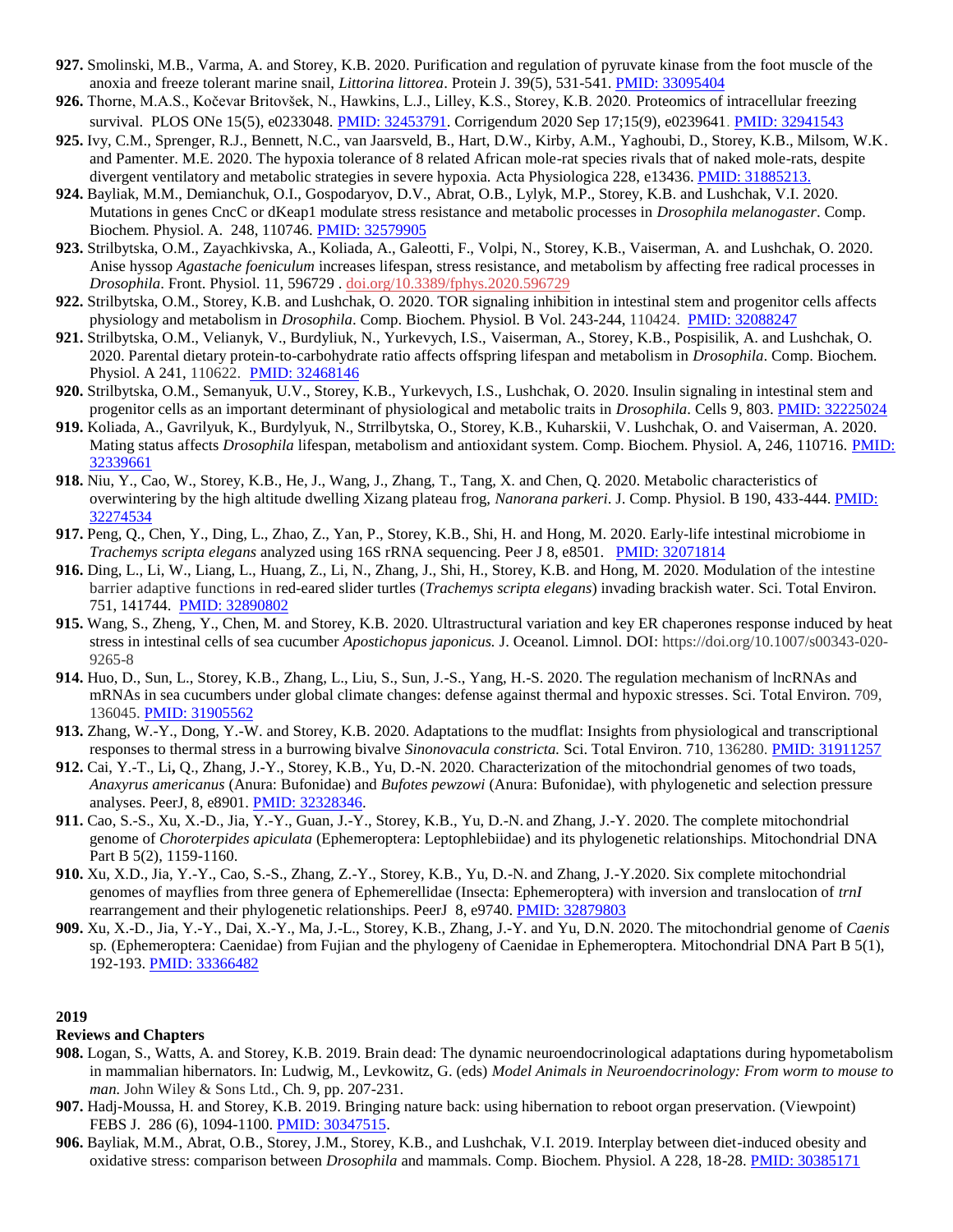**927.** Smolinski, M.B., Varma, A. and Storey, K.B. 2020. Purification and regulation of pyruvate kinase from the foot muscle of the anoxia and freeze tolerant marine snail, *Littorina littorea*. Protein J. 39(5), 531-541. PMID: 33095404

**926.** Thorne, M.A.S., Kočevar Britovšek, N., Hawkins, L.J., Lilley, K.S., Storey, K.B. 2020. Proteomics of intracellular freezing survival. PLOS ONe 15(5), e0233048. PMID: 32453791. Corrigendum 2020 Sep 17;15(9), e0239641. PMID: 32941543

**925.** Ivy, C.M., Sprenger, R.J., Bennett, N.C., van Jaarsveld, B., Hart, D.W., Kirby, A.M., Yaghoubi, D., Storey, K.B., Milsom, W.K. and Pamenter. M.E. 2020. The hypoxia tolerance of 8 related African mole-rat species rivals that of naked mole-rats, despite divergent ventilatory and metabolic strategies in severe hypoxia. Acta Physiologica 228, e13436. PMID: 31885213.

**924.** Bayliak, M.M., Demianchuk, O.I., Gospodaryov, D.V., Abrat, O.B., Lylyk, M.P., Storey, K.B. and Lushchak, V.I. 2020. Mutations in genes CncC or dKeap1 modulate stress resistance and metabolic processes in *Drosophila melanogaster*. Comp. Biochem. Physiol. A. 248, 110746. PMID: 32579905

**923.** Strilbytska, O.M., Zayachkivska, A., Koliada, A., Galeotti, F., Volpi, N., Storey, K.B., Vaiserman, A. and Lushchak, O. 2020. Anise hyssop *Agastache foeniculum* increases lifespan, stress resistance, and metabolism by affecting free radical processes in *Drosophila*. Front. Physiol. 11, 596729 . doi.org/10.3389/fphys.2020.596729

**922.** Strilbytska, O.M., Storey, K.B. and Lushchak, O. 2020. TOR signaling inhibition in intestinal stem and progenitor cells affects physiology and metabolism in *Drosophila*. Comp. Biochem. Physiol. B Vol. 243-244, 110424. PMID: 32088247

**921.** Strilbytska, O.M., Velianyk, V., Burdyliuk, N., Yurkevych, I.S., Vaiserman, A., Storey, K.B., Pospisilik, A. and Lushchak, O. 2020. Parental dietary protein-to-carbohydrate ratio affects offspring lifespan and metabolism in *Drosophila*. Comp. Biochem. Physiol. A 241, 110622. PMID: 32468146

**920.** Strilbytska, O.M., Semanyuk, U.V., Storey, K.B., Yurkevych, I.S., Lushchak, O. 2020. Insulin signaling in intestinal stem and progenitor cells as an important determinant of physiological and metabolic traits in *Drosophila*. Cells 9, 803. PMID: 32225024

**919.** Koliada, A., Gavrilyuk, K., Burdylyuk, N., Strrilbytska, O., Storey, K.B., Kuharskii, V. Lushchak, O. and Vaiserman, A. 2020. Mating status affects *Drosophila* lifespan, metabolism and antioxidant system. Comp. Biochem. Physiol. A, 246, 110716. PMID: 32339661

**918.** Niu, Y., Cao, W., Storey, K.B., He, J., Wang, J., Zhang, T., Tang, X. and Chen, Q. 2020. Metabolic characteristics of overwintering by the high altitude dwelling Xizang plateau frog, *Nanorana parkeri*. J. Comp. Physiol. B 190, 433-444. PMID: 32274534

**917.** Peng, Q., Chen, Y., Ding, L., Zhao, Z., Yan, P., Storey, K.B., Shi, H. and Hong, M. 2020. Early-life intestinal microbiome in *Trachemys scripta elegans* analyzed using 16S rRNA sequencing. Peer J 8, e8501. PMID: 32071814

**916.** Ding, L., Li, W., Liang, L., Huang, Z., Li, N., Zhang, J., Shi, H., Storey, K.B. and Hong, M. 2020. Modulation of the intestine barrier adaptive functions in red-eared slider turtles (*Trachemys scripta elegans*) invading brackish water. Sci. Total Environ. 751, 141744. PMID: 32890802

**915.** Wang, S., Zheng, Y., Chen, M. and Storey, K.B. 2020. Ultrastructural variation and key ER chaperones response induced by heat stress in intestinal cells of sea cucumber *Apostichopus japonicus.* J. Oceanol. Limnol. DOI: https://doi.org/10.1007/s00343-020-9265-8

**914.** Huo, D., Sun, L., Storey, K.B., Zhang, L., Liu, S., Sun, J.-S., Yang, H.-S. 2020. The regulation mechanism of lncRNAs and mRNAs in sea cucumbers under global climate changes: defense against thermal and hypoxic stresses. Sci. Total Environ. 709, 136045. PMID: 31905562

**913.** Zhang, W.-Y., Dong, Y.-W. and Storey, K.B. 2020. Adaptations to the mudflat: Insights from physiological and transcriptional responses to thermal stress in a burrowing bivalve *Sinonovacula constricta.* Sci. Total Environ. 710, 136280. PMID: 31911257

**912.** Cai, Y.-T., Li**,** Q., Zhang, J.-Y., Storey, K.B., Yu, D.-N. 2020. Characterization of the mitochondrial genomes of two toads, *Anaxyrus americanus* (Anura: Bufonidae) and *Bufotes pewzowi* (Anura: Bufonidae), with phylogenetic and selection pressure analyses. PeerJ, 8, e8901. PMID: 32328346.

**911.** Cao, S.-S., Xu, X.-D., Jia, Y.-Y., Guan, J.-Y., Storey, K.B., Yu, D.-N. and Zhang, J.-Y. 2020. The complete mitochondrial genome of *Choroterpides apiculata* (Ephemeroptera: Leptophlebiidae) and its phylogenetic relationships. Mitochondrial DNA Part B 5(2), 1159-1160.

**910.** Xu, X.D., Jia, Y.-Y., Cao, S.-S., Zhang, Z.-Y., Storey, K.B., Yu, D.-N. and Zhang, J.-Y.2020. Six complete mitochondrial genomes of mayflies from three genera of Ephemerellidae (Insecta: Ephemeroptera) with inversion and translocation of *trnI* rearrangement and their phylogenetic relationships. PeerJ 8, e9740. PMID: 32879803

**909.** Xu, X.-D., Jia, Y.-Y., Dai, X.-Y., Ma, J.-L., Storey, K.B., Zhang, J.-Y. and Yu, D.N. 2020. The mitochondrial genome of *Caenis* sp. (Ephemeroptera: Caenidae) from Fujian and the phylogeny of Caenidae in Ephemeroptera. Mitochondrial DNA Part B 5(1), 192-193. PMID: 33366482

## 2019

### Reviews and Chapters

**908.** Logan, S., Watts, A. and Storey, K.B. 2019. Brain dead: The dynamic neuroendocrinological adaptations during hypometabolism in mammalian hibernators. In: Ludwig, M., Levkowitz, G. (eds) *Model Animals in Neuroendocrinology: From worm to mouse to man.* John Wiley & Sons Ltd., Ch. 9, pp. 207-231.

**907.** Hadj-Moussa, H. and Storey, K.B. 2019. Bringing nature back: using hibernation to reboot organ preservation. (Viewpoint) FEBS J. 286 (6), 1094-1100. PMID: 30347515.

**906.** Bayliak, M.M., Abrat, O.B., Storey, J.M., Storey, K.B., and Lushchak, V.I. 2019. Interplay between diet-induced obesity and oxidative stress: comparison between *Drosophila* and mammals. Comp. Biochem. Physiol. A 228, 18-28. PMID: 30385171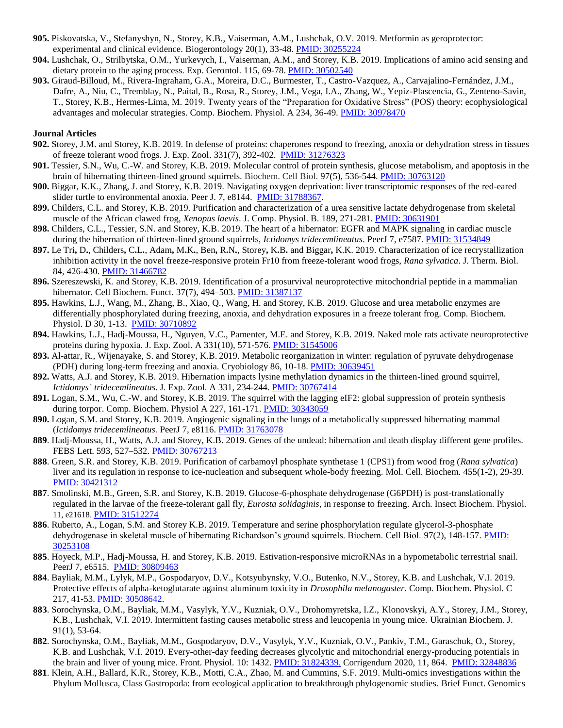**905.** Piskovatska, V., Stefanyshyn, N., Storey, K.B., Vaiserman, A.M., Lushchak, O.V. 2019. Metformin as geroprotector: experimental and clinical evidence. Biogerontology 20(1), 33-48. PMID: 30255224

**904.** Lushchak, O., Strilbytska, O.M., Yurkevych, I., Vaiserman, A.M., and Storey, K.B. 2019. Implications of amino acid sensing and dietary protein to the aging process. Exp. Gerontol. 115, 69-78. PMID: 30502540

**903.** Giraud-Billoud, M., Rivera-Ingraham, G.A., Moreira, D.C., Burmester, T., Castro-Vazquez, A., Carvajalino-Fernández, J.M., Dafre, A., Niu, C., Tremblay, N., Paital, B., Rosa, R., Storey, J.M., Vega, I.A., Zhang, W., Yepiz-Plascencia, G., Zenteno-Savin, T., Storey, K.B., Hermes-Lima, M. 2019. Twenty years of the "Preparation for Oxidative Stress" (POS) theory: ecophysiological advantages and molecular strategies. Comp. Biochem. Physiol. A 234, 36-49. PMID: 30978470

**Journal Articles**

**902.** Storey, J.M. and Storey, K.B. 2019. In defense of proteins: chaperones respond to freezing, anoxia or dehydration stress in tissues of freeze tolerant wood frogs. J. Exp. Zool. 331(7), 392-402. PMID: 31276323

**901.** Tessier, S.N., Wu, C.-W. and Storey, K.B. 2019. Molecular control of protein synthesis, glucose metabolism, and apoptosis in the brain of hibernating thirteen-lined ground squirrels. Biochem. Cell Biol. 97(5), 536-544. PMID: 30763120

**900.** Biggar, K.K., Zhang, J. and Storey, K.B. 2019. Navigating oxygen deprivation: liver transcriptomic responses of the red-eared slider turtle to environmental anoxia. Peer J. 7, e8144. PMID: 31788367.

**899.** Childers, C.L. and Storey, K.B. 2019. Purification and characterization of a urea sensitive lactate dehydrogenase from skeletal muscle of the African clawed frog, *Xenopus laevis*. J. Comp. Physiol. B. 189, 271-281. PMID: 30631901

**898.** Childers, C.L., Tessier, S.N. and Storey, K.B. 2019. The heart of a hibernator: EGFR and MAPK signaling in cardiac muscle during the hibernation of thirteen-lined ground squirrels, *Ictidomys tridecemlineatus*. PeerJ 7, e7587. PMID: 31534849

**897.** Le Tri, D., Childers, C.L., Adam, M.K., Ben, R.N., Storey, K.B. and Biggar, K.K. 2019. Characterization of ice recrystallization inhibition activity in the novel freeze-responsive protein Fr10 from freeze-tolerant wood frogs, *Rana sylvatica*. J. Therm. Biol. 84, 426-430. PMID: 31466782

**896.** Szereszewski, K. and Storey, K.B. 2019. Identification of a prosurvival neuroprotective mitochondrial peptide in a mammalian hibernator. Cell Biochem. Funct. 37(7), 494–503. PMID: 31387137

**895.** Hawkins, L.J., Wang, M., Zhang, B., Xiao, Q., Wang, H. and Storey, K.B. 2019. Glucose and urea metabolic enzymes are differentially phosphorylated during freezing, anoxia, and dehydration exposures in a freeze tolerant frog. Comp. Biochem. Physiol. D 30, 1-13. PMID: 30710892

**894.** Hawkins, L.J., Hadj-Moussa, H., Nguyen, V.C., Pamenter, M.E. and Storey, K.B. 2019. Naked mole rats activate neuroprotective proteins during hypoxia. J. Exp. Zool. A 331(10), 571-576. PMID: 31545006

**893.** Al-attar, R., Wijenayake, S. and Storey, K.B. 2019. Metabolic reorganization in winter: regulation of pyruvate dehydrogenase (PDH) during long-term freezing and anoxia. Cryobiology 86, 10-18. PMID: 30639451

**892.** Watts, A.J. and Storey, K.B. 2019. Hibernation impacts lysine methylation dynamics in the thirteen-lined ground squirrel, *Ictidomys` tridecemlineatus*. J. Exp. Zool. A 331, 234-244. PMID: 30767414

**891.** Logan, S.M., Wu, C.-W. and Storey, K.B. 2019. The squirrel with the lagging eIF2: global suppression of protein synthesis during torpor. Comp. Biochem. Physiol A 227, 161-171. PMID: 30343059

**890.** Logan, S.M. and Storey, K.B. 2019. Angiogenic signaling in the lungs of a metabolically suppressed hibernating mammal (*Ictidomys tridecemlineatus*. PeerJ 7, e8116. PMID: 31763078

**889**. Hadj-Moussa, H., Watts, A.J. and Storey, K.B. 2019. Genes of the undead: hibernation and death display different gene profiles. FEBS Lett. 593, 527–532. PMID: 30767213

**888**. Green, S.R. and Storey, K.B. 2019. Purification of carbamoyl phosphate synthetase 1 (CPS1) from wood frog (*Rana sylvatica*) liver and its regulation in response to ice-nucleation and subsequent whole-body freezing. Mol. Cell. Biochem. 455(1-2), 29-39. PMID: 30421312

**887**. Smolinski, M.B., Green, S.R. and Storey, K.B. 2019. Glucose-6-phosphate dehydrogenase (G6PDH) is post-translationally regulated in the larvae of the freeze-tolerant gall fly, *Eurosta solidaginis*, in response to freezing. Arch. Insect Biochem. Physiol. 11, e21618. PMID: 31512274

**886**. Ruberto, A., Logan, S.M. and Storey K.B. 2019. Temperature and serine phosphorylation regulate glycerol-3-phosphate dehydrogenase in skeletal muscle of hibernating Richardson's ground squirrels. Biochem. Cell Biol. 97(2), 148-157. PMID: 30253108

**885**. Hoyeck, M.P., Hadj-Moussa, H. and Storey, K.B. 2019. Estivation-responsive microRNAs in a hypometabolic terrestrial snail. PeerJ 7, e6515. PMID: 30809463

**884**. Bayliak, M.M., Lylyk, M.P., Gospodaryov, D.V., Kotsyubynsky, V.O., Butenko, N.V., Storey, K.B. and Lushchak, V.I. 2019. Protective effects of alpha-ketoglutarate against aluminum toxicity in *Drosophila melanogaster.* Comp. Biochem. Physiol. C 217, 41-53. PMID: 30508642.

**883**. Sorochynska, O.M., Bayliak, M.M., Vasylyk, Y.V., Kuzniak, O.V., Drohomyretska, I.Z., Klonovskyi, A.Y., Storey, J.M., Storey, K.B., Lushchak, V.I. 2019. Intermittent fasting causes metabolic stress and leucopenia in young mice. Ukrainian Biochem. J. 91(1), 53-64.

**882**. Sorochynska, O.M., Bayliak, M.M., Gospodaryov, D.V., Vasylyk, Y.V., Kuzniak, O.V., Pankiv, T.M., Garaschuk, O., Storey, K.B. and Lushchak, V.I. 2019. Every-other-day feeding decreases glycolytic and mitochondrial energy-producing potentials in the brain and liver of young mice. Front. Physiol. 10: 1432. PMID: 31824339. Corrigendum 2020, 11, 864. PMID: 32848836

**881**. Klein, A.H., Ballard, K.R., Storey, K.B., Motti, C.A., Zhao, M. and Cummins, S.F. 2019. Multi-omics investigations within the Phylum Mollusca, Class Gastropoda: from ecological application to breakthrough phylogenomic studies. Brief Funct. Genomics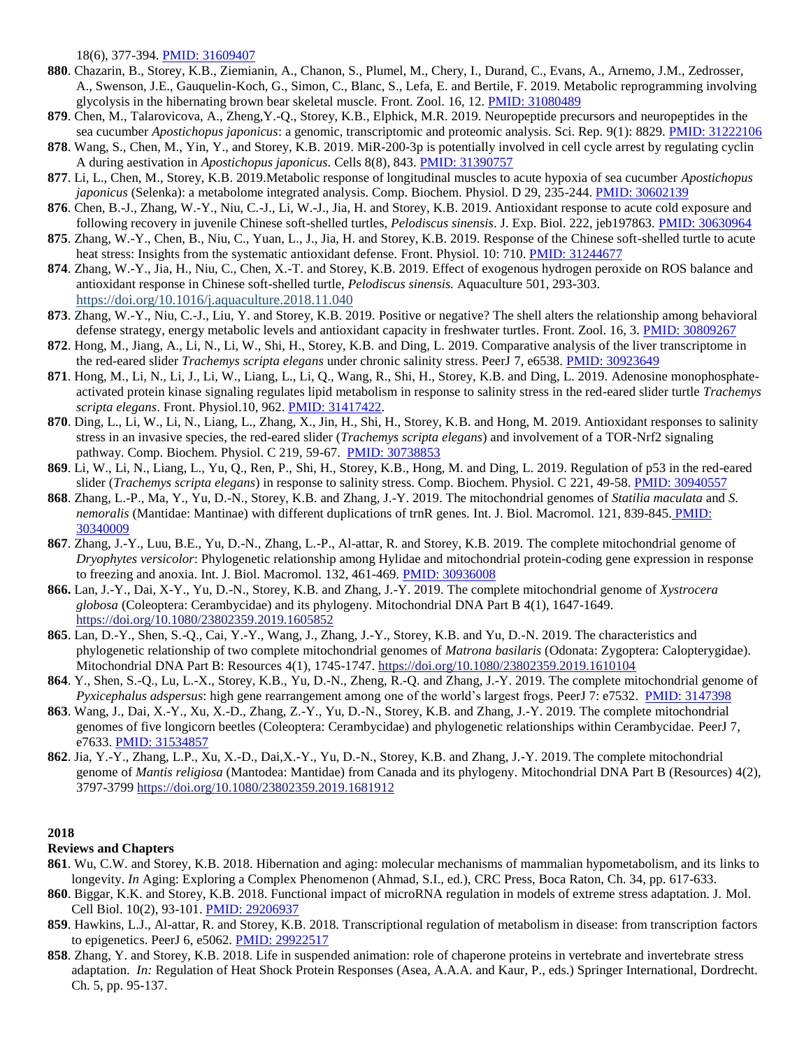18(6), 377-394. PMID: 31609407

**880**. Chazarin, B., Storey, K.B., Ziemianin, A., Chanon, S., Plumel, M., Chery, I., Durand, C., Evans, A., Arnemo, J.M., Zedrosser, A., Swenson, J.E., Gauquelin-Koch, G., Simon, C., Blanc, S., Lefa, E. and Bertile, F. 2019. Metabolic reprogramming involving glycolysis in the hibernating brown bear skeletal muscle. Front. Zool. 16, 12. PMID: 31080489

**879**. Chen, M., Talarovicova, A., Zheng,Y.-Q., Storey, K.B., Elphick, M.R. 2019. Neuropeptide precursors and neuropeptides in the sea cucumber *Apostichopus japonicus*: a genomic, transcriptomic and proteomic analysis. Sci. Rep. 9(1): 8829. PMID: 31222106

**878**. Wang, S., Chen, M., Yin, Y., and Storey, K.B. 2019. MiR-200-3p is potentially involved in cell cycle arrest by regulating cyclin A during aestivation in *Apostichopus japonicus*. Cells 8(8), 843. PMID: 31390757

**877**. Li, L., Chen, M., Storey, K.B. 2019.Metabolic response of longitudinal muscles to acute hypoxia of sea cucumber *Apostichopus japonicus* (Selenka): a metabolome integrated analysis. Comp. Biochem. Physiol. D 29, 235-244. PMID: 30602139

**876**. Chen, B.-J., Zhang, W.-Y., Niu, C.-J., Li, W.-J., Jia, H. and Storey, K.B. 2019. Antioxidant response to acute cold exposure and following recovery in juvenile Chinese soft-shelled turtles, *Pelodiscus sinensis*. J. Exp. Biol. 222, jeb197863. PMID: 30630964

**875**. Zhang, W.-Y., Chen, B., Niu, C., Yuan, L., J., Jia, H. and Storey, K.B. 2019. Response of the Chinese soft-shelled turtle to acute heat stress: Insights from the systematic antioxidant defense. Front. Physiol. 10: 710. PMID: 31244677

**874**. Zhang, W.-Y., Jia, H., Niu, C., Chen, X.-T. and Storey, K.B. 2019. Effect of exogenous hydrogen peroxide on ROS balance and antioxidant response in Chinese soft-shelled turtle, *Pelodiscus sinensis.* Aquaculture 501, 293-303. https://doi.org/10.1016/j.aquaculture.2018.11.040

**873**. Zhang, W.-Y., Niu, C.-J., Liu, Y. and Storey, K.B. 2019. Positive or negative? The shell alters the relationship among behavioral defense strategy, energy metabolic levels and antioxidant capacity in freshwater turtles. Front. Zool. 16, 3. PMID: 30809267

**872**. Hong, M., Jiang, A., Li, N., Li, W., Shi, H., Storey, K.B. and Ding, L. 2019. Comparative analysis of the liver transcriptome in the red-eared slider *Trachemys scripta elegans* under chronic salinity stress. PeerJ 7, e6538. PMID: 30923649

**871**. Hong, M., Li, N., Li, J., Li, W., Liang, L., Li, Q., Wang, R., Shi, H., Storey, K.B. and Ding, L. 2019. Adenosine monophosphate-activated protein kinase signaling regulates lipid metabolism in response to salinity stress in the red-eared slider turtle *Trachemys scripta elegans*. Front. Physiol.10, 962. PMID: 31417422.

**870**. Ding, L., Li, W., Li, N., Liang, L., Zhang, X., Jin, H., Shi, H., Storey, K.B. and Hong, M. 2019. Antioxidant responses to salinity stress in an invasive species, the red-eared slider (*Trachemys scripta elegans*) and involvement of a TOR-Nrf2 signaling pathway. Comp. Biochem. Physiol. C 219, 59-67. PMID: 30738853

**869**. Li, W., Li, N., Liang, L., Yu, Q., Ren, P., Shi, H., Storey, K.B., Hong, M. and Ding, L. 2019. Regulation of p53 in the red-eared slider (*Trachemys scripta elegans*) in response to salinity stress. Comp. Biochem. Physiol. C 221, 49-58. PMID: 30940557

**868**. Zhang, L.-P., Ma, Y., Yu, D.-N., Storey, K.B. and Zhang, J.-Y. 2019. The mitochondrial genomes of *Statilia maculata* and *S. nemoralis* (Mantidae: Mantinae) with different duplications of trnR genes. Int. J. Biol. Macromol. 121, 839-845. PMID: 30340009

**867**. Zhang, J.-Y., Luu, B.E., Yu, D.-N., Zhang, L.-P., Al-attar, R. and Storey, K.B. 2019. The complete mitochondrial genome of *Dryophytes versicolor*: Phylogenetic relationship among Hylidae and mitochondrial protein-coding gene expression in response to freezing and anoxia. Int. J. Biol. Macromol. 132, 461-469. PMID: 30936008

**866.** Lan, J.-Y., Dai, X-Y., Yu, D.-N., Storey, K.B. and Zhang, J.-Y. 2019. The complete mitochondrial genome of *Xystrocera globosa* (Coleoptera: Cerambycidae) and its phylogeny. Mitochondrial DNA Part B 4(1), 1647-1649. https://doi.org/10.1080/23802359.2019.1605852

**865**. Lan, D.-Y., Shen, S.-Q., Cai, Y.-Y., Wang, J., Zhang, J.-Y., Storey, K.B. and Yu, D.-N. 2019. The characteristics and phylogenetic relationship of two complete mitochondrial genomes of *Matrona basilaris* (Odonata: Zygoptera: Calopterygidae). Mitochondrial DNA Part B: Resources 4(1), 1745-1747. https://doi.org/10.1080/23802359.2019.1610104

**864**. Y., Shen, S.-Q., Lu, L.-X., Storey, K.B., Yu, D.-N., Zheng, R.-Q. and Zhang, J.-Y. 2019. The complete mitochondrial genome of *Pyxicephalus adspersus*: high gene rearrangement among one of the world's largest frogs. PeerJ 7: e7532. PMID: 3147398

**863**. Wang, J., Dai, X.-Y., Xu, X.-D., Zhang, Z.-Y., Yu, D.-N., Storey, K.B. and Zhang, J.-Y. 2019. The complete mitochondrial genomes of five longicorn beetles (Coleoptera: Cerambycidae) and phylogenetic relationships within Cerambycidae. PeerJ 7, e7633. PMID: 31534857

**862**. Jia, Y.-Y., Zhang, L.P., Xu, X.-D., Dai,X.-Y., Yu, D.-N., Storey, K.B. and Zhang, J.-Y. 2019. The complete mitochondrial genome of *Mantis religiosa* (Mantodea: Mantidae) from Canada and its phylogeny. Mitochondrial DNA Part B (Resources) 4(2), 3797-3799 https://doi.org/10.1080/23802359.2019.1681912

## 2018

### Reviews and Chapters

**861**. Wu, C.W. and Storey, K.B. 2018. Hibernation and aging: molecular mechanisms of mammalian hypometabolism, and its links to longevity. *In* Aging: Exploring a Complex Phenomenon (Ahmad, S.I., ed.), CRC Press, Boca Raton, Ch. 34, pp. 617-633.

**860**. Biggar, K.K. and Storey, K.B. 2018. Functional impact of microRNA regulation in models of extreme stress adaptation. J. Mol. Cell Biol. 10(2), 93-101. PMID: 29206937

**859**. Hawkins, L.J., Al-attar, R. and Storey, K.B. 2018. Transcriptional regulation of metabolism in disease: from transcription factors to epigenetics. PeerJ 6, e5062. PMID: 29922517

**858**. Zhang, Y. and Storey, K.B. 2018. Life in suspended animation: role of chaperone proteins in vertebrate and invertebrate stress adaptation. *In:* Regulation of Heat Shock Protein Responses (Asea, A.A.A. and Kaur, P., eds.) Springer International, Dordrecht. Ch. 5, pp. 95-137.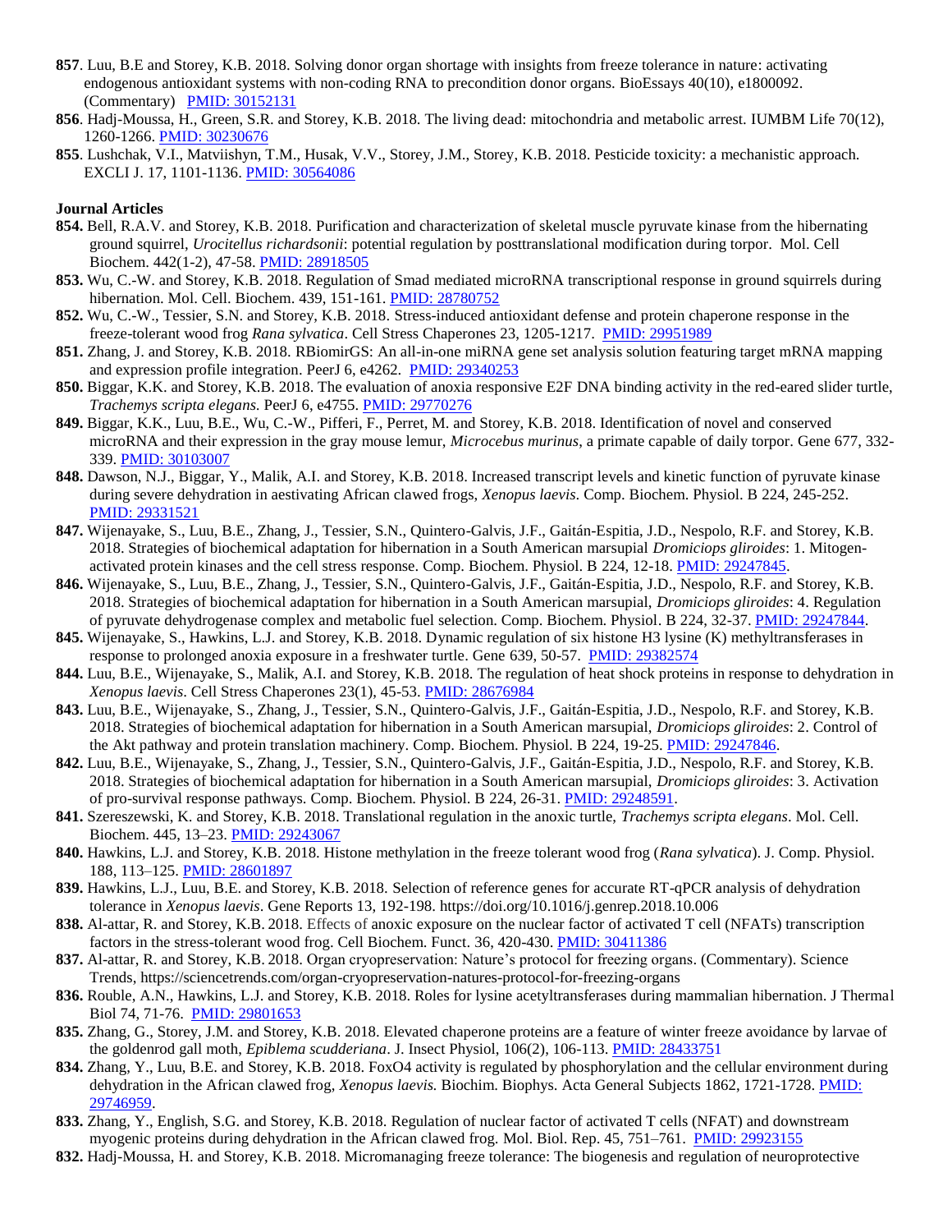**857**. Luu, B.E and Storey, K.B. 2018. Solving donor organ shortage with insights from freeze tolerance in nature: activating endogenous antioxidant systems with non-coding RNA to precondition donor organs. BioEssays 40(10), e1800092. (Commentary) PMID: 30152131

**856**. Hadj-Moussa, H., Green, S.R. and Storey, K.B. 2018. The living dead: mitochondria and metabolic arrest. IUMBM Life 70(12), 1260-1266. PMID: 30230676

**855**. Lushchak, V.I., Matviishyn, T.M., Husak, V.V., Storey, J.M., Storey, K.B. 2018. Pesticide toxicity: a mechanistic approach. EXCLI J. 17, 1101-1136. PMID: 30564086

**Journal Articles**

**854.** Bell, R.A.V. and Storey, K.B. 2018. Purification and characterization of skeletal muscle pyruvate kinase from the hibernating ground squirrel, *Urocitellus richardsonii*: potential regulation by posttranslational modification during torpor. Mol. Cell Biochem. 442(1-2), 47-58. PMID: 28918505

**853.** Wu, C.-W. and Storey, K.B. 2018. Regulation of Smad mediated microRNA transcriptional response in ground squirrels during hibernation. Mol. Cell. Biochem. 439, 151-161. PMID: 28780752

**852.** Wu, C.-W., Tessier, S.N. and Storey, K.B. 2018. Stress-induced antioxidant defense and protein chaperone response in the freeze-tolerant wood frog *Rana sylvatica*. Cell Stress Chaperones 23, 1205-1217. PMID: 29951989

**851.** Zhang, J. and Storey, K.B. 2018. RBiomirGS: An all-in-one miRNA gene set analysis solution featuring target mRNA mapping and expression profile integration. PeerJ 6, e4262. PMID: 29340253

**850.** Biggar, K.K. and Storey, K.B. 2018. The evaluation of anoxia responsive E2F DNA binding activity in the red-eared slider turtle, *Trachemys scripta elegans.* PeerJ 6, e4755. PMID: 29770276

**849.** Biggar, K.K., Luu, B.E., Wu, C.-W., Pifferi, F., Perret, M. and Storey, K.B. 2018. Identification of novel and conserved microRNA and their expression in the gray mouse lemur, *Microcebus murinus*, a primate capable of daily torpor. Gene 677, 332-339. PMID: 30103007

**848.** Dawson, N.J., Biggar, Y., Malik, A.I. and Storey, K.B. 2018. Increased transcript levels and kinetic function of pyruvate kinase during severe dehydration in aestivating African clawed frogs, *Xenopus laevis*. Comp. Biochem. Physiol. B 224, 245-252. PMID: 29331521

**847.** Wijenayake, S., Luu, B.E., Zhang, J., Tessier, S.N., Quintero-Galvis, J.F., Gaitán-Espitia, J.D., Nespolo, R.F. and Storey, K.B. 2018. Strategies of biochemical adaptation for hibernation in a South American marsupial *Dromiciops gliroides*: 1. Mitogen-activated protein kinases and the cell stress response. Comp. Biochem. Physiol. B 224, 12-18. PMID: 29247845.

**846.** Wijenayake, S., Luu, B.E., Zhang, J., Tessier, S.N., Quintero-Galvis, J.F., Gaitán-Espitia, J.D., Nespolo, R.F. and Storey, K.B. 2018. Strategies of biochemical adaptation for hibernation in a South American marsupial, *Dromiciops gliroides*: 4. Regulation of pyruvate dehydrogenase complex and metabolic fuel selection. Comp. Biochem. Physiol. B 224, 32-37. PMID: 29247844.

**845.** Wijenayake, S., Hawkins, L.J. and Storey, K.B. 2018. Dynamic regulation of six histone H3 lysine (K) methyltransferases in response to prolonged anoxia exposure in a freshwater turtle. Gene 639, 50-57. PMID: 29382574

**844.** Luu, B.E., Wijenayake, S., Malik, A.I. and Storey, K.B. 2018. The regulation of heat shock proteins in response to dehydration in *Xenopus laevis*. Cell Stress Chaperones 23(1), 45-53. PMID: 28676984

**843.** Luu, B.E., Wijenayake, S., Zhang, J., Tessier, S.N., Quintero-Galvis, J.F., Gaitán-Espitia, J.D., Nespolo, R.F. and Storey, K.B. 2018. Strategies of biochemical adaptation for hibernation in a South American marsupial, *Dromiciops gliroides*: 2. Control of the Akt pathway and protein translation machinery. Comp. Biochem. Physiol. B 224, 19-25. PMID: 29247846.

**842.** Luu, B.E., Wijenayake, S., Zhang, J., Tessier, S.N., Quintero-Galvis, J.F., Gaitán-Espitia, J.D., Nespolo, R.F. and Storey, K.B. 2018. Strategies of biochemical adaptation for hibernation in a South American marsupial, *Dromiciops gliroides*: 3. Activation of pro-survival response pathways. Comp. Biochem. Physiol. B 224, 26-31. PMID: 29248591.

**841.** Szereszewski, K. and Storey, K.B. 2018. Translational regulation in the anoxic turtle, *Trachemys scripta elegans*. Mol. Cell. Biochem. 445, 13–23. PMID: 29243067

**840.** Hawkins, L.J. and Storey, K.B. 2018. Histone methylation in the freeze tolerant wood frog (*Rana sylvatica*). J. Comp. Physiol. 188, 113–125. PMID: 28601897

**839.** Hawkins, L.J., Luu, B.E. and Storey, K.B. 2018. Selection of reference genes for accurate RT-qPCR analysis of dehydration tolerance in *Xenopus laevis*. Gene Reports 13, 192-198. https://doi.org/10.1016/j.genrep.2018.10.006

**838.** Al-attar, R. and Storey, K.B. 2018. Effects of anoxic exposure on the nuclear factor of activated T cell (NFATs) transcription factors in the stress-tolerant wood frog. Cell Biochem. Funct. 36, 420-430. PMID: 30411386

**837.** Al-attar, R. and Storey, K.B. 2018. Organ cryopreservation: Nature's protocol for freezing organs. (Commentary). Science Trends, https://sciencetrends.com/organ-cryopreservation-natures-protocol-for-freezing-organs

**836.** Rouble, A.N., Hawkins, L.J. and Storey, K.B. 2018. Roles for lysine acetyltransferases during mammalian hibernation. J Thermal Biol 74, 71-76. PMID: 29801653

**835.** Zhang, G., Storey, J.M. and Storey, K.B. 2018. Elevated chaperone proteins are a feature of winter freeze avoidance by larvae of the goldenrod gall moth, *Epiblema scudderiana*. J. Insect Physiol, 106(2), 106-113. PMID: 28433751

**834.** Zhang, Y., Luu, B.E. and Storey, K.B. 2018. FoxO4 activity is regulated by phosphorylation and the cellular environment during dehydration in the African clawed frog, *Xenopus laevis.* Biochim. Biophys. Acta General Subjects 1862, 1721-1728. PMID: 29746959.

**833.** Zhang, Y., English, S.G. and Storey, K.B. 2018. Regulation of nuclear factor of activated T cells (NFAT) and downstream myogenic proteins during dehydration in the African clawed frog. Mol. Biol. Rep. 45, 751–761. PMID: 29923155

**832.** Hadj-Moussa, H. and Storey, K.B. 2018. Micromanaging freeze tolerance: The biogenesis and regulation of neuroprotective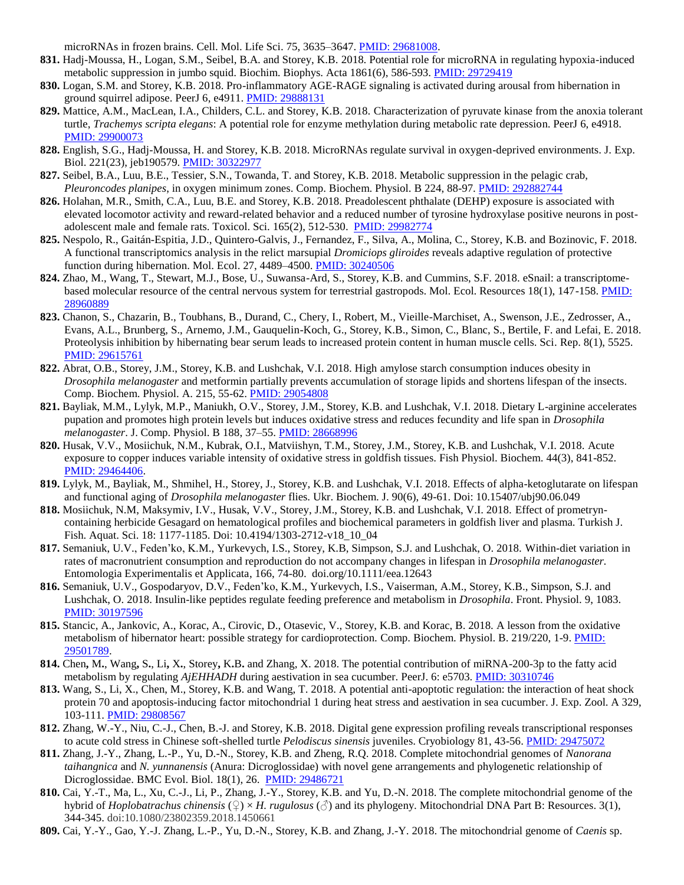microRNAs in frozen brains. Cell. Mol. Life Sci. 75, 3635–3647. PMID: 29681008.

**831.** Hadj-Moussa, H., Logan, S.M., Seibel, B.A. and Storey, K.B. 2018. Potential role for microRNA in regulating hypoxia-induced metabolic suppression in jumbo squid. Biochim. Biophys. Acta 1861(6), 586-593. PMID: 29729419

**830.** Logan, S.M. and Storey, K.B. 2018. Pro-inflammatory AGE-RAGE signaling is activated during arousal from hibernation in ground squirrel adipose. PeerJ 6, e4911. PMID: 29888131

**829.** Mattice, A.M., MacLean, I.A., Childers, C.L. and Storey, K.B. 2018. Characterization of pyruvate kinase from the anoxia tolerant turtle, *Trachemys scripta elegans*: A potential role for enzyme methylation during metabolic rate depression. PeerJ 6, e4918. PMID: 29900073

**828.** English, S.G., Hadj-Moussa, H. and Storey, K.B. 2018. MicroRNAs regulate survival in oxygen-deprived environments. J. Exp. Biol. 221(23), jeb190579. PMID: 30322977

**827.** Seibel, B.A., Luu, B.E., Tessier, S.N., Towanda, T. and Storey, K.B. 2018. Metabolic suppression in the pelagic crab, *Pleuroncodes planipes*, in oxygen minimum zones. Comp. Biochem. Physiol. B 224, 88-97. PMID: 292882744

**826.** Holahan, M.R., Smith, C.A., Luu, B.E. and Storey, K.B. 2018. Preadolescent phthalate (DEHP) exposure is associated with elevated locomotor activity and reward-related behavior and a reduced number of tyrosine hydroxylase positive neurons in post-adolescent male and female rats. Toxicol. Sci. 165(2), 512-530. PMID: 29982774

**825.** Nespolo, R., Gaitán-Espitia, J.D., Quintero-Galvis, J., Fernandez, F., Silva, A., Molina, C., Storey, K.B. and Bozinovic, F. 2018. A functional transcriptomics analysis in the relict marsupial *Dromiciops gliroides* reveals adaptive regulation of protective function during hibernation. Mol. Ecol. 27, 4489–4500. PMID: 30240506

**824.** Zhao, M., Wang, T., Stewart, M.J., Bose, U., Suwansa-Ard, S., Storey, K.B. and Cummins, S.F. 2018. eSnail: a transcriptome-based molecular resource of the central nervous system for terrestrial gastropods. Mol. Ecol. Resources 18(1), 147-158. PMID: 28960889

**823.** Chanon, S., Chazarin, B., Toubhans, B., Durand, C., Chery, I., Robert, M., Vieille-Marchiset, A., Swenson, J.E., Zedrosser, A., Evans, A.L., Brunberg, S., Arnemo, J.M., Gauquelin-Koch, G., Storey, K.B., Simon, C., Blanc, S., Bertile, F. and Lefai, E. 2018. Proteolysis inhibition by hibernating bear serum leads to increased protein content in human muscle cells. Sci. Rep. 8(1), 5525. PMID: 29615761

**822.** Abrat, O.B., Storey, J.M., Storey, K.B. and Lushchak, V.I. 2018. High amylose starch consumption induces obesity in *Drosophila melanogaster* and metformin partially prevents accumulation of storage lipids and shortens lifespan of the insects. Comp. Biochem. Physiol. A. 215, 55-62. PMID: 29054808

**821.** Bayliak, M.M., Lylyk, M.P., Maniukh, O.V., Storey, J.M., Storey, K.B. and Lushchak, V.I. 2018. Dietary L-arginine accelerates pupation and promotes high protein levels but induces oxidative stress and reduces fecundity and life span in *Drosophila melanogaster*. J. Comp. Physiol. B 188, 37–55. PMID: 28668996

**820.** Husak, V.V., Mosiichuk, N.M., Kubrak, O.I., Matviishyn, T.M., Storey, J.M., Storey, K.B. and Lushchak, V.I. 2018. Acute exposure to copper induces variable intensity of oxidative stress in goldfish tissues. Fish Physiol. Biochem. 44(3), 841-852. PMID: 29464406.

**819.** Lylyk, M., Bayliak, M., Shmihel, H., Storey, J., Storey, K.B. and Lushchak, V.I. 2018. Effects of alpha-ketoglutarate on lifespan and functional aging of *Drosophila melanogaster* flies. Ukr. Biochem. J. 90(6), 49-61. Doi: 10.15407/ubj90.06.049

**818.** Mosiichuk, N.M, Maksymiv, I.V., Husak, V.V., Storey, J.M., Storey, K.B. and Lushchak, V.I. 2018. Effect of prometryn-containing herbicide Gesagard on hematological profiles and biochemical parameters in goldfish liver and plasma. Turkish J. Fish. Aquat. Sci. 18: 1177-1185. Doi: 10.4194/1303-2712-v18_10_04

**817.** Semaniuk, U.V., Feden'ko, K.M., Yurkevych, I.S., Storey, K.B, Simpson, S.J. and Lushchak, O. 2018. Within-diet variation in rates of macronutrient consumption and reproduction do not accompany changes in lifespan in *Drosophila melanogaster.* Entomologia Experimentalis et Applicata, 166, 74-80. doi.org/10.1111/eea.12643

**816.** Semaniuk, U.V., Gospodaryov, D.V., Feden'ko, K.M., Yurkevych, I.S., Vaiserman, A.M., Storey, K.B., Simpson, S.J. and Lushchak, O. 2018. Insulin-like peptides regulate feeding preference and metabolism in *Drosophila*. Front. Physiol. 9, 1083. PMID: 30197596

**815.** Stancic, A., Jankovic, A., Korac, A., Cirovic, D., Otasevic, V., Storey, K.B. and Korac, B. 2018. A lesson from the oxidative metabolism of hibernator heart: possible strategy for cardioprotection. Comp. Biochem. Physiol. B. 219/220, 1-9. PMID: 29501789.

**814.** Chen**,** M**.**, Wang**,** S**.**, Li**,** X**.**, Storey**,** K**.**B**.** and Zhang, X. 2018. The potential contribution of miRNA-200-3p to the fatty acid metabolism by regulating *AjEHHADH* during aestivation in sea cucumber. PeerJ. 6: e5703. PMID: 30310746

**813.** Wang, S., Li, X., Chen, M., Storey, K.B. and Wang, T. 2018. A potential anti-apoptotic regulation: the interaction of heat shock protein 70 and apoptosis-inducing factor mitochondrial 1 during heat stress and aestivation in sea cucumber. J. Exp. Zool. A 329, 103-111. PMID: 29808567

**812.** Zhang, W.-Y., Niu, C.-J., Chen, B.-J. and Storey, K.B. 2018. Digital gene expression profiling reveals transcriptional responses to acute cold stress in Chinese soft-shelled turtle *Pelodiscus sinensis* juveniles. Cryobiology 81, 43-56. PMID: 29475072

**811.** Zhang, J.-Y., Zhang, L.-P., Yu, D.-N., Storey, K.B. and Zheng, R.Q. 2018. Complete mitochondrial genomes of *Nanorana taihangnica* and *N. yunnanensis* (Anura: Dicroglossidae) with novel gene arrangements and phylogenetic relationship of Dicroglossidae. BMC Evol. Biol. 18(1), 26. PMID: 29486721

**810.** Cai, Y.-T., Ma, L., Xu, C.-J., Li, P., Zhang, J.-Y., Storey, K.B. and Yu, D.-N. 2018. The complete mitochondrial genome of the hybrid of *Hoplobatrachus chinensis* (♀) × *H. rugulosus* (♂) and its phylogeny. Mitochondrial DNA Part B: Resources. 3(1), 344-345. doi:10.1080/23802359.2018.1450661

**809.** Cai, Y.-Y., Gao, Y.-J. Zhang, L.-P., Yu, D.-N., Storey, K.B. and Zhang, J.-Y. 2018. The mitochondrial genome of *Caenis* sp.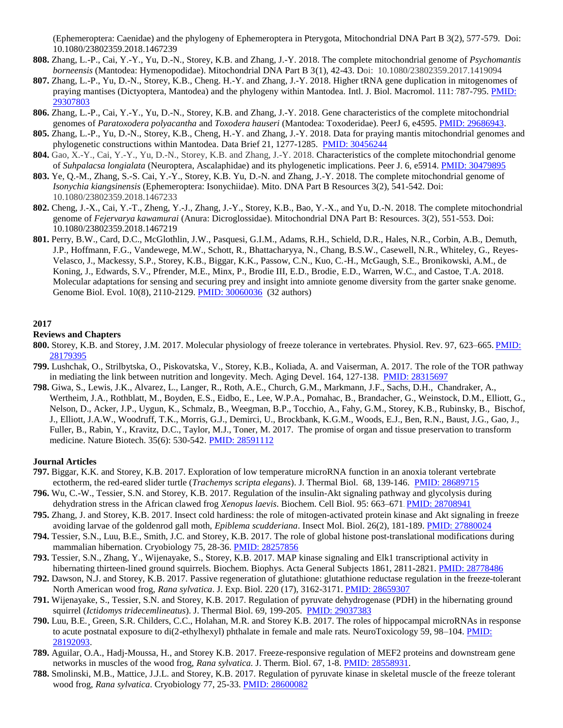(Ephemeroptera: Caenidae) and the phylogeny of Ephemeroptera in Pterygota, Mitochondrial DNA Part B 3(2), 577-579. Doi: 10.1080/23802359.2018.1467239

**808.** Zhang, L.-P., Cai, Y.-Y., Yu, D.-N., Storey, K.B. and Zhang, J.-Y. 2018. The complete mitochondrial genome of *Psychomantis borneensis* (Mantodea: Hymenopodidae). Mitochondrial DNA Part B 3(1), 42-43. Doi: 10.1080/23802359.2017.1419094

**807.** Zhang, L.-P., Yu, D.-N., Storey, K.B., Cheng. H.-Y. and Zhang, J.-Y. 2018. Higher tRNA gene duplication in mitogenomes of praying mantises (Dictyoptera, Mantodea) and the phylogeny within Mantodea. Intl. J. Biol. Macromol. 111: 787-795. PMID: 29307803

**806.** Zhang, L.-P., Cai, Y.-Y., Yu, D.-N., Storey, K.B. and Zhang, J.-Y. 2018. Gene characteristics of the complete mitochondrial genomes of *Paratoxodera polyacantha* and *Toxodera hauseri* (Mantodea: Toxoderidae). PeerJ 6, e4595. PMID: 29686943.

**805.** Zhang, L.-P., Yu, D.-N., Storey, K.B., Cheng, H.-Y. and Zhang, J.-Y. 2018. Data for praying mantis mitochondrial genomes and phylogenetic constructions within Mantodea. Data Brief 21, 1277-1285. PMID: 30456244

**804.** Gao, X.-Y., Cai, Y.-Y., Yu, D.-N., Storey, K.B. and Zhang, J.-Y. 2018. Characteristics of the complete mitochondrial genome of *Suhpalacsa longialata* (Neuroptera, Ascalaphidae) and its phylogenetic implications. Peer J. 6, e5914. PMID: 30479895

**803.** Ye, Q.-M., Zhang, S.-S. Cai, Y.-Y., Storey, K.B. Yu, D.-N. and Zhang, J.-Y. 2018. The complete mitochondrial genome of *Isonychia kiangsinensis* (Ephemeroptera: Isonychiidae). Mito. DNA Part B Resources 3(2), 541-542. Doi: 10.1080/23802359.2018.1467233

**802.** Cheng, J.-X., Cai, Y.-T., Zheng, Y.-J., Zhang, J.-Y., Storey, K.B., Bao, Y.-X., and Yu, D.-N. 2018. The complete mitochondrial genome of *Fejervarya kawamurai* (Anura: Dicroglossidae). Mitochondrial DNA Part B: Resources. 3(2), 551-553. Doi: 10.1080/23802359.2018.1467219

**801.** Perry, B.W., Card, D.C., McGlothlin, J.W., Pasquesi, G.I.M., Adams, R.H., Schield, D.R., Hales, N.R., Corbin, A.B., Demuth, J.P., Hoffmann, F.G., Vandewege, M.W., Schott, R., Bhattacharyya, N., Chang, B.S.W., Casewell, N.R., Whiteley, G., Reyes-Velasco, J., Mackessy, S.P., Storey, K.B., Biggar, K.K., Passow, C.N., Kuo, C.-H., McGaugh, S.E., Bronikowski, A.M., de Koning, J., Edwards, S.V., Pfrender, M.E., Minx, P., Brodie III, E.D., Brodie, E.D., Warren, W.C., and Castoe, T.A. 2018. Molecular adaptations for sensing and securing prey and insight into amniote genome diversity from the garter snake genome. Genome Biol. Evol. 10(8), 2110-2129. PMID: 30060036 (32 authors)

## 2017

### Reviews and Chapters

**800.** Storey, K.B. and Storey, J.M. 2017. Molecular physiology of freeze tolerance in vertebrates. Physiol. Rev. 97, 623–665. PMID: 28179395

**799.** Lushchak, O., Strilbytska, O., Piskovatska, V., Storey, K.B., Koliada, A. and Vaiserman, A. 2017. The role of the TOR pathway in mediating the link between nutrition and longevity. Mech. Aging Devel. 164, 127-138. PMID: 28315697

**798.** Giwa, S., Lewis, J.K., Alvarez, L., Langer, R., Roth, A.E., Church, G.M., Markmann, J.F., Sachs, D.H., Chandraker, A., Wertheim, J.A., Rothblatt, M., Boyden, E.S., Eidbo, E., Lee, W.P.A., Pomahac, B., Brandacher, G., Weinstock, D.M., Elliott, G., Nelson, D., Acker, J.P., Uygun, K., Schmalz, B., Weegman, B.P., Tocchio, A., Fahy, G.M., Storey, K.B., Rubinsky, B., Bischof, J., Elliott, J.A.W., Woodruff, T.K., Morris, G.J., Demirci, U., Brockbank, K.G.M., Woods, E.J., Ben, R.N., Baust, J.G., Gao, J., Fuller, B., Rabin, Y., Kravitz, D.C., Taylor, M.J., Toner, M. 2017. The promise of organ and tissue preservation to transform medicine. Nature Biotech. 35(6): 530-542. PMID: 28591112

### Journal Articles

**797.** Biggar, K.K. and Storey, K.B. 2017. Exploration of low temperature microRNA function in an anoxia tolerant vertebrate ectotherm, the red-eared slider turtle (*Trachemys scripta elegans*). J. Thermal Biol. 68, 139-146. PMID: 28689715

**796.** Wu, C.-W., Tessier, S.N. and Storey, K.B. 2017. Regulation of the insulin-Akt signaling pathway and glycolysis during dehydration stress in the African clawed frog *Xenopus laevis*. Biochem. Cell Biol. 95: 663–671. PMID: 28708941

**795.** Zhang, J. and Storey, K.B. 2017. Insect cold hardiness: the role of mitogen-activated protein kinase and Akt signaling in freeze avoiding larvae of the goldenrod gall moth, *Epiblema scudderiana*. Insect Mol. Biol. 26(2), 181-189. PMID: 27880024

**794.** Tessier, S.N., Luu, B.E., Smith, J.C. and Storey, K.B. 2017. The role of global histone post-translational modifications during mammalian hibernation. Cryobiology 75, 28-36. PMID: 28257856

**793.** Tessier, S.N., Zhang, Y., Wijenayake, S., Storey, K.B. 2017. MAP kinase signaling and Elk1 transcriptional activity in hibernating thirteen-lined ground squirrels. Biochem. Biophys. Acta General Subjects 1861, 2811-2821. PMID: 28778486

**792.** Dawson, N.J. and Storey, K.B. 2017. Passive regeneration of glutathione: glutathione reductase regulation in the freeze-tolerant North American wood frog, *Rana sylvatica*. J. Exp. Biol. 220 (17), 3162-3171. PMID: 28659307

**791.** Wijenayake, S., Tessier, S.N. and Storey, K.B. 2017. Regulation of pyruvate dehydrogenase (PDH) in the hibernating ground squirrel (*Ictidomys tridecemlineatus*). J. Thermal Biol. 69, 199-205. PMID: 29037383

**790.** Luu, B.E., Green, S.R. Childers, C.C., Holahan, M.R. and Storey K.B. 2017. The roles of hippocampal microRNAs in response to acute postnatal exposure to di(2-ethylhexyl) phthalate in female and male rats. NeuroToxicology 59, 98–104. PMID: 28192093.

**789.** Aguilar, O.A., Hadj-Moussa, H., and Storey K.B. 2017. Freeze-responsive regulation of MEF2 proteins and downstream gene networks in muscles of the wood frog, *Rana sylvatica.* J. Therm. Biol. 67, 1-8. PMID: 28558931.

**788.** Smolinski, M.B., Mattice, J.J.L. and Storey, K.B. 2017. Regulation of pyruvate kinase in skeletal muscle of the freeze tolerant wood frog, *Rana sylvatica*. Cryobiology 77, 25-33. PMID: 28600082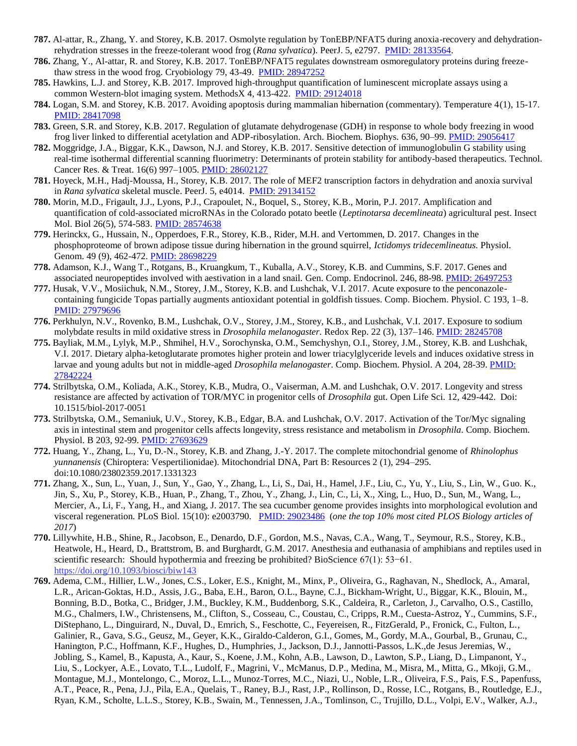**787.** Al-attar, R., Zhang, Y. and Storey, K.B. 2017. Osmolyte regulation by TonEBP/NFAT5 during anoxia-recovery and dehydration-rehydration stresses in the freeze-tolerant wood frog (*Rana sylvatica*). PeerJ. 5, e2797. PMID: 28133564.

**786.** Zhang, Y., Al-attar, R. and Storey, K.B. 2017. TonEBP/NFAT5 regulates downstream osmoregulatory proteins during freeze-thaw stress in the wood frog. Cryobiology 79, 43-49. PMID: 28947252

**785.** Hawkins, L.J. and Storey, K.B. 2017. Improved high-throughput quantification of luminescent microplate assays using a common Western-blot imaging system. MethodsX 4, 413-422. PMID: 29124018

**784.** Logan, S.M. and Storey, K.B. 2017. Avoiding apoptosis during mammalian hibernation (commentary). Temperature 4(1), 15-17. PMID: 28417098

**783.** Green, S.R. and Storey, K.B. 2017. Regulation of glutamate dehydrogenase (GDH) in response to whole body freezing in wood frog liver linked to differential acetylation and ADP-ribosylation. Arch. Biochem. Biophys. 636, 90–99. PMID: 29056417

**782.** Moggridge, J.A., Biggar, K.K., Dawson, N.J. and Storey, K.B. 2017. Sensitive detection of immunoglobulin G stability using real-time isothermal differential scanning fluorimetry: Determinants of protein stability for antibody-based therapeutics. Technol. Cancer Res. & Treat. 16(6) 997–1005. PMID: 28602127

**781.** Hoyeck, M.H., Hadj-Moussa, H., Storey, K.B. 2017. The role of MEF2 transcription factors in dehydration and anoxia survival in *Rana sylvatica* skeletal muscle. PeerJ. 5, e4014. PMID: 29134152

**780.** Morin, M.D., Frigault, J.J., Lyons, P.J., Crapoulet, N., Boquel, S., Storey, K.B., Morin, P.J. 2017. Amplification and quantification of cold-associated microRNAs in the Colorado potato beetle (*Leptinotarsa decemlineata*) agricultural pest. Insect Mol. Biol 26(5), 574-583. PMID: 28574638

**779.** Herinckx, G., Hussain, N., Opperdoes, F.R., Storey, K.B., Rider, M.H. and Vertommen, D. 2017. Changes in the phosphoproteome of brown adipose tissue during hibernation in the ground squirrel, *Ictidomys tridecemlineatus*. Physiol. Genom. 49 (9), 462-472. PMID: 28698229

**778.** Adamson, K.J., Wang T., Rotgans, B., Kruangkum, T., Kuballa, A.V., Storey, K.B. and Cummins, S.F. 2017. Genes and associated neuropeptides involved with aestivation in a land snail. Gen. Comp. Endocrinol. 246, 88-98. PMID: 26497253

**777.** Husak, V.V., Mosiichuk, N.M., Storey, J.M., Storey, K.B. and Lushchak, V.I. 2017. Acute exposure to the penconazole-containing fungicide Topas partially augments antioxidant potential in goldfish tissues. Comp. Biochem. Physiol. C 193, 1–8. PMID: 27979696

**776.** Perkhulyn, N.V., Rovenko, B.M., Lushchak, O.V., Storey, J.M., Storey, K.B., and Lushchak, V.I. 2017. Exposure to sodium molybdate results in mild oxidative stress in *Drosophila melanogaster*. Redox Rep. 22 (3), 137–146. PMID: 28245708

**775.** Bayliak, M.M., Lylyk, M.P., Shmihel, H.V., Sorochynska, O.M., Semchyshyn, O.I., Storey, J.M., Storey, K.B. and Lushchak, V.I. 2017. Dietary alpha-ketoglutarate promotes higher protein and lower triacylglyceride levels and induces oxidative stress in larvae and young adults but not in middle-aged *Drosophila melanogaster*. Comp. Biochem. Physiol. A 204, 28-39. PMID: 27842224

**774.** Strilbytska, O.M., Koliada, A.K., Storey, K.B., Mudra, O., Vaiserman, A.M. and Lushchak, O.V. 2017. Longevity and stress resistance are affected by activation of TOR/MYC in progenitor cells of *Drosophila* gut. Open Life Sci. 12, 429-442. Doi: 10.1515/biol-2017-0051

**773.** Strilbytska, O.M., Semaniuk, U.V., Storey, K.B., Edgar, B.A. and Lushchak, O.V. 2017. Activation of the Tor/Myc signaling axis in intestinal stem and progenitor cells affects longevity, stress resistance and metabolism in *Drosophila*. Comp. Biochem. Physiol. B 203, 92-99. PMID: 27693629

**772.** Huang, Y., Zhang, L., Yu, D.-N., Storey, K.B. and Zhang, J.-Y. 2017. The complete mitochondrial genome of *Rhinolophus yunnanensis* (Chiroptera: Vespertilionidae). Mitochondrial DNA, Part B: Resources 2 (1), 294–295. doi:10.1080/23802359.2017.1331323

**771.** Zhang, X., Sun, L., Yuan, J., Sun, Y., Gao, Y., Zhang, L., Li, S., Dai, H., Hamel, J.F., Liu, C., Yu, Y., Liu, S., Lin, W., Guo. K., Jin, S., Xu, P., Storey, K.B., Huan, P., Zhang, T., Zhou, Y., Zhang, J., Lin, C., Li, X., Xing, L., Huo, D., Sun, M., Wang, L., Mercier, A., Li, F., Yang, H., and Xiang, J. 2017. The sea cucumber genome provides insights into morphological evolution and visceral regeneration. PLoS Biol. 15(10): e2003790. PMID: 29023486 (*one the top 10% most cited PLOS Biology articles of 2017*)

**770.** Lillywhite, H.B., Shine, R., Jacobson, E., Denardo, D.F., Gordon, M.S., Navas, C.A., Wang, T., Seymour, R.S., Storey, K.B., Heatwole, H., Heard, D., Brattstrom, B. and Burghardt, G.M. 2017. Anesthesia and euthanasia of amphibians and reptiles used in scientific research: Should hypothermia and freezing be prohibited? BioScience 67(1): 53−61. https://doi.org/10.1093/biosci/biw143

**769.** Adema, C.M., Hillier, L.W., Jones, C.S., Loker, E.S., Knight, M., Minx, P., Oliveira, G., Raghavan, N., Shedlock, A., Amaral, L.R., Arican-Goktas, H.D., Assis, J.G., Baba, E.H., Baron, O.L., Bayne, C.J., Bickham-Wright, U., Biggar, K.K., Blouin, M., Bonning, B.D., Botka, C., Bridger, J.M., Buckley, K.M., Buddenborg, S.K., Caldeira, R., Carleton, J., Carvalho, O.S., Castillo, M.G., Chalmers, I.W., Christensens, M., Clifton, S., Cosseau, C., Coustau, C., Cripps, R.M., Cuesta-Astroz, Y., Cummins, S.F., DiStephano, L., Dinguirard, N., Duval, D., Emrich, S., Feschotte, C., Feyereisen, R., FitzGerald, P., Fronick, C., Fulton, L., Galinier, R., Gava, S.G., Geusz, M., Geyer, K.K., Giraldo-Calderon, G.I., Gomes, M., Gordy, M.A., Gourbal, B., Grunau, C., Hanington, P.C., Hoffmann, K.F., Hughes, D., Humphries, J., Jackson, D.J., Jannotti-Passos, L.K.,de Jesus Jeremias, W., Jobling, S., Kamel, B., Kapusta, A., Kaur, S., Koene, J.M., Kohn, A.B., Lawson, D., Lawton, S.P., Liang, D., Limpanont, Y., Liu, S., Lockyer, A.E., Lovato, T.L., Ludolf, F., Magrini, V., McManus, D.P., Medina, M., Misra, M., Mitta, G., Mkoji, G.M., Montague, M.J., Montelongo, C., Moroz, L.L., Munoz-Torres, M.C., Niazi, U., Noble, L.R., Oliveira, F.S., Pais, F.S., Papenfuss, A.T., Peace, R., Pena, J.J., Pila, E.A., Quelais, T., Raney, B.J., Rast, J.P., Rollinson, D., Rosse, I.C., Rotgans, B., Routledge, E.J., Ryan, K.M., Scholte, L.L.S., Storey, K.B., Swain, M., Tennessen, J.A., Tomlinson, C., Trujillo, D.L., Volpi, E.V., Walker, A.J.,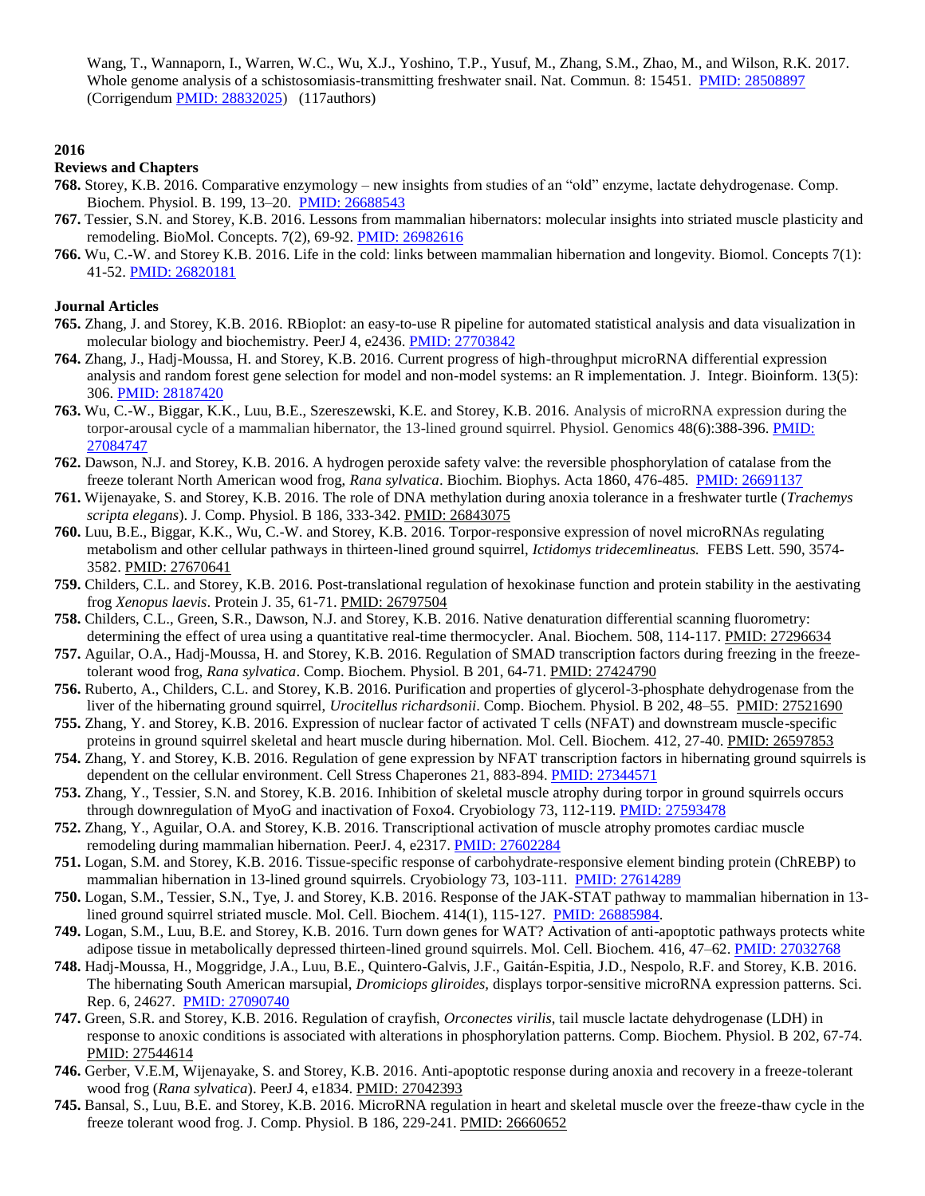Wang, T., Wannaporn, I., Warren, W.C., Wu, X.J., Yoshino, T.P., Yusuf, M., Zhang, S.M., Zhao, M., and Wilson, R.K. 2017. Whole genome analysis of a schistosomiasis-transmitting freshwater snail. Nat. Commun. 8: 15451. PMID: 28508897 (Corrigendum PMID: 28832025) (117authors)

**2016**

**Reviews and Chapters**

**768.** Storey, K.B. 2016. Comparative enzymology – new insights from studies of an "old" enzyme, lactate dehydrogenase. Comp. Biochem. Physiol. B. 199, 13–20. PMID: 26688543

**767.** Tessier, S.N. and Storey, K.B. 2016. Lessons from mammalian hibernators: molecular insights into striated muscle plasticity and remodeling. BioMol. Concepts. 7(2), 69-92. PMID: 26982616

**766.** Wu, C.-W. and Storey K.B. 2016. Life in the cold: links between mammalian hibernation and longevity. Biomol. Concepts 7(1): 41-52. PMID: 26820181

**Journal Articles**

**765.** Zhang, J. and Storey, K.B. 2016. RBioplot: an easy-to-use R pipeline for automated statistical analysis and data visualization in molecular biology and biochemistry. PeerJ 4, e2436. PMID: 27703842

**764.** Zhang, J., Hadj-Moussa, H. and Storey, K.B. 2016. Current progress of high-throughput microRNA differential expression analysis and random forest gene selection for model and non-model systems: an R implementation. J. Integr. Bioinform. 13(5): 306. PMID: 28187420

**763.** Wu, C.-W., Biggar, K.K., Luu, B.E., Szereszewski, K.E. and Storey, K.B. 2016. Analysis of microRNA expression during the torpor-arousal cycle of a mammalian hibernator, the 13-lined ground squirrel. Physiol. Genomics 48(6):388-396. PMID: 27084747

**762.** Dawson, N.J. and Storey, K.B. 2016. A hydrogen peroxide safety valve: the reversible phosphorylation of catalase from the freeze tolerant North American wood frog, *Rana sylvatica*. Biochim. Biophys. Acta 1860, 476-485. PMID: 26691137

**761.** Wijenayake, S. and Storey, K.B. 2016. The role of DNA methylation during anoxia tolerance in a freshwater turtle (*Trachemys scripta elegans*). J. Comp. Physiol. B 186, 333-342. PMID: 26843075

**760.** Luu, B.E., Biggar, K.K., Wu, C.-W. and Storey, K.B. 2016. Torpor-responsive expression of novel microRNAs regulating metabolism and other cellular pathways in thirteen-lined ground squirrel, *Ictidomys tridecemlineatus.* FEBS Lett. 590, 3574-3582. PMID: 27670641

**759.** Childers, C.L. and Storey, K.B. 2016. Post-translational regulation of hexokinase function and protein stability in the aestivating frog *Xenopus laevis*. Protein J. 35, 61-71. PMID: 26797504

**758.** Childers, C.L., Green, S.R., Dawson, N.J. and Storey, K.B. 2016. Native denaturation differential scanning fluorometry: determining the effect of urea using a quantitative real-time thermocycler. Anal. Biochem. 508, 114-117. PMID: 27296634

**757.** Aguilar, O.A., Hadj-Moussa, H. and Storey, K.B. 2016. Regulation of SMAD transcription factors during freezing in the freeze-tolerant wood frog, *Rana sylvatica*. Comp. Biochem. Physiol. B 201, 64-71. PMID: 27424790

**756.** Ruberto, A., Childers, C.L. and Storey, K.B. 2016. Purification and properties of glycerol-3-phosphate dehydrogenase from the liver of the hibernating ground squirrel, *Urocitellus richardsonii*. Comp. Biochem. Physiol. B 202, 48–55. PMID: 27521690

**755.** Zhang, Y. and Storey, K.B. 2016. Expression of nuclear factor of activated T cells (NFAT) and downstream muscle-specific proteins in ground squirrel skeletal and heart muscle during hibernation. Mol. Cell. Biochem. 412, 27-40. PMID: 26597853

**754.** Zhang, Y. and Storey, K.B. 2016. Regulation of gene expression by NFAT transcription factors in hibernating ground squirrels is dependent on the cellular environment. Cell Stress Chaperones 21, 883-894. PMID: 27344571

**753.** Zhang, Y., Tessier, S.N. and Storey, K.B. 2016. Inhibition of skeletal muscle atrophy during torpor in ground squirrels occurs through downregulation of MyoG and inactivation of Foxo4. Cryobiology 73, 112-119. PMID: 27593478

**752.** Zhang, Y., Aguilar, O.A. and Storey, K.B. 2016. Transcriptional activation of muscle atrophy promotes cardiac muscle remodeling during mammalian hibernation. PeerJ. 4, e2317. PMID: 27602284

**751.** Logan, S.M. and Storey, K.B. 2016. Tissue-specific response of carbohydrate-responsive element binding protein (ChREBP) to mammalian hibernation in 13-lined ground squirrels. Cryobiology 73, 103-111. PMID: 27614289

**750.** Logan, S.M., Tessier, S.N., Tye, J. and Storey, K.B. 2016. Response of the JAK-STAT pathway to mammalian hibernation in 13-lined ground squirrel striated muscle. Mol. Cell. Biochem. 414(1), 115-127. PMID: 26885984.

**749.** Logan, S.M., Luu, B.E. and Storey, K.B. 2016. Turn down genes for WAT? Activation of anti-apoptotic pathways protects white adipose tissue in metabolically depressed thirteen-lined ground squirrels. Mol. Cell. Biochem. 416, 47–62. PMID: 27032768

**748.** Hadj-Moussa, H., Moggridge, J.A., Luu, B.E., Quintero-Galvis, J.F., Gaitán-Espitia, J.D., Nespolo, R.F. and Storey, K.B. 2016. The hibernating South American marsupial, *Dromiciops gliroides*, displays torpor-sensitive microRNA expression patterns. Sci. Rep. 6, 24627. PMID: 27090740

**747.** Green, S.R. and Storey, K.B. 2016. Regulation of crayfish, *Orconectes virilis*, tail muscle lactate dehydrogenase (LDH) in response to anoxic conditions is associated with alterations in phosphorylation patterns. Comp. Biochem. Physiol. B 202, 67-74. PMID: 27544614

**746.** Gerber, V.E.M, Wijenayake, S. and Storey, K.B. 2016. Anti-apoptotic response during anoxia and recovery in a freeze-tolerant wood frog (*Rana sylvatica*). PeerJ 4, e1834. PMID: 27042393

**745.** Bansal, S., Luu, B.E. and Storey, K.B. 2016. MicroRNA regulation in heart and skeletal muscle over the freeze-thaw cycle in the freeze tolerant wood frog. J. Comp. Physiol. B 186, 229-241. PMID: 26660652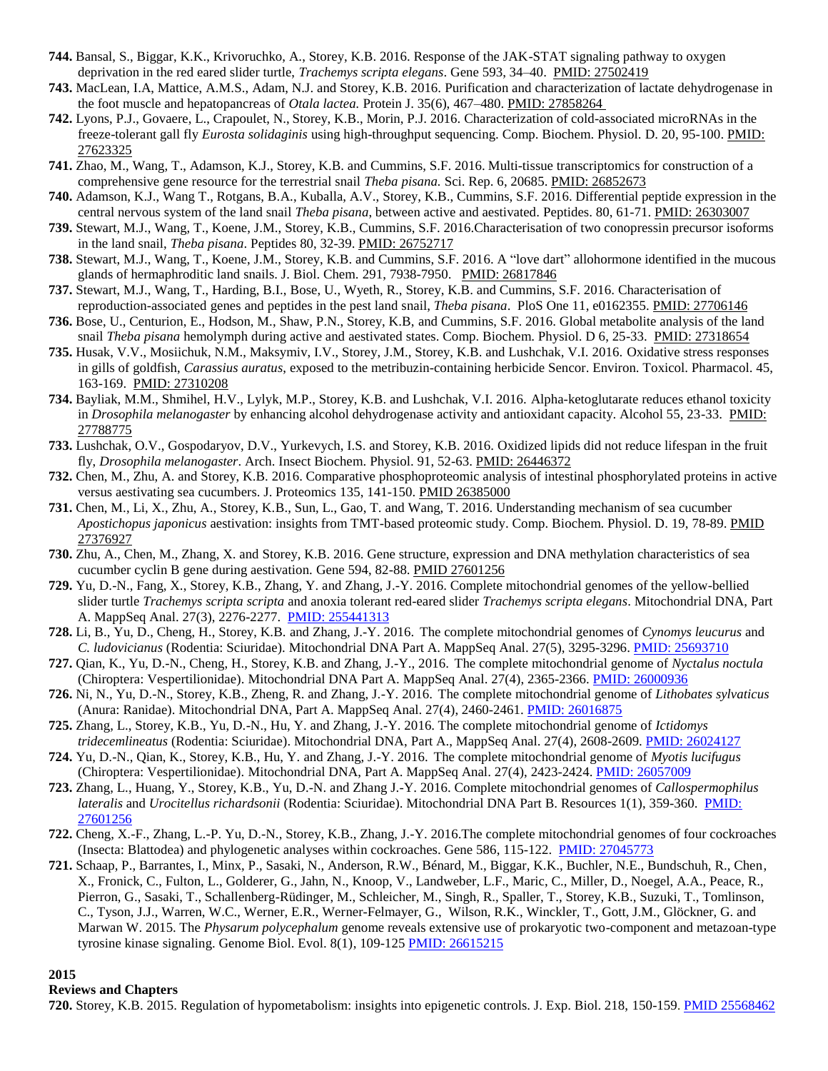**744.** Bansal, S., Biggar, K.K., Krivoruchko, A., Storey, K.B. 2016. Response of the JAK-STAT signaling pathway to oxygen deprivation in the red eared slider turtle, *Trachemys scripta elegans*. Gene 593, 34–40. PMID: 27502419

**743.** MacLean, I.A, Mattice, A.M.S., Adam, N.J. and Storey, K.B. 2016. Purification and characterization of lactate dehydrogenase in the foot muscle and hepatopancreas of *Otala lactea.* Protein J. 35(6), 467–480. PMID: 27858264

**742.** Lyons, P.J., Govaere, L., Crapoulet, N., Storey, K.B., Morin, P.J. 2016. Characterization of cold-associated microRNAs in the freeze-tolerant gall fly *Eurosta solidaginis* using high-throughput sequencing. Comp. Biochem. Physiol. D. 20, 95-100. PMID: 27623325

**741.** Zhao, M., Wang, T., Adamson, K.J., Storey, K.B. and Cummins, S.F. 2016. Multi-tissue transcriptomics for construction of a comprehensive gene resource for the terrestrial snail *Theba pisana.* Sci. Rep. 6, 20685. PMID: 26852673

**740.** Adamson, K.J., Wang T., Rotgans, B.A., Kuballa, A.V., Storey, K.B., Cummins, S.F. 2016. Differential peptide expression in the central nervous system of the land snail *Theba pisana*, between active and aestivated. Peptides. 80, 61-71. PMID: 26303007

**739.** Stewart, M.J., Wang, T., Koene, J.M., Storey, K.B., Cummins, S.F. 2016.Characterisation of two conopressin precursor isoforms in the land snail, *Theba pisana*. Peptides 80, 32-39. PMID: 26752717

**738.** Stewart, M.J., Wang, T., Koene, J.M., Storey, K.B. and Cummins, S.F. 2016. A "love dart" allohormone identified in the mucous glands of hermaphroditic land snails. J. Biol. Chem. 291, 7938-7950. PMID: 26817846

**737.** Stewart, M.J., Wang, T., Harding, B.I., Bose, U., Wyeth, R., Storey, K.B. and Cummins, S.F. 2016. Characterisation of reproduction-associated genes and peptides in the pest land snail, *Theba pisana*. PloS One 11, e0162355. PMID: 27706146

**736.** Bose, U., Centurion, E., Hodson, M., Shaw, P.N., Storey, K.B, and Cummins, S.F. 2016. Global metabolite analysis of the land snail *Theba pisana* hemolymph during active and aestivated states. Comp. Biochem. Physiol. D 6, 25-33. PMID: 27318654

**735.** Husak, V.V., Mosiichuk, N.M., Maksymiv, I.V., Storey, J.M., Storey, K.B. and Lushchak, V.I. 2016. Oxidative stress responses in gills of goldfish, *Carassius auratus*, exposed to the metribuzin-containing herbicide Sencor. Environ. Toxicol. Pharmacol. 45, 163-169. PMID: 27310208

**734.** Bayliak, M.M., Shmihel, H.V., Lylyk, M.P., Storey, K.B. and Lushchak, V.I. 2016. Alpha-ketoglutarate reduces ethanol toxicity in *Drosophila melanogaster* by enhancing alcohol dehydrogenase activity and antioxidant capacity. Alcohol 55, 23-33. PMID: 27788775

**733.** Lushchak, O.V., Gospodaryov, D.V., Yurkevych, I.S. and Storey, K.B. 2016. Oxidized lipids did not reduce lifespan in the fruit fly, *Drosophila melanogaster*. Arch. Insect Biochem. Physiol. 91, 52-63. PMID: 26446372

**732.** Chen, M., Zhu, A. and Storey, K.B. 2016. Comparative phosphoproteomic analysis of intestinal phosphorylated proteins in active versus aestivating sea cucumbers. J. Proteomics 135, 141-150. PMID 26385000

**731.** Chen, M., Li, X., Zhu, A., Storey, K.B., Sun, L., Gao, T. and Wang, T. 2016. Understanding mechanism of sea cucumber *Apostichopus japonicus* aestivation: insights from TMT-based proteomic study. Comp. Biochem. Physiol. D. 19, 78-89. PMID 27376927

**730.** Zhu, A., Chen, M., Zhang, X. and Storey, K.B. 2016. Gene structure, expression and DNA methylation characteristics of sea cucumber cyclin B gene during aestivation. Gene 594, 82-88. PMID 27601256

**729.** Yu, D.-N., Fang, X., Storey, K.B., Zhang, Y. and Zhang, J.-Y. 2016. Complete mitochondrial genomes of the yellow-bellied slider turtle *Trachemys scripta scripta* and anoxia tolerant red-eared slider *Trachemys scripta elegans*. Mitochondrial DNA, Part A. MappSeq Anal. 27(3), 2276-2277. PMID: 255441313

**728.** Li, B., Yu, D., Cheng, H., Storey, K.B. and Zhang, J.-Y. 2016. The complete mitochondrial genomes of *Cynomys leucurus* and *C. ludovicianus* (Rodentia: Sciuridae). Mitochondrial DNA Part A. MappSeq Anal. 27(5), 3295-3296. PMID: 25693710

**727.** Qian, K., Yu, D.-N., Cheng, H., Storey, K.B. and Zhang, J.-Y. 2016. The complete mitochondrial genome of *Nyctalus noctula* (Chiroptera: Vespertilionidae). Mitochondrial DNA Part A. MappSeq Anal. 27(4), 2365-2366. PMID: 26000936

**726.** Ni, N., Yu, D.-N., Storey, K.B., Zheng, R. and Zhang, J.-Y. 2016. The complete mitochondrial genome of *Lithobates sylvaticus* (Anura: Ranidae). Mitochondrial DNA, Part A. MappSeq Anal. 27(4), 2460-2461. PMID: 26016875

**725.** Zhang, L., Storey, K.B., Yu, D.-N., Hu, Y. and Zhang, J.-Y. 2016. The complete mitochondrial genome of *Ictidomys tridecemlineatus* (Rodentia: Sciuridae). Mitochondrial DNA, Part A., MappSeq Anal. 27(4), 2608-2609. PMID: 26024127

**724.** Yu, D.-N., Qian, K., Storey, K.B., Hu, Y. and Zhang, J.-Y. 2016. The complete mitochondrial genome of *Myotis lucifugus* (Chiroptera: Vespertilionidae). Mitochondrial DNA, Part A. MappSeq Anal. 27(4), 2423-2424. PMID: 26057009

**723.** Zhang, L., Huang, Y., Storey, K.B., Yu, D.-N. and Zhang J.-Y. 2016. Complete mitochondrial genomes of *Callospermophilus lateralis* and *Urocitellus richardsonii* (Rodentia: Sciuridae). Mitochondrial DNA Part B. Resources 1(1), 359-360. PMID: 27601256

**722.** Cheng, X.-F., Zhang, L.-P. Yu, D.-N., Storey, K.B., Zhang, J.-Y. 2016.The complete mitochondrial genomes of four cockroaches (Insecta: Blattodea) and phylogenetic analyses within cockroaches. Gene 586, 115-122. PMID: 27045773

**721.** Schaap, P., Barrantes, I., Minx, P., Sasaki, N., Anderson, R.W., Bénard, M., Biggar, K.K., Buchler, N.E., Bundschuh, R., Chen, X., Fronick, C., Fulton, L., Golderer, G., Jahn, N., Knoop, V., Landweber, L.F., Maric, C., Miller, D., Noegel, A.A., Peace, R., Pierron, G., Sasaki, T., Schallenberg-Rüdinger, M., Schleicher, M., Singh, R., Spaller, T., Storey, K.B., Suzuki, T., Tomlinson, C., Tyson, J.J., Warren, W.C., Werner, E.R., Werner-Felmayer, G., Wilson, R.K., Winckler, T., Gott, J.M., Glöckner, G. and Marwan W. 2015. The *Physarum polycephalum* genome reveals extensive use of prokaryotic two-component and metazoan-type tyrosine kinase signaling. Genome Biol. Evol. 8(1), 109-125 PMID: 26615215

**2015**

**Reviews and Chapters**

**720.** Storey, K.B. 2015. Regulation of hypometabolism: insights into epigenetic controls. J. Exp. Biol. 218, 150-159. PMID 25568462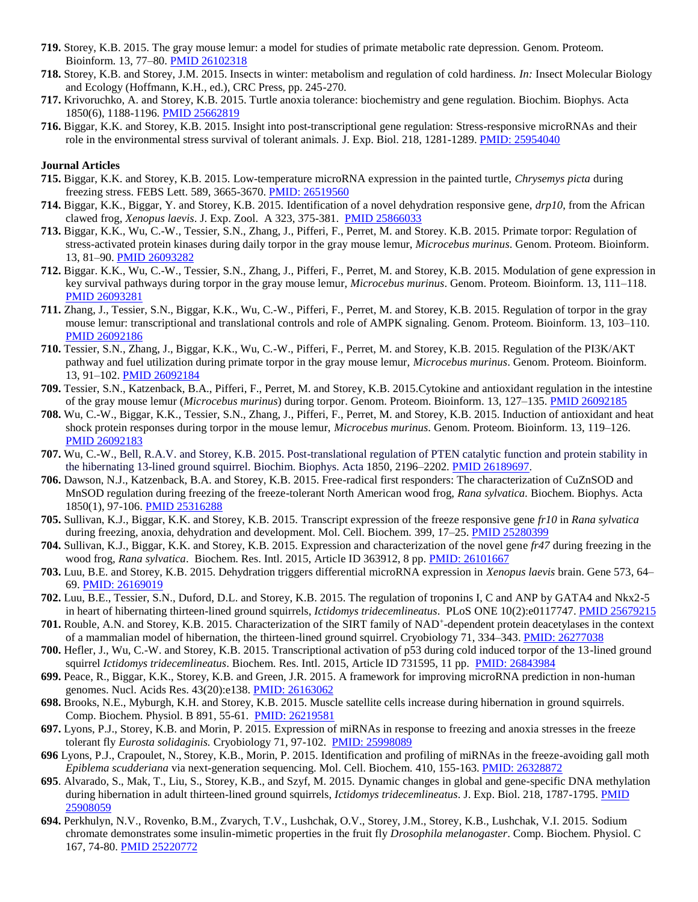**719.** Storey, K.B. 2015. The gray mouse lemur: a model for studies of primate metabolic rate depression. Genom. Proteom. Bioinform. 13, 77–80. PMID 26102318

**718.** Storey, K.B. and Storey, J.M. 2015. Insects in winter: metabolism and regulation of cold hardiness. *In:* Insect Molecular Biology and Ecology (Hoffmann, K.H., ed.), CRC Press, pp. 245-270.

**717.** Krivoruchko, A. and Storey, K.B. 2015. Turtle anoxia tolerance: biochemistry and gene regulation. Biochim. Biophys. Acta 1850(6), 1188-1196. PMID 25662819

**716.** Biggar, K.K. and Storey, K.B. 2015. Insight into post-transcriptional gene regulation: Stress-responsive microRNAs and their role in the environmental stress survival of tolerant animals. J. Exp. Biol. 218, 1281-1289. PMID: 25954040

**Journal Articles**

**715.** Biggar, K.K. and Storey, K.B. 2015. Low-temperature microRNA expression in the painted turtle, *Chrysemys picta* during freezing stress. FEBS Lett. 589, 3665-3670. PMID: 26519560

**714.** Biggar, K.K., Biggar, Y. and Storey, K.B. 2015. Identification of a novel dehydration responsive gene, *drp10*, from the African clawed frog, *Xenopus laevis*. J. Exp. Zool. A 323, 375-381. PMID 25866033

**713.** Biggar, K.K., Wu, C.-W., Tessier, S.N., Zhang, J., Pifferi, F., Perret, M. and Storey. K.B. 2015. Primate torpor: Regulation of stress-activated protein kinases during daily torpor in the gray mouse lemur, *Microcebus murinus*. Genom. Proteom. Bioinform. 13, 81–90. PMID 26093282

**712.** Biggar. K.K., Wu, C.-W., Tessier, S.N., Zhang, J., Pifferi, F., Perret, M. and Storey, K.B. 2015. Modulation of gene expression in key survival pathways during torpor in the gray mouse lemur, *Microcebus murinus*. Genom. Proteom. Bioinform. 13, 111–118. PMID 26093281

**711.** Zhang, J., Tessier, S.N., Biggar, K.K., Wu, C.-W., Pifferi, F., Perret, M. and Storey, K.B. 2015. Regulation of torpor in the gray mouse lemur: transcriptional and translational controls and role of AMPK signaling. Genom. Proteom. Bioinform. 13, 103–110. PMID 26092186

**710.** Tessier, S.N., Zhang, J., Biggar, K.K., Wu, C.-W., Pifferi, F., Perret, M. and Storey, K.B. 2015. Regulation of the PI3K/AKT pathway and fuel utilization during primate torpor in the gray mouse lemur, *Microcebus murinus*. Genom. Proteom. Bioinform. 13, 91–102. PMID 26092184

**709.** Tessier, S.N., Katzenback, B.A., Pifferi, F., Perret, M. and Storey, K.B. 2015.Cytokine and antioxidant regulation in the intestine of the gray mouse lemur (*Microcebus murinus*) during torpor. Genom. Proteom. Bioinform. 13, 127–135. PMID 26092185

**708.** Wu, C.-W., Biggar, K.K., Tessier, S.N., Zhang, J., Pifferi, F., Perret, M. and Storey, K.B. 2015. Induction of antioxidant and heat shock protein responses during torpor in the mouse lemur, *Microcebus murinus*. Genom. Proteom. Bioinform. 13, 119–126. PMID 26092183

**707.** Wu, C.-W., Bell, R.A.V. and Storey, K.B. 2015. Post-translational regulation of PTEN catalytic function and protein stability in the hibernating 13-lined ground squirrel. Biochim. Biophys. Acta 1850, 2196–2202. PMID 26189697.

**706.** Dawson, N.J., Katzenback, B.A. and Storey, K.B. 2015. Free-radical first responders: The characterization of CuZnSOD and MnSOD regulation during freezing of the freeze-tolerant North American wood frog, *Rana sylvatica*. Biochem. Biophys. Acta 1850(1), 97-106. PMID 25316288

**705.** Sullivan, K.J., Biggar, K.K. and Storey, K.B. 2015. Transcript expression of the freeze responsive gene *fr10* in *Rana sylvatica* during freezing, anoxia, dehydration and development. Mol. Cell. Biochem. 399, 17–25. PMID 25280399

**704.** Sullivan, K.J., Biggar, K.K. and Storey, K.B. 2015. Expression and characterization of the novel gene *fr47* during freezing in the wood frog, *Rana sylvatica*. Biochem. Res. Intl. 2015, Article ID 363912, 8 pp. PMID: 26101667

**703.** Luu, B.E. and Storey, K.B. 2015. Dehydration triggers differential microRNA expression in *Xenopus laevis* brain. Gene 573, 64–69. PMID: 26169019

**702.** Luu, B.E., Tessier, S.N., Duford, D.L. and Storey, K.B. 2015. The regulation of troponins I, C and ANP by GATA4 and Nkx2-5 in heart of hibernating thirteen-lined ground squirrels, *Ictidomys tridecemlineatus*. PLoS ONE 10(2):e0117747. PMID 25679215

**701.** Rouble, A.N. and Storey, K.B. 2015. Characterization of the SIRT family of $NAD^+$-dependent protein deacetylases in the context of a mammalian model of hibernation, the thirteen-lined ground squirrel. Cryobiology 71, 334–343. PMID: 26277038

**700.** Hefler, J., Wu, C.-W. and Storey, K.B. 2015. Transcriptional activation of p53 during cold induced torpor of the 13-lined ground squirrel *Ictidomys tridecemlineatus*. Biochem. Res. Intl. 2015, Article ID 731595, 11 pp. PMID: 26843984

**699.** Peace, R., Biggar, K.K., Storey, K.B. and Green, J.R. 2015. A framework for improving microRNA prediction in non-human genomes. Nucl. Acids Res. 43(20):e138. PMID: 26163062

**698.** Brooks, N.E., Myburgh, K.H. and Storey, K.B. 2015. Muscle satellite cells increase during hibernation in ground squirrels. Comp. Biochem. Physiol. B 891, 55-61. PMID: 26219581

**697.** Lyons, P.J., Storey, K.B. and Morin, P. 2015. Expression of miRNAs in response to freezing and anoxia stresses in the freeze tolerant fly *Eurosta solidaginis.* Cryobiology 71, 97-102. PMID: 25998089

**696** Lyons, P.J., Crapoulet, N., Storey, K.B., Morin, P. 2015. Identification and profiling of miRNAs in the freeze-avoiding gall moth *Epiblema scudderiana* via next-generation sequencing. Mol. Cell. Biochem. 410, 155-163. PMID: 26328872

**695**. Alvarado, S., Mak, T., Liu, S., Storey, K.B., and Szyf, M. 2015. Dynamic changes in global and gene-specific DNA methylation during hibernation in adult thirteen-lined ground squirrels, *Ictidomys tridecemlineatus*. J. Exp. Biol. 218, 1787-1795. PMID 25908059

**694.** Perkhulyn, N.V., Rovenko, B.M., Zvarych, T.V., Lushchak, O.V., Storey, J.M., Storey, K.B., Lushchak, V.I. 2015. Sodium chromate demonstrates some insulin-mimetic properties in the fruit fly *Drosophila melanogaster*. Comp. Biochem. Physiol. C 167, 74-80. PMID 25220772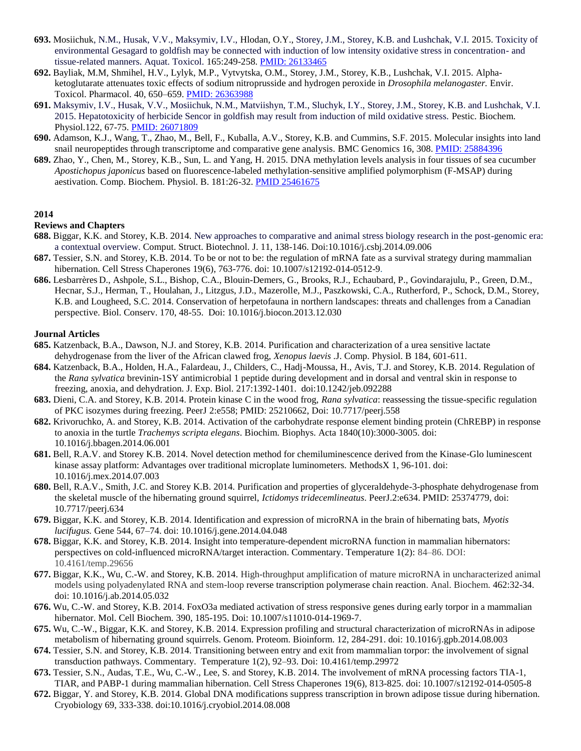**693.** Mosiichuk, N.M., Husak, V.V., Maksymiv, I.V., Hlodan, O.Y., Storey, J.M., Storey, K.B. and Lushchak, V.I. 2015. Toxicity of environmental Gesagard to goldfish may be connected with induction of low intensity oxidative stress in concentration- and tissue-related manners. Aquat. Toxicol. 165:249-258. PMID: 26133465

**692.** Bayliak, M.M, Shmihel, H.V., Lylyk, M.P., Vytvytska, O.M., Storey, J.M., Storey, K.B., Lushchak, V.I. 2015. Alpha-ketoglutarate attenuates toxic effects of sodium nitroprusside and hydrogen peroxide in *Drosophila melanogaster.* Envir. Toxicol. Pharmacol. 40, 650–659. PMID: 26363988

**691.** Maksymiv, I.V., Husak, V.V., Mosiichuk, N.M., Matviishyn, T.M., Sluchyk, I.Y., Storey, J.M., Storey, K.B. and Lushchak, V.I. 2015. Hepatotoxicity of herbicide Sencor in goldfish may result from induction of mild oxidative stress. Pestic. Biochem. Physiol.122, 67-75. PMID: 26071809

**690.** Adamson, K.J., Wang, T., Zhao, M., Bell, F., Kuballa, A.V., Storey, K.B. and Cummins, S.F. 2015. Molecular insights into land snail neuropeptides through transcriptome and comparative gene analysis. BMC Genomics 16, 308. PMID: 25884396

**689.** Zhao, Y., Chen, M., Storey, K.B., Sun, L. and Yang, H. 2015. DNA methylation levels analysis in four tissues of sea cucumber *Apostichopus japonicus* based on fluorescence-labeled methylation-sensitive amplified polymorphism (F-MSAP) during aestivation. Comp. Biochem. Physiol. B. 181:26-32. PMID 25461675

**2014**

**Reviews and Chapters**

**688.** Biggar, K.K. and Storey, K.B. 2014. New approaches to comparative and animal stress biology research in the post-genomic era: a contextual overview. Comput. Struct. Biotechnol. J. 11, 138-146. Doi:10.1016/j.csbj.2014.09.006

**687.** Tessier, S.N. and Storey, K.B. 2014. To be or not to be: the regulation of mRNA fate as a survival strategy during mammalian hibernation. Cell Stress Chaperones 19(6), 763-776. doi: 10.1007/s12192-014-0512-9.

**686.** Lesbarrères D., Ashpole, S.L., Bishop, C.A., Blouin-Demers, G., Brooks, R.J., Echaubard, P., Govindarajulu, P., Green, D.M., Hecnar, S.J., Herman, T., Houlahan, J., Litzgus, J.D., Mazerolle, M.J., Paszkowski, C.A., Rutherford, P., Schock, D.M., Storey, K.B. and Lougheed, S.C. 2014. Conservation of herpetofauna in northern landscapes: threats and challenges from a Canadian perspective. Biol. Conserv. 170, 48-55. Doi: 10.1016/j.biocon.2013.12.030

**Journal Articles**

**685.** Katzenback, B.A., Dawson, N.J. and Storey, K.B. 2014. Purification and characterization of a urea sensitive lactate dehydrogenase from the liver of the African clawed frog, *Xenopus laevis* .J. Comp. Physiol. B 184, 601-611.

**684.** Katzenback, B.A., Holden, H.A., Falardeau, J., Childers, C., Hadj-Moussa, H., Avis, T.J. and Storey, K.B. 2014. Regulation of the *Rana sylvatica* brevinin-1SY antimicrobial 1 peptide during development and in dorsal and ventral skin in response to freezing, anoxia, and dehydration. J. Exp. Biol. 217:1392-1401. doi:10.1242/jeb.092288

**683.** Dieni, C.A. and Storey, K.B. 2014. Protein kinase C in the wood frog, *Rana sylvatica*: reassessing the tissue-specific regulation of PKC isozymes during freezing. PeerJ 2:e558; PMID: 25210662, Doi: 10.7717/peerj.558

**682.** Krivoruchko, A. and Storey, K.B. 2014. Activation of the carbohydrate response element binding protein (ChREBP) in response to anoxia in the turtle *Trachemys scripta elegans*. Biochim. Biophys. Acta 1840(10):3000-3005. doi: 10.1016/j.bbagen.2014.06.001

**681.** Bell, R.A.V. and Storey K.B. 2014. Novel detection method for chemiluminescence derived from the Kinase-Glo luminescent kinase assay platform: Advantages over traditional microplate luminometers. MethodsX 1, 96-101. doi: 10.1016/j.mex.2014.07.003

**680.** Bell, R.A.V., Smith, J.C. and Storey K.B. 2014. Purification and properties of glyceraldehyde-3-phosphate dehydrogenase from the skeletal muscle of the hibernating ground squirrel, *Ictidomys tridecemlineatus*. PeerJ.2:e634. PMID: 25374779, doi: 10.7717/peerj.634

**679.** Biggar, K.K. and Storey, K.B. 2014. Identification and expression of microRNA in the brain of hibernating bats, *Myotis lucifugus.* Gene 544, 67–74. doi: 10.1016/j.gene.2014.04.048

**678.** Biggar, K.K. and Storey, K.B. 2014. Insight into temperature-dependent microRNA function in mammalian hibernators: perspectives on cold-influenced microRNA/target interaction. Commentary. Temperature 1(2): 84–86. DOI: 10.4161/temp.29656

**677.** Biggar, K.K., Wu, C.-W. and Storey, K.B. 2014. High-throughput amplification of mature microRNA in uncharacterized animal models using polyadenylated RNA and stem-loop reverse transcription polymerase chain reaction. Anal. Biochem. 462:32-34. doi: 10.1016/j.ab.2014.05.032

**676.** Wu, C.-W. and Storey, K.B. 2014. FoxO3a mediated activation of stress responsive genes during early torpor in a mammalian hibernator. Mol. Cell Biochem. 390, 185-195. Doi: 10.1007/s11010-014-1969-7.

**675.** Wu, C.-W., Biggar, K.K. and Storey, K.B. 2014. Expression profiling and structural characterization of microRNAs in adipose metabolism of hibernating ground squirrels. Genom. Proteom. Bioinform. 12, 284-291. doi: 10.1016/j.gpb.2014.08.003

**674.** Tessier, S.N. and Storey, K.B. 2014. Transitioning between entry and exit from mammalian torpor: the involvement of signal transduction pathways. Commentary. Temperature 1(2), 92–93. Doi: 10.4161/temp.29972

**673.** Tessier, S.N., Audas, T.E., Wu, C.-W., Lee, S. and Storey, K.B. 2014. The involvement of mRNA processing factors TIA-1, TIAR, and PABP-1 during mammalian hibernation. Cell Stress Chaperones 19(6), 813-825. doi: 10.1007/s12192-014-0505-8

**672.** Biggar, Y. and Storey, K.B. 2014. Global DNA modifications suppress transcription in brown adipose tissue during hibernation. Cryobiology 69, 333-338. doi:10.1016/j.cryobiol.2014.08.008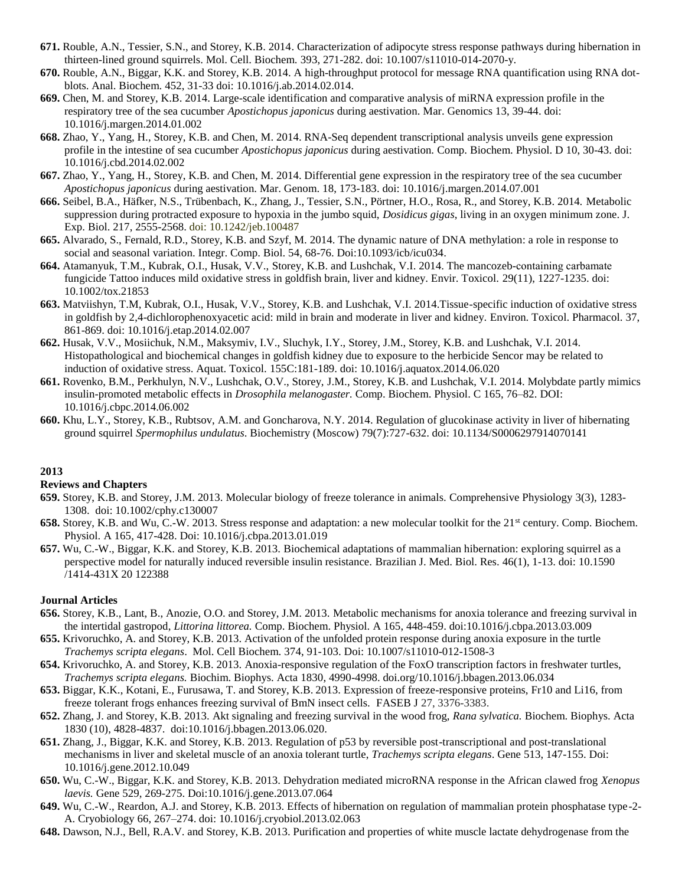**671.** Rouble, A.N., Tessier, S.N., and Storey, K.B. 2014. Characterization of adipocyte stress response pathways during hibernation in thirteen-lined ground squirrels. Mol. Cell. Biochem. 393, 271-282. doi: 10.1007/s11010-014-2070-y.

**670.** Rouble, A.N., Biggar, K.K. and Storey, K.B. 2014. A high-throughput protocol for message RNA quantification using RNA dot-blots. Anal. Biochem. 452, 31-33 doi: 10.1016/j.ab.2014.02.014.

**669.** Chen, M. and Storey, K.B. 2014. Large-scale identification and comparative analysis of miRNA expression profile in the respiratory tree of the sea cucumber *Apostichopus japonicus* during aestivation. Mar. Genomics 13, 39-44. doi: 10.1016/j.margen.2014.01.002

**668.** Zhao, Y., Yang, H., Storey, K.B. and Chen, M. 2014. RNA-Seq dependent transcriptional analysis unveils gene expression profile in the intestine of sea cucumber *Apostichopus japonicus* during aestivation. Comp. Biochem. Physiol. D 10, 30-43. doi: 10.1016/j.cbd.2014.02.002

**667.** Zhao, Y., Yang, H., Storey, K.B. and Chen, M. 2014. Differential gene expression in the respiratory tree of the sea cucumber *Apostichopus japonicus* during aestivation. Mar. Genom. 18, 173-183. doi: 10.1016/j.margen.2014.07.001

**666.** Seibel, B.A., Häfker, N.S., Trübenbach, K., Zhang, J., Tessier, S.N., Pörtner, H.O., Rosa, R., and Storey, K.B. 2014. Metabolic suppression during protracted exposure to hypoxia in the jumbo squid, *Dosidicus gigas*, living in an oxygen minimum zone. J. Exp. Biol. 217, 2555-2568. doi: 10.1242/jeb.100487

**665.** Alvarado, S., Fernald, R.D., Storey, K.B. and Szyf, M. 2014. The dynamic nature of DNA methylation: a role in response to social and seasonal variation. Integr. Comp. Biol. 54, 68-76. Doi:10.1093/icb/icu034.

**664.** Atamanyuk, T.M., Kubrak, O.I., Husak, V.V., Storey, K.B. and Lushchak, V.I. 2014. The mancozeb-containing carbamate fungicide Tattoo induces mild oxidative stress in goldfish brain, liver and kidney. Envir. Toxicol. 29(11), 1227-1235. doi: 10.1002/tox.21853

**663.** Matviishyn, T.M, Kubrak, O.I., Husak, V.V., Storey, K.B. and Lushchak, V.I. 2014.Tissue-specific induction of oxidative stress in goldfish by 2,4-dichlorophenoxyacetic acid: mild in brain and moderate in liver and kidney. Environ. Toxicol. Pharmacol. 37, 861-869. doi: 10.1016/j.etap.2014.02.007

**662.** Husak, V.V., Mosiichuk, N.M., Maksymiv, I.V., Sluchyk, I.Y., Storey, J.M., Storey, K.B. and Lushchak, V.I. 2014. Histopathological and biochemical changes in goldfish kidney due to exposure to the herbicide Sencor may be related to induction of oxidative stress. Aquat. Toxicol. 155C:181-189. doi: 10.1016/j.aquatox.2014.06.020

**661.** Rovenko, B.M., Perkhulyn, N.V., Lushchak, O.V., Storey, J.M., Storey, K.B. and Lushchak, V.I. 2014. Molybdate partly mimics insulin-promoted metabolic effects in *Drosophila melanogaster.* Comp. Biochem. Physiol. C 165, 76–82. DOI: 10.1016/j.cbpc.2014.06.002

**660.** Khu, L.Y., Storey, K.B., Rubtsov, A.M. and Goncharova, N.Y. 2014. Regulation of glucokinase activity in liver of hibernating ground squirrel *Spermophilus undulatus*. Biochemistry (Moscow) 79(7):727-632. doi: 10.1134/S0006297914070141

## 2013

### Reviews and Chapters

**659.** Storey, K.B. and Storey, J.M. 2013. Molecular biology of freeze tolerance in animals. Comprehensive Physiology 3(3), 1283-1308. doi: 10.1002/cphy.c130007

**658.** Storey, K.B. and Wu, C.-W. 2013. Stress response and adaptation: a new molecular toolkit for the 21st century. Comp. Biochem. Physiol. A 165, 417-428. Doi: 10.1016/j.cbpa.2013.01.019

**657.** Wu, C.-W., Biggar, K.K. and Storey, K.B. 2013. Biochemical adaptations of mammalian hibernation: exploring squirrel as a perspective model for naturally induced reversible insulin resistance. Brazilian J. Med. Biol. Res. 46(1), 1-13. doi: 10.1590 /1414-431X 20 122388

### Journal Articles

**656.** Storey, K.B., Lant, B., Anozie, O.O. and Storey, J.M. 2013. Metabolic mechanisms for anoxia tolerance and freezing survival in the intertidal gastropod, *Littorina littorea.* Comp. Biochem. Physiol. A 165, 448-459. doi:10.1016/j.cbpa.2013.03.009

**655.** Krivoruchko, A. and Storey, K.B. 2013. Activation of the unfolded protein response during anoxia exposure in the turtle *Trachemys scripta elegans*. Mol. Cell Biochem. 374, 91-103. Doi: 10.1007/s11010-012-1508-3

**654.** Krivoruchko, A. and Storey, K.B. 2013. Anoxia-responsive regulation of the FoxO transcription factors in freshwater turtles, *Trachemys scripta elegans.* Biochim. Biophys. Acta 1830, 4990-4998. doi.org/10.1016/j.bbagen.2013.06.034

**653.** Biggar, K.K., Kotani, E., Furusawa, T. and Storey, K.B. 2013. Expression of freeze-responsive proteins, Fr10 and Li16, from freeze tolerant frogs enhances freezing survival of BmN insect cells. FASEB J 27, 3376-3383.

**652.** Zhang, J. and Storey, K.B. 2013. Akt signaling and freezing survival in the wood frog, *Rana sylvatica.* Biochem. Biophys. Acta 1830 (10), 4828-4837. doi:10.1016/j.bbagen.2013.06.020.

**651.** Zhang, J., Biggar, K.K. and Storey, K.B. 2013. Regulation of p53 by reversible post-transcriptional and post-translational mechanisms in liver and skeletal muscle of an anoxia tolerant turtle, *Trachemys scripta elegans*. Gene 513, 147-155. Doi: 10.1016/j.gene.2012.10.049

**650.** Wu, C.-W., Biggar, K.K. and Storey, K.B. 2013. Dehydration mediated microRNA response in the African clawed frog *Xenopus laevis.* Gene 529, 269-275. Doi:10.1016/j.gene.2013.07.064

**649.** Wu, C.-W., Reardon, A.J. and Storey, K.B. 2013. Effects of hibernation on regulation of mammalian protein phosphatase type-2-A. Cryobiology 66, 267–274. doi: 10.1016/j.cryobiol.2013.02.063

**648.** Dawson, N.J., Bell, R.A.V. and Storey, K.B. 2013. Purification and properties of white muscle lactate dehydrogenase from the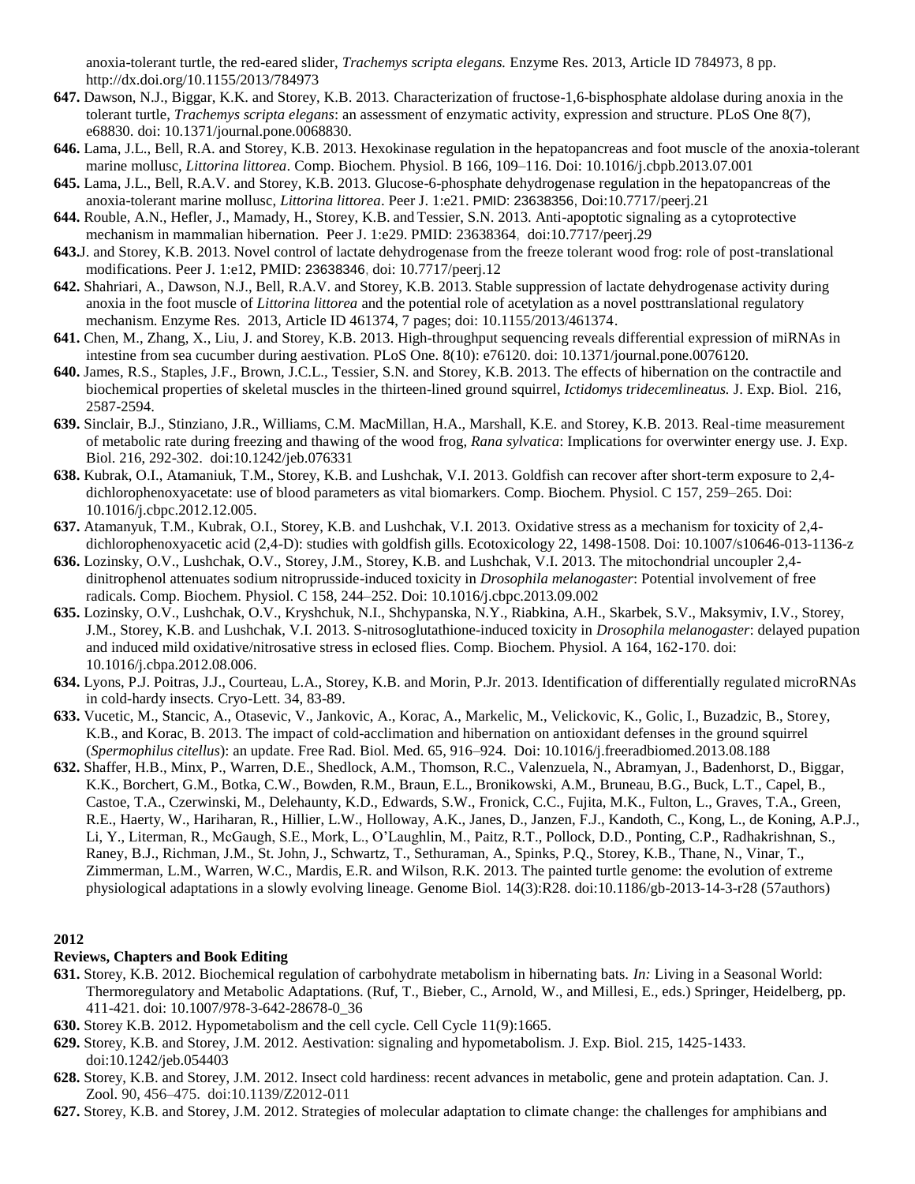anoxia-tolerant turtle, the red-eared slider, *Trachemys scripta elegans.* Enzyme Res. 2013, Article ID 784973, 8 pp. http://dx.doi.org/10.1155/2013/784973

**647.** Dawson, N.J., Biggar, K.K. and Storey, K.B. 2013. Characterization of fructose-1,6-bisphosphate aldolase during anoxia in the tolerant turtle, *Trachemys scripta elegans*: an assessment of enzymatic activity, expression and structure. PLoS One 8(7), e68830. doi: 10.1371/journal.pone.0068830.

**646.** Lama, J.L., Bell, R.A. and Storey, K.B. 2013. Hexokinase regulation in the hepatopancreas and foot muscle of the anoxia-tolerant marine mollusc, *Littorina littorea*. Comp. Biochem. Physiol. B 166, 109–116. Doi: 10.1016/j.cbpb.2013.07.001

**645.** Lama, J.L., Bell, R.A.V. and Storey, K.B. 2013. Glucose-6-phosphate dehydrogenase regulation in the hepatopancreas of the anoxia-tolerant marine mollusc, *Littorina littorea*. Peer J. 1:e21. PMID: 23638356, Doi:10.7717/peerj.21

**644.** Rouble, A.N., Hefler, J., Mamady, H., Storey, K.B. and Tessier, S.N. 2013. Anti-apoptotic signaling as a cytoprotective mechanism in mammalian hibernation. Peer J. 1:e29. PMID: 23638364, doi:10.7717/peerj.29

**643.**J. and Storey, K.B. 2013. Novel control of lactate dehydrogenase from the freeze tolerant wood frog: role of post-translational modifications. Peer J. 1:e12, PMID: 23638346, doi: 10.7717/peerj.12

**642.** Shahriari, A., Dawson, N.J., Bell, R.A.V. and Storey, K.B. 2013. Stable suppression of lactate dehydrogenase activity during anoxia in the foot muscle of *Littorina littorea* and the potential role of acetylation as a novel posttranslational regulatory mechanism. Enzyme Res. 2013, Article ID 461374, 7 pages; doi: 10.1155/2013/461374.

**641.** Chen, M., Zhang, X., Liu, J. and Storey, K.B. 2013. High-throughput sequencing reveals differential expression of miRNAs in intestine from sea cucumber during aestivation. PLoS One. 8(10): e76120. doi: 10.1371/journal.pone.0076120.

**640.** James, R.S., Staples, J.F., Brown, J.C.L., Tessier, S.N. and Storey, K.B. 2013. The effects of hibernation on the contractile and biochemical properties of skeletal muscles in the thirteen-lined ground squirrel, *Ictidomys tridecemlineatus.* J. Exp. Biol. 216, 2587-2594.

**639.** Sinclair, B.J., Stinziano, J.R., Williams, C.M. MacMillan, H.A., Marshall, K.E. and Storey, K.B. 2013. Real-time measurement of metabolic rate during freezing and thawing of the wood frog, *Rana sylvatica*: Implications for overwinter energy use. J. Exp. Biol. 216, 292-302. doi:10.1242/jeb.076331

**638.** Kubrak, O.I., Atamaniuk, T.M., Storey, K.B. and Lushchak, V.I. 2013. Goldfish can recover after short-term exposure to 2,4-dichlorophenoxyacetate: use of blood parameters as vital biomarkers. Comp. Biochem. Physiol. C 157, 259–265. Doi: 10.1016/j.cbpc.2012.12.005.

**637.** Atamanyuk, T.M., Kubrak, O.I., Storey, K.B. and Lushchak, V.I. 2013. Oxidative stress as a mechanism for toxicity of 2,4-dichlorophenoxyacetic acid (2,4-D): studies with goldfish gills. Ecotoxicology 22, 1498-1508. Doi: 10.1007/s10646-013-1136-z

**636.** Lozinsky, O.V., Lushchak, O.V., Storey, J.M., Storey, K.B. and Lushchak, V.I. 2013. The mitochondrial uncoupler 2,4-dinitrophenol attenuates sodium nitroprusside-induced toxicity in *Drosophila melanogaster*: Potential involvement of free radicals. Comp. Biochem. Physiol. C 158, 244–252. Doi: 10.1016/j.cbpc.2013.09.002

**635.** Lozinsky, O.V., Lushchak, O.V., Kryshchuk, N.I., Shchypanska, N.Y., Riabkina, A.H., Skarbek, S.V., Maksymiv, I.V., Storey, J.M., Storey, K.B. and Lushchak, V.I. 2013. S-nitrosoglutathione-induced toxicity in *Drosophila melanogaster*: delayed pupation and induced mild oxidative/nitrosative stress in eclosed flies. Comp. Biochem. Physiol. A 164, 162-170. doi: 10.1016/j.cbpa.2012.08.006.

**634.** Lyons, P.J. Poitras, J.J., Courteau, L.A., Storey, K.B. and Morin, P.Jr. 2013. Identification of differentially regulated microRNAs in cold-hardy insects. Cryo-Lett. 34, 83-89.

**633.** Vucetic, M., Stancic, A., Otasevic, V., Jankovic, A., Korac, A., Markelic, M., Velickovic, K., Golic, I., Buzadzic, B., Storey, K.B., and Korac, B. 2013. The impact of cold-acclimation and hibernation on antioxidant defenses in the ground squirrel (*Spermophilus citellus*): an update. Free Rad. Biol. Med. 65, 916–924. Doi: 10.1016/j.freeradbiomed.2013.08.188

**632.** Shaffer, H.B., Minx, P., Warren, D.E., Shedlock, A.M., Thomson, R.C., Valenzuela, N., Abramyan, J., Badenhorst, D., Biggar, K.K., Borchert, G.M., Botka, C.W., Bowden, R.M., Braun, E.L., Bronikowski, A.M., Bruneau, B.G., Buck, L.T., Capel, B., Castoe, T.A., Czerwinski, M., Delehaunty, K.D., Edwards, S.W., Fronick, C.C., Fujita, M.K., Fulton, L., Graves, T.A., Green, R.E., Haerty, W., Hariharan, R., Hillier, L.W., Holloway, A.K., Janes, D., Janzen, F.J., Kandoth, C., Kong, L., de Koning, A.P.J., Li, Y., Literman, R., McGaugh, S.E., Mork, L., O'Laughlin, M., Paitz, R.T., Pollock, D.D., Ponting, C.P., Radhakrishnan, S., Raney, B.J., Richman, J.M., St. John, J., Schwartz, T., Sethuraman, A., Spinks, P.Q., Storey, K.B., Thane, N., Vinar, T., Zimmerman, L.M., Warren, W.C., Mardis, E.R. and Wilson, R.K. 2013. The painted turtle genome: the evolution of extreme physiological adaptations in a slowly evolving lineage. Genome Biol. 14(3):R28. doi:10.1186/gb-2013-14-3-r28 (57authors)

## 2012

### Reviews, Chapters and Book Editing

**631.** Storey, K.B. 2012. Biochemical regulation of carbohydrate metabolism in hibernating bats. *In:* Living in a Seasonal World: Thermoregulatory and Metabolic Adaptations. (Ruf, T., Bieber, C., Arnold, W., and Millesi, E., eds.) Springer, Heidelberg, pp. 411-421. doi: 10.1007/978-3-642-28678-0_36

**630.** Storey K.B. 2012. Hypometabolism and the cell cycle. Cell Cycle 11(9):1665.

**629.** Storey, K.B. and Storey, J.M. 2012. Aestivation: signaling and hypometabolism. J. Exp. Biol. 215, 1425-1433. doi:10.1242/jeb.054403

**628.** Storey, K.B. and Storey, J.M. 2012. Insect cold hardiness: recent advances in metabolic, gene and protein adaptation. Can. J. Zool. 90, 456–475. doi:10.1139/Z2012-011

**627.** Storey, K.B. and Storey, J.M. 2012. Strategies of molecular adaptation to climate change: the challenges for amphibians and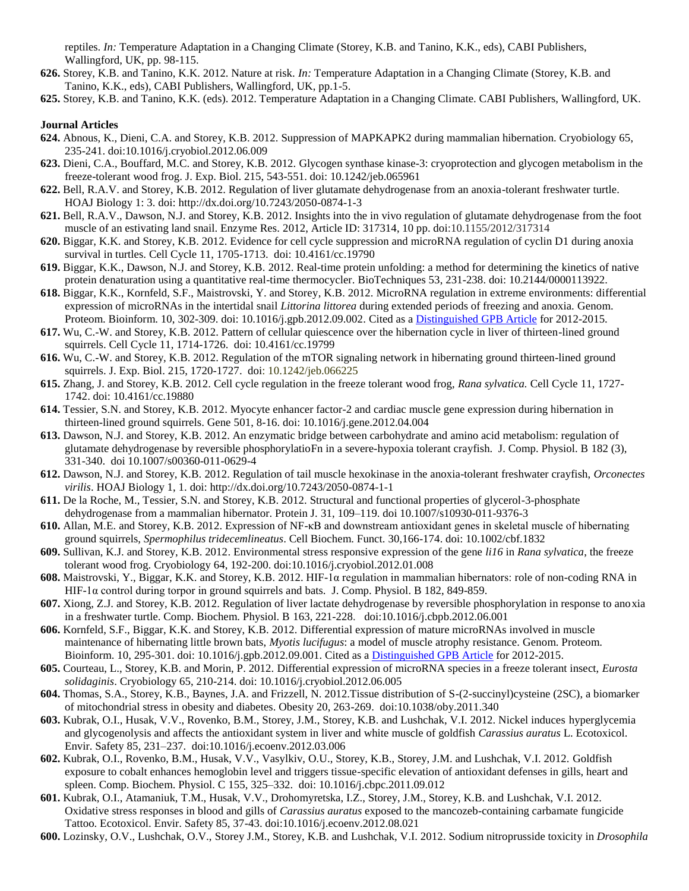reptiles. *In:* Temperature Adaptation in a Changing Climate (Storey, K.B. and Tanino, K.K., eds), CABI Publishers, Wallingford, UK, pp. 98-115.

**626.** Storey, K.B. and Tanino, K.K. 2012. Nature at risk. *In:* Temperature Adaptation in a Changing Climate (Storey, K.B. and Tanino, K.K., eds), CABI Publishers, Wallingford, UK, pp.1-5.

**625.** Storey, K.B. and Tanino, K.K. (eds). 2012. Temperature Adaptation in a Changing Climate. CABI Publishers, Wallingford, UK.

**Journal Articles**

**624.** Abnous, K., Dieni, C.A. and Storey, K.B. 2012. Suppression of MAPKAPK2 during mammalian hibernation. Cryobiology 65, 235-241. doi:10.1016/j.cryobiol.2012.06.009

**623.** Dieni, C.A., Bouffard, M.C. and Storey, K.B. 2012. Glycogen synthase kinase-3: cryoprotection and glycogen metabolism in the freeze-tolerant wood frog. J. Exp. Biol. 215, 543-551. doi: 10.1242/jeb.065961

**622.** Bell, R.A.V. and Storey, K.B. 2012. Regulation of liver glutamate dehydrogenase from an anoxia-tolerant freshwater turtle. HOAJ Biology 1: 3. doi: http://dx.doi.org/10.7243/2050-0874-1-3

**621.** Bell, R.A.V., Dawson, N.J. and Storey, K.B. 2012. Insights into the in vivo regulation of glutamate dehydrogenase from the foot muscle of an estivating land snail. Enzyme Res. 2012, Article ID: 317314, 10 pp. doi:10.1155/2012/317314

**620.** Biggar, K.K. and Storey, K.B. 2012. Evidence for cell cycle suppression and microRNA regulation of cyclin D1 during anoxia survival in turtles. Cell Cycle 11, 1705-1713. doi: 10.4161/cc.19790

**619.** Biggar, K.K., Dawson, N.J. and Storey, K.B. 2012. Real-time protein unfolding: a method for determining the kinetics of native protein denaturation using a quantitative real-time thermocycler. BioTechniques 53, 231-238. doi: 10.2144/0000113922.

**618.** Biggar, K.K., Kornfeld, S.F., Maistrovski, Y. and Storey, K.B. 2012. MicroRNA regulation in extreme environments: differential expression of microRNAs in the intertidal snail *Littorina littorea* during extended periods of freezing and anoxia. Genom. Proteom. Bioinform. 10, 302-309. doi: 10.1016/j.gpb.2012.09.002. Cited as a Distinguished GPB Article for 2012-2015.

**617.** Wu, C.-W. and Storey, K.B. 2012. Pattern of cellular quiescence over the hibernation cycle in liver of thirteen-lined ground squirrels. Cell Cycle 11, 1714-1726. doi: 10.4161/cc.19799

**616.** Wu, C.-W. and Storey, K.B. 2012. Regulation of the mTOR signaling network in hibernating ground thirteen-lined ground squirrels. J. Exp. Biol. 215, 1720-1727. doi: 10.1242/jeb.066225

**615.** Zhang, J. and Storey, K.B. 2012. Cell cycle regulation in the freeze tolerant wood frog, *Rana sylvatica.* Cell Cycle 11, 1727-1742. doi: 10.4161/cc.19880

**614.** Tessier, S.N. and Storey, K.B. 2012. Myocyte enhancer factor-2 and cardiac muscle gene expression during hibernation in thirteen-lined ground squirrels. Gene 501, 8-16. doi: 10.1016/j.gene.2012.04.004

**613.** Dawson, N.J. and Storey, K.B. 2012. An enzymatic bridge between carbohydrate and amino acid metabolism: regulation of glutamate dehydrogenase by reversible phosphorylatioFn in a severe-hypoxia tolerant crayfish. J. Comp. Physiol. B 182 (3), 331-340. doi 10.1007/s00360-011-0629-4

**612.** Dawson, N.J. and Storey, K.B. 2012. Regulation of tail muscle hexokinase in the anoxia-tolerant freshwater crayfish, *Orconectes virilis*. HOAJ Biology 1, 1. doi: http://dx.doi.org/10.7243/2050-0874-1-1

**611.** De la Roche, M., Tessier, S.N. and Storey, K.B. 2012. Structural and functional properties of glycerol-3-phosphate dehydrogenase from a mammalian hibernator. Protein J. 31, 109–119. doi 10.1007/s10930-011-9376-3

**610.** Allan, M.E. and Storey, K.B. 2012. Expression of NF-κB and downstream antioxidant genes in skeletal muscle of hibernating ground squirrels, *Spermophilus tridecemlineatus*. Cell Biochem. Funct. 30,166-174. doi: 10.1002/cbf.1832

**609.** Sullivan, K.J. and Storey, K.B. 2012. Environmental stress responsive expression of the gene *li16* in *Rana sylvatica*, the freeze tolerant wood frog. Cryobiology 64, 192-200. doi:10.1016/j.cryobiol.2012.01.008

**608.** Maistrovski, Y., Biggar, K.K. and Storey, K.B. 2012. HIF-1α regulation in mammalian hibernators: role of non-coding RNA in HIF-1α control during torpor in ground squirrels and bats. J. Comp. Physiol. B 182, 849-859.

**607.** Xiong, Z.J. and Storey, K.B. 2012. Regulation of liver lactate dehydrogenase by reversible phosphorylation in response to anoxia in a freshwater turtle. Comp. Biochem. Physiol. B 163, 221-228. doi:10.1016/j.cbpb.2012.06.001

**606.** Kornfeld, S.F., Biggar, K.K. and Storey, K.B. 2012. Differential expression of mature microRNAs involved in muscle maintenance of hibernating little brown bats, *Myotis lucifugus*: a model of muscle atrophy resistance. Genom. Proteom. Bioinform. 10, 295-301. doi: 10.1016/j.gpb.2012.09.001. Cited as a Distinguished GPB Article for 2012-2015.

**605.** Courteau, L., Storey, K.B. and Morin, P. 2012. Differential expression of microRNA species in a freeze tolerant insect, *Eurosta solidaginis*. Cryobiology 65, 210-214. doi: 10.1016/j.cryobiol.2012.06.005

**604.** Thomas, S.A., Storey, K.B., Baynes, J.A. and Frizzell, N. 2012.Tissue distribution of S-(2-succinyl)cysteine (2SC), a biomarker of mitochondrial stress in obesity and diabetes. Obesity 20, 263-269. doi:10.1038/oby.2011.340

**603.** Kubrak, O.I., Husak, V.V., Rovenko, B.M., Storey, J.M., Storey, K.B. and Lushchak, V.I. 2012. Nickel induces hyperglycemia and glycogenolysis and affects the antioxidant system in liver and white muscle of goldfish *Carassius auratus* L. Ecotoxicol. Envir. Safety 85, 231–237. doi:10.1016/j.ecoenv.2012.03.006

**602.** Kubrak, O.I., Rovenko, B.M., Husak, V.V., Vasylkiv, O.U., Storey, K.B., Storey, J.M. and Lushchak, V.I. 2012. Goldfish exposure to cobalt enhances hemoglobin level and triggers tissue-specific elevation of antioxidant defenses in gills, heart and spleen. Comp. Biochem. Physiol. C 155, 325–332. doi: 10.1016/j.cbpc.2011.09.012

**601.** Kubrak, O.I., Atamaniuk, T.M., Husak, V.V., Drohomyretska, I.Z., Storey, J.M., Storey, K.B. and Lushchak, V.I. 2012. Oxidative stress responses in blood and gills of *Carassius auratus* exposed to the mancozeb-containing carbamate fungicide Tattoo. Ecotoxicol. Envir. Safety 85, 37-43. doi:10.1016/j.ecoenv.2012.08.021

**600.** Lozinsky, O.V., Lushchak, O.V., Storey J.M., Storey, K.B. and Lushchak, V.I. 2012. Sodium nitroprusside toxicity in *Drosophila*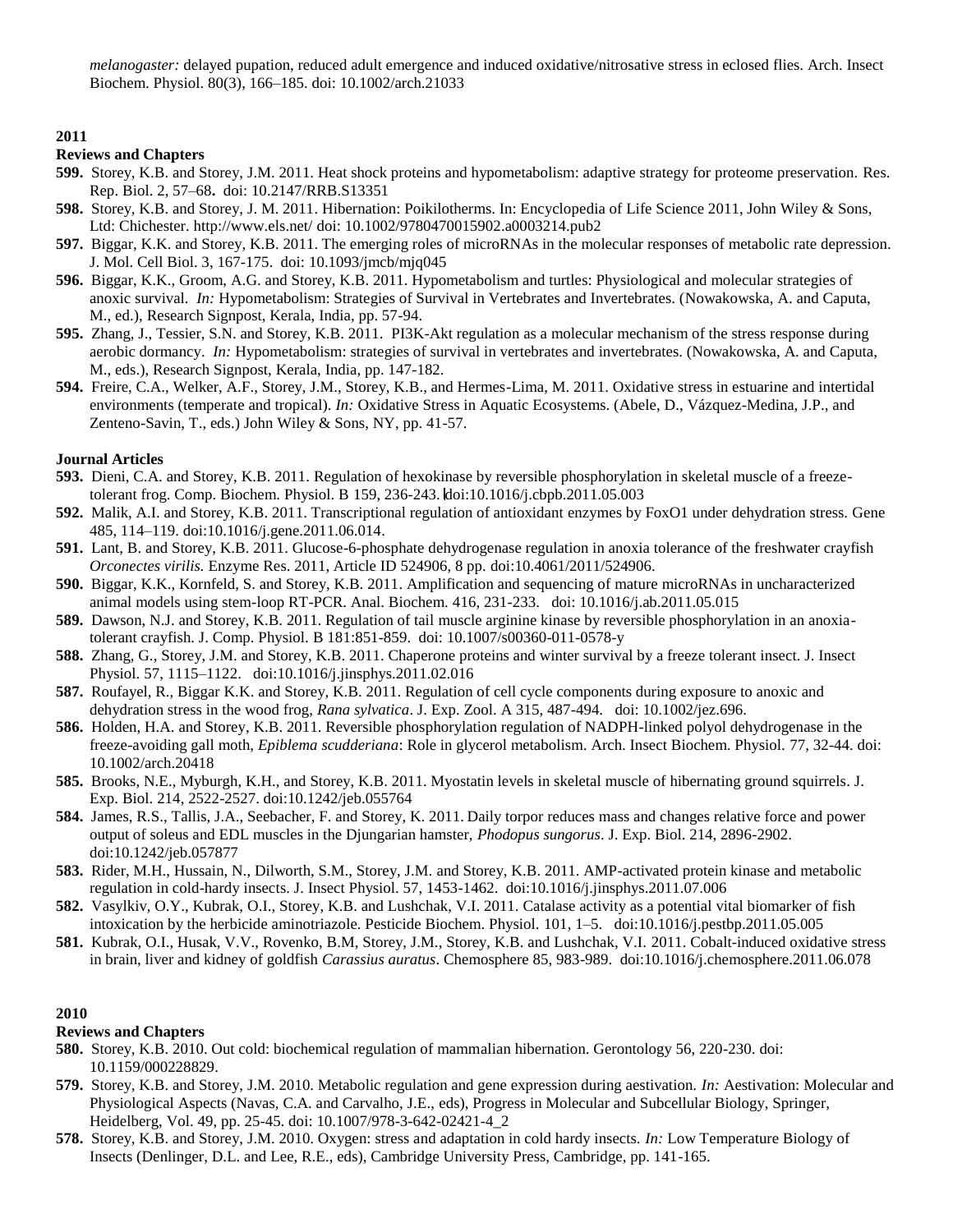*melanogaster:* delayed pupation, reduced adult emergence and induced oxidative/nitrosative stress in eclosed flies. Arch. Insect Biochem. Physiol. 80(3), 166–185. doi: 10.1002/arch.21033

## 2011

### Reviews and Chapters

**599.** Storey, K.B. and Storey, J.M. 2011. Heat shock proteins and hypometabolism: adaptive strategy for proteome preservation. Res. Rep. Biol. 2, 57–68**.** doi: 10.2147/RRB.S13351

**598.** Storey, K.B. and Storey, J. M. 2011. Hibernation: Poikilotherms. In: Encyclopedia of Life Science 2011, John Wiley & Sons, Ltd: Chichester. http://www.els.net/ doi: 10.1002/9780470015902.a0003214.pub2

**597.** Biggar, K.K. and Storey, K.B. 2011. The emerging roles of microRNAs in the molecular responses of metabolic rate depression. J. Mol. Cell Biol. 3, 167-175. doi: 10.1093/jmcb/mjq045

**596.** Biggar, K.K., Groom, A.G. and Storey, K.B. 2011. Hypometabolism and turtles: Physiological and molecular strategies of anoxic survival. *In:* Hypometabolism: Strategies of Survival in Vertebrates and Invertebrates. (Nowakowska, A. and Caputa, M., ed.), Research Signpost, Kerala, India, pp. 57-94.

**595.** Zhang, J., Tessier, S.N. and Storey, K.B. 2011. PI3K-Akt regulation as a molecular mechanism of the stress response during aerobic dormancy. *In:* Hypometabolism: strategies of survival in vertebrates and invertebrates. (Nowakowska, A. and Caputa, M., eds.), Research Signpost, Kerala, India, pp. 147-182.

**594.** Freire, C.A., Welker, A.F., Storey, J.M., Storey, K.B., and Hermes-Lima, M. 2011. Oxidative stress in estuarine and intertidal environments (temperate and tropical). *In:* Oxidative Stress in Aquatic Ecosystems. (Abele, D., Vázquez-Medina, J.P., and Zenteno-Savin, T., eds.) John Wiley & Sons, NY, pp. 41-57.

### Journal Articles

**593.** Dieni, C.A. and Storey, K.B. 2011. Regulation of hexokinase by reversible phosphorylation in skeletal muscle of a freeze-tolerant frog. Comp. Biochem. Physiol. B 159, 236-243. doi:10.1016/j.cbpb.2011.05.003

**592.** Malik, A.I. and Storey, K.B. 2011. Transcriptional regulation of antioxidant enzymes by FoxO1 under dehydration stress. Gene 485, 114–119. doi:10.1016/j.gene.2011.06.014.

**591.** Lant, B. and Storey, K.B. 2011. Glucose-6-phosphate dehydrogenase regulation in anoxia tolerance of the freshwater crayfish *Orconectes virilis.* Enzyme Res. 2011, Article ID 524906, 8 pp. doi:10.4061/2011/524906.

**590.** Biggar, K.K., Kornfeld, S. and Storey, K.B. 2011. Amplification and sequencing of mature microRNAs in uncharacterized animal models using stem-loop RT-PCR. Anal. Biochem. 416, 231-233. doi: 10.1016/j.ab.2011.05.015

**589.** Dawson, N.J. and Storey, K.B. 2011. Regulation of tail muscle arginine kinase by reversible phosphorylation in an anoxia-tolerant crayfish. J. Comp. Physiol. B 181:851-859. doi: 10.1007/s00360-011-0578-y

**588.** Zhang, G., Storey, J.M. and Storey, K.B. 2011. Chaperone proteins and winter survival by a freeze tolerant insect. J. Insect Physiol. 57, 1115–1122. doi:10.1016/j.jinsphys.2011.02.016

**587.** Roufayel, R., Biggar K.K. and Storey, K.B. 2011. Regulation of cell cycle components during exposure to anoxic and dehydration stress in the wood frog, *Rana sylvatica*. J. Exp. Zool. A 315, 487-494. doi: 10.1002/jez.696.

**586.** Holden, H.A. and Storey, K.B. 2011. Reversible phosphorylation regulation of NADPH-linked polyol dehydrogenase in the freeze-avoiding gall moth, *Epiblema scudderiana*: Role in glycerol metabolism. Arch. Insect Biochem. Physiol. 77, 32-44. doi: 10.1002/arch.20418

**585.** Brooks, N.E., Myburgh, K.H., and Storey, K.B. 2011. Myostatin levels in skeletal muscle of hibernating ground squirrels. J. Exp. Biol. 214, 2522-2527. doi:10.1242/jeb.055764

**584.** James, R.S., Tallis, J.A., Seebacher, F. and Storey, K. 2011. Daily torpor reduces mass and changes relative force and power output of soleus and EDL muscles in the Djungarian hamster, *Phodopus sungorus*. J. Exp. Biol. 214, 2896-2902. doi:10.1242/jeb.057877

**583.** Rider, M.H., Hussain, N., Dilworth, S.M., Storey, J.M. and Storey, K.B. 2011. AMP-activated protein kinase and metabolic regulation in cold-hardy insects. J. Insect Physiol. 57, 1453-1462. doi:10.1016/j.jinsphys.2011.07.006

**582.** Vasylkiv, O.Y., Kubrak, O.I., Storey, K.B. and Lushchak, V.I. 2011. Catalase activity as a potential vital biomarker of fish intoxication by the herbicide aminotriazole. Pesticide Biochem. Physiol. 101, 1–5. doi:10.1016/j.pestbp.2011.05.005

**581.** Kubrak, O.I., Husak, V.V., Rovenko, B.M, Storey, J.M., Storey, K.B. and Lushchak, V.I. 2011. Cobalt-induced oxidative stress in brain, liver and kidney of goldfish *Carassius auratus*. Chemosphere 85, 983-989. doi:10.1016/j.chemosphere.2011.06.078

## 2010

### Reviews and Chapters

**580.** Storey, K.B. 2010. Out cold: biochemical regulation of mammalian hibernation. Gerontology 56, 220-230. doi: 10.1159/000228829.

**579.** Storey, K.B. and Storey, J.M. 2010. Metabolic regulation and gene expression during aestivation. *In:* Aestivation: Molecular and Physiological Aspects (Navas, C.A. and Carvalho, J.E., eds), Progress in Molecular and Subcellular Biology, Springer, Heidelberg, Vol. 49, pp. 25-45. doi: 10.1007/978-3-642-02421-4_2

**578.** Storey, K.B. and Storey, J.M. 2010. Oxygen: stress and adaptation in cold hardy insects. *In:* Low Temperature Biology of Insects (Denlinger, D.L. and Lee, R.E., eds), Cambridge University Press, Cambridge, pp. 141-165.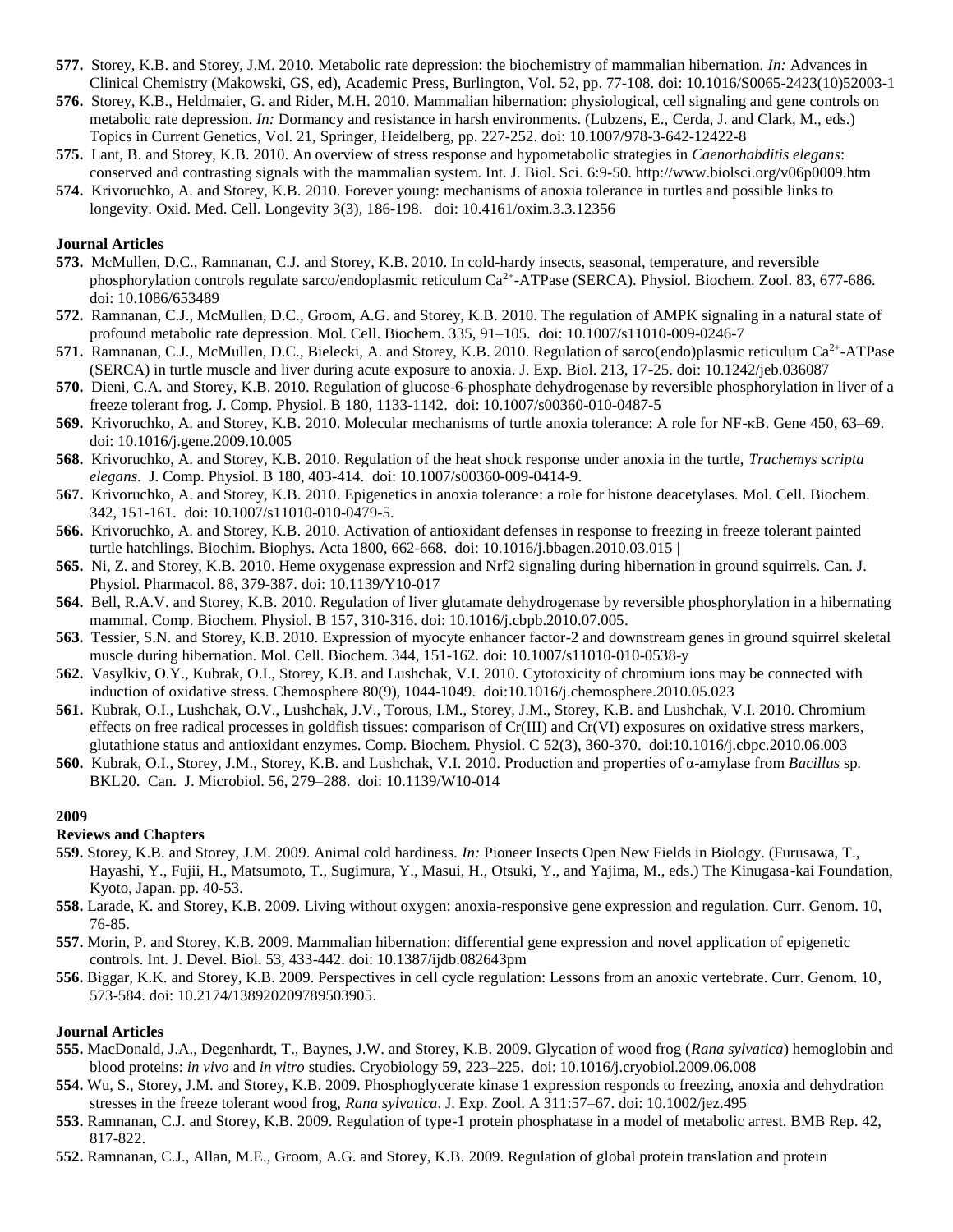**577.** Storey, K.B. and Storey, J.M. 2010. Metabolic rate depression: the biochemistry of mammalian hibernation. *In:* Advances in Clinical Chemistry (Makowski, GS, ed), Academic Press, Burlington, Vol. 52, pp. 77-108. doi: 10.1016/S0065-2423(10)52003-1

**576.** Storey, K.B., Heldmaier, G. and Rider, M.H. 2010. Mammalian hibernation: physiological, cell signaling and gene controls on metabolic rate depression. *In:* Dormancy and resistance in harsh environments. (Lubzens, E., Cerda, J. and Clark, M., eds.) Topics in Current Genetics, Vol. 21, Springer, Heidelberg, pp. 227-252. doi: 10.1007/978-3-642-12422-8

**575.** Lant, B. and Storey, K.B. 2010. An overview of stress response and hypometabolic strategies in *Caenorhabditis elegans*: conserved and contrasting signals with the mammalian system. Int. J. Biol. Sci. 6:9-50. http://www.biolsci.org/v06p0009.htm

**574.** Krivoruchko, A. and Storey, K.B. 2010. Forever young: mechanisms of anoxia tolerance in turtles and possible links to longevity. Oxid. Med. Cell. Longevity 3(3), 186-198. doi: 10.4161/oxim.3.3.12356

**Journal Articles**

**573.** McMullen, D.C., Ramnanan, C.J. and Storey, K.B. 2010. In cold-hardy insects, seasonal, temperature, and reversible phosphorylation controls regulate sarco/endoplasmic reticulum $Ca^{2+}$-ATPase (SERCA). Physiol. Biochem. Zool. 83, 677-686. doi: 10.1086/653489

**572.** Ramnanan, C.J., McMullen, D.C., Groom, A.G. and Storey, K.B. 2010. The regulation of AMPK signaling in a natural state of profound metabolic rate depression. Mol. Cell. Biochem. 335, 91–105. doi: 10.1007/s11010-009-0246-7

**571.** Ramnanan, C.J., McMullen, D.C., Bielecki, A. and Storey, K.B. 2010. Regulation of sarco(endo)plasmic reticulum $Ca^{2+}$-ATPase (SERCA) in turtle muscle and liver during acute exposure to anoxia. J. Exp. Biol. 213, 17-25. doi: 10.1242/jeb.036087

**570.** Dieni, C.A. and Storey, K.B. 2010. Regulation of glucose-6-phosphate dehydrogenase by reversible phosphorylation in liver of a freeze tolerant frog. J. Comp. Physiol. B 180, 1133-1142. doi: 10.1007/s00360-010-0487-5

**569.** Krivoruchko, A. and Storey, K.B. 2010. Molecular mechanisms of turtle anoxia tolerance: A role for NF-κB. Gene 450, 63–69. doi: 10.1016/j.gene.2009.10.005

**568.** Krivoruchko, A. and Storey, K.B. 2010. Regulation of the heat shock response under anoxia in the turtle, *Trachemys scripta elegans*. J. Comp. Physiol. B 180, 403-414. doi: 10.1007/s00360-009-0414-9.

**567.** Krivoruchko, A. and Storey, K.B. 2010. Epigenetics in anoxia tolerance: a role for histone deacetylases. Mol. Cell. Biochem. 342, 151-161. doi: 10.1007/s11010-010-0479-5.

**566.** Krivoruchko, A. and Storey, K.B. 2010. Activation of antioxidant defenses in response to freezing in freeze tolerant painted turtle hatchlings. Biochim. Biophys. Acta 1800, 662-668. doi: 10.1016/j.bbagen.2010.03.015 |

**565.** Ni, Z. and Storey, K.B. 2010. Heme oxygenase expression and Nrf2 signaling during hibernation in ground squirrels. Can. J. Physiol. Pharmacol. 88, 379-387. doi: 10.1139/Y10-017

**564.** Bell, R.A.V. and Storey, K.B. 2010. Regulation of liver glutamate dehydrogenase by reversible phosphorylation in a hibernating mammal. Comp. Biochem. Physiol. B 157, 310-316. doi: 10.1016/j.cbpb.2010.07.005.

**563.** Tessier, S.N. and Storey, K.B. 2010. Expression of myocyte enhancer factor-2 and downstream genes in ground squirrel skeletal muscle during hibernation. Mol. Cell. Biochem. 344, 151-162. doi: 10.1007/s11010-010-0538-y

**562.** Vasylkiv, O.Y., Kubrak, O.I., Storey, K.B. and Lushchak, V.I. 2010. Cytotoxicity of chromium ions may be connected with induction of oxidative stress. Chemosphere 80(9), 1044-1049. doi:10.1016/j.chemosphere.2010.05.023

**561.** Kubrak, O.I., Lushchak, O.V., Lushchak, J.V., Torous, I.M., Storey, J.M., Storey, K.B. and Lushchak, V.I. 2010. Chromium effects on free radical processes in goldfish tissues: comparison of Cr(III) and Cr(VI) exposures on oxidative stress markers, glutathione status and antioxidant enzymes. Comp. Biochem. Physiol. C 52(3), 360-370. doi:10.1016/j.cbpc.2010.06.003

**560.** Kubrak, O.I., Storey, J.M., Storey, K.B. and Lushchak, V.I. 2010. Production and properties of α-amylase from *Bacillus* sp. BKL20. Can. J. Microbiol. 56, 279–288. doi: 10.1139/W10-014

**2009**

**Reviews and Chapters**

**559.** Storey, K.B. and Storey, J.M. 2009. Animal cold hardiness. *In:* Pioneer Insects Open New Fields in Biology. (Furusawa, T., Hayashi, Y., Fujii, H., Matsumoto, T., Sugimura, Y., Masui, H., Otsuki, Y., and Yajima, M., eds.) The Kinugasa-kai Foundation, Kyoto, Japan. pp. 40-53.

**558.** Larade, K. and Storey, K.B. 2009. Living without oxygen: anoxia-responsive gene expression and regulation. Curr. Genom. 10, 76-85.

**557.** Morin, P. and Storey, K.B. 2009. Mammalian hibernation: differential gene expression and novel application of epigenetic controls. Int. J. Devel. Biol. 53, 433-442. doi: 10.1387/ijdb.082643pm

**556.** Biggar, K.K. and Storey, K.B. 2009. Perspectives in cell cycle regulation: Lessons from an anoxic vertebrate. Curr. Genom. 10, 573-584. doi: 10.2174/138920209789503905.

**Journal Articles**

**555.** MacDonald, J.A., Degenhardt, T., Baynes, J.W. and Storey, K.B. 2009. Glycation of wood frog (*Rana sylvatica*) hemoglobin and blood proteins: *in vivo* and *in vitro* studies. Cryobiology 59, 223–225. doi: 10.1016/j.cryobiol.2009.06.008

**554.** Wu, S., Storey, J.M. and Storey, K.B. 2009. Phosphoglycerate kinase 1 expression responds to freezing, anoxia and dehydration stresses in the freeze tolerant wood frog, *Rana sylvatica*. J. Exp. Zool. A 311:57–67. doi: 10.1002/jez.495

**553.** Ramnanan, C.J. and Storey, K.B. 2009. Regulation of type-1 protein phosphatase in a model of metabolic arrest. BMB Rep. 42, 817-822.

**552.** Ramnanan, C.J., Allan, M.E., Groom, A.G. and Storey, K.B. 2009. Regulation of global protein translation and protein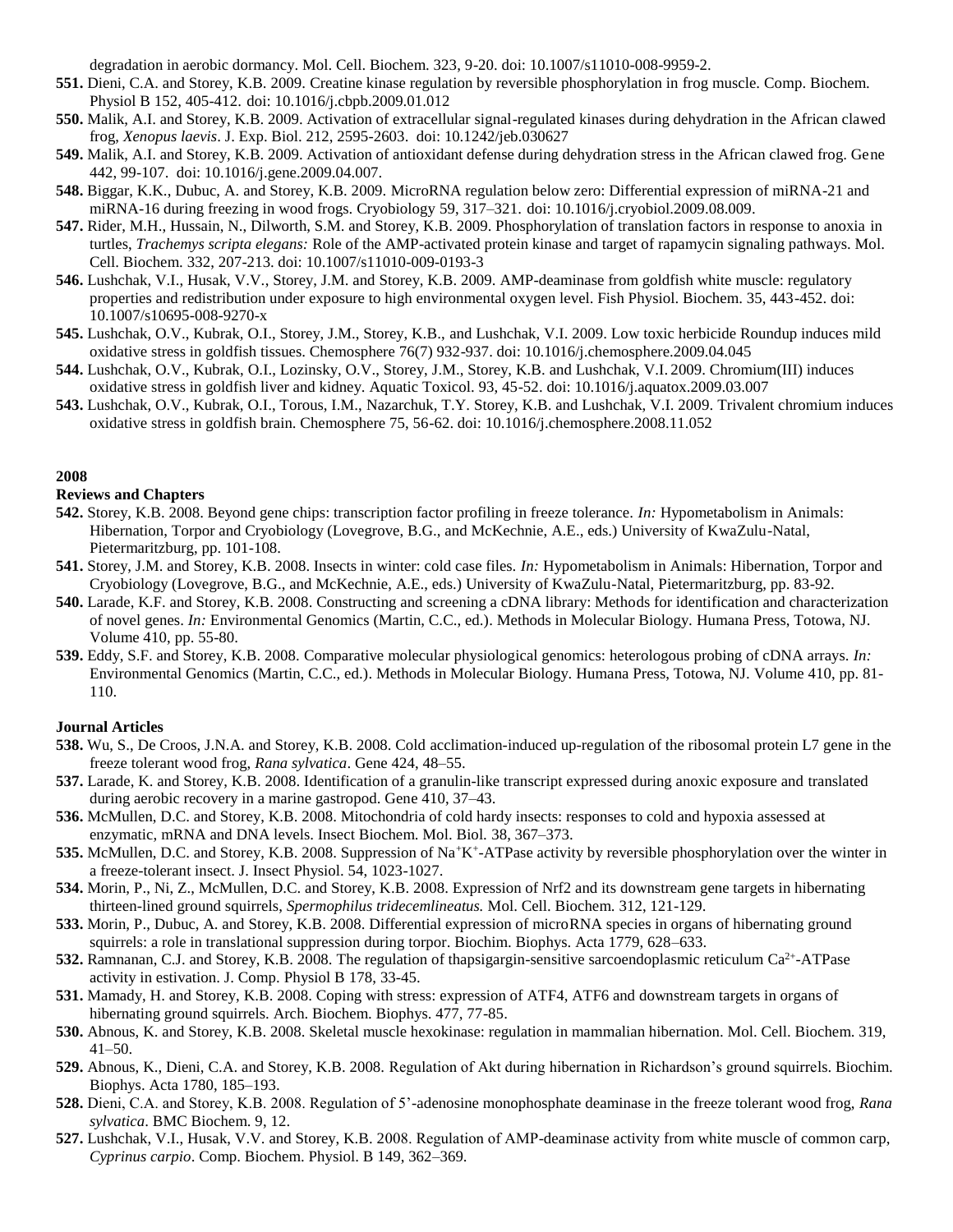degradation in aerobic dormancy. Mol. Cell. Biochem. 323, 9-20. doi: 10.1007/s11010-008-9959-2.

**551.** Dieni, C.A. and Storey, K.B. 2009. Creatine kinase regulation by reversible phosphorylation in frog muscle. Comp. Biochem. Physiol B 152, 405-412. doi: 10.1016/j.cbpb.2009.01.012

**550.** Malik, A.I. and Storey, K.B. 2009. Activation of extracellular signal-regulated kinases during dehydration in the African clawed frog, *Xenopus laevis*. J. Exp. Biol. 212, 2595-2603. doi: 10.1242/jeb.030627

**549.** Malik, A.I. and Storey, K.B. 2009. Activation of antioxidant defense during dehydration stress in the African clawed frog. Gene 442, 99-107. doi: 10.1016/j.gene.2009.04.007.

**548.** Biggar, K.K., Dubuc, A. and Storey, K.B. 2009. MicroRNA regulation below zero: Differential expression of miRNA-21 and miRNA-16 during freezing in wood frogs. Cryobiology 59, 317–321. doi: 10.1016/j.cryobiol.2009.08.009.

**547.** Rider, M.H., Hussain, N., Dilworth, S.M. and Storey, K.B. 2009. Phosphorylation of translation factors in response to anoxia in turtles, *Trachemys scripta elegans:* Role of the AMP-activated protein kinase and target of rapamycin signaling pathways. Mol. Cell. Biochem. 332, 207-213. doi: 10.1007/s11010-009-0193-3

**546.** Lushchak, V.I., Husak, V.V., Storey, J.M. and Storey, K.B. 2009. AMP-deaminase from goldfish white muscle: regulatory properties and redistribution under exposure to high environmental oxygen level. Fish Physiol. Biochem. 35, 443-452. doi: 10.1007/s10695-008-9270-x

**545.** Lushchak, O.V., Kubrak, O.I., Storey, J.M., Storey, K.B., and Lushchak, V.I. 2009. Low toxic herbicide Roundup induces mild oxidative stress in goldfish tissues. Chemosphere 76(7) 932-937. doi: 10.1016/j.chemosphere.2009.04.045

**544.** Lushchak, O.V., Kubrak, O.I., Lozinsky, O.V., Storey, J.M., Storey, K.B. and Lushchak, V.I. 2009. Chromium(III) induces oxidative stress in goldfish liver and kidney. Aquatic Toxicol. 93, 45-52. doi: 10.1016/j.aquatox.2009.03.007

**543.** Lushchak, O.V., Kubrak, O.I., Torous, I.M., Nazarchuk, T.Y. Storey, K.B. and Lushchak, V.I. 2009. Trivalent chromium induces oxidative stress in goldfish brain. Chemosphere 75, 56-62. doi: 10.1016/j.chemosphere.2008.11.052

## 2008

### Reviews and Chapters

**542.** Storey, K.B. 2008. Beyond gene chips: transcription factor profiling in freeze tolerance. *In:* Hypometabolism in Animals: Hibernation, Torpor and Cryobiology (Lovegrove, B.G., and McKechnie, A.E., eds.) University of KwaZulu-Natal, Pietermaritzburg, pp. 101-108.

**541.** Storey, J.M. and Storey, K.B. 2008. Insects in winter: cold case files. *In:* Hypometabolism in Animals: Hibernation, Torpor and Cryobiology (Lovegrove, B.G., and McKechnie, A.E., eds.) University of KwaZulu-Natal, Pietermaritzburg, pp. 83-92.

**540.** Larade, K.F. and Storey, K.B. 2008. Constructing and screening a cDNA library: Methods for identification and characterization of novel genes. *In:* Environmental Genomics (Martin, C.C., ed.). Methods in Molecular Biology. Humana Press, Totowa, NJ. Volume 410, pp. 55-80.

**539.** Eddy, S.F. and Storey, K.B. 2008. Comparative molecular physiological genomics: heterologous probing of cDNA arrays. *In:* Environmental Genomics (Martin, C.C., ed.). Methods in Molecular Biology. Humana Press, Totowa, NJ. Volume 410, pp. 81-110.

### Journal Articles

**538.** Wu, S., De Croos, J.N.A. and Storey, K.B. 2008. Cold acclimation-induced up-regulation of the ribosomal protein L7 gene in the freeze tolerant wood frog, *Rana sylvatica*. Gene 424, 48–55.

**537.** Larade, K. and Storey, K.B. 2008. Identification of a granulin-like transcript expressed during anoxic exposure and translated during aerobic recovery in a marine gastropod. Gene 410, 37–43.

**536.** McMullen, D.C. and Storey, K.B. 2008. Mitochondria of cold hardy insects: responses to cold and hypoxia assessed at enzymatic, mRNA and DNA levels. Insect Biochem. Mol. Biol. 38, 367–373.

**535.** McMullen, D.C. and Storey, K.B. 2008. Suppression of $Na^{+}K^{+}$-ATPase activity by reversible phosphorylation over the winter in a freeze-tolerant insect. J. Insect Physiol. 54, 1023-1027.

**534.** Morin, P., Ni, Z., McMullen, D.C. and Storey, K.B. 2008. Expression of Nrf2 and its downstream gene targets in hibernating thirteen-lined ground squirrels, *Spermophilus tridecemlineatus.* Mol. Cell. Biochem. 312, 121-129.

**533.** Morin, P., Dubuc, A. and Storey, K.B. 2008. Differential expression of microRNA species in organs of hibernating ground squirrels: a role in translational suppression during torpor. Biochim. Biophys. Acta 1779, 628–633.

**532.** Ramnanan, C.J. and Storey, K.B. 2008. The regulation of thapsigargin-sensitive sarcoendoplasmic reticulum $Ca^{2+}$-ATPase activity in estivation. J. Comp. Physiol B 178, 33-45.

**531.** Mamady, H. and Storey, K.B. 2008. Coping with stress: expression of ATF4, ATF6 and downstream targets in organs of hibernating ground squirrels. Arch. Biochem. Biophys. 477, 77-85.

**530.** Abnous, K. and Storey, K.B. 2008. Skeletal muscle hexokinase: regulation in mammalian hibernation. Mol. Cell. Biochem. 319, 41–50.

**529.** Abnous, K., Dieni, C.A. and Storey, K.B. 2008. Regulation of Akt during hibernation in Richardson's ground squirrels. Biochim. Biophys. Acta 1780, 185–193.

**528.** Dieni, C.A. and Storey, K.B. 2008. Regulation of 5'-adenosine monophosphate deaminase in the freeze tolerant wood frog, *Rana sylvatica*. BMC Biochem. 9, 12.

**527.** Lushchak, V.I., Husak, V.V. and Storey, K.B. 2008. Regulation of AMP-deaminase activity from white muscle of common carp, *Cyprinus carpio*. Comp. Biochem. Physiol. B 149, 362–369.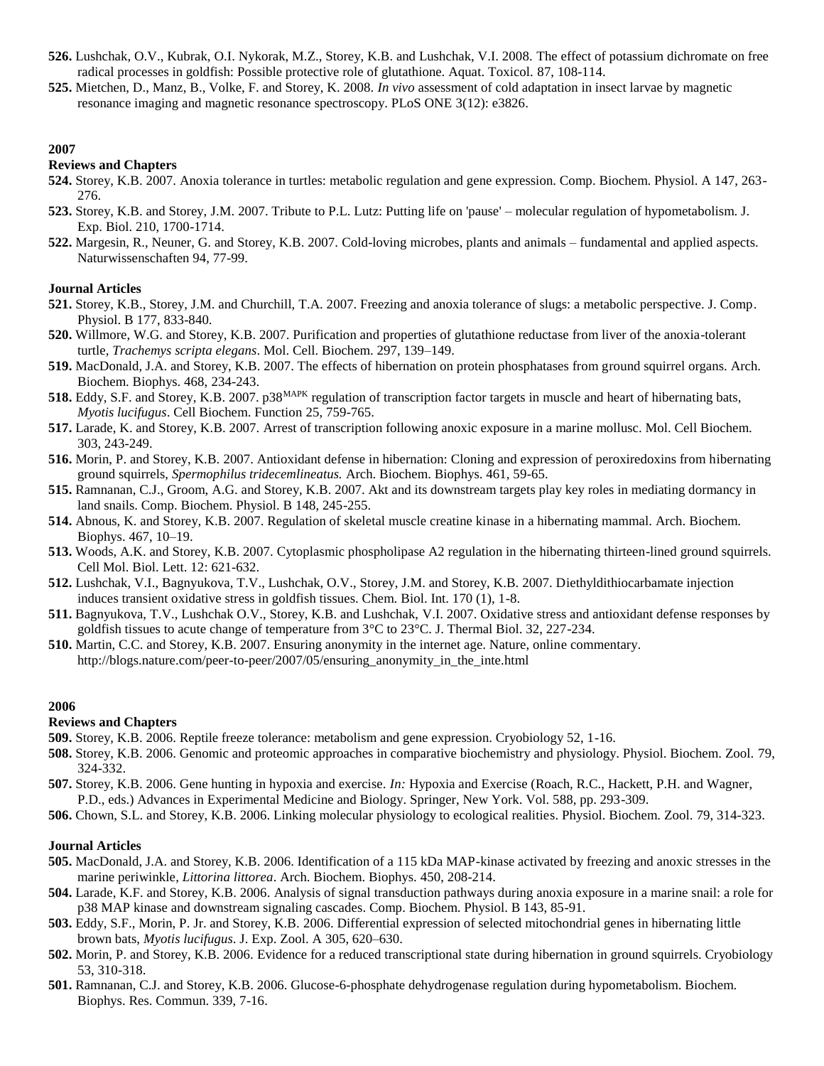**526.** Lushchak, O.V., Kubrak, O.I. Nykorak, M.Z., Storey, K.B. and Lushchak, V.I. 2008. The effect of potassium dichromate on free radical processes in goldfish: Possible protective role of glutathione. Aquat. Toxicol. 87, 108-114.

**525.** Mietchen, D., Manz, B., Volke, F. and Storey, K. 2008. *In vivo* assessment of cold adaptation in insect larvae by magnetic resonance imaging and magnetic resonance spectroscopy. PLoS ONE 3(12): e3826.

**2007**

**Reviews and Chapters**

**524.** Storey, K.B. 2007. Anoxia tolerance in turtles: metabolic regulation and gene expression. Comp. Biochem. Physiol. A 147, 263-276.

**523.** Storey, K.B. and Storey, J.M. 2007. Tribute to P.L. Lutz: Putting life on 'pause' – molecular regulation of hypometabolism. J. Exp. Biol. 210, 1700-1714.

**522.** Margesin, R., Neuner, G. and Storey, K.B. 2007. Cold-loving microbes, plants and animals – fundamental and applied aspects. Naturwissenschaften 94, 77-99.

**Journal Articles**

**521.** Storey, K.B., Storey, J.M. and Churchill, T.A. 2007. Freezing and anoxia tolerance of slugs: a metabolic perspective. J. Comp. Physiol. B 177, 833-840.

**520.** Willmore, W.G. and Storey, K.B. 2007. Purification and properties of glutathione reductase from liver of the anoxia-tolerant turtle, *Trachemys scripta elegans*. Mol. Cell. Biochem. 297, 139–149.

**519.** MacDonald, J.A. and Storey, K.B. 2007. The effects of hibernation on protein phosphatases from ground squirrel organs. Arch. Biochem. Biophys. 468, 234-243.

**518.** Eddy, S.F. and Storey, K.B. 2007. p38[MAPK] regulation of transcription factor targets in muscle and heart of hibernating bats, *Myotis lucifugus*. Cell Biochem. Function 25, 759-765.

**517.** Larade, K. and Storey, K.B. 2007. Arrest of transcription following anoxic exposure in a marine mollusc. Mol. Cell Biochem. 303, 243-249.

**516.** Morin, P. and Storey, K.B. 2007. Antioxidant defense in hibernation: Cloning and expression of peroxiredoxins from hibernating ground squirrels, *Spermophilus tridecemlineatus.* Arch. Biochem. Biophys. 461, 59-65.

**515.** Ramnanan, C.J., Groom, A.G. and Storey, K.B. 2007. Akt and its downstream targets play key roles in mediating dormancy in land snails. Comp. Biochem. Physiol. B 148, 245-255.

**514.** Abnous, K. and Storey, K.B. 2007. Regulation of skeletal muscle creatine kinase in a hibernating mammal. Arch. Biochem. Biophys. 467, 10–19.

**513.** Woods, A.K. and Storey, K.B. 2007. Cytoplasmic phospholipase A2 regulation in the hibernating thirteen-lined ground squirrels. Cell Mol. Biol. Lett. 12: 621-632.

**512.** Lushchak, V.I., Bagnyukova, T.V., Lushchak, O.V., Storey, J.M. and Storey, K.B. 2007. Diethyldithiocarbamate injection induces transient oxidative stress in goldfish tissues. Chem. Biol. Int. 170 (1), 1-8.

**511.** Bagnyukova, T.V., Lushchak O.V., Storey, K.B. and Lushchak, V.I. 2007. Oxidative stress and antioxidant defense responses by goldfish tissues to acute change of temperature from 3°C to 23°C. J. Thermal Biol. 32, 227-234.

**510.** Martin, C.C. and Storey, K.B. 2007. Ensuring anonymity in the internet age. Nature, online commentary. http://blogs.nature.com/peer-to-peer/2007/05/ensuring_anonymity_in_the_inte.html

**2006**

**Reviews and Chapters**

**509.** Storey, K.B. 2006. Reptile freeze tolerance: metabolism and gene expression. Cryobiology 52, 1-16.

**508.** Storey, K.B. 2006. Genomic and proteomic approaches in comparative biochemistry and physiology. Physiol. Biochem. Zool. 79, 324-332.

**507.** Storey, K.B. 2006. Gene hunting in hypoxia and exercise. *In:* Hypoxia and Exercise (Roach, R.C., Hackett, P.H. and Wagner, P.D., eds.) Advances in Experimental Medicine and Biology. Springer, New York. Vol. 588, pp. 293-309.

**506.** Chown, S.L. and Storey, K.B. 2006. Linking molecular physiology to ecological realities. Physiol. Biochem. Zool. 79, 314-323.

**Journal Articles**

**505.** MacDonald, J.A. and Storey, K.B. 2006. Identification of a 115 kDa MAP-kinase activated by freezing and anoxic stresses in the marine periwinkle, *Littorina littorea*. Arch. Biochem. Biophys. 450, 208-214.

**504.** Larade, K.F. and Storey, K.B. 2006. Analysis of signal transduction pathways during anoxia exposure in a marine snail: a role for p38 MAP kinase and downstream signaling cascades. Comp. Biochem. Physiol. B 143, 85-91.

**503.** Eddy, S.F., Morin, P. Jr. and Storey, K.B. 2006. Differential expression of selected mitochondrial genes in hibernating little brown bats, *Myotis lucifugus*. J. Exp. Zool. A 305, 620–630.

**502.** Morin, P. and Storey, K.B. 2006. Evidence for a reduced transcriptional state during hibernation in ground squirrels. Cryobiology 53, 310-318.

**501.** Ramnanan, C.J. and Storey, K.B. 2006. Glucose-6-phosphate dehydrogenase regulation during hypometabolism. Biochem. Biophys. Res. Commun. 339, 7-16.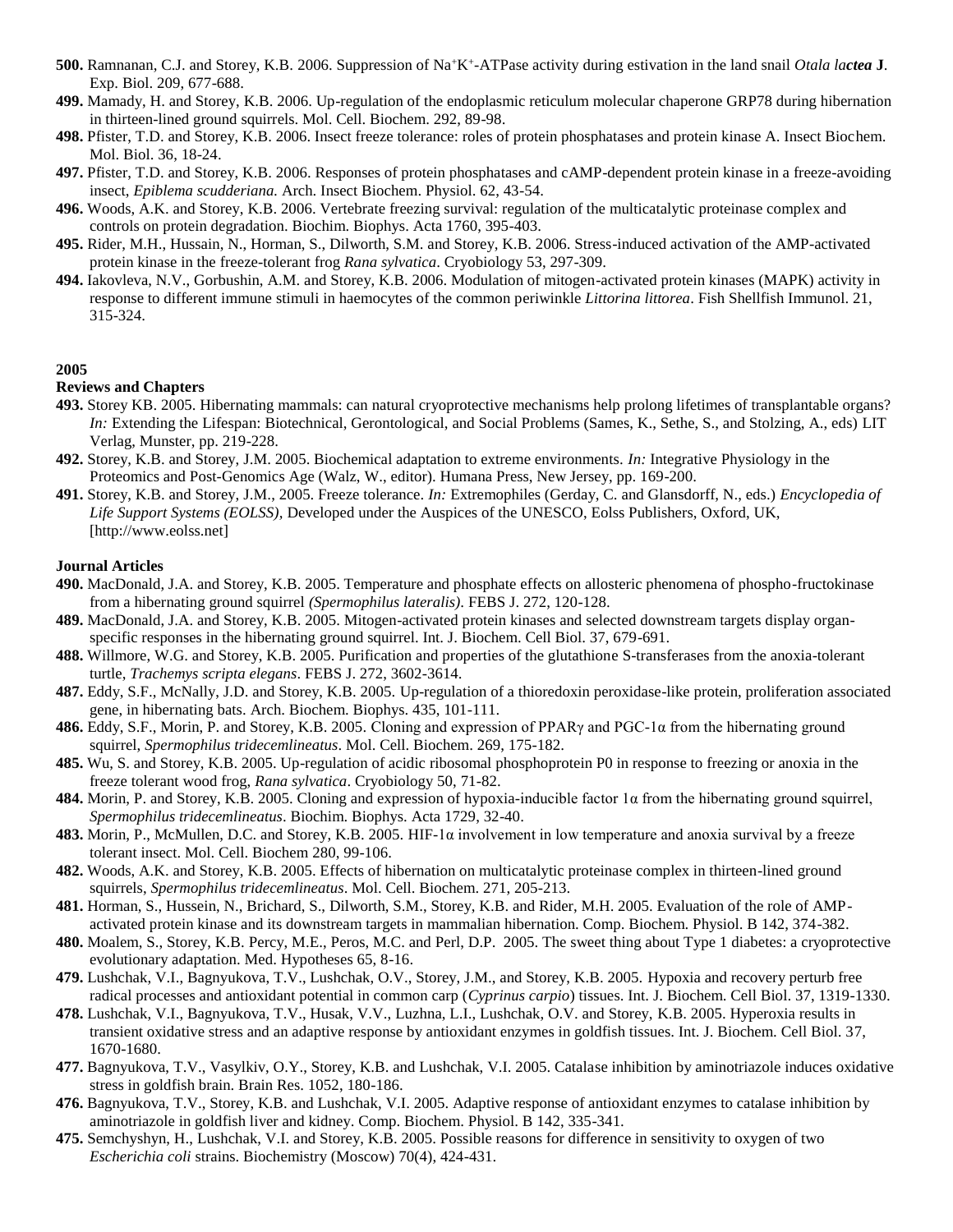**500.** Ramnanan, C.J. and Storey, K.B. 2006. Suppression of $Na^{+}K^{+}$-ATPase activity during estivation in the land snail *Otala lactea* **J**. Exp. Biol. 209, 677-688.

**499.** Mamady, H. and Storey, K.B. 2006. Up-regulation of the endoplasmic reticulum molecular chaperone GRP78 during hibernation in thirteen-lined ground squirrels. Mol. Cell. Biochem. 292, 89-98.

**498.** Pfister, T.D. and Storey, K.B. 2006. Insect freeze tolerance: roles of protein phosphatases and protein kinase A. Insect Biochem. Mol. Biol. 36, 18-24.

**497.** Pfister, T.D. and Storey, K.B. 2006. Responses of protein phosphatases and cAMP-dependent protein kinase in a freeze-avoiding insect, *Epiblema scudderiana.* Arch. Insect Biochem. Physiol. 62, 43-54.

**496.** Woods, A.K. and Storey, K.B. 2006. Vertebrate freezing survival: regulation of the multicatalytic proteinase complex and controls on protein degradation. Biochim. Biophys. Acta 1760, 395-403.

**495.** Rider, M.H., Hussain, N., Horman, S., Dilworth, S.M. and Storey, K.B. 2006. Stress-induced activation of the AMP-activated protein kinase in the freeze-tolerant frog *Rana sylvatica*. Cryobiology 53, 297-309.

**494.** Iakovleva, N.V., Gorbushin, A.M. and Storey, K.B. 2006. Modulation of mitogen-activated protein kinases (MAPK) activity in response to different immune stimuli in haemocytes of the common periwinkle *Littorina littorea*. Fish Shellfish Immunol. 21, 315-324.

**2005**

**Reviews and Chapters**

**493.** Storey KB. 2005. Hibernating mammals: can natural cryoprotective mechanisms help prolong lifetimes of transplantable organs? *In:* Extending the Lifespan: Biotechnical, Gerontological, and Social Problems (Sames, K., Sethe, S., and Stolzing, A., eds) LIT Verlag, Munster, pp. 219-228.

**492.** Storey, K.B. and Storey, J.M. 2005. Biochemical adaptation to extreme environments. *In:* Integrative Physiology in the Proteomics and Post-Genomics Age (Walz, W., editor). Humana Press, New Jersey, pp. 169-200.

**491.** Storey, K.B. and Storey, J.M., 2005. Freeze tolerance. *In:* Extremophiles (Gerday, C. and Glansdorff, N., eds.) *Encyclopedia of Life Support Systems (EOLSS)*, Developed under the Auspices of the UNESCO, Eolss Publishers, Oxford, UK, [http://www.eolss.net]

**Journal Articles**

**490.** MacDonald, J.A. and Storey, K.B. 2005. Temperature and phosphate effects on allosteric phenomena of phospho-fructokinase from a hibernating ground squirrel *(Spermophilus lateralis)*. FEBS J. 272, 120-128.

**489.** MacDonald, J.A. and Storey, K.B. 2005. Mitogen-activated protein kinases and selected downstream targets display organ-specific responses in the hibernating ground squirrel. Int. J. Biochem. Cell Biol. 37, 679-691.

**488.** Willmore, W.G. and Storey, K.B. 2005. Purification and properties of the glutathione S-transferases from the anoxia-tolerant turtle, *Trachemys scripta elegans*. FEBS J. 272, 3602-3614.

**487.** Eddy, S.F., McNally, J.D. and Storey, K.B. 2005. Up-regulation of a thioredoxin peroxidase-like protein, proliferation associated gene, in hibernating bats. Arch. Biochem. Biophys. 435, 101-111.

**486.** Eddy, S.F., Morin, P. and Storey, K.B. 2005. Cloning and expression of PPARγ and PGC-1α from the hibernating ground squirrel, *Spermophilus tridecemlineatus*. Mol. Cell. Biochem. 269, 175-182.

**485.** Wu, S. and Storey, K.B. 2005. Up-regulation of acidic ribosomal phosphoprotein P0 in response to freezing or anoxia in the freeze tolerant wood frog, *Rana sylvatica*. Cryobiology 50, 71-82.

**484.** Morin, P. and Storey, K.B. 2005. Cloning and expression of hypoxia-inducible factor 1α from the hibernating ground squirrel, *Spermophilus tridecemlineatus*. Biochim. Biophys. Acta 1729, 32-40.

**483.** Morin, P., McMullen, D.C. and Storey, K.B. 2005. HIF-1α involvement in low temperature and anoxia survival by a freeze tolerant insect. Mol. Cell. Biochem 280, 99-106.

**482.** Woods, A.K. and Storey, K.B. 2005. Effects of hibernation on multicatalytic proteinase complex in thirteen-lined ground squirrels, *Spermophilus tridecemlineatus*. Mol. Cell. Biochem. 271, 205-213.

**481.** Horman, S., Hussein, N., Brichard, S., Dilworth, S.M., Storey, K.B. and Rider, M.H. 2005. Evaluation of the role of AMP-activated protein kinase and its downstream targets in mammalian hibernation. Comp. Biochem. Physiol. B 142, 374-382.

**480.** Moalem, S., Storey, K.B. Percy, M.E., Peros, M.C. and Perl, D.P. 2005. The sweet thing about Type 1 diabetes: a cryoprotective evolutionary adaptation. Med. Hypotheses 65, 8-16.

**479.** Lushchak, V.I., Bagnyukova, T.V., Lushchak, O.V., Storey, J.M., and Storey, K.B. 2005. Hypoxia and recovery perturb free radical processes and antioxidant potential in common carp (*Cyprinus carpio*) tissues. Int. J. Biochem. Cell Biol. 37, 1319-1330.

**478.** Lushchak, V.I., Bagnyukova, T.V., Husak, V.V., Luzhna, L.I., Lushchak, O.V. and Storey, K.B. 2005. Hyperoxia results in transient oxidative stress and an adaptive response by antioxidant enzymes in goldfish tissues. Int. J. Biochem. Cell Biol. 37, 1670-1680.

**477.** Bagnyukova, T.V., Vasylkiv, O.Y., Storey, K.B. and Lushchak, V.I. 2005. Catalase inhibition by aminotriazole induces oxidative stress in goldfish brain. Brain Res. 1052, 180-186.

**476.** Bagnyukova, T.V., Storey, K.B. and Lushchak, V.I. 2005. Adaptive response of antioxidant enzymes to catalase inhibition by aminotriazole in goldfish liver and kidney. Comp. Biochem. Physiol. B 142, 335-341.

**475.** Semchyshyn, H., Lushchak, V.I. and Storey, K.B. 2005. Possible reasons for difference in sensitivity to oxygen of two *Escherichia coli* strains. Biochemistry (Moscow) 70(4), 424-431.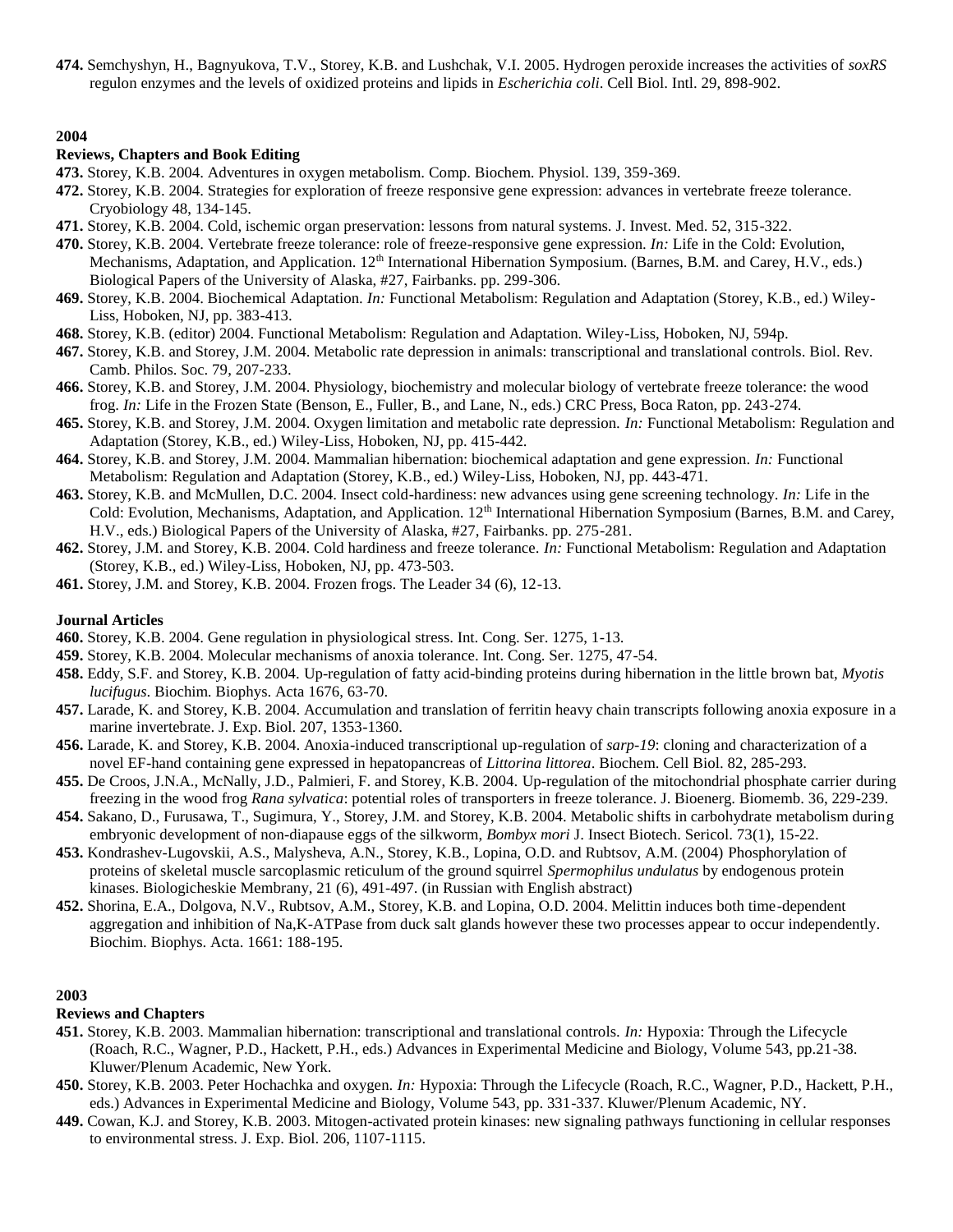**474.** Semchyshyn, H., Bagnyukova, T.V., Storey, K.B. and Lushchak, V.I. 2005. Hydrogen peroxide increases the activities of *soxRS* regulon enzymes and the levels of oxidized proteins and lipids in *Escherichia coli*. Cell Biol. Intl. 29, 898-902.

## 2004

### Reviews, Chapters and Book Editing

**473.** Storey, K.B. 2004. Adventures in oxygen metabolism. Comp. Biochem. Physiol. 139, 359-369.

**472.** Storey, K.B. 2004. Strategies for exploration of freeze responsive gene expression: advances in vertebrate freeze tolerance. Cryobiology 48, 134-145.

**471.** Storey, K.B. 2004. Cold, ischemic organ preservation: lessons from natural systems. J. Invest. Med. 52, 315-322.

**470.** Storey, K.B. 2004. Vertebrate freeze tolerance: role of freeze-responsive gene expression. *In:* Life in the Cold: Evolution, Mechanisms, Adaptation, and Application. 12th International Hibernation Symposium. (Barnes, B.M. and Carey, H.V., eds.) Biological Papers of the University of Alaska, #27, Fairbanks. pp. 299-306.

**469.** Storey, K.B. 2004. Biochemical Adaptation. *In:* Functional Metabolism: Regulation and Adaptation (Storey, K.B., ed.) Wiley-Liss, Hoboken, NJ, pp. 383-413.

**468.** Storey, K.B. (editor) 2004. Functional Metabolism: Regulation and Adaptation. Wiley-Liss, Hoboken, NJ, 594p.

**467.** Storey, K.B. and Storey, J.M. 2004. Metabolic rate depression in animals: transcriptional and translational controls. Biol. Rev. Camb. Philos. Soc. 79, 207-233.

**466.** Storey, K.B. and Storey, J.M. 2004. Physiology, biochemistry and molecular biology of vertebrate freeze tolerance: the wood frog. *In:* Life in the Frozen State (Benson, E., Fuller, B., and Lane, N., eds.) CRC Press, Boca Raton, pp. 243-274.

**465.** Storey, K.B. and Storey, J.M. 2004. Oxygen limitation and metabolic rate depression. *In:* Functional Metabolism: Regulation and Adaptation (Storey, K.B., ed.) Wiley-Liss, Hoboken, NJ, pp. 415-442.

**464.** Storey, K.B. and Storey, J.M. 2004. Mammalian hibernation: biochemical adaptation and gene expression. *In:* Functional Metabolism: Regulation and Adaptation (Storey, K.B., ed.) Wiley-Liss, Hoboken, NJ, pp. 443-471.

**463.** Storey, K.B. and McMullen, D.C. 2004. Insect cold-hardiness: new advances using gene screening technology. *In:* Life in the Cold: Evolution, Mechanisms, Adaptation, and Application. 12th International Hibernation Symposium (Barnes, B.M. and Carey, H.V., eds.) Biological Papers of the University of Alaska, #27, Fairbanks. pp. 275-281.

**462.** Storey, J.M. and Storey, K.B. 2004. Cold hardiness and freeze tolerance. *In:* Functional Metabolism: Regulation and Adaptation (Storey, K.B., ed.) Wiley-Liss, Hoboken, NJ, pp. 473-503.

**461.** Storey, J.M. and Storey, K.B. 2004. Frozen frogs. The Leader 34 (6), 12-13.

### Journal Articles

**460.** Storey, K.B. 2004. Gene regulation in physiological stress. Int. Cong. Ser. 1275, 1-13.

**459.** Storey, K.B. 2004. Molecular mechanisms of anoxia tolerance. Int. Cong. Ser. 1275, 47-54.

**458.** Eddy, S.F. and Storey, K.B. 2004. Up-regulation of fatty acid-binding proteins during hibernation in the little brown bat, *Myotis lucifugus*. Biochim. Biophys. Acta 1676, 63-70.

**457.** Larade, K. and Storey, K.B. 2004. Accumulation and translation of ferritin heavy chain transcripts following anoxia exposure in a marine invertebrate. J. Exp. Biol. 207, 1353-1360.

**456.** Larade, K. and Storey, K.B. 2004. Anoxia-induced transcriptional up-regulation of *sarp-19*: cloning and characterization of a novel EF-hand containing gene expressed in hepatopancreas of *Littorina littorea*. Biochem. Cell Biol. 82, 285-293.

**455.** De Croos, J.N.A., McNally, J.D., Palmieri, F. and Storey, K.B. 2004. Up-regulation of the mitochondrial phosphate carrier during freezing in the wood frog *Rana sylvatica*: potential roles of transporters in freeze tolerance. J. Bioenerg. Biomemb. 36, 229-239.

**454.** Sakano, D., Furusawa, T., Sugimura, Y., Storey, J.M. and Storey, K.B. 2004. Metabolic shifts in carbohydrate metabolism during embryonic development of non-diapause eggs of the silkworm, *Bombyx mori* J. Insect Biotech. Sericol. 73(1), 15-22.

**453.** Kondrashev-Lugovskii, A.S., Malysheva, A.N., Storey, K.B., Lopina, O.D. and Rubtsov, A.M. (2004) Phosphorylation of proteins of skeletal muscle sarcoplasmic reticulum of the ground squirrel *Spermophilus undulatus* by endogenous protein kinases. Biologicheskie Membrany, 21 (6), 491-497. (in Russian with English abstract)

**452.** Shorina, E.A., Dolgova, N.V., Rubtsov, A.M., Storey, K.B. and Lopina, O.D. 2004. Melittin induces both time-dependent aggregation and inhibition of Na,K-ATPase from duck salt glands however these two processes appear to occur independently. Biochim. Biophys. Acta. 1661: 188-195.

## 2003

### Reviews and Chapters

**451.** Storey, K.B. 2003. Mammalian hibernation: transcriptional and translational controls. *In:* Hypoxia: Through the Lifecycle (Roach, R.C., Wagner, P.D., Hackett, P.H., eds.) Advances in Experimental Medicine and Biology, Volume 543, pp.21-38. Kluwer/Plenum Academic, New York.

**450.** Storey, K.B. 2003. Peter Hochachka and oxygen. *In:* Hypoxia: Through the Lifecycle (Roach, R.C., Wagner, P.D., Hackett, P.H., eds.) Advances in Experimental Medicine and Biology, Volume 543, pp. 331-337. Kluwer/Plenum Academic, NY.

**449.** Cowan, K.J. and Storey, K.B. 2003. Mitogen-activated protein kinases: new signaling pathways functioning in cellular responses to environmental stress. J. Exp. Biol. 206, 1107-1115.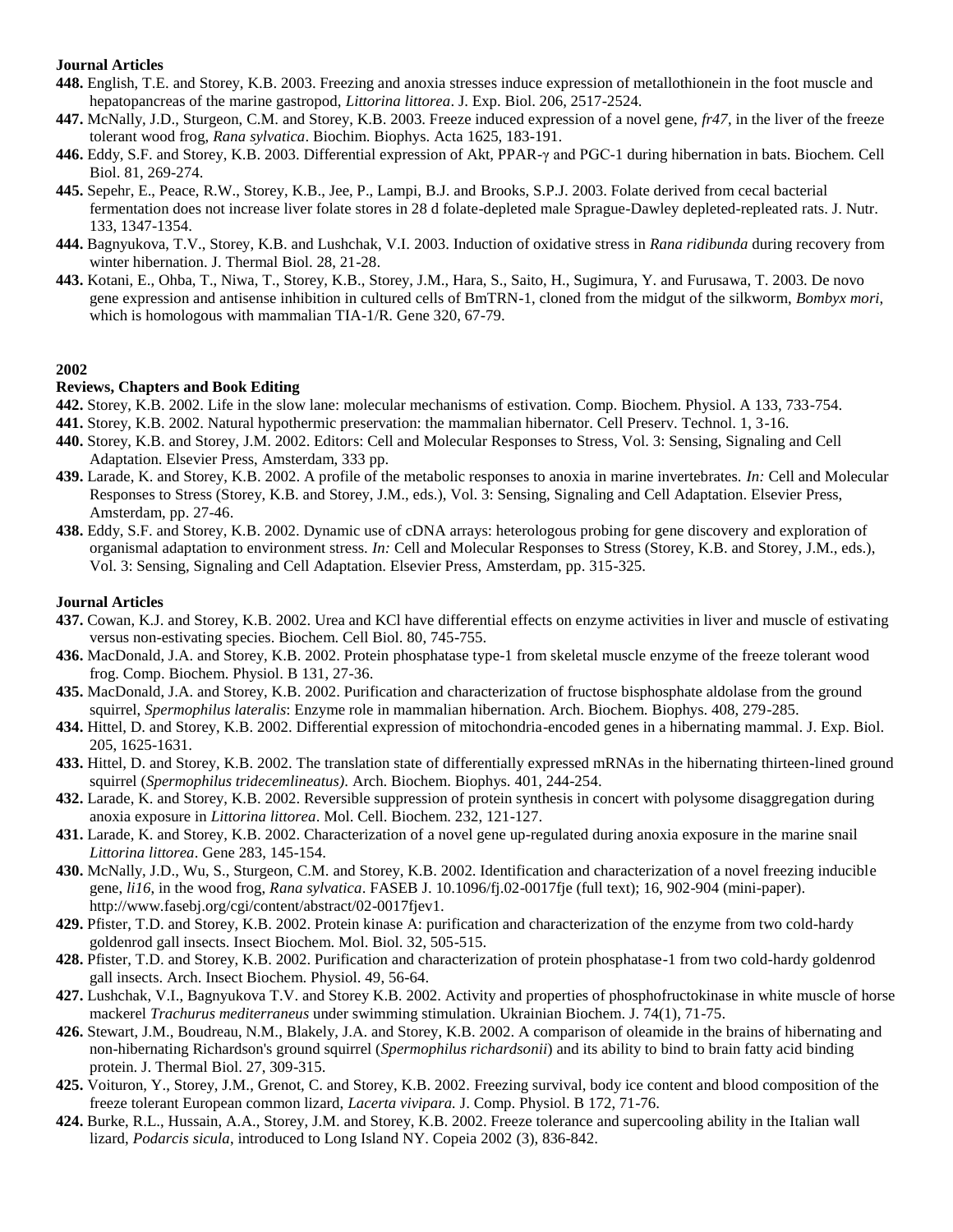### Journal Articles

**448.** English, T.E. and Storey, K.B. 2003. Freezing and anoxia stresses induce expression of metallothionein in the foot muscle and hepatopancreas of the marine gastropod, *Littorina littorea*. J. Exp. Biol. 206, 2517-2524.

**447.** McNally, J.D., Sturgeon, C.M. and Storey, K.B. 2003. Freeze induced expression of a novel gene, *fr47*, in the liver of the freeze tolerant wood frog, *Rana sylvatica*. Biochim. Biophys. Acta 1625, 183-191.

**446.** Eddy, S.F. and Storey, K.B. 2003. Differential expression of Akt, PPAR-γ and PGC-1 during hibernation in bats. Biochem. Cell Biol. 81, 269-274.

**445.** Sepehr, E., Peace, R.W., Storey, K.B., Jee, P., Lampi, B.J. and Brooks, S.P.J. 2003. Folate derived from cecal bacterial fermentation does not increase liver folate stores in 28 d folate-depleted male Sprague-Dawley depleted-repleated rats. J. Nutr. 133, 1347-1354.

**444.** Bagnyukova, T.V., Storey, K.B. and Lushchak, V.I. 2003. Induction of oxidative stress in *Rana ridibunda* during recovery from winter hibernation. J. Thermal Biol. 28, 21-28.

**443.** Kotani, E., Ohba, T., Niwa, T., Storey, K.B., Storey, J.M., Hara, S., Saito, H., Sugimura, Y. and Furusawa, T. 2003. De novo gene expression and antisense inhibition in cultured cells of BmTRN-1, cloned from the midgut of the silkworm, *Bombyx mori*, which is homologous with mammalian TIA-1/R. Gene 320, 67-79.

## 2002

### Reviews, Chapters and Book Editing

**442.** Storey, K.B. 2002. Life in the slow lane: molecular mechanisms of estivation. Comp. Biochem. Physiol. A 133, 733-754.

**441.** Storey, K.B. 2002. Natural hypothermic preservation: the mammalian hibernator. Cell Preserv. Technol. 1, 3-16.

**440.** Storey, K.B. and Storey, J.M. 2002. Editors: Cell and Molecular Responses to Stress, Vol. 3: Sensing, Signaling and Cell Adaptation. Elsevier Press, Amsterdam, 333 pp.

**439.** Larade, K. and Storey, K.B. 2002. A profile of the metabolic responses to anoxia in marine invertebrates. *In:* Cell and Molecular Responses to Stress (Storey, K.B. and Storey, J.M., eds.), Vol. 3: Sensing, Signaling and Cell Adaptation. Elsevier Press, Amsterdam, pp. 27-46.

**438.** Eddy, S.F. and Storey, K.B. 2002. Dynamic use of cDNA arrays: heterologous probing for gene discovery and exploration of organismal adaptation to environment stress. *In:* Cell and Molecular Responses to Stress (Storey, K.B. and Storey, J.M., eds.), Vol. 3: Sensing, Signaling and Cell Adaptation. Elsevier Press, Amsterdam, pp. 315-325.

### Journal Articles

**437.** Cowan, K.J. and Storey, K.B. 2002. Urea and KCl have differential effects on enzyme activities in liver and muscle of estivating versus non-estivating species. Biochem. Cell Biol. 80, 745-755.

**436.** MacDonald, J.A. and Storey, K.B. 2002. Protein phosphatase type-1 from skeletal muscle enzyme of the freeze tolerant wood frog. Comp. Biochem. Physiol. B 131, 27-36.

**435.** MacDonald, J.A. and Storey, K.B. 2002. Purification and characterization of fructose bisphosphate aldolase from the ground squirrel, *Spermophilus lateralis*: Enzyme role in mammalian hibernation. Arch. Biochem. Biophys. 408, 279-285.

**434.** Hittel, D. and Storey, K.B. 2002. Differential expression of mitochondria-encoded genes in a hibernating mammal. J. Exp. Biol. 205, 1625-1631.

**433.** Hittel, D. and Storey, K.B. 2002. The translation state of differentially expressed mRNAs in the hibernating thirteen-lined ground squirrel (*Spermophilus tridecemlineatus)*. Arch. Biochem. Biophys. 401, 244-254.

**432.** Larade, K. and Storey, K.B. 2002. Reversible suppression of protein synthesis in concert with polysome disaggregation during anoxia exposure in *Littorina littorea*. Mol. Cell. Biochem. 232, 121-127.

**431.** Larade, K. and Storey, K.B. 2002. Characterization of a novel gene up-regulated during anoxia exposure in the marine snail *Littorina littorea*. Gene 283, 145-154.

**430.** McNally, J.D., Wu, S., Sturgeon, C.M. and Storey, K.B. 2002. Identification and characterization of a novel freezing inducible gene, *li16*, in the wood frog, *Rana sylvatica*. FASEB J. 10.1096/fj.02-0017fje (full text); 16, 902-904 (mini-paper). http://www.fasebj.org/cgi/content/abstract/02-0017fjev1.

**429.** Pfister, T.D. and Storey, K.B. 2002. Protein kinase A: purification and characterization of the enzyme from two cold-hardy goldenrod gall insects. Insect Biochem. Mol. Biol. 32, 505-515.

**428.** Pfister, T.D. and Storey, K.B. 2002. Purification and characterization of protein phosphatase-1 from two cold-hardy goldenrod gall insects. Arch. Insect Biochem. Physiol. 49, 56-64.

**427.** Lushchak, V.I., Bagnyukova T.V. and Storey K.B. 2002. Activity and properties of phosphofructokinase in white muscle of horse mackerel *Trachurus mediterraneus* under swimming stimulation. Ukrainian Biochem. J. 74(1), 71-75.

**426.** Stewart, J.M., Boudreau, N.M., Blakely, J.A. and Storey, K.B. 2002. A comparison of oleamide in the brains of hibernating and non-hibernating Richardson's ground squirrel (*Spermophilus richardsonii*) and its ability to bind to brain fatty acid binding protein. J. Thermal Biol. 27, 309-315.

**425.** Voituron, Y., Storey, J.M., Grenot, C. and Storey, K.B. 2002. Freezing survival, body ice content and blood composition of the freeze tolerant European common lizard, *Lacerta vivipara.* J. Comp. Physiol. B 172, 71-76.

**424.** Burke, R.L., Hussain, A.A., Storey, J.M. and Storey, K.B. 2002. Freeze tolerance and supercooling ability in the Italian wall lizard, *Podarcis sicula*, introduced to Long Island NY. Copeia 2002 (3), 836-842.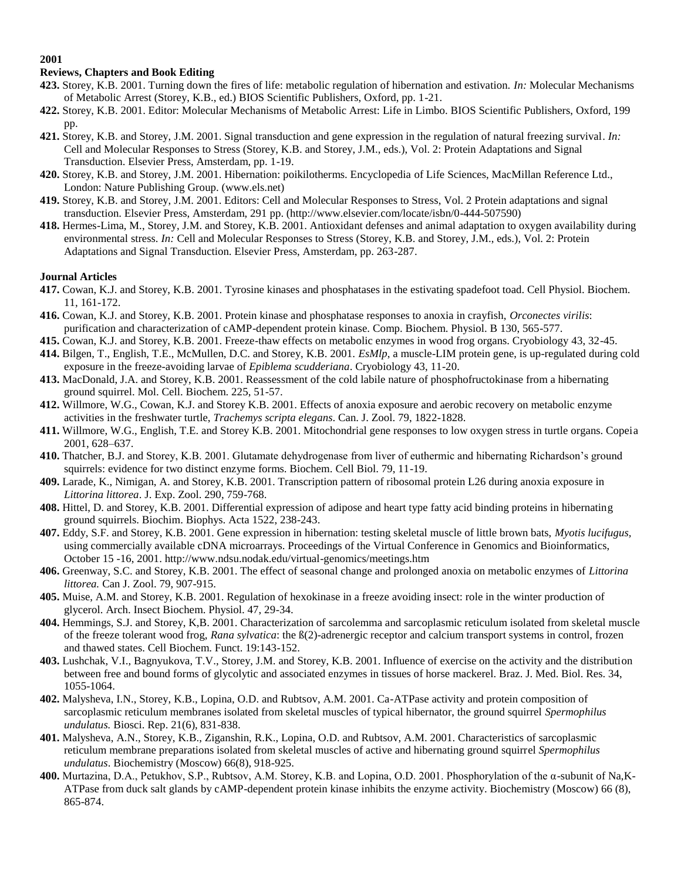**2001**

**Reviews, Chapters and Book Editing**

**423.** Storey, K.B. 2001. Turning down the fires of life: metabolic regulation of hibernation and estivation. *In:* Molecular Mechanisms of Metabolic Arrest (Storey, K.B., ed.) BIOS Scientific Publishers, Oxford, pp. 1-21.

**422.** Storey, K.B. 2001. Editor: Molecular Mechanisms of Metabolic Arrest: Life in Limbo. BIOS Scientific Publishers, Oxford, 199 pp.

**421.** Storey, K.B. and Storey, J.M. 2001. Signal transduction and gene expression in the regulation of natural freezing survival. *In:* Cell and Molecular Responses to Stress (Storey, K.B. and Storey, J.M., eds.), Vol. 2: Protein Adaptations and Signal Transduction. Elsevier Press, Amsterdam, pp. 1-19.

**420.** Storey, K.B. and Storey, J.M. 2001. Hibernation: poikilotherms. Encyclopedia of Life Sciences, MacMillan Reference Ltd., London: Nature Publishing Group. (www.els.net)

**419.** Storey, K.B. and Storey, J.M. 2001. Editors: Cell and Molecular Responses to Stress, Vol. 2 Protein adaptations and signal transduction. Elsevier Press, Amsterdam, 291 pp. (http://www.elsevier.com/locate/isbn/0-444-507590)

**418.** Hermes-Lima, M., Storey, J.M. and Storey, K.B. 2001. Antioxidant defenses and animal adaptation to oxygen availability during environmental stress. *In:* Cell and Molecular Responses to Stress (Storey, K.B. and Storey, J.M., eds.), Vol. 2: Protein Adaptations and Signal Transduction. Elsevier Press, Amsterdam, pp. 263-287.

**Journal Articles**

**417.** Cowan, K.J. and Storey, K.B. 2001. Tyrosine kinases and phosphatases in the estivating spadefoot toad. Cell Physiol. Biochem. 11, 161-172.

**416.** Cowan, K.J. and Storey, K.B. 2001. Protein kinase and phosphatase responses to anoxia in crayfish, *Orconectes virilis*: purification and characterization of cAMP-dependent protein kinase. Comp. Biochem. Physiol. B 130, 565-577.

**415.** Cowan, K.J. and Storey, K.B. 2001. Freeze-thaw effects on metabolic enzymes in wood frog organs. Cryobiology 43, 32-45.

**414.** Bilgen, T., English, T.E., McMullen, D.C. and Storey, K.B. 2001. *EsMlp*, a muscle-LIM protein gene, is up-regulated during cold exposure in the freeze-avoiding larvae of *Epiblema scudderiana*. Cryobiology 43, 11-20.

**413.** MacDonald, J.A. and Storey, K.B. 2001. Reassessment of the cold labile nature of phosphofructokinase from a hibernating ground squirrel. Mol. Cell. Biochem. 225, 51-57.

**412.** Willmore, W.G., Cowan, K.J. and Storey K.B. 2001. Effects of anoxia exposure and aerobic recovery on metabolic enzyme activities in the freshwater turtle, *Trachemys scripta elegans*. Can. J. Zool. 79, 1822-1828.

**411.** Willmore, W.G., English, T.E. and Storey K.B. 2001. Mitochondrial gene responses to low oxygen stress in turtle organs. Copeia 2001, 628–637.

**410.** Thatcher, B.J. and Storey, K.B. 2001. Glutamate dehydrogenase from liver of euthermic and hibernating Richardson's ground squirrels: evidence for two distinct enzyme forms. Biochem. Cell Biol. 79, 11-19.

**409.** Larade, K., Nimigan, A. and Storey, K.B. 2001. Transcription pattern of ribosomal protein L26 during anoxia exposure in *Littorina littorea*. J. Exp. Zool. 290, 759-768.

**408.** Hittel, D. and Storey, K.B. 2001. Differential expression of adipose and heart type fatty acid binding proteins in hibernating ground squirrels. Biochim. Biophys. Acta 1522, 238-243.

**407.** Eddy, S.F. and Storey, K.B. 2001. Gene expression in hibernation: testing skeletal muscle of little brown bats, *Myotis lucifugus*, using commercially available cDNA microarrays. Proceedings of the Virtual Conference in Genomics and Bioinformatics, October 15 -16, 2001. http://www.ndsu.nodak.edu/virtual-genomics/meetings.htm

**406.** Greenway, S.C. and Storey, K.B. 2001. The effect of seasonal change and prolonged anoxia on metabolic enzymes of *Littorina littorea.* Can J. Zool. 79, 907-915.

**405.** Muise, A.M. and Storey, K.B. 2001. Regulation of hexokinase in a freeze avoiding insect: role in the winter production of glycerol. Arch. Insect Biochem. Physiol. 47, 29-34.

**404.** Hemmings, S.J. and Storey, K,B. 2001. Characterization of sarcolemma and sarcoplasmic reticulum isolated from skeletal muscle of the freeze tolerant wood frog, *Rana sylvatica*: the ß(2)-adrenergic receptor and calcium transport systems in control, frozen and thawed states. Cell Biochem. Funct. 19:143-152.

**403.** Lushchak, V.I., Bagnyukova, T.V., Storey, J.M. and Storey, K.B. 2001. Influence of exercise on the activity and the distribution between free and bound forms of glycolytic and associated enzymes in tissues of horse mackerel. Braz. J. Med. Biol. Res. 34, 1055-1064.

**402.** Malysheva, I.N., Storey, K.B., Lopina, O.D. and Rubtsov, A.M. 2001. Ca-ATPase activity and protein composition of sarcoplasmic reticulum membranes isolated from skeletal muscles of typical hibernator, the ground squirrel *Spermophilus undulatus.* Biosci. Rep. 21(6), 831-838.

**401.** Malysheva, A.N., Storey, K.B., Ziganshin, R.K., Lopina, O.D. and Rubtsov, A.M. 2001. Characteristics of sarcoplasmic reticulum membrane preparations isolated from skeletal muscles of active and hibernating ground squirrel *Spermophilus undulatus*. Biochemistry (Moscow) 66(8), 918-925.

**400.** Murtazina, D.A., Petukhov, S.P., Rubtsov, A.M. Storey, K.B and Lopina, O.D. 2001. Phosphorylation of the α-subunit of Na,K-ATPase from duck salt glands by cAMP-dependent protein kinase inhibits the enzyme activity. Biochemistry (Moscow) 66 (8), 865-874.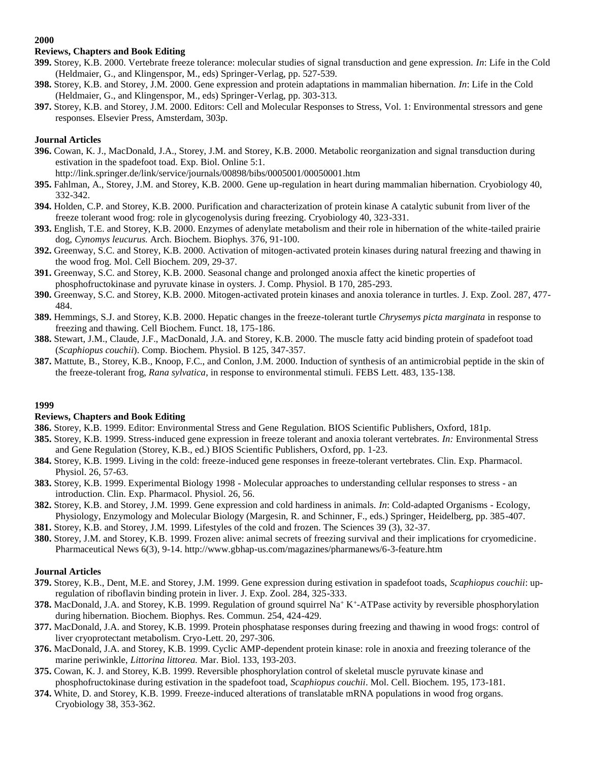**2000**

**Reviews, Chapters and Book Editing**

**399.** Storey, K.B. 2000. Vertebrate freeze tolerance: molecular studies of signal transduction and gene expression. *In*: Life in the Cold (Heldmaier, G., and Klingenspor, M., eds) Springer-Verlag, pp. 527-539.

**398.** Storey, K.B. and Storey, J.M. 2000. Gene expression and protein adaptations in mammalian hibernation. *In*: Life in the Cold (Heldmaier, G., and Klingenspor, M., eds) Springer-Verlag, pp. 303-313.

**397.** Storey, K.B. and Storey, J.M. 2000. Editors: Cell and Molecular Responses to Stress, Vol. 1: Environmental stressors and gene responses. Elsevier Press, Amsterdam, 303p.

**Journal Articles**

**396.** Cowan, K. J., MacDonald, J.A., Storey, J.M. and Storey, K.B. 2000. Metabolic reorganization and signal transduction during estivation in the spadefoot toad. Exp. Biol. Online 5:1. http://link.springer.de/link/service/journals/00898/bibs/0005001/00050001.htm

**395.** Fahlman, A., Storey, J.M. and Storey, K.B. 2000. Gene up-regulation in heart during mammalian hibernation. Cryobiology 40, 332-342.

**394.** Holden, C.P. and Storey, K.B. 2000. Purification and characterization of protein kinase A catalytic subunit from liver of the freeze tolerant wood frog: role in glycogenolysis during freezing. Cryobiology 40, 323-331.

**393.** English, T.E. and Storey, K.B. 2000. Enzymes of adenylate metabolism and their role in hibernation of the white-tailed prairie dog, *Cynomys leucurus.* Arch. Biochem. Biophys. 376, 91-100.

**392.** Greenway, S.C. and Storey, K.B. 2000. Activation of mitogen-activated protein kinases during natural freezing and thawing in the wood frog. Mol. Cell Biochem. 209, 29-37.

**391.** Greenway, S.C. and Storey, K.B. 2000. Seasonal change and prolonged anoxia affect the kinetic properties of phosphofructokinase and pyruvate kinase in oysters. J. Comp. Physiol. B 170, 285-293.

**390.** Greenway, S.C. and Storey, K.B. 2000. Mitogen-activated protein kinases and anoxia tolerance in turtles. J. Exp. Zool. 287, 477-484.

**389.** Hemmings, S.J. and Storey, K.B. 2000. Hepatic changes in the freeze-tolerant turtle *Chrysemys picta marginata* in response to freezing and thawing. Cell Biochem. Funct. 18, 175-186.

**388.** Stewart, J.M., Claude, J.F., MacDonald, J.A. and Storey, K.B. 2000. The muscle fatty acid binding protein of spadefoot toad (*Scaphiopus couchii*). Comp. Biochem. Physiol. B 125, 347-357.

**387.** Mattute, B., Storey, K.B., Knoop, F.C., and Conlon, J.M. 2000. Induction of synthesis of an antimicrobial peptide in the skin of the freeze-tolerant frog, *Rana sylvatica*, in response to environmental stimuli. FEBS Lett. 483, 135-138.

**1999**

**Reviews, Chapters and Book Editing**

**386.** Storey, K.B. 1999. Editor: Environmental Stress and Gene Regulation. BIOS Scientific Publishers, Oxford, 181p.

**385.** Storey, K.B. 1999. Stress-induced gene expression in freeze tolerant and anoxia tolerant vertebrates. *In:* Environmental Stress and Gene Regulation (Storey, K.B., ed.) BIOS Scientific Publishers, Oxford, pp. 1-23.

**384.** Storey, K.B. 1999. Living in the cold: freeze-induced gene responses in freeze-tolerant vertebrates. Clin. Exp. Pharmacol. Physiol. 26, 57-63.

**383.** Storey, K.B. 1999. Experimental Biology 1998 - Molecular approaches to understanding cellular responses to stress - an introduction. Clin. Exp. Pharmacol. Physiol. 26, 56.

**382.** Storey, K.B. and Storey, J.M. 1999. Gene expression and cold hardiness in animals. *In*: Cold-adapted Organisms - Ecology, Physiology, Enzymology and Molecular Biology (Margesin, R. and Schinner, F., eds.) Springer, Heidelberg, pp. 385-407.

**381.** Storey, K.B. and Storey, J.M. 1999. Lifestyles of the cold and frozen. The Sciences 39 (3), 32-37.

**380.** Storey, J.M. and Storey, K.B. 1999. Frozen alive: animal secrets of freezing survival and their implications for cryomedicine. Pharmaceutical News 6(3), 9-14. http://www.gbhap-us.com/magazines/pharmanews/6-3-feature.htm

**Journal Articles**

**379.** Storey, K.B., Dent, M.E. and Storey, J.M. 1999. Gene expression during estivation in spadefoot toads, *Scaphiopus couchii*: up-regulation of riboflavin binding protein in liver. J. Exp. Zool. 284, 325-333.

**378.** MacDonald, J.A. and Storey, K.B. 1999. Regulation of ground squirrel $Na^+$ $K^+$-ATPase activity by reversible phosphorylation during hibernation. Biochem. Biophys. Res. Commun. 254, 424-429.

**377.** MacDonald, J.A. and Storey, K.B. 1999. Protein phosphatase responses during freezing and thawing in wood frogs: control of liver cryoprotectant metabolism. Cryo-Lett. 20, 297-306.

**376.** MacDonald, J.A. and Storey, K.B. 1999. Cyclic AMP-dependent protein kinase: role in anoxia and freezing tolerance of the marine periwinkle, *Littorina littorea.* Mar. Biol. 133, 193-203.

**375.** Cowan, K. J. and Storey, K.B. 1999. Reversible phosphorylation control of skeletal muscle pyruvate kinase and phosphofructokinase during estivation in the spadefoot toad, *Scaphiopus couchii*. Mol. Cell. Biochem. 195, 173-181.

**374.** White, D. and Storey, K.B. 1999. Freeze-induced alterations of translatable mRNA populations in wood frog organs. Cryobiology 38, 353-362.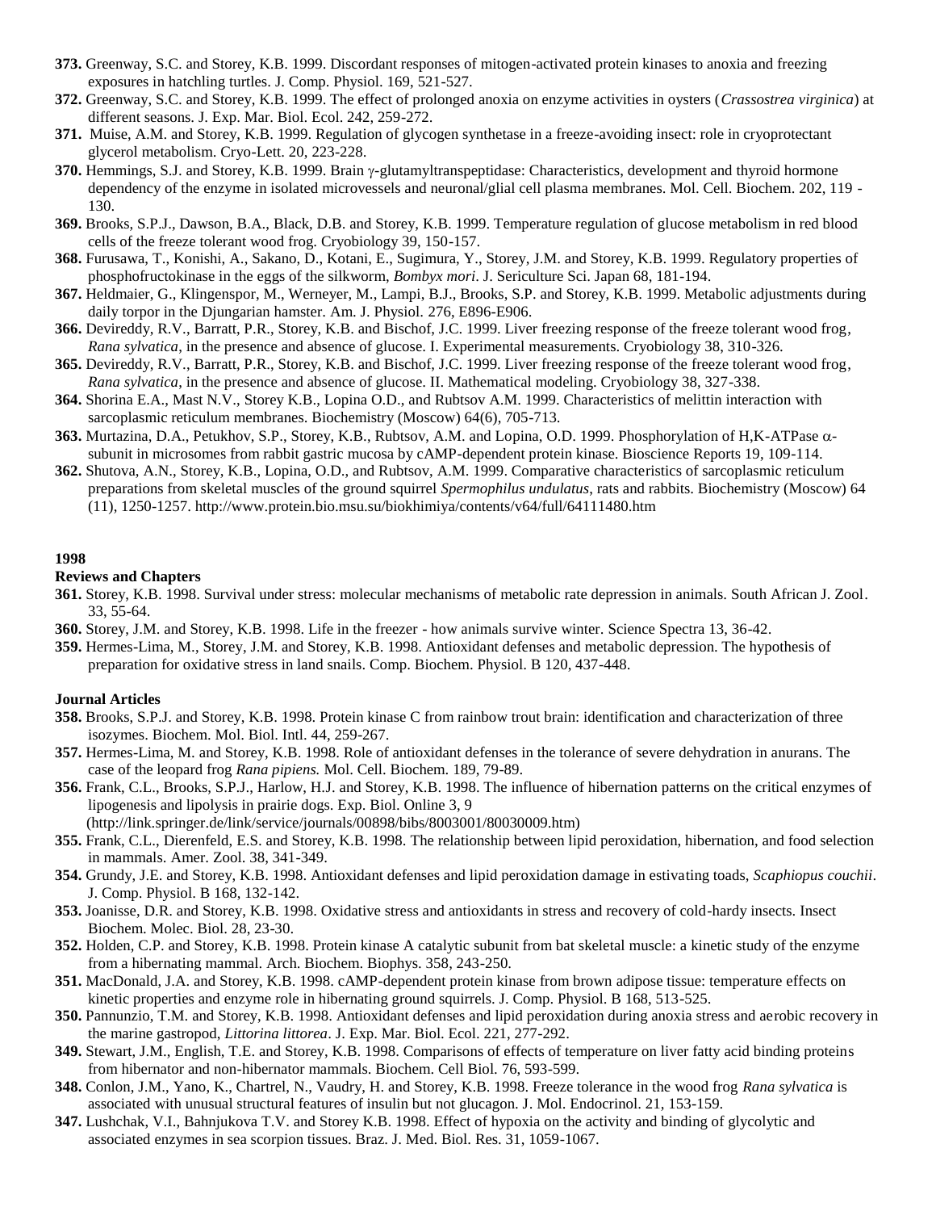**373.** Greenway, S.C. and Storey, K.B. 1999. Discordant responses of mitogen-activated protein kinases to anoxia and freezing exposures in hatchling turtles. J. Comp. Physiol. 169, 521-527.

**372.** Greenway, S.C. and Storey, K.B. 1999. The effect of prolonged anoxia on enzyme activities in oysters (*Crassostrea virginica*) at different seasons. J. Exp. Mar. Biol. Ecol. 242, 259-272.

**371.** Muise, A.M. and Storey, K.B. 1999. Regulation of glycogen synthetase in a freeze-avoiding insect: role in cryoprotectant glycerol metabolism. Cryo-Lett. 20, 223-228.

**370.** Hemmings, S.J. and Storey, K.B. 1999. Brain γ-glutamyltranspeptidase: Characteristics, development and thyroid hormone dependency of the enzyme in isolated microvessels and neuronal/glial cell plasma membranes. Mol. Cell. Biochem. 202, 119 - 130.

**369.** Brooks, S.P.J., Dawson, B.A., Black, D.B. and Storey, K.B. 1999. Temperature regulation of glucose metabolism in red blood cells of the freeze tolerant wood frog. Cryobiology 39, 150-157.

**368.** Furusawa, T., Konishi, A., Sakano, D., Kotani, E., Sugimura, Y., Storey, J.M. and Storey, K.B. 1999. Regulatory properties of phosphofructokinase in the eggs of the silkworm, *Bombyx mori*. J. Sericulture Sci. Japan 68, 181-194.

**367.** Heldmaier, G., Klingenspor, M., Werneyer, M., Lampi, B.J., Brooks, S.P. and Storey, K.B. 1999. Metabolic adjustments during daily torpor in the Djungarian hamster. Am. J. Physiol. 276, E896-E906.

**366.** Devireddy, R.V., Barratt, P.R., Storey, K.B. and Bischof, J.C. 1999. Liver freezing response of the freeze tolerant wood frog, *Rana sylvatica*, in the presence and absence of glucose. I. Experimental measurements. Cryobiology 38, 310-326.

**365.** Devireddy, R.V., Barratt, P.R., Storey, K.B. and Bischof, J.C. 1999. Liver freezing response of the freeze tolerant wood frog, *Rana sylvatica*, in the presence and absence of glucose. II. Mathematical modeling. Cryobiology 38, 327-338.

**364.** Shorina E.A., Mast N.V., Storey K.B., Lopina O.D., and Rubtsov A.M. 1999. Characteristics of melittin interaction with sarcoplasmic reticulum membranes. Biochemistry (Moscow) 64(6), 705-713.

**363.** Murtazina, D.A., Petukhov, S.P., Storey, K.B., Rubtsov, A.M. and Lopina, O.D. 1999. Phosphorylation of H,K-ATPase α-subunit in microsomes from rabbit gastric mucosa by cAMP-dependent protein kinase. Bioscience Reports 19, 109-114.

**362.** Shutova, A.N., Storey, K.B., Lopina, O.D., and Rubtsov, A.M. 1999. Comparative characteristics of sarcoplasmic reticulum preparations from skeletal muscles of the ground squirrel *Spermophilus undulatus*, rats and rabbits. Biochemistry (Moscow) 64 (11), 1250-1257. http://www.protein.bio.msu.su/biokhimiya/contents/v64/full/64111480.htm

## 1998

### Reviews and Chapters

**361.** Storey, K.B. 1998. Survival under stress: molecular mechanisms of metabolic rate depression in animals. South African J. Zool. 33, 55-64.

**360.** Storey, J.M. and Storey, K.B. 1998. Life in the freezer - how animals survive winter. Science Spectra 13, 36-42.

**359.** Hermes-Lima, M., Storey, J.M. and Storey, K.B. 1998. Antioxidant defenses and metabolic depression. The hypothesis of preparation for oxidative stress in land snails. Comp. Biochem. Physiol. B 120, 437-448.

### Journal Articles

**358.** Brooks, S.P.J. and Storey, K.B. 1998. Protein kinase C from rainbow trout brain: identification and characterization of three isozymes. Biochem. Mol. Biol. Intl. 44, 259-267.

**357.** Hermes-Lima, M. and Storey, K.B. 1998. Role of antioxidant defenses in the tolerance of severe dehydration in anurans. The case of the leopard frog *Rana pipiens.* Mol. Cell. Biochem. 189, 79-89.

**356.** Frank, C.L., Brooks, S.P.J., Harlow, H.J. and Storey, K.B. 1998. The influence of hibernation patterns on the critical enzymes of lipogenesis and lipolysis in prairie dogs. Exp. Biol. Online 3, 9 (http://link.springer.de/link/service/journals/00898/bibs/8003001/80030009.htm)

**355.** Frank, C.L., Dierenfeld, E.S. and Storey, K.B. 1998. The relationship between lipid peroxidation, hibernation, and food selection in mammals. Amer. Zool. 38, 341-349.

**354.** Grundy, J.E. and Storey, K.B. 1998. Antioxidant defenses and lipid peroxidation damage in estivating toads, *Scaphiopus couchii*. J. Comp. Physiol. B 168, 132-142.

**353.** Joanisse, D.R. and Storey, K.B. 1998. Oxidative stress and antioxidants in stress and recovery of cold-hardy insects. Insect Biochem. Molec. Biol. 28, 23-30.

**352.** Holden, C.P. and Storey, K.B. 1998. Protein kinase A catalytic subunit from bat skeletal muscle: a kinetic study of the enzyme from a hibernating mammal. Arch. Biochem. Biophys. 358, 243-250.

**351.** MacDonald, J.A. and Storey, K.B. 1998. cAMP-dependent protein kinase from brown adipose tissue: temperature effects on kinetic properties and enzyme role in hibernating ground squirrels. J. Comp. Physiol. B 168, 513-525.

**350.** Pannunzio, T.M. and Storey, K.B. 1998. Antioxidant defenses and lipid peroxidation during anoxia stress and aerobic recovery in the marine gastropod, *Littorina littorea*. J. Exp. Mar. Biol. Ecol. 221, 277-292.

**349.** Stewart, J.M., English, T.E. and Storey, K.B. 1998. Comparisons of effects of temperature on liver fatty acid binding proteins from hibernator and non-hibernator mammals. Biochem. Cell Biol. 76, 593-599.

**348.** Conlon, J.M., Yano, K., Chartrel, N., Vaudry, H. and Storey, K.B. 1998. Freeze tolerance in the wood frog *Rana sylvatica* is associated with unusual structural features of insulin but not glucagon. J. Mol. Endocrinol. 21, 153-159.

**347.** Lushchak, V.I., Bahnjukova T.V. and Storey K.B. 1998. Effect of hypoxia on the activity and binding of glycolytic and associated enzymes in sea scorpion tissues. Braz. J. Med. Biol. Res. 31, 1059-1067.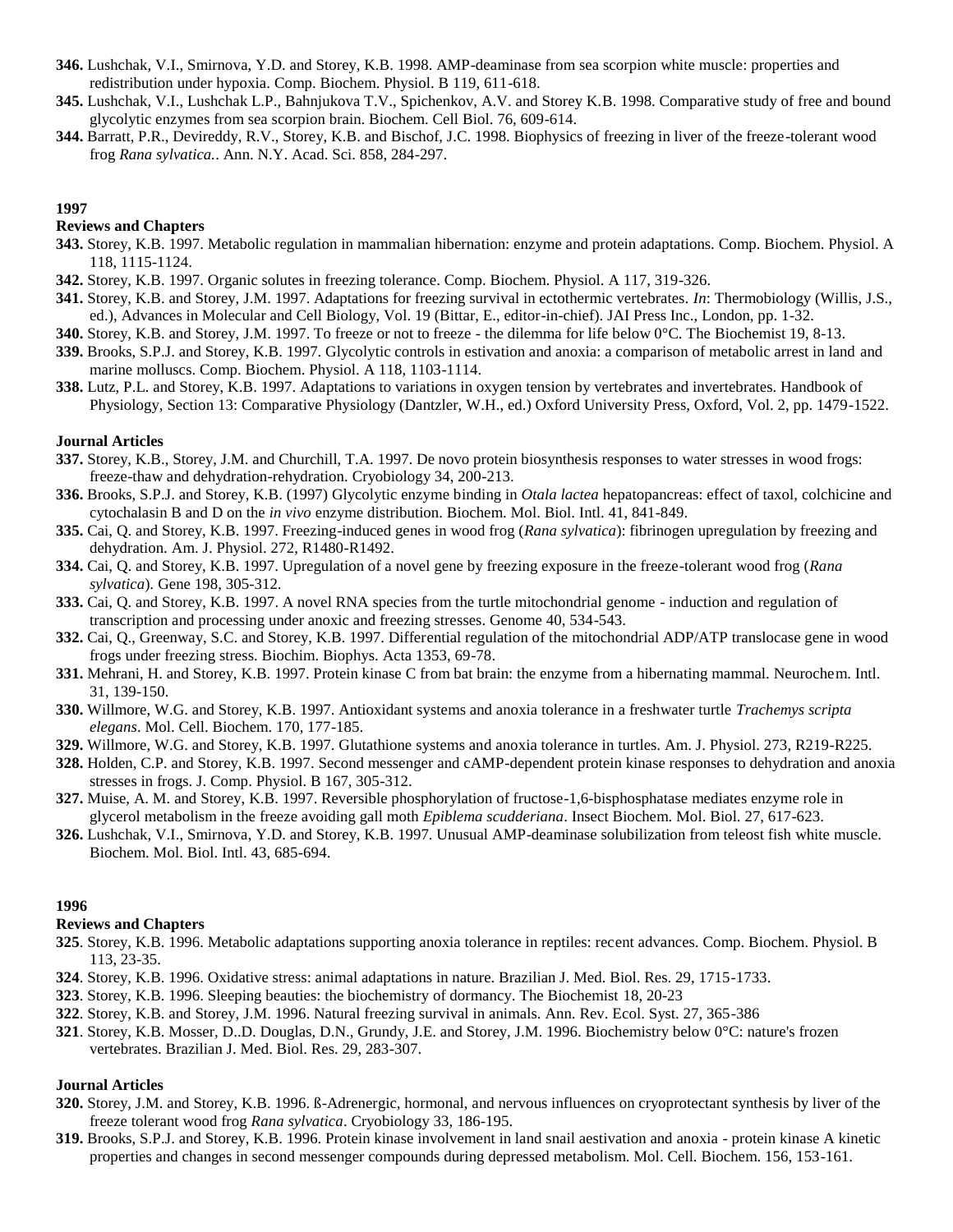**346.** Lushchak, V.I., Smirnova, Y.D. and Storey, K.B. 1998. AMP-deaminase from sea scorpion white muscle: properties and redistribution under hypoxia. Comp. Biochem. Physiol. B 119, 611-618.

**345.** Lushchak, V.I., Lushchak L.P., Bahnjukova T.V., Spichenkov, A.V. and Storey K.B. 1998. Comparative study of free and bound glycolytic enzymes from sea scorpion brain. Biochem. Cell Biol. 76, 609-614.

**344.** Barratt, P.R., Devireddy, R.V., Storey, K.B. and Bischof, J.C. 1998. Biophysics of freezing in liver of the freeze-tolerant wood frog *Rana sylvatica.*. Ann. N.Y. Acad. Sci. 858, 284-297.

**1997**

**Reviews and Chapters**

**343.** Storey, K.B. 1997. Metabolic regulation in mammalian hibernation: enzyme and protein adaptations. Comp. Biochem. Physiol. A 118, 1115-1124.

**342.** Storey, K.B. 1997. Organic solutes in freezing tolerance. Comp. Biochem. Physiol. A 117, 319-326.

**341.** Storey, K.B. and Storey, J.M. 1997. Adaptations for freezing survival in ectothermic vertebrates. *In*: Thermobiology (Willis, J.S., ed.), Advances in Molecular and Cell Biology, Vol. 19 (Bittar, E., editor-in-chief). JAI Press Inc., London, pp. 1-32.

**340.** Storey, K.B. and Storey, J.M. 1997. To freeze or not to freeze - the dilemma for life below 0°C. The Biochemist 19, 8-13.

**339.** Brooks, S.P.J. and Storey, K.B. 1997. Glycolytic controls in estivation and anoxia: a comparison of metabolic arrest in land and marine molluscs. Comp. Biochem. Physiol. A 118, 1103-1114.

**338.** Lutz, P.L. and Storey, K.B. 1997. Adaptations to variations in oxygen tension by vertebrates and invertebrates. Handbook of Physiology, Section 13: Comparative Physiology (Dantzler, W.H., ed.) Oxford University Press, Oxford, Vol. 2, pp. 1479-1522.

**Journal Articles**

**337.** Storey, K.B., Storey, J.M. and Churchill, T.A. 1997. De novo protein biosynthesis responses to water stresses in wood frogs: freeze-thaw and dehydration-rehydration. Cryobiology 34, 200-213.

**336.** Brooks, S.P.J. and Storey, K.B. (1997) Glycolytic enzyme binding in *Otala lactea* hepatopancreas: effect of taxol, colchicine and cytochalasin B and D on the *in vivo* enzyme distribution. Biochem. Mol. Biol. Intl. 41, 841-849.

**335.** Cai, Q. and Storey, K.B. 1997. Freezing-induced genes in wood frog (*Rana sylvatica*): fibrinogen upregulation by freezing and dehydration. Am. J. Physiol. 272, R1480-R1492.

**334.** Cai, Q. and Storey, K.B. 1997. Upregulation of a novel gene by freezing exposure in the freeze-tolerant wood frog (*Rana sylvatica*). Gene 198, 305-312.

**333.** Cai, Q. and Storey, K.B. 1997. A novel RNA species from the turtle mitochondrial genome - induction and regulation of transcription and processing under anoxic and freezing stresses. Genome 40, 534-543.

**332.** Cai, Q., Greenway, S.C. and Storey, K.B. 1997. Differential regulation of the mitochondrial ADP/ATP translocase gene in wood frogs under freezing stress. Biochim. Biophys. Acta 1353, 69-78.

**331.** Mehrani, H. and Storey, K.B. 1997. Protein kinase C from bat brain: the enzyme from a hibernating mammal. Neurochem. Intl. 31, 139-150.

**330.** Willmore, W.G. and Storey, K.B. 1997. Antioxidant systems and anoxia tolerance in a freshwater turtle *Trachemys scripta elegans*. Mol. Cell. Biochem. 170, 177-185.

**329.** Willmore, W.G. and Storey, K.B. 1997. Glutathione systems and anoxia tolerance in turtles. Am. J. Physiol. 273, R219-R225.

**328.** Holden, C.P. and Storey, K.B. 1997. Second messenger and cAMP-dependent protein kinase responses to dehydration and anoxia stresses in frogs. J. Comp. Physiol. B 167, 305-312.

**327.** Muise, A. M. and Storey, K.B. 1997. Reversible phosphorylation of fructose-1,6-bisphosphatase mediates enzyme role in glycerol metabolism in the freeze avoiding gall moth *Epiblema scudderiana*. Insect Biochem. Mol. Biol. 27, 617-623.

**326.** Lushchak, V.I., Smirnova, Y.D. and Storey, K.B. 1997. Unusual AMP-deaminase solubilization from teleost fish white muscle. Biochem. Mol. Biol. Intl. 43, 685-694.

**1996**

**Reviews and Chapters**

**325**. Storey, K.B. 1996. Metabolic adaptations supporting anoxia tolerance in reptiles: recent advances. Comp. Biochem. Physiol. B 113, 23-35.

**324**. Storey, K.B. 1996. Oxidative stress: animal adaptations in nature. Brazilian J. Med. Biol. Res. 29, 1715-1733.

**323**. Storey, K.B. 1996. Sleeping beauties: the biochemistry of dormancy. The Biochemist 18, 20-23

**322**. Storey, K.B. and Storey, J.M. 1996. Natural freezing survival in animals. Ann. Rev. Ecol. Syst. 27, 365-386

**321**. Storey, K.B. Mosser, D..D. Douglas, D.N., Grundy, J.E. and Storey, J.M. 1996. Biochemistry below 0°C: nature's frozen vertebrates. Brazilian J. Med. Biol. Res. 29, 283-307.

**Journal Articles**

**320.** Storey, J.M. and Storey, K.B. 1996. ß-Adrenergic, hormonal, and nervous influences on cryoprotectant synthesis by liver of the freeze tolerant wood frog *Rana sylvatica*. Cryobiology 33, 186-195.

**319.** Brooks, S.P.J. and Storey, K.B. 1996. Protein kinase involvement in land snail aestivation and anoxia - protein kinase A kinetic properties and changes in second messenger compounds during depressed metabolism. Mol. Cell. Biochem. 156, 153-161.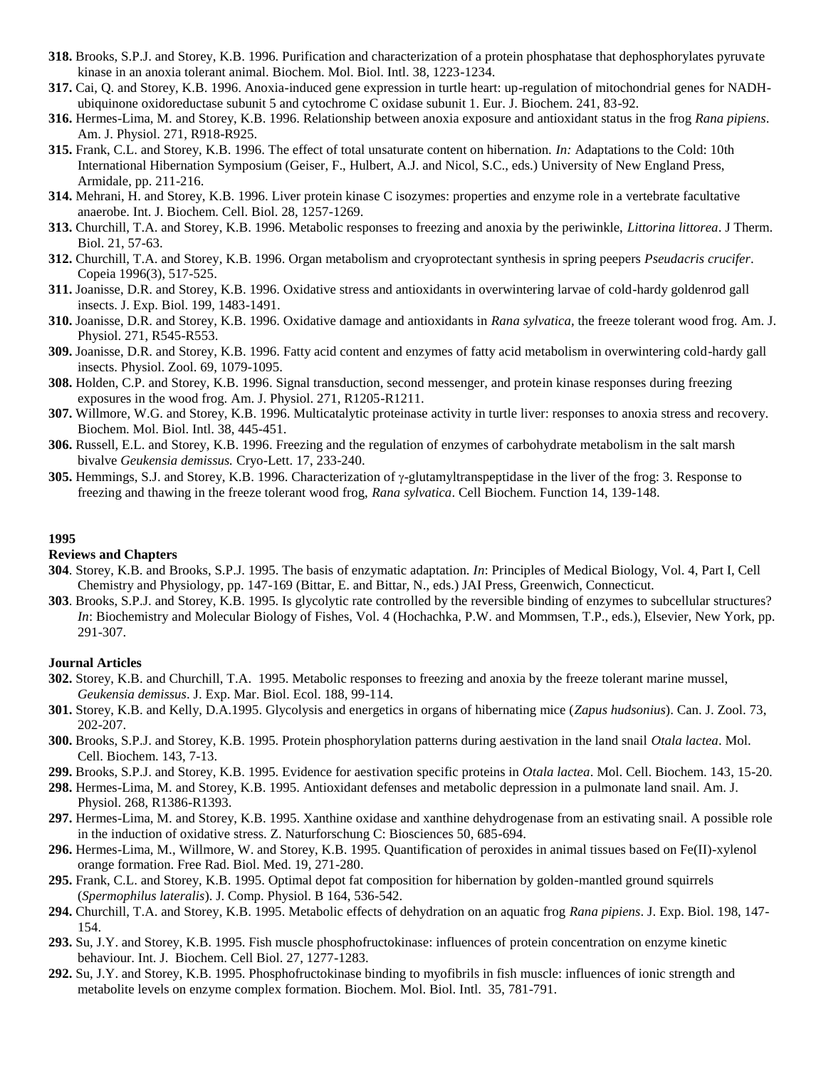**318.** Brooks, S.P.J. and Storey, K.B. 1996. Purification and characterization of a protein phosphatase that dephosphorylates pyruvate kinase in an anoxia tolerant animal. Biochem. Mol. Biol. Intl. 38, 1223-1234.

**317.** Cai, Q. and Storey, K.B. 1996. Anoxia-induced gene expression in turtle heart: up-regulation of mitochondrial genes for NADH-ubiquinone oxidoreductase subunit 5 and cytochrome C oxidase subunit 1. Eur. J. Biochem. 241, 83-92.

**316.** Hermes-Lima, M. and Storey, K.B. 1996. Relationship between anoxia exposure and antioxidant status in the frog *Rana pipiens*. Am. J. Physiol. 271, R918-R925.

**315.** Frank, C.L. and Storey, K.B. 1996. The effect of total unsaturate content on hibernation. *In:* Adaptations to the Cold: 10th International Hibernation Symposium (Geiser, F., Hulbert, A.J. and Nicol, S.C., eds.) University of New England Press, Armidale, pp. 211-216.

**314.** Mehrani, H. and Storey, K.B. 1996. Liver protein kinase C isozymes: properties and enzyme role in a vertebrate facultative anaerobe. Int. J. Biochem. Cell. Biol. 28, 1257-1269.

**313.** Churchill, T.A. and Storey, K.B. 1996. Metabolic responses to freezing and anoxia by the periwinkle, *Littorina littorea*. J Therm. Biol. 21, 57-63.

**312.** Churchill, T.A. and Storey, K.B. 1996. Organ metabolism and cryoprotectant synthesis in spring peepers *Pseudacris crucifer*. Copeia 1996(3), 517-525.

**311.** Joanisse, D.R. and Storey, K.B. 1996. Oxidative stress and antioxidants in overwintering larvae of cold-hardy goldenrod gall insects. J. Exp. Biol. 199, 1483-1491.

**310.** Joanisse, D.R. and Storey, K.B. 1996. Oxidative damage and antioxidants in *Rana sylvatica,* the freeze tolerant wood frog. Am. J. Physiol. 271, R545-R553.

**309.** Joanisse, D.R. and Storey, K.B. 1996. Fatty acid content and enzymes of fatty acid metabolism in overwintering cold-hardy gall insects. Physiol. Zool. 69, 1079-1095.

**308.** Holden, C.P. and Storey, K.B. 1996. Signal transduction, second messenger, and protein kinase responses during freezing exposures in the wood frog. Am. J. Physiol. 271, R1205-R1211.

**307.** Willmore, W.G. and Storey, K.B. 1996. Multicatalytic proteinase activity in turtle liver: responses to anoxia stress and recovery. Biochem. Mol. Biol. Intl. 38, 445-451.

**306.** Russell, E.L. and Storey, K.B. 1996. Freezing and the regulation of enzymes of carbohydrate metabolism in the salt marsh bivalve *Geukensia demissus.* Cryo-Lett. 17, 233-240.

**305.** Hemmings, S.J. and Storey, K.B. 1996. Characterization of γ-glutamyltranspeptidase in the liver of the frog: 3. Response to freezing and thawing in the freeze tolerant wood frog, *Rana sylvatica*. Cell Biochem. Function 14, 139-148.

**1995**

**Reviews and Chapters**

**304**. Storey, K.B. and Brooks, S.P.J. 1995. The basis of enzymatic adaptation. *In*: Principles of Medical Biology, Vol. 4, Part I, Cell Chemistry and Physiology, pp. 147-169 (Bittar, E. and Bittar, N., eds.) JAI Press, Greenwich, Connecticut.

**303**. Brooks, S.P.J. and Storey, K.B. 1995. Is glycolytic rate controlled by the reversible binding of enzymes to subcellular structures? *In*: Biochemistry and Molecular Biology of Fishes, Vol. 4 (Hochachka, P.W. and Mommsen, T.P., eds.), Elsevier, New York, pp. 291-307.

**Journal Articles**

**302.** Storey, K.B. and Churchill, T.A. 1995. Metabolic responses to freezing and anoxia by the freeze tolerant marine mussel, *Geukensia demissus*. J. Exp. Mar. Biol. Ecol. 188, 99-114.

**301.** Storey, K.B. and Kelly, D.A.1995. Glycolysis and energetics in organs of hibernating mice (*Zapus hudsonius*). Can. J. Zool. 73, 202-207.

**300.** Brooks, S.P.J. and Storey, K.B. 1995. Protein phosphorylation patterns during aestivation in the land snail *Otala lactea*. Mol. Cell. Biochem. 143, 7-13.

**299.** Brooks, S.P.J. and Storey, K.B. 1995. Evidence for aestivation specific proteins in *Otala lactea*. Mol. Cell. Biochem. 143, 15-20.

**298.** Hermes-Lima, M. and Storey, K.B. 1995. Antioxidant defenses and metabolic depression in a pulmonate land snail. Am. J. Physiol. 268, R1386-R1393.

**297.** Hermes-Lima, M. and Storey, K.B. 1995. Xanthine oxidase and xanthine dehydrogenase from an estivating snail. A possible role in the induction of oxidative stress. Z. Naturforschung C: Biosciences 50, 685-694.

**296.** Hermes-Lima, M., Willmore, W. and Storey, K.B. 1995. Quantification of peroxides in animal tissues based on Fe(II)-xylenol orange formation. Free Rad. Biol. Med. 19, 271-280.

**295.** Frank, C.L. and Storey, K.B. 1995. Optimal depot fat composition for hibernation by golden-mantled ground squirrels (*Spermophilus lateralis*). J. Comp. Physiol. B 164, 536-542.

**294.** Churchill, T.A. and Storey, K.B. 1995. Metabolic effects of dehydration on an aquatic frog *Rana pipiens*. J. Exp. Biol. 198, 147-154.

**293.** Su, J.Y. and Storey, K.B. 1995. Fish muscle phosphofructokinase: influences of protein concentration on enzyme kinetic behaviour. Int. J. Biochem. Cell Biol. 27, 1277-1283.

**292.** Su, J.Y. and Storey, K.B. 1995. Phosphofructokinase binding to myofibrils in fish muscle: influences of ionic strength and metabolite levels on enzyme complex formation. Biochem. Mol. Biol. Intl. 35, 781-791.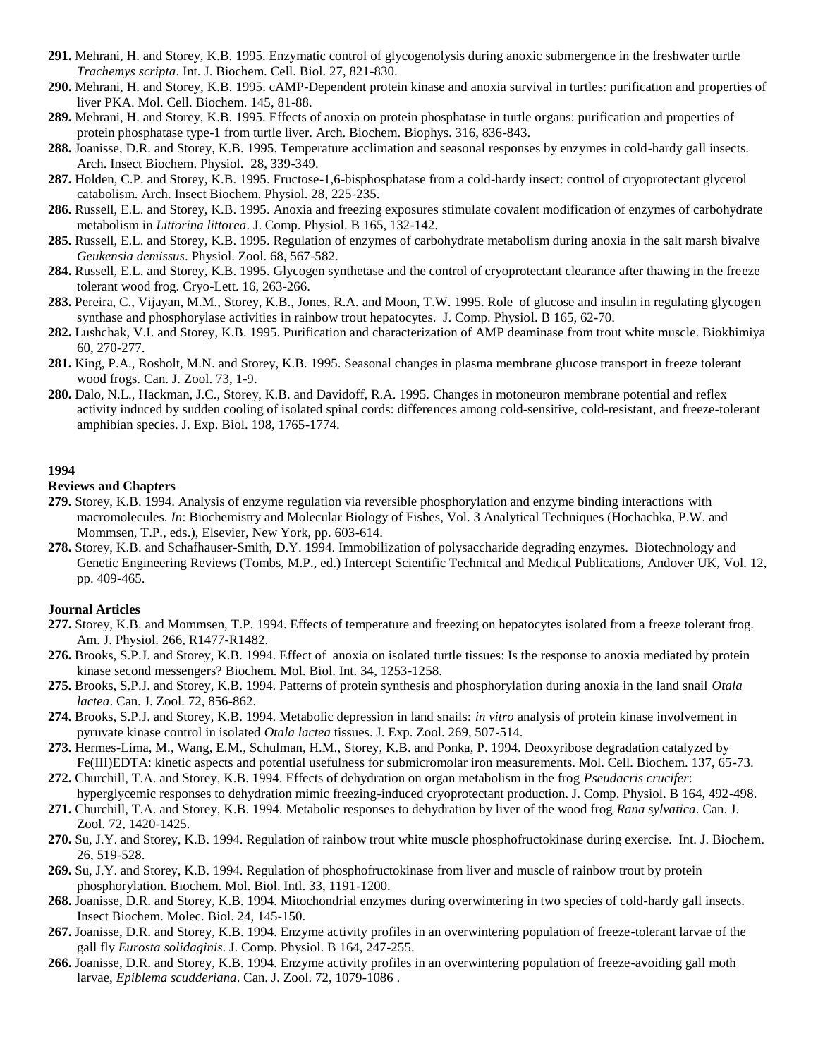**291.** Mehrani, H. and Storey, K.B. 1995. Enzymatic control of glycogenolysis during anoxic submergence in the freshwater turtle *Trachemys scripta*. Int. J. Biochem. Cell. Biol. 27, 821-830.

**290.** Mehrani, H. and Storey, K.B. 1995. cAMP-Dependent protein kinase and anoxia survival in turtles: purification and properties of liver PKA. Mol. Cell. Biochem. 145, 81-88.

**289.** Mehrani, H. and Storey, K.B. 1995. Effects of anoxia on protein phosphatase in turtle organs: purification and properties of protein phosphatase type-1 from turtle liver. Arch. Biochem. Biophys. 316, 836-843.

**288.** Joanisse, D.R. and Storey, K.B. 1995. Temperature acclimation and seasonal responses by enzymes in cold-hardy gall insects. Arch. Insect Biochem. Physiol. 28, 339-349.

**287.** Holden, C.P. and Storey, K.B. 1995. Fructose-1,6-bisphosphatase from a cold-hardy insect: control of cryoprotectant glycerol catabolism. Arch. Insect Biochem. Physiol. 28, 225-235.

**286.** Russell, E.L. and Storey, K.B. 1995. Anoxia and freezing exposures stimulate covalent modification of enzymes of carbohydrate metabolism in *Littorina littorea*. J. Comp. Physiol. B 165, 132-142.

**285.** Russell, E.L. and Storey, K.B. 1995. Regulation of enzymes of carbohydrate metabolism during anoxia in the salt marsh bivalve *Geukensia demissus*. Physiol. Zool. 68, 567-582.

**284.** Russell, E.L. and Storey, K.B. 1995. Glycogen synthetase and the control of cryoprotectant clearance after thawing in the freeze tolerant wood frog. Cryo-Lett. 16, 263-266.

**283.** Pereira, C., Vijayan, M.M., Storey, K.B., Jones, R.A. and Moon, T.W. 1995. Role of glucose and insulin in regulating glycogen synthase and phosphorylase activities in rainbow trout hepatocytes. J. Comp. Physiol. B 165, 62-70.

**282.** Lushchak, V.I. and Storey, K.B. 1995. Purification and characterization of AMP deaminase from trout white muscle. Biokhimiya 60, 270-277.

**281.** King, P.A., Rosholt, M.N. and Storey, K.B. 1995. Seasonal changes in plasma membrane glucose transport in freeze tolerant wood frogs. Can. J. Zool. 73, 1-9.

**280.** Dalo, N.L., Hackman, J.C., Storey, K.B. and Davidoff, R.A. 1995. Changes in motoneuron membrane potential and reflex activity induced by sudden cooling of isolated spinal cords: differences among cold-sensitive, cold-resistant, and freeze-tolerant amphibian species. J. Exp. Biol. 198, 1765-1774.

## 1994

### Reviews and Chapters

**279.** Storey, K.B. 1994. Analysis of enzyme regulation via reversible phosphorylation and enzyme binding interactions with macromolecules. *In*: Biochemistry and Molecular Biology of Fishes, Vol. 3 Analytical Techniques (Hochachka, P.W. and Mommsen, T.P., eds.), Elsevier, New York, pp. 603-614.

**278.** Storey, K.B. and Schafhauser-Smith, D.Y. 1994. Immobilization of polysaccharide degrading enzymes. Biotechnology and Genetic Engineering Reviews (Tombs, M.P., ed.) Intercept Scientific Technical and Medical Publications, Andover UK, Vol. 12, pp. 409-465.

### Journal Articles

**277.** Storey, K.B. and Mommsen, T.P. 1994. Effects of temperature and freezing on hepatocytes isolated from a freeze tolerant frog. Am. J. Physiol. 266, R1477-R1482.

**276.** Brooks, S.P.J. and Storey, K.B. 1994. Effect of anoxia on isolated turtle tissues: Is the response to anoxia mediated by protein kinase second messengers? Biochem. Mol. Biol. Int. 34, 1253-1258.

**275.** Brooks, S.P.J. and Storey, K.B. 1994. Patterns of protein synthesis and phosphorylation during anoxia in the land snail *Otala lactea*. Can. J. Zool. 72, 856-862.

**274.** Brooks, S.P.J. and Storey, K.B. 1994. Metabolic depression in land snails: *in vitro* analysis of protein kinase involvement in pyruvate kinase control in isolated *Otala lactea* tissues. J. Exp. Zool. 269, 507-514.

**273.** Hermes-Lima, M., Wang, E.M., Schulman, H.M., Storey, K.B. and Ponka, P. 1994. Deoxyribose degradation catalyzed by Fe(III)EDTA: kinetic aspects and potential usefulness for submicromolar iron measurements. Mol. Cell. Biochem. 137, 65-73.

**272.** Churchill, T.A. and Storey, K.B. 1994. Effects of dehydration on organ metabolism in the frog *Pseudacris crucifer*: hyperglycemic responses to dehydration mimic freezing-induced cryoprotectant production. J. Comp. Physiol. B 164, 492-498.

**271.** Churchill, T.A. and Storey, K.B. 1994. Metabolic responses to dehydration by liver of the wood frog *Rana sylvatica*. Can. J. Zool. 72, 1420-1425.

**270.** Su, J.Y. and Storey, K.B. 1994. Regulation of rainbow trout white muscle phosphofructokinase during exercise. Int. J. Biochem. 26, 519-528.

**269.** Su, J.Y. and Storey, K.B. 1994. Regulation of phosphofructokinase from liver and muscle of rainbow trout by protein phosphorylation. Biochem. Mol. Biol. Intl. 33, 1191-1200.

**268.** Joanisse, D.R. and Storey, K.B. 1994. Mitochondrial enzymes during overwintering in two species of cold-hardy gall insects. Insect Biochem. Molec. Biol. 24, 145-150.

**267.** Joanisse, D.R. and Storey, K.B. 1994. Enzyme activity profiles in an overwintering population of freeze-tolerant larvae of the gall fly *Eurosta solidaginis*. J. Comp. Physiol. B 164, 247-255.

**266.** Joanisse, D.R. and Storey, K.B. 1994. Enzyme activity profiles in an overwintering population of freeze-avoiding gall moth larvae, *Epiblema scudderiana*. Can. J. Zool. 72, 1079-1086 .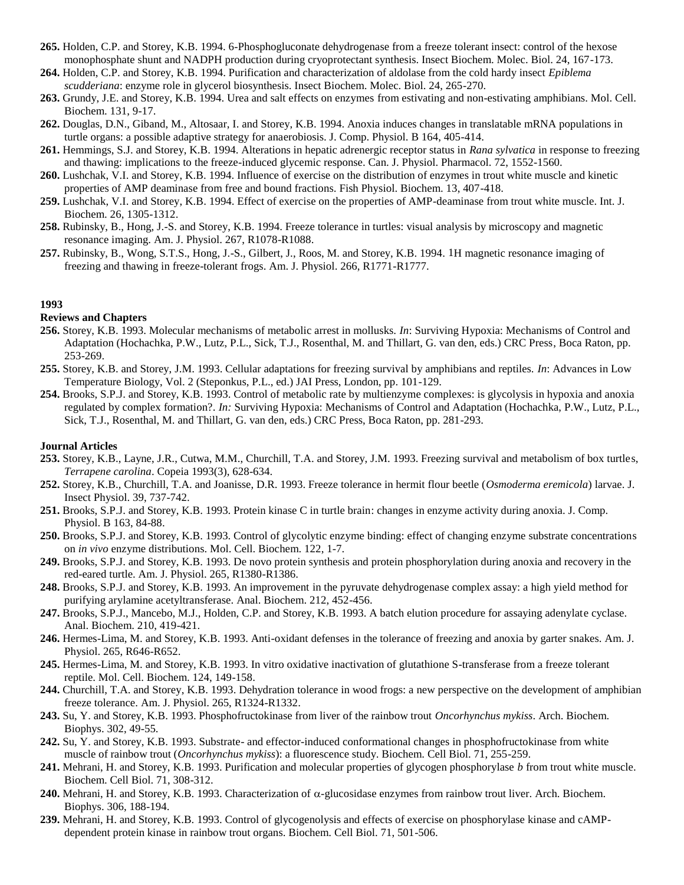**265.** Holden, C.P. and Storey, K.B. 1994. 6-Phosphogluconate dehydrogenase from a freeze tolerant insect: control of the hexose monophosphate shunt and NADPH production during cryoprotectant synthesis. Insect Biochem. Molec. Biol. 24, 167-173.

**264.** Holden, C.P. and Storey, K.B. 1994. Purification and characterization of aldolase from the cold hardy insect *Epiblema scudderiana*: enzyme role in glycerol biosynthesis. Insect Biochem. Molec. Biol. 24, 265-270.

**263.** Grundy, J.E. and Storey, K.B. 1994. Urea and salt effects on enzymes from estivating and non-estivating amphibians. Mol. Cell. Biochem. 131, 9-17.

**262.** Douglas, D.N., Giband, M., Altosaar, I. and Storey, K.B. 1994. Anoxia induces changes in translatable mRNA populations in turtle organs: a possible adaptive strategy for anaerobiosis. J. Comp. Physiol. B 164, 405-414.

**261.** Hemmings, S.J. and Storey, K.B. 1994. Alterations in hepatic adrenergic receptor status in *Rana sylvatica* in response to freezing and thawing: implications to the freeze-induced glycemic response. Can. J. Physiol. Pharmacol. 72, 1552-1560.

**260.** Lushchak, V.I. and Storey, K.B. 1994. Influence of exercise on the distribution of enzymes in trout white muscle and kinetic properties of AMP deaminase from free and bound fractions. Fish Physiol. Biochem. 13, 407-418.

**259.** Lushchak, V.I. and Storey, K.B. 1994. Effect of exercise on the properties of AMP-deaminase from trout white muscle. Int. J. Biochem. 26, 1305-1312.

**258.** Rubinsky, B., Hong, J.-S. and Storey, K.B. 1994. Freeze tolerance in turtles: visual analysis by microscopy and magnetic resonance imaging. Am. J. Physiol. 267, R1078-R1088.

**257.** Rubinsky, B., Wong, S.T.S., Hong, J.-S., Gilbert, J., Roos, M. and Storey, K.B. 1994. 1H magnetic resonance imaging of freezing and thawing in freeze-tolerant frogs. Am. J. Physiol. 266, R1771-R1777.

**1993**

**Reviews and Chapters**

**256.** Storey, K.B. 1993. Molecular mechanisms of metabolic arrest in mollusks. *In*: Surviving Hypoxia: Mechanisms of Control and Adaptation (Hochachka, P.W., Lutz, P.L., Sick, T.J., Rosenthal, M. and Thillart, G. van den, eds.) CRC Press, Boca Raton, pp. 253-269.

**255.** Storey, K.B. and Storey, J.M. 1993. Cellular adaptations for freezing survival by amphibians and reptiles. *In*: Advances in Low Temperature Biology, Vol. 2 (Steponkus, P.L., ed.) JAI Press, London, pp. 101-129.

**254.** Brooks, S.P.J. and Storey, K.B. 1993. Control of metabolic rate by multienzyme complexes: is glycolysis in hypoxia and anoxia regulated by complex formation?. *In:* Surviving Hypoxia: Mechanisms of Control and Adaptation (Hochachka, P.W., Lutz, P.L., Sick, T.J., Rosenthal, M. and Thillart, G. van den, eds.) CRC Press, Boca Raton, pp. 281-293.

**Journal Articles**

**253.** Storey, K.B., Layne, J.R., Cutwa, M.M., Churchill, T.A. and Storey, J.M. 1993. Freezing survival and metabolism of box turtles, *Terrapene carolina*. Copeia 1993(3), 628-634.

**252.** Storey, K.B., Churchill, T.A. and Joanisse, D.R. 1993. Freeze tolerance in hermit flour beetle (*Osmoderma eremicola*) larvae. J. Insect Physiol. 39, 737-742.

**251.** Brooks, S.P.J. and Storey, K.B. 1993. Protein kinase C in turtle brain: changes in enzyme activity during anoxia. J. Comp. Physiol. B 163, 84-88.

**250.** Brooks, S.P.J. and Storey, K.B. 1993. Control of glycolytic enzyme binding: effect of changing enzyme substrate concentrations on *in vivo* enzyme distributions. Mol. Cell. Biochem. 122, 1-7.

**249.** Brooks, S.P.J. and Storey, K.B. 1993. De novo protein synthesis and protein phosphorylation during anoxia and recovery in the red-eared turtle. Am. J. Physiol. 265, R1380-R1386.

**248.** Brooks, S.P.J. and Storey, K.B. 1993. An improvement in the pyruvate dehydrogenase complex assay: a high yield method for purifying arylamine acetyltransferase. Anal. Biochem. 212, 452-456.

**247.** Brooks, S.P.J., Mancebo, M.J., Holden, C.P. and Storey, K.B. 1993. A batch elution procedure for assaying adenylate cyclase. Anal. Biochem. 210, 419-421.

**246.** Hermes-Lima, M. and Storey, K.B. 1993. Anti-oxidant defenses in the tolerance of freezing and anoxia by garter snakes. Am. J. Physiol. 265, R646-R652.

**245.** Hermes-Lima, M. and Storey, K.B. 1993. In vitro oxidative inactivation of glutathione S-transferase from a freeze tolerant reptile. Mol. Cell. Biochem. 124, 149-158.

**244.** Churchill, T.A. and Storey, K.B. 1993. Dehydration tolerance in wood frogs: a new perspective on the development of amphibian freeze tolerance. Am. J. Physiol. 265, R1324-R1332.

**243.** Su, Y. and Storey, K.B. 1993. Phosphofructokinase from liver of the rainbow trout *Oncorhynchus mykiss*. Arch. Biochem. Biophys. 302, 49-55.

**242.** Su, Y. and Storey, K.B. 1993. Substrate- and effector-induced conformational changes in phosphofructokinase from white muscle of rainbow trout (*Oncorhynchus mykiss*): a fluorescence study. Biochem. Cell Biol. 71, 255-259.

**241.** Mehrani, H. and Storey, K.B. 1993. Purification and molecular properties of glycogen phosphorylase *b* from trout white muscle. Biochem. Cell Biol. 71, 308-312.

**240.** Mehrani, H. and Storey, K.B. 1993. Characterization of $\alpha$-glucosidase enzymes from rainbow trout liver. Arch. Biochem. Biophys. 306, 188-194.

**239.** Mehrani, H. and Storey, K.B. 1993. Control of glycogenolysis and effects of exercise on phosphorylase kinase and cAMP-dependent protein kinase in rainbow trout organs. Biochem. Cell Biol. 71, 501-506.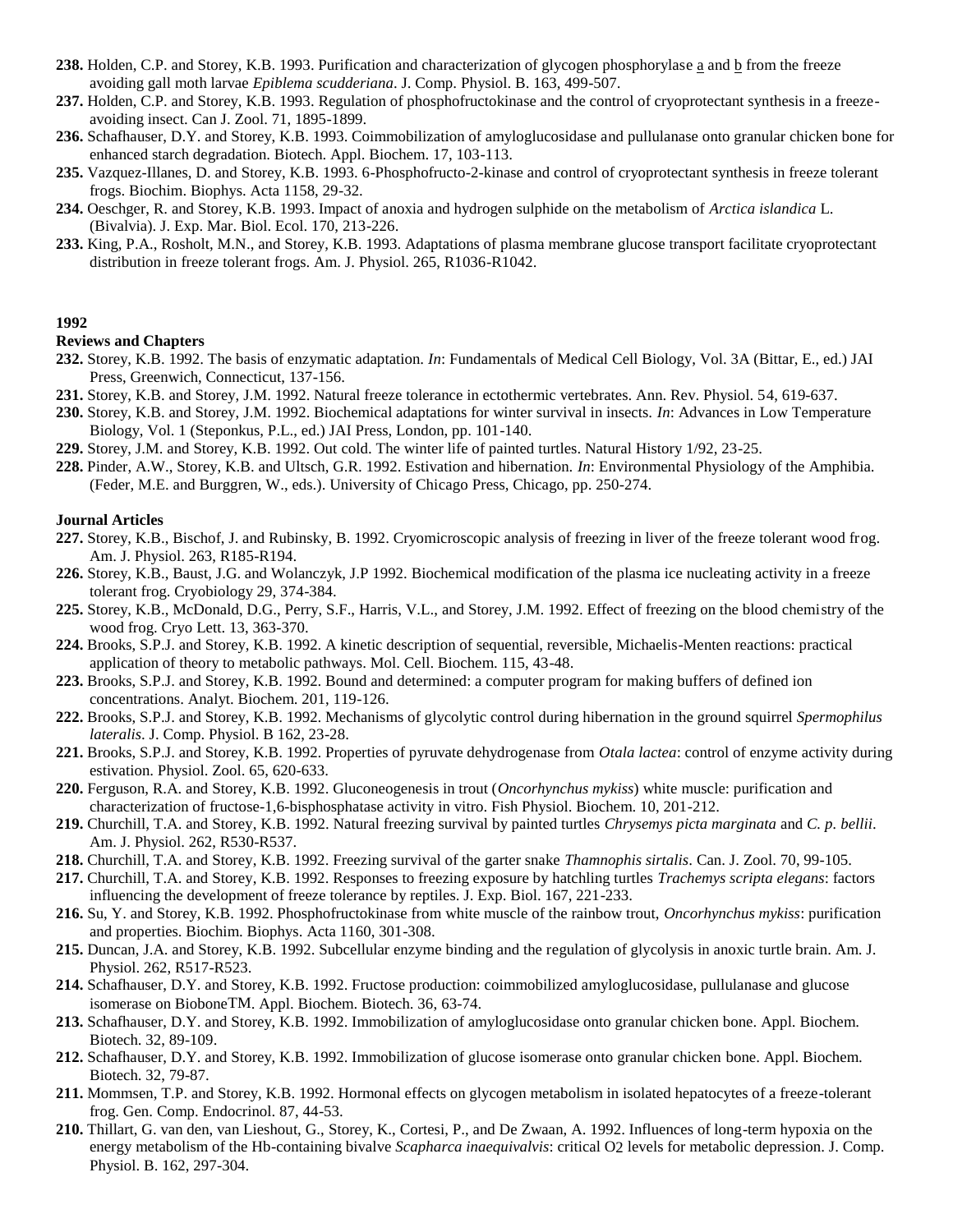**238.** Holden, C.P. and Storey, K.B. 1993. Purification and characterization of glycogen phosphorylase a and b from the freeze avoiding gall moth larvae *Epiblema scudderiana*. J. Comp. Physiol. B. 163, 499-507.

**237.** Holden, C.P. and Storey, K.B. 1993. Regulation of phosphofructokinase and the control of cryoprotectant synthesis in a freeze-avoiding insect. Can J. Zool. 71, 1895-1899.

**236.** Schafhauser, D.Y. and Storey, K.B. 1993. Coimmobilization of amyloglucosidase and pullulanase onto granular chicken bone for enhanced starch degradation. Biotech. Appl. Biochem. 17, 103-113.

**235.** Vazquez-Illanes, D. and Storey, K.B. 1993. 6-Phosphofructo-2-kinase and control of cryoprotectant synthesis in freeze tolerant frogs. Biochim. Biophys. Acta 1158, 29-32.

**234.** Oeschger, R. and Storey, K.B. 1993. Impact of anoxia and hydrogen sulphide on the metabolism of *Arctica islandica* L. (Bivalvia). J. Exp. Mar. Biol. Ecol. 170, 213-226.

**233.** King, P.A., Rosholt, M.N., and Storey, K.B. 1993. Adaptations of plasma membrane glucose transport facilitate cryoprotectant distribution in freeze tolerant frogs. Am. J. Physiol. 265, R1036-R1042.

**1992**

**Reviews and Chapters**

**232.** Storey, K.B. 1992. The basis of enzymatic adaptation. *In*: Fundamentals of Medical Cell Biology, Vol. 3A (Bittar, E., ed.) JAI Press, Greenwich, Connecticut, 137-156.

**231.** Storey, K.B. and Storey, J.M. 1992. Natural freeze tolerance in ectothermic vertebrates. Ann. Rev. Physiol. 54, 619-637.

**230.** Storey, K.B. and Storey, J.M. 1992. Biochemical adaptations for winter survival in insects. *In*: Advances in Low Temperature Biology, Vol. 1 (Steponkus, P.L., ed.) JAI Press, London, pp. 101-140.

**229.** Storey, J.M. and Storey, K.B. 1992. Out cold. The winter life of painted turtles. Natural History 1/92, 23-25.

**228.** Pinder, A.W., Storey, K.B. and Ultsch, G.R. 1992. Estivation and hibernation. *In*: Environmental Physiology of the Amphibia. (Feder, M.E. and Burggren, W., eds.). University of Chicago Press, Chicago, pp. 250-274.

**Journal Articles**

**227.** Storey, K.B., Bischof, J. and Rubinsky, B. 1992. Cryomicroscopic analysis of freezing in liver of the freeze tolerant wood frog. Am. J. Physiol. 263, R185-R194.

**226.** Storey, K.B., Baust, J.G. and Wolanczyk, J.P 1992. Biochemical modification of the plasma ice nucleating activity in a freeze tolerant frog. Cryobiology 29, 374-384.

**225.** Storey, K.B., McDonald, D.G., Perry, S.F., Harris, V.L., and Storey, J.M. 1992. Effect of freezing on the blood chemistry of the wood frog. Cryo Lett. 13, 363-370.

**224.** Brooks, S.P.J. and Storey, K.B. 1992. A kinetic description of sequential, reversible, Michaelis-Menten reactions: practical application of theory to metabolic pathways. Mol. Cell. Biochem. 115, 43-48.

**223.** Brooks, S.P.J. and Storey, K.B. 1992. Bound and determined: a computer program for making buffers of defined ion concentrations. Analyt. Biochem. 201, 119-126.

**222.** Brooks, S.P.J. and Storey, K.B. 1992. Mechanisms of glycolytic control during hibernation in the ground squirrel *Spermophilus lateralis*. J. Comp. Physiol. B 162, 23-28.

**221.** Brooks, S.P.J. and Storey, K.B. 1992. Properties of pyruvate dehydrogenase from *Otala lactea*: control of enzyme activity during estivation. Physiol. Zool. 65, 620-633.

**220.** Ferguson, R.A. and Storey, K.B. 1992. Gluconeogenesis in trout (*Oncorhynchus mykiss*) white muscle: purification and characterization of fructose-1,6-bisphosphatase activity in vitro. Fish Physiol. Biochem. 10, 201-212.

**219.** Churchill, T.A. and Storey, K.B. 1992. Natural freezing survival by painted turtles *Chrysemys picta marginata* and *C. p. bellii*. Am. J. Physiol. 262, R530-R537.

**218.** Churchill, T.A. and Storey, K.B. 1992. Freezing survival of the garter snake *Thamnophis sirtalis*. Can. J. Zool. 70, 99-105.

**217.** Churchill, T.A. and Storey, K.B. 1992. Responses to freezing exposure by hatchling turtles *Trachemys scripta elegans*: factors influencing the development of freeze tolerance by reptiles. J. Exp. Biol. 167, 221-233.

**216.** Su, Y. and Storey, K.B. 1992. Phosphofructokinase from white muscle of the rainbow trout, *Oncorhynchus mykiss*: purification and properties. Biochim. Biophys. Acta 1160, 301-308.

**215.** Duncan, J.A. and Storey, K.B. 1992. Subcellular enzyme binding and the regulation of glycolysis in anoxic turtle brain. Am. J. Physiol. 262, R517-R523.

**214.** Schafhauser, D.Y. and Storey, K.B. 1992. Fructose production: coimmobilized amyloglucosidase, pullulanase and glucose isomerase on BioboneTM. Appl. Biochem. Biotech. 36, 63-74.

**213.** Schafhauser, D.Y. and Storey, K.B. 1992. Immobilization of amyloglucosidase onto granular chicken bone. Appl. Biochem. Biotech. 32, 89-109.

**212.** Schafhauser, D.Y. and Storey, K.B. 1992. Immobilization of glucose isomerase onto granular chicken bone. Appl. Biochem. Biotech. 32, 79-87.

**211.** Mommsen, T.P. and Storey, K.B. 1992. Hormonal effects on glycogen metabolism in isolated hepatocytes of a freeze-tolerant frog. Gen. Comp. Endocrinol. 87, 44-53.

**210.** Thillart, G. van den, van Lieshout, G., Storey, K., Cortesi, P., and De Zwaan, A. 1992. Influences of long-term hypoxia on the energy metabolism of the Hb-containing bivalve *Scapharca inaequivalvis*: critical $O_2$ levels for metabolic depression. J. Comp. Physiol. B. 162, 297-304.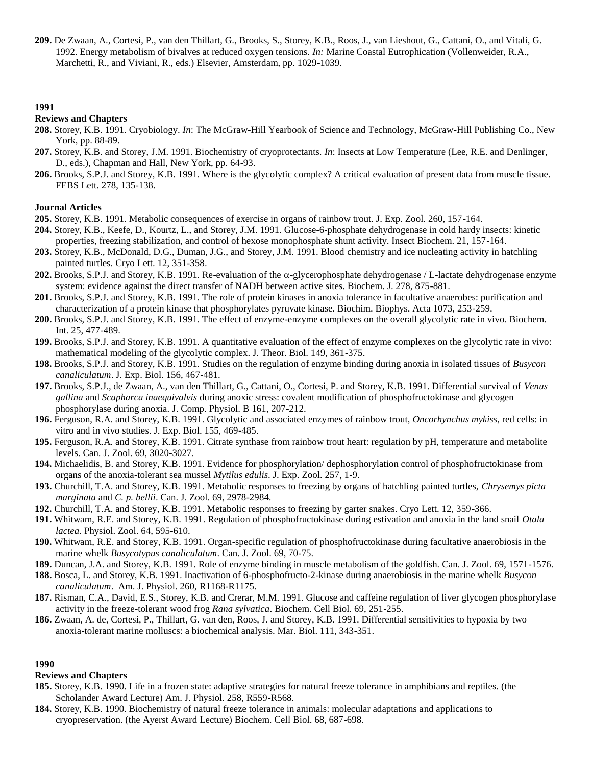**209.** De Zwaan, A., Cortesi, P., van den Thillart, G., Brooks, S., Storey, K.B., Roos, J., van Lieshout, G., Cattani, O., and Vitali, G. 1992. Energy metabolism of bivalves at reduced oxygen tensions. *In:* Marine Coastal Eutrophication (Vollenweider, R.A., Marchetti, R., and Viviani, R., eds.) Elsevier, Amsterdam, pp. 1029-1039.

## 1991

### Reviews and Chapters

**208.** Storey, K.B. 1991. Cryobiology. *In*: The McGraw-Hill Yearbook of Science and Technology, McGraw-Hill Publishing Co., New York, pp. 88-89.

**207.** Storey, K.B. and Storey, J.M. 1991. Biochemistry of cryoprotectants. *In*: Insects at Low Temperature (Lee, R.E. and Denlinger, D., eds.), Chapman and Hall, New York, pp. 64-93.

**206.** Brooks, S.P.J. and Storey, K.B. 1991. Where is the glycolytic complex? A critical evaluation of present data from muscle tissue. FEBS Lett. 278, 135-138.

### Journal Articles

**205.** Storey, K.B. 1991. Metabolic consequences of exercise in organs of rainbow trout. J. Exp. Zool. 260, 157-164.

**204.** Storey, K.B., Keefe, D., Kourtz, L., and Storey, J.M. 1991. Glucose-6-phosphate dehydrogenase in cold hardy insects: kinetic properties, freezing stabilization, and control of hexose monophosphate shunt activity. Insect Biochem. 21, 157-164.

**203.** Storey, K.B., McDonald, D.G., Duman, J.G., and Storey, J.M. 1991. Blood chemistry and ice nucleating activity in hatchling painted turtles. Cryo Lett. 12, 351-358.

**202.** Brooks, S.P.J. and Storey, K.B. 1991. Re-evaluation of the α-glycerophosphate dehydrogenase / L-lactate dehydrogenase enzyme system: evidence against the direct transfer of NADH between active sites. Biochem. J. 278, 875-881.

**201.** Brooks, S.P.J. and Storey, K.B. 1991. The role of protein kinases in anoxia tolerance in facultative anaerobes: purification and characterization of a protein kinase that phosphorylates pyruvate kinase. Biochim. Biophys. Acta 1073, 253-259.

**200.** Brooks, S.P.J. and Storey, K.B. 1991. The effect of enzyme-enzyme complexes on the overall glycolytic rate in vivo. Biochem. Int. 25, 477-489.

**199.** Brooks, S.P.J. and Storey, K.B. 1991. A quantitative evaluation of the effect of enzyme complexes on the glycolytic rate in vivo: mathematical modeling of the glycolytic complex. J. Theor. Biol. 149, 361-375.

**198.** Brooks, S.P.J. and Storey, K.B. 1991. Studies on the regulation of enzyme binding during anoxia in isolated tissues of *Busycon canaliculatum*. J. Exp. Biol. 156, 467-481.

**197.** Brooks, S.P.J., de Zwaan, A., van den Thillart, G., Cattani, O., Cortesi, P. and Storey, K.B. 1991. Differential survival of *Venus gallina* and *Scapharca inaequivalvis* during anoxic stress: covalent modification of phosphofructokinase and glycogen phosphorylase during anoxia. J. Comp. Physiol. B 161, 207-212.

**196.** Ferguson, R.A. and Storey, K.B. 1991. Glycolytic and associated enzymes of rainbow trout, *Oncorhynchus mykiss*, red cells: in vitro and in vivo studies. J. Exp. Biol. 155, 469-485.

**195.** Ferguson, R.A. and Storey, K.B. 1991. Citrate synthase from rainbow trout heart: regulation by pH, temperature and metabolite levels. Can. J. Zool. 69, 3020-3027.

**194.** Michaelidis, B. and Storey, K.B. 1991. Evidence for phosphorylation/ dephosphorylation control of phosphofructokinase from organs of the anoxia-tolerant sea mussel *Mytilus edulis*. J. Exp. Zool. 257, 1-9.

**193.** Churchill, T.A. and Storey, K.B. 1991. Metabolic responses to freezing by organs of hatchling painted turtles, *Chrysemys picta marginata* and *C. p. bellii*. Can. J. Zool. 69, 2978-2984.

**192.** Churchill, T.A. and Storey, K.B. 1991. Metabolic responses to freezing by garter snakes. Cryo Lett. 12, 359-366.

**191.** Whitwam, R.E. and Storey, K.B. 1991. Regulation of phosphofructokinase during estivation and anoxia in the land snail *Otala lactea*. Physiol. Zool. 64, 595-610.

**190.** Whitwam, R.E. and Storey, K.B. 1991. Organ-specific regulation of phosphofructokinase during facultative anaerobiosis in the marine whelk *Busycotypus canaliculatum*. Can. J. Zool. 69, 70-75.

**189.** Duncan, J.A. and Storey, K.B. 1991. Role of enzyme binding in muscle metabolism of the goldfish. Can. J. Zool. 69, 1571-1576.

**188.** Bosca, L. and Storey, K.B. 1991. Inactivation of 6-phosphofructo-2-kinase during anaerobiosis in the marine whelk *Busycon canaliculatum*. Am. J. Physiol. 260, R1168-R1175.

**187.** Risman, C.A., David, E.S., Storey, K.B. and Crerar, M.M. 1991. Glucose and caffeine regulation of liver glycogen phosphorylase activity in the freeze-tolerant wood frog *Rana sylvatica*. Biochem. Cell Biol. 69, 251-255.

**186.** Zwaan, A. de, Cortesi, P., Thillart, G. van den, Roos, J. and Storey, K.B. 1991. Differential sensitivities to hypoxia by two anoxia-tolerant marine molluscs: a biochemical analysis. Mar. Biol. 111, 343-351.

## 1990

### Reviews and Chapters

**185.** Storey, K.B. 1990. Life in a frozen state: adaptive strategies for natural freeze tolerance in amphibians and reptiles. (the Scholander Award Lecture) Am. J. Physiol. 258, R559-R568.

**184.** Storey, K.B. 1990. Biochemistry of natural freeze tolerance in animals: molecular adaptations and applications to cryopreservation. (the Ayerst Award Lecture) Biochem. Cell Biol. 68, 687-698.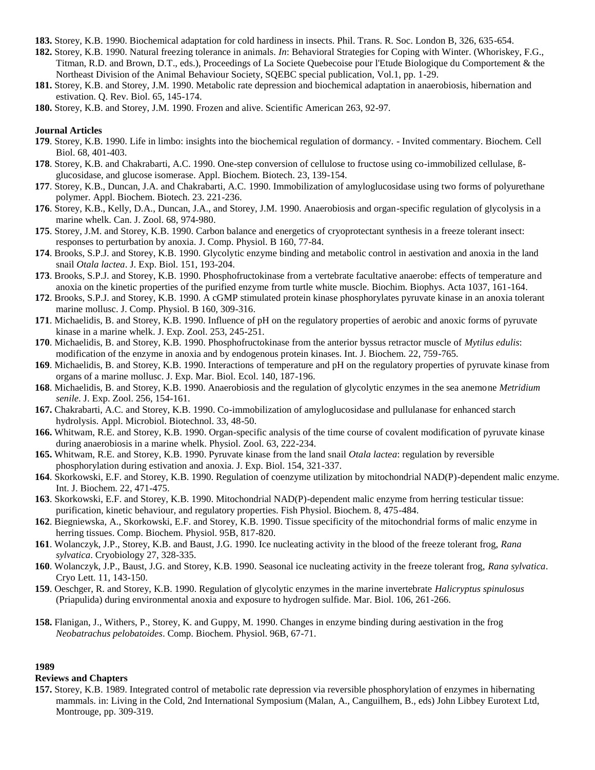**183.** Storey, K.B. 1990. Biochemical adaptation for cold hardiness in insects. Phil. Trans. R. Soc. London B, 326, 635-654.

**182.** Storey, K.B. 1990. Natural freezing tolerance in animals. *In*: Behavioral Strategies for Coping with Winter. (Whoriskey, F.G., Titman, R.D. and Brown, D.T., eds.), Proceedings of La Societe Quebecoise pour l'Etude Biologique du Comportement & the Northeast Division of the Animal Behaviour Society, SQEBC special publication, Vol.1, pp. 1-29.

**181.** Storey, K.B. and Storey, J.M. 1990. Metabolic rate depression and biochemical adaptation in anaerobiosis, hibernation and estivation. Q. Rev. Biol. 65, 145-174.

**180.** Storey, K.B. and Storey, J.M. 1990. Frozen and alive. Scientific American 263, 92-97.

**Journal Articles**

**179**. Storey, K.B. 1990. Life in limbo: insights into the biochemical regulation of dormancy. - Invited commentary. Biochem. Cell Biol. 68, 401-403.

**178**. Storey, K.B. and Chakrabarti, A.C. 1990. One-step conversion of cellulose to fructose using co-immobilized cellulase, ß-glucosidase, and glucose isomerase. Appl. Biochem. Biotech. 23, 139-154.

**177**. Storey, K.B., Duncan, J.A. and Chakrabarti, A.C. 1990. Immobilization of amyloglucosidase using two forms of polyurethane polymer. Appl. Biochem. Biotech. 23. 221-236.

**176**. Storey, K.B., Kelly, D.A., Duncan, J.A., and Storey, J.M. 1990. Anaerobiosis and organ-specific regulation of glycolysis in a marine whelk. Can. J. Zool. 68, 974-980.

**175**. Storey, J.M. and Storey, K.B. 1990. Carbon balance and energetics of cryoprotectant synthesis in a freeze tolerant insect: responses to perturbation by anoxia. J. Comp. Physiol. B 160, 77-84.

**174**. Brooks, S.P.J. and Storey, K.B. 1990. Glycolytic enzyme binding and metabolic control in aestivation and anoxia in the land snail *Otala lactea*. J. Exp. Biol. 151, 193-204.

**173**. Brooks, S.P.J. and Storey, K.B. 1990. Phosphofructokinase from a vertebrate facultative anaerobe: effects of temperature and anoxia on the kinetic properties of the purified enzyme from turtle white muscle. Biochim. Biophys. Acta 1037, 161-164.

**172**. Brooks, S.P.J. and Storey, K.B. 1990. A cGMP stimulated protein kinase phosphorylates pyruvate kinase in an anoxia tolerant marine mollusc. J. Comp. Physiol. B 160, 309-316.

**171**. Michaelidis, B. and Storey, K.B. 1990. Influence of pH on the regulatory properties of aerobic and anoxic forms of pyruvate kinase in a marine whelk. J. Exp. Zool. 253, 245-251.

**170**. Michaelidis, B. and Storey, K.B. 1990. Phosphofructokinase from the anterior byssus retractor muscle of *Mytilus edulis*: modification of the enzyme in anoxia and by endogenous protein kinases. Int. J. Biochem. 22, 759-765.

**169**. Michaelidis, B. and Storey, K.B. 1990. Interactions of temperature and pH on the regulatory properties of pyruvate kinase from organs of a marine mollusc. J. Exp. Mar. Biol. Ecol. 140, 187-196.

**168**. Michaelidis, B. and Storey, K.B. 1990. Anaerobiosis and the regulation of glycolytic enzymes in the sea anemone *Metridium senile*. J. Exp. Zool. 256, 154-161.

**167.** Chakrabarti, A.C. and Storey, K.B. 1990. Co-immobilization of amyloglucosidase and pullulanase for enhanced starch hydrolysis. Appl. Microbiol. Biotechnol. 33, 48-50.

**166.** Whitwam, R.E. and Storey, K.B. 1990. Organ-specific analysis of the time course of covalent modification of pyruvate kinase during anaerobiosis in a marine whelk. Physiol. Zool. 63, 222-234.

**165.** Whitwam, R.E. and Storey, K.B. 1990. Pyruvate kinase from the land snail *Otala lactea*: regulation by reversible phosphorylation during estivation and anoxia. J. Exp. Biol. 154, 321-337.

**164**. Skorkowski, E.F. and Storey, K.B. 1990. Regulation of coenzyme utilization by mitochondrial NAD(P)-dependent malic enzyme. Int. J. Biochem. 22, 471-475.

**163**. Skorkowski, E.F. and Storey, K.B. 1990. Mitochondrial NAD(P)-dependent malic enzyme from herring testicular tissue: purification, kinetic behaviour, and regulatory properties. Fish Physiol. Biochem. 8, 475-484.

**162**. Biegniewska, A., Skorkowski, E.F. and Storey, K.B. 1990. Tissue specificity of the mitochondrial forms of malic enzyme in herring tissues. Comp. Biochem. Physiol. 95B, 817-820.

**161**. Wolanczyk, J.P., Storey, K.B. and Baust, J.G. 1990. Ice nucleating activity in the blood of the freeze tolerant frog, *Rana sylvatica*. Cryobiology 27, 328-335.

**160**. Wolanczyk, J.P., Baust, J.G. and Storey, K.B. 1990. Seasonal ice nucleating activity in the freeze tolerant frog, *Rana sylvatica*. Cryo Lett. 11, 143-150.

**159**. Oeschger, R. and Storey, K.B. 1990. Regulation of glycolytic enzymes in the marine invertebrate *Halicryptus spinulosus* (Priapulida) during environmental anoxia and exposure to hydrogen sulfide. Mar. Biol. 106, 261-266.

**158.** Flanigan, J., Withers, P., Storey, K. and Guppy, M. 1990. Changes in enzyme binding during aestivation in the frog *Neobatrachus pelobatoides*. Comp. Biochem. Physiol. 96B, 67-71.

**1989**

**Reviews and Chapters**

**157.** Storey, K.B. 1989. Integrated control of metabolic rate depression via reversible phosphorylation of enzymes in hibernating mammals. in: Living in the Cold, 2nd International Symposium (Malan, A., Canguilhem, B., eds) John Libbey Eurotext Ltd, Montrouge, pp. 309-319.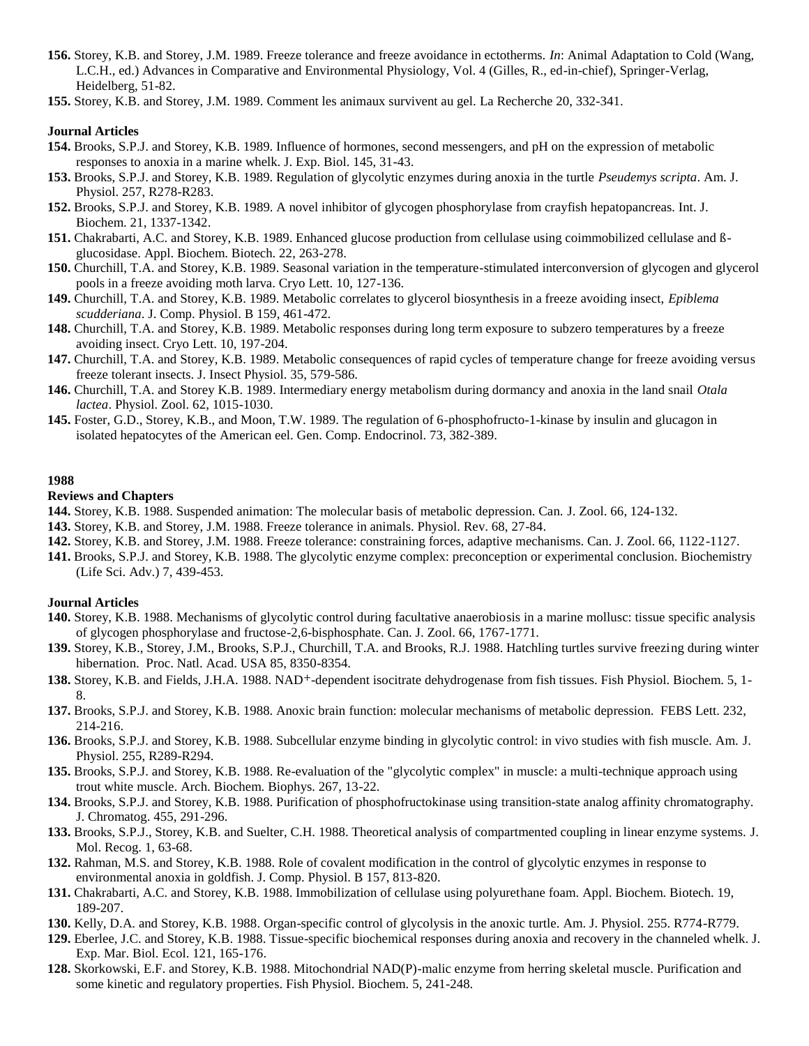**156.** Storey, K.B. and Storey, J.M. 1989. Freeze tolerance and freeze avoidance in ectotherms. *In*: Animal Adaptation to Cold (Wang, L.C.H., ed.) Advances in Comparative and Environmental Physiology, Vol. 4 (Gilles, R., ed-in-chief), Springer-Verlag, Heidelberg, 51-82.

**155.** Storey, K.B. and Storey, J.M. 1989. Comment les animaux survivent au gel. La Recherche 20, 332-341.

**Journal Articles**

**154.** Brooks, S.P.J. and Storey, K.B. 1989. Influence of hormones, second messengers, and pH on the expression of metabolic responses to anoxia in a marine whelk. J. Exp. Biol. 145, 31-43.

**153.** Brooks, S.P.J. and Storey, K.B. 1989. Regulation of glycolytic enzymes during anoxia in the turtle *Pseudemys scripta*. Am. J. Physiol. 257, R278-R283.

**152.** Brooks, S.P.J. and Storey, K.B. 1989. A novel inhibitor of glycogen phosphorylase from crayfish hepatopancreas. Int. J. Biochem. 21, 1337-1342.

**151.** Chakrabarti, A.C. and Storey, K.B. 1989. Enhanced glucose production from cellulase using coimmobilized cellulase and ß-glucosidase. Appl. Biochem. Biotech. 22, 263-278.

**150.** Churchill, T.A. and Storey, K.B. 1989. Seasonal variation in the temperature-stimulated interconversion of glycogen and glycerol pools in a freeze avoiding moth larva. Cryo Lett. 10, 127-136.

**149.** Churchill, T.A. and Storey, K.B. 1989. Metabolic correlates to glycerol biosynthesis in a freeze avoiding insect, *Epiblema scudderiana*. J. Comp. Physiol. B 159, 461-472.

**148.** Churchill, T.A. and Storey, K.B. 1989. Metabolic responses during long term exposure to subzero temperatures by a freeze avoiding insect. Cryo Lett. 10, 197-204.

**147.** Churchill, T.A. and Storey, K.B. 1989. Metabolic consequences of rapid cycles of temperature change for freeze avoiding versus freeze tolerant insects. J. Insect Physiol. 35, 579-586.

**146.** Churchill, T.A. and Storey K.B. 1989. Intermediary energy metabolism during dormancy and anoxia in the land snail *Otala lactea*. Physiol. Zool. 62, 1015-1030.

**145.** Foster, G.D., Storey, K.B., and Moon, T.W. 1989. The regulation of 6-phosphofructo-1-kinase by insulin and glucagon in isolated hepatocytes of the American eel. Gen. Comp. Endocrinol. 73, 382-389.

**1988**

**Reviews and Chapters**

**144.** Storey, K.B. 1988. Suspended animation: The molecular basis of metabolic depression. Can. J. Zool. 66, 124-132.

**143.** Storey, K.B. and Storey, J.M. 1988. Freeze tolerance in animals. Physiol. Rev. 68, 27-84.

**142.** Storey, K.B. and Storey, J.M. 1988. Freeze tolerance: constraining forces, adaptive mechanisms. Can. J. Zool. 66, 1122-1127.

**141.** Brooks, S.P.J. and Storey, K.B. 1988. The glycolytic enzyme complex: preconception or experimental conclusion. Biochemistry (Life Sci. Adv.) 7, 439-453.

**Journal Articles**

**140.** Storey, K.B. 1988. Mechanisms of glycolytic control during facultative anaerobiosis in a marine mollusc: tissue specific analysis of glycogen phosphorylase and fructose-2,6-bisphosphate. Can. J. Zool. 66, 1767-1771.

**139.** Storey, K.B., Storey, J.M., Brooks, S.P.J., Churchill, T.A. and Brooks, R.J. 1988. Hatchling turtles survive freezing during winter hibernation. Proc. Natl. Acad. USA 85, 8350-8354.

**138.** Storey, K.B. and Fields, J.H.A. 1988. $NAD^+$-dependent isocitrate dehydrogenase from fish tissues. Fish Physiol. Biochem. 5, 1-8.

**137.** Brooks, S.P.J. and Storey, K.B. 1988. Anoxic brain function: molecular mechanisms of metabolic depression. FEBS Lett. 232, 214-216.

**136.** Brooks, S.P.J. and Storey, K.B. 1988. Subcellular enzyme binding in glycolytic control: in vivo studies with fish muscle. Am. J. Physiol. 255, R289-R294.

**135.** Brooks, S.P.J. and Storey, K.B. 1988. Re-evaluation of the "glycolytic complex" in muscle: a multi-technique approach using trout white muscle. Arch. Biochem. Biophys. 267, 13-22.

**134.** Brooks, S.P.J. and Storey, K.B. 1988. Purification of phosphofructokinase using transition-state analog affinity chromatography. J. Chromatog. 455, 291-296.

**133.** Brooks, S.P.J., Storey, K.B. and Suelter, C.H. 1988. Theoretical analysis of compartmented coupling in linear enzyme systems. J. Mol. Recog. 1, 63-68.

**132.** Rahman, M.S. and Storey, K.B. 1988. Role of covalent modification in the control of glycolytic enzymes in response to environmental anoxia in goldfish. J. Comp. Physiol. B 157, 813-820.

**131.** Chakrabarti, A.C. and Storey, K.B. 1988. Immobilization of cellulase using polyurethane foam. Appl. Biochem. Biotech. 19, 189-207.

**130.** Kelly, D.A. and Storey, K.B. 1988. Organ-specific control of glycolysis in the anoxic turtle. Am. J. Physiol. 255. R774-R779.

**129.** Eberlee, J.C. and Storey, K.B. 1988. Tissue-specific biochemical responses during anoxia and recovery in the channeled whelk. J. Exp. Mar. Biol. Ecol. 121, 165-176.

**128.** Skorkowski, E.F. and Storey, K.B. 1988. Mitochondrial NAD(P)-malic enzyme from herring skeletal muscle. Purification and some kinetic and regulatory properties. Fish Physiol. Biochem. 5, 241-248.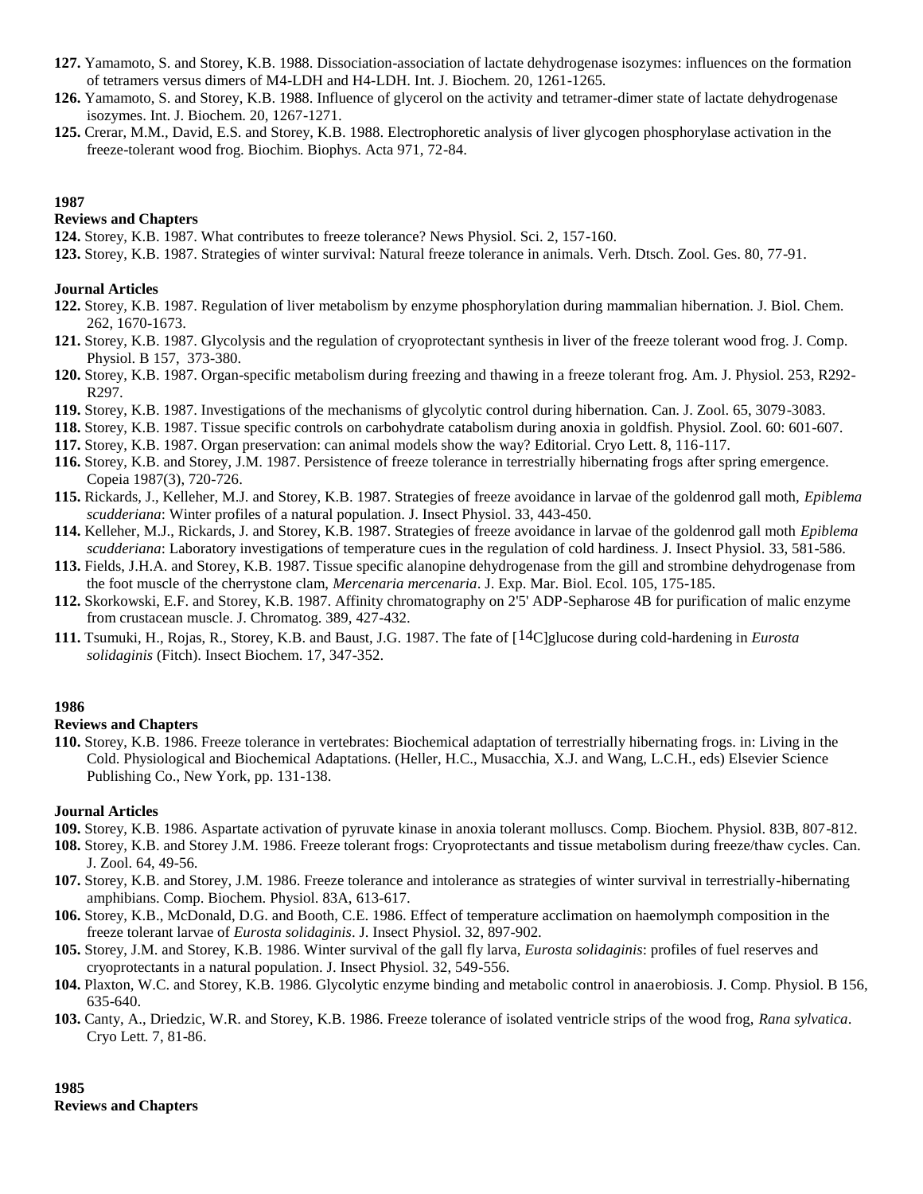**127.** Yamamoto, S. and Storey, K.B. 1988. Dissociation-association of lactate dehydrogenase isozymes: influences on the formation of tetramers versus dimers of M4-LDH and H4-LDH. Int. J. Biochem. 20, 1261-1265.

**126.** Yamamoto, S. and Storey, K.B. 1988. Influence of glycerol on the activity and tetramer-dimer state of lactate dehydrogenase isozymes. Int. J. Biochem. 20, 1267-1271.

**125.** Crerar, M.M., David, E.S. and Storey, K.B. 1988. Electrophoretic analysis of liver glycogen phosphorylase activation in the freeze-tolerant wood frog. Biochim. Biophys. Acta 971, 72-84.

**1987**

**Reviews and Chapters**

**124.** Storey, K.B. 1987. What contributes to freeze tolerance? News Physiol. Sci. 2, 157-160.

**123.** Storey, K.B. 1987. Strategies of winter survival: Natural freeze tolerance in animals. Verh. Dtsch. Zool. Ges. 80, 77-91.

**Journal Articles**

**122.** Storey, K.B. 1987. Regulation of liver metabolism by enzyme phosphorylation during mammalian hibernation. J. Biol. Chem. 262, 1670-1673.

**121.** Storey, K.B. 1987. Glycolysis and the regulation of cryoprotectant synthesis in liver of the freeze tolerant wood frog. J. Comp. Physiol. B 157, 373-380.

**120.** Storey, K.B. 1987. Organ-specific metabolism during freezing and thawing in a freeze tolerant frog. Am. J. Physiol. 253, R292-R297.

**119.** Storey, K.B. 1987. Investigations of the mechanisms of glycolytic control during hibernation. Can. J. Zool. 65, 3079-3083.

**118.** Storey, K.B. 1987. Tissue specific controls on carbohydrate catabolism during anoxia in goldfish. Physiol. Zool. 60: 601-607.

**117.** Storey, K.B. 1987. Organ preservation: can animal models show the way? Editorial. Cryo Lett. 8, 116-117.

**116.** Storey, K.B. and Storey, J.M. 1987. Persistence of freeze tolerance in terrestrially hibernating frogs after spring emergence. Copeia 1987(3), 720-726.

**115.** Rickards, J., Kelleher, M.J. and Storey, K.B. 1987. Strategies of freeze avoidance in larvae of the goldenrod gall moth, *Epiblema scudderiana*: Winter profiles of a natural population. J. Insect Physiol. 33, 443-450.

**114.** Kelleher, M.J., Rickards, J. and Storey, K.B. 1987. Strategies of freeze avoidance in larvae of the goldenrod gall moth *Epiblema scudderiana*: Laboratory investigations of temperature cues in the regulation of cold hardiness. J. Insect Physiol. 33, 581-586.

**113.** Fields, J.H.A. and Storey, K.B. 1987. Tissue specific alanopine dehydrogenase from the gill and strombine dehydrogenase from the foot muscle of the cherrystone clam, *Mercenaria mercenaria*. J. Exp. Mar. Biol. Ecol. 105, 175-185.

**112.** Skorkowski, E.F. and Storey, K.B. 1987. Affinity chromatography on 2'5' ADP-Sepharose 4B for purification of malic enzyme from crustacean muscle. J. Chromatog. 389, 427-432.

**111.** Tsumuki, H., Rojas, R., Storey, K.B. and Baust, J.G. 1987. The fate of [$^{14}$C]glucose during cold-hardening in *Eurosta solidaginis* (Fitch). Insect Biochem. 17, 347-352.

**1986**

**Reviews and Chapters**

**110.** Storey, K.B. 1986. Freeze tolerance in vertebrates: Biochemical adaptation of terrestrially hibernating frogs. in: Living in the Cold. Physiological and Biochemical Adaptations. (Heller, H.C., Musacchia, X.J. and Wang, L.C.H., eds) Elsevier Science Publishing Co., New York, pp. 131-138.

**Journal Articles**

**109.** Storey, K.B. 1986. Aspartate activation of pyruvate kinase in anoxia tolerant molluscs. Comp. Biochem. Physiol. 83B, 807-812.

**108.** Storey, K.B. and Storey J.M. 1986. Freeze tolerant frogs: Cryoprotectants and tissue metabolism during freeze/thaw cycles. Can. J. Zool. 64, 49-56.

**107.** Storey, K.B. and Storey, J.M. 1986. Freeze tolerance and intolerance as strategies of winter survival in terrestrially-hibernating amphibians. Comp. Biochem. Physiol. 83A, 613-617.

**106.** Storey, K.B., McDonald, D.G. and Booth, C.E. 1986. Effect of temperature acclimation on haemolymph composition in the freeze tolerant larvae of *Eurosta solidaginis*. J. Insect Physiol. 32, 897-902.

**105.** Storey, J.M. and Storey, K.B. 1986. Winter survival of the gall fly larva, *Eurosta solidaginis*: profiles of fuel reserves and cryoprotectants in a natural population. J. Insect Physiol. 32, 549-556.

**104.** Plaxton, W.C. and Storey, K.B. 1986. Glycolytic enzyme binding and metabolic control in anaerobiosis. J. Comp. Physiol. B 156, 635-640.

**103.** Canty, A., Driedzic, W.R. and Storey, K.B. 1986. Freeze tolerance of isolated ventricle strips of the wood frog, *Rana sylvatica*. Cryo Lett. 7, 81-86.

**1985**

**Reviews and Chapters**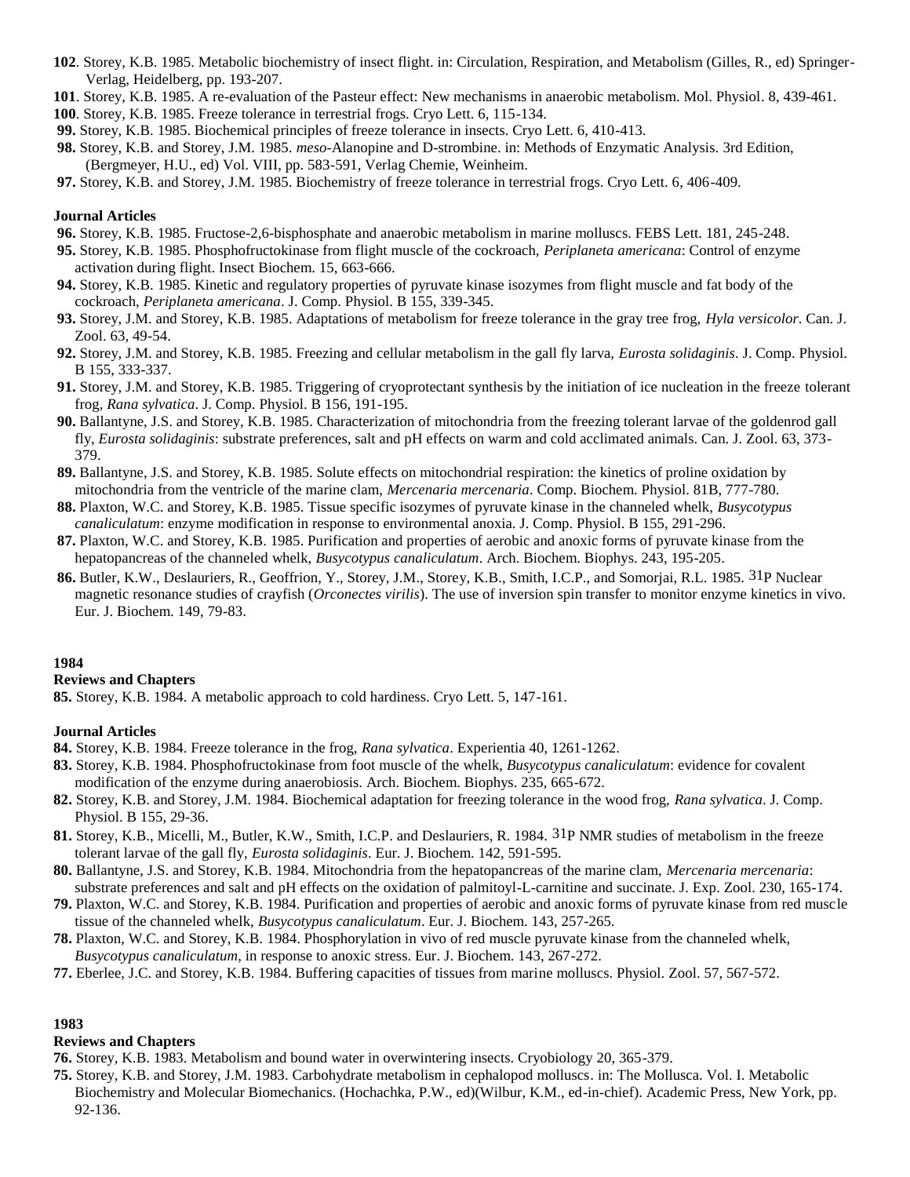**102**. Storey, K.B. 1985. Metabolic biochemistry of insect flight. in: Circulation, Respiration, and Metabolism (Gilles, R., ed) Springer-Verlag, Heidelberg, pp. 193-207.

**101**. Storey, K.B. 1985. A re-evaluation of the Pasteur effect: New mechanisms in anaerobic metabolism. Mol. Physiol. 8, 439-461.

**100**. Storey, K.B. 1985. Freeze tolerance in terrestrial frogs. Cryo Lett. 6, 115-134.

**99.** Storey, K.B. 1985. Biochemical principles of freeze tolerance in insects. Cryo Lett. 6, 410-413.

**98.** Storey, K.B. and Storey, J.M. 1985. *meso*-Alanopine and D-strombine. in: Methods of Enzymatic Analysis. 3rd Edition, (Bergmeyer, H.U., ed) Vol. VIII, pp. 583-591, Verlag Chemie, Weinheim.

**97.** Storey, K.B. and Storey, J.M. 1985. Biochemistry of freeze tolerance in terrestrial frogs. Cryo Lett. 6, 406-409.

**Journal Articles**

**96.** Storey, K.B. 1985. Fructose-2,6-bisphosphate and anaerobic metabolism in marine molluscs. FEBS Lett. 181, 245-248.

**95.** Storey, K.B. 1985. Phosphofructokinase from flight muscle of the cockroach, *Periplaneta americana*: Control of enzyme activation during flight. Insect Biochem. 15, 663-666.

**94.** Storey, K.B. 1985. Kinetic and regulatory properties of pyruvate kinase isozymes from flight muscle and fat body of the cockroach, *Periplaneta americana*. J. Comp. Physiol. B 155, 339-345.

**93.** Storey, J.M. and Storey, K.B. 1985. Adaptations of metabolism for freeze tolerance in the gray tree frog, *Hyla versicolor*. Can. J. Zool. 63, 49-54.

**92.** Storey, J.M. and Storey, K.B. 1985. Freezing and cellular metabolism in the gall fly larva, *Eurosta solidaginis*. J. Comp. Physiol. B 155, 333-337.

**91.** Storey, J.M. and Storey, K.B. 1985. Triggering of cryoprotectant synthesis by the initiation of ice nucleation in the freeze tolerant frog, *Rana sylvatica*. J. Comp. Physiol. B 156, 191-195.

**90.** Ballantyne, J.S. and Storey, K.B. 1985. Characterization of mitochondria from the freezing tolerant larvae of the goldenrod gall fly, *Eurosta solidaginis*: substrate preferences, salt and pH effects on warm and cold acclimated animals. Can. J. Zool. 63, 373-379.

**89.** Ballantyne, J.S. and Storey, K.B. 1985. Solute effects on mitochondrial respiration: the kinetics of proline oxidation by mitochondria from the ventricle of the marine clam, *Mercenaria mercenaria*. Comp. Biochem. Physiol. 81B, 777-780.

**88.** Plaxton, W.C. and Storey, K.B. 1985. Tissue specific isozymes of pyruvate kinase in the channeled whelk, *Busycotypus canaliculatum*: enzyme modification in response to environmental anoxia. J. Comp. Physiol. B 155, 291-296.

**87.** Plaxton, W.C. and Storey, K.B. 1985. Purification and properties of aerobic and anoxic forms of pyruvate kinase from the hepatopancreas of the channeled whelk, *Busycotypus canaliculatum*. Arch. Biochem. Biophys. 243, 195-205.

**86.** Butler, K.W., Deslauriers, R., Geoffrion, Y., Storey, J.M., Storey, K.B., Smith, I.C.P., and Somorjai, R.L. 1985. $^{31}P$ Nuclear magnetic resonance studies of crayfish (*Orconectes virilis*). The use of inversion spin transfer to monitor enzyme kinetics in vivo. Eur. J. Biochem. 149, 79-83.

**1984**

**Reviews and Chapters**

**85.** Storey, K.B. 1984. A metabolic approach to cold hardiness. Cryo Lett. 5, 147-161.

**Journal Articles**

**84.** Storey, K.B. 1984. Freeze tolerance in the frog, *Rana sylvatica*. Experientia 40, 1261-1262.

**83.** Storey, K.B. 1984. Phosphofructokinase from foot muscle of the whelk, *Busycotypus canaliculatum*: evidence for covalent modification of the enzyme during anaerobiosis. Arch. Biochem. Biophys. 235, 665-672.

**82.** Storey, K.B. and Storey, J.M. 1984. Biochemical adaptation for freezing tolerance in the wood frog, *Rana sylvatica*. J. Comp. Physiol. B 155, 29-36.

**81.** Storey, K.B., Micelli, M., Butler, K.W., Smith, I.C.P. and Deslauriers, R. 1984. $^{31}P$ NMR studies of metabolism in the freeze tolerant larvae of the gall fly, *Eurosta solidaginis*. Eur. J. Biochem. 142, 591-595.

**80.** Ballantyne, J.S. and Storey, K.B. 1984. Mitochondria from the hepatopancreas of the marine clam, *Mercenaria mercenaria*: substrate preferences and salt and pH effects on the oxidation of palmitoyl-L-carnitine and succinate. J. Exp. Zool. 230, 165-174.

**79.** Plaxton, W.C. and Storey, K.B. 1984. Purification and properties of aerobic and anoxic forms of pyruvate kinase from red muscle tissue of the channeled whelk, *Busycotypus canaliculatum*. Eur. J. Biochem. 143, 257-265.

**78.** Plaxton, W.C. and Storey, K.B. 1984. Phosphorylation in vivo of red muscle pyruvate kinase from the channeled whelk, *Busycotypus canaliculatum*, in response to anoxic stress. Eur. J. Biochem. 143, 267-272.

**77.** Eberlee, J.C. and Storey, K.B. 1984. Buffering capacities of tissues from marine molluscs. Physiol. Zool. 57, 567-572.

**1983**

**Reviews and Chapters**

**76.** Storey, K.B. 1983. Metabolism and bound water in overwintering insects. Cryobiology 20, 365-379.

**75.** Storey, K.B. and Storey, J.M. 1983. Carbohydrate metabolism in cephalopod molluscs. in: The Mollusca. Vol. I. Metabolic Biochemistry and Molecular Biomechanics. (Hochachka, P.W., ed)(Wilbur, K.M., ed-in-chief). Academic Press, New York, pp. 92-136.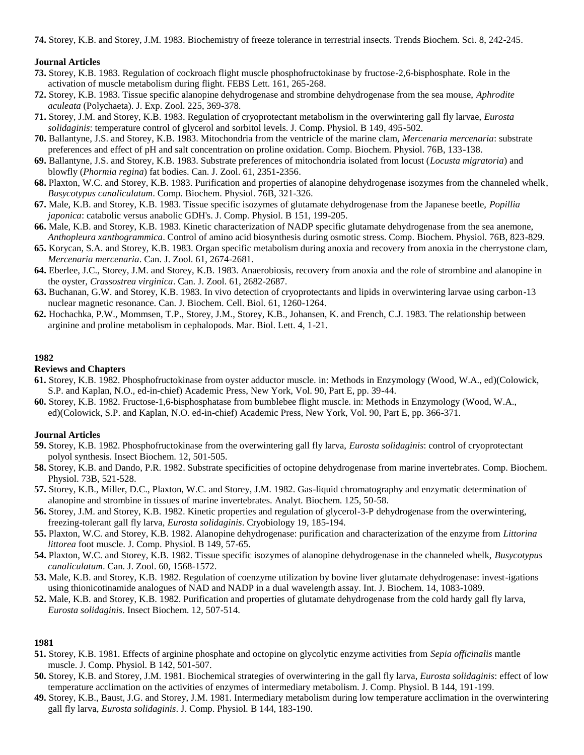**74.** Storey, K.B. and Storey, J.M. 1983. Biochemistry of freeze tolerance in terrestrial insects. Trends Biochem. Sci. 8, 242-245.

**Journal Articles**

**73.** Storey, K.B. 1983. Regulation of cockroach flight muscle phosphofructokinase by fructose-2,6-bisphosphate. Role in the activation of muscle metabolism during flight. FEBS Lett. 161, 265-268.

**72.** Storey, K.B. 1983. Tissue specific alanopine dehydrogenase and strombine dehydrogenase from the sea mouse, *Aphrodite aculeata* (Polychaeta). J. Exp. Zool. 225, 369-378.

**71.** Storey, J.M. and Storey, K.B. 1983. Regulation of cryoprotectant metabolism in the overwintering gall fly larvae, *Eurosta solidaginis*: temperature control of glycerol and sorbitol levels. J. Comp. Physiol. B 149, 495-502.

**70.** Ballantyne, J.S. and Storey, K.B. 1983. Mitochondria from the ventricle of the marine clam, *Mercenaria mercenaria*: substrate preferences and effect of pH and salt concentration on proline oxidation. Comp. Biochem. Physiol. 76B, 133-138.

**69.** Ballantyne, J.S. and Storey, K.B. 1983. Substrate preferences of mitochondria isolated from locust (*Locusta migratoria*) and blowfly (*Phormia regina*) fat bodies. Can. J. Zool. 61, 2351-2356.

**68.** Plaxton, W.C. and Storey, K.B. 1983. Purification and properties of alanopine dehydrogenase isozymes from the channeled whelk, *Busycotypus canaliculatum*. Comp. Biochem. Physiol. 76B, 321-326.

**67.** Male, K.B. and Storey, K.B. 1983. Tissue specific isozymes of glutamate dehydrogenase from the Japanese beetle, *Popillia japonica*: catabolic versus anabolic GDH's. J. Comp. Physiol. B 151, 199-205.

**66.** Male, K.B. and Storey, K.B. 1983. Kinetic characterization of NADP specific glutamate dehydrogenase from the sea anemone, *Anthopleura xanthogrammica*. Control of amino acid biosynthesis during osmotic stress. Comp. Biochem. Physiol. 76B, 823-829.

**65.** Korycan, S.A. and Storey, K.B. 1983. Organ specific metabolism during anoxia and recovery from anoxia in the cherrystone clam, *Mercenaria mercenaria*. Can. J. Zool. 61, 2674-2681.

**64.** Eberlee, J.C., Storey, J.M. and Storey, K.B. 1983. Anaerobiosis, recovery from anoxia and the role of strombine and alanopine in the oyster, *Crassostrea virginica*. Can. J. Zool. 61, 2682-2687.

**63.** Buchanan, G.W. and Storey, K.B. 1983. In vivo detection of cryoprotectants and lipids in overwintering larvae using carbon-13 nuclear magnetic resonance. Can. J. Biochem. Cell. Biol. 61, 1260-1264.

**62.** Hochachka, P.W., Mommsen, T.P., Storey, J.M., Storey, K.B., Johansen, K. and French, C.J. 1983. The relationship between arginine and proline metabolism in cephalopods. Mar. Biol. Lett. 4, 1-21.

**1982**

**Reviews and Chapters**

**61.** Storey, K.B. 1982. Phosphofructokinase from oyster adductor muscle. in: Methods in Enzymology (Wood, W.A., ed)(Colowick, S.P. and Kaplan, N.O., ed-in-chief) Academic Press, New York, Vol. 90, Part E, pp. 39-44.

**60.** Storey, K.B. 1982. Fructose-1,6-bisphosphatase from bumblebee flight muscle. in: Methods in Enzymology (Wood, W.A., ed)(Colowick, S.P. and Kaplan, N.O. ed-in-chief) Academic Press, New York, Vol. 90, Part E, pp. 366-371.

**Journal Articles**

**59.** Storey, K.B. 1982. Phosphofructokinase from the overwintering gall fly larva, *Eurosta solidaginis*: control of cryoprotectant polyol synthesis. Insect Biochem. 12, 501-505.

**58.** Storey, K.B. and Dando, P.R. 1982. Substrate specificities of octopine dehydrogenase from marine invertebrates. Comp. Biochem. Physiol. 73B, 521-528.

**57.** Storey, K.B., Miller, D.C., Plaxton, W.C. and Storey, J.M. 1982. Gas-liquid chromatography and enzymatic determination of alanopine and strombine in tissues of marine invertebrates. Analyt. Biochem. 125, 50-58.

**56.** Storey, J.M. and Storey, K.B. 1982. Kinetic properties and regulation of glycerol-3-P dehydrogenase from the overwintering, freezing-tolerant gall fly larva, *Eurosta solidaginis*. Cryobiology 19, 185-194.

**55.** Plaxton, W.C. and Storey, K.B. 1982. Alanopine dehydrogenase: purification and characterization of the enzyme from *Littorina littorea* foot muscle. J. Comp. Physiol. B 149, 57-65.

**54.** Plaxton, W.C. and Storey, K.B. 1982. Tissue specific isozymes of alanopine dehydrogenase in the channeled whelk, *Busycotypus canaliculatum*. Can. J. Zool. 60, 1568-1572.

**53.** Male, K.B. and Storey, K.B. 1982. Regulation of coenzyme utilization by bovine liver glutamate dehydrogenase: invest-igations using thionicotinamide analogues of NAD and NADP in a dual wavelength assay. Int. J. Biochem. 14, 1083-1089.

**52.** Male, K.B. and Storey, K.B. 1982. Purification and properties of glutamate dehydrogenase from the cold hardy gall fly larva, *Eurosta solidaginis*. Insect Biochem. 12, 507-514.

**1981**

**51.** Storey, K.B. 1981. Effects of arginine phosphate and octopine on glycolytic enzyme activities from *Sepia officinalis* mantle muscle. J. Comp. Physiol. B 142, 501-507.

**50.** Storey, K.B. and Storey, J.M. 1981. Biochemical strategies of overwintering in the gall fly larva, *Eurosta solidaginis*: effect of low temperature acclimation on the activities of enzymes of intermediary metabolism. J. Comp. Physiol. B 144, 191-199.

**49.** Storey, K.B., Baust, J.G. and Storey, J.M. 1981. Intermediary metabolism during low temperature acclimation in the overwintering gall fly larva, *Eurosta solidaginis*. J. Comp. Physiol. B 144, 183-190.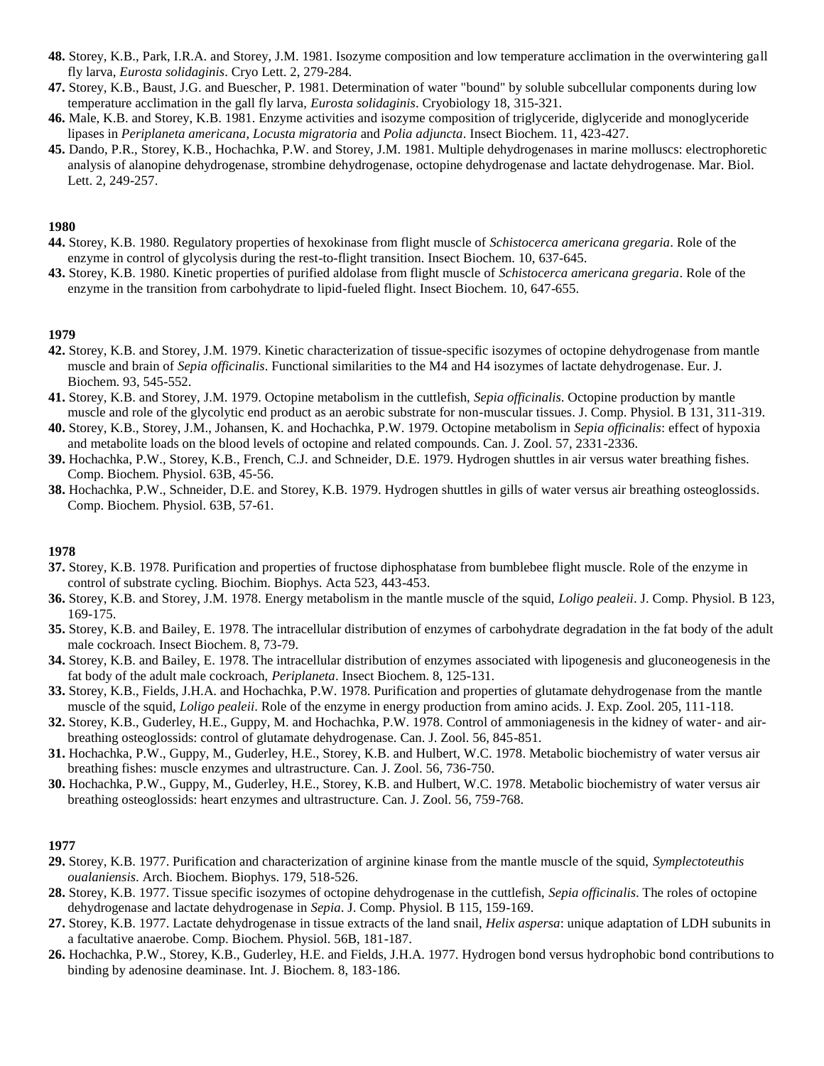**48.** Storey, K.B., Park, I.R.A. and Storey, J.M. 1981. Isozyme composition and low temperature acclimation in the overwintering gall fly larva, *Eurosta solidaginis*. Cryo Lett. 2, 279-284.

**47.** Storey, K.B., Baust, J.G. and Buescher, P. 1981. Determination of water "bound" by soluble subcellular components during low temperature acclimation in the gall fly larva, *Eurosta solidaginis*. Cryobiology 18, 315-321.

**46.** Male, K.B. and Storey, K.B. 1981. Enzyme activities and isozyme composition of triglyceride, diglyceride and monoglyceride lipases in *Periplaneta americana*, *Locusta migratoria* and *Polia adjuncta*. Insect Biochem. 11, 423-427.

**45.** Dando, P.R., Storey, K.B., Hochachka, P.W. and Storey, J.M. 1981. Multiple dehydrogenases in marine molluscs: electrophoretic analysis of alanopine dehydrogenase, strombine dehydrogenase, octopine dehydrogenase and lactate dehydrogenase. Mar. Biol. Lett. 2, 249-257.

**1980**

**44.** Storey, K.B. 1980. Regulatory properties of hexokinase from flight muscle of *Schistocerca americana gregaria*. Role of the enzyme in control of glycolysis during the rest-to-flight transition. Insect Biochem. 10, 637-645.

**43.** Storey, K.B. 1980. Kinetic properties of purified aldolase from flight muscle of *Schistocerca americana gregaria*. Role of the enzyme in the transition from carbohydrate to lipid-fueled flight. Insect Biochem. 10, 647-655.

**1979**

**42.** Storey, K.B. and Storey, J.M. 1979. Kinetic characterization of tissue-specific isozymes of octopine dehydrogenase from mantle muscle and brain of *Sepia officinalis*. Functional similarities to the M4 and H4 isozymes of lactate dehydrogenase. Eur. J. Biochem. 93, 545-552.

**41.** Storey, K.B. and Storey, J.M. 1979. Octopine metabolism in the cuttlefish, *Sepia officinalis*. Octopine production by mantle muscle and role of the glycolytic end product as an aerobic substrate for non-muscular tissues. J. Comp. Physiol. B 131, 311-319.

**40.** Storey, K.B., Storey, J.M., Johansen, K. and Hochachka, P.W. 1979. Octopine metabolism in *Sepia officinalis*: effect of hypoxia and metabolite loads on the blood levels of octopine and related compounds. Can. J. Zool. 57, 2331-2336.

**39.** Hochachka, P.W., Storey, K.B., French, C.J. and Schneider, D.E. 1979. Hydrogen shuttles in air versus water breathing fishes. Comp. Biochem. Physiol. 63B, 45-56.

**38.** Hochachka, P.W., Schneider, D.E. and Storey, K.B. 1979. Hydrogen shuttles in gills of water versus air breathing osteoglossids. Comp. Biochem. Physiol. 63B, 57-61.

**1978**

**37.** Storey, K.B. 1978. Purification and properties of fructose diphosphatase from bumblebee flight muscle. Role of the enzyme in control of substrate cycling. Biochim. Biophys. Acta 523, 443-453.

**36.** Storey, K.B. and Storey, J.M. 1978. Energy metabolism in the mantle muscle of the squid, *Loligo pealeii*. J. Comp. Physiol. B 123, 169-175.

**35.** Storey, K.B. and Bailey, E. 1978. The intracellular distribution of enzymes of carbohydrate degradation in the fat body of the adult male cockroach. Insect Biochem. 8, 73-79.

**34.** Storey, K.B. and Bailey, E. 1978. The intracellular distribution of enzymes associated with lipogenesis and gluconeogenesis in the fat body of the adult male cockroach, *Periplaneta*. Insect Biochem. 8, 125-131.

**33.** Storey, K.B., Fields, J.H.A. and Hochachka, P.W. 1978. Purification and properties of glutamate dehydrogenase from the mantle muscle of the squid, *Loligo pealeii*. Role of the enzyme in energy production from amino acids. J. Exp. Zool. 205, 111-118.

**32.** Storey, K.B., Guderley, H.E., Guppy, M. and Hochachka, P.W. 1978. Control of ammoniagenesis in the kidney of water- and air-breathing osteoglossids: control of glutamate dehydrogenase. Can. J. Zool. 56, 845-851.

**31.** Hochachka, P.W., Guppy, M., Guderley, H.E., Storey, K.B. and Hulbert, W.C. 1978. Metabolic biochemistry of water versus air breathing fishes: muscle enzymes and ultrastructure. Can. J. Zool. 56, 736-750.

**30.** Hochachka, P.W., Guppy, M., Guderley, H.E., Storey, K.B. and Hulbert, W.C. 1978. Metabolic biochemistry of water versus air breathing osteoglossids: heart enzymes and ultrastructure. Can. J. Zool. 56, 759-768.

**1977**

**29.** Storey, K.B. 1977. Purification and characterization of arginine kinase from the mantle muscle of the squid, *Symplectoteuthis oualaniensis*. Arch. Biochem. Biophys. 179, 518-526.

**28.** Storey, K.B. 1977. Tissue specific isozymes of octopine dehydrogenase in the cuttlefish, *Sepia officinalis*. The roles of octopine dehydrogenase and lactate dehydrogenase in *Sepia*. J. Comp. Physiol. B 115, 159-169.

**27.** Storey, K.B. 1977. Lactate dehydrogenase in tissue extracts of the land snail, *Helix aspersa*: unique adaptation of LDH subunits in a facultative anaerobe. Comp. Biochem. Physiol. 56B, 181-187.

**26.** Hochachka, P.W., Storey, K.B., Guderley, H.E. and Fields, J.H.A. 1977. Hydrogen bond versus hydrophobic bond contributions to binding by adenosine deaminase. Int. J. Biochem. 8, 183-186.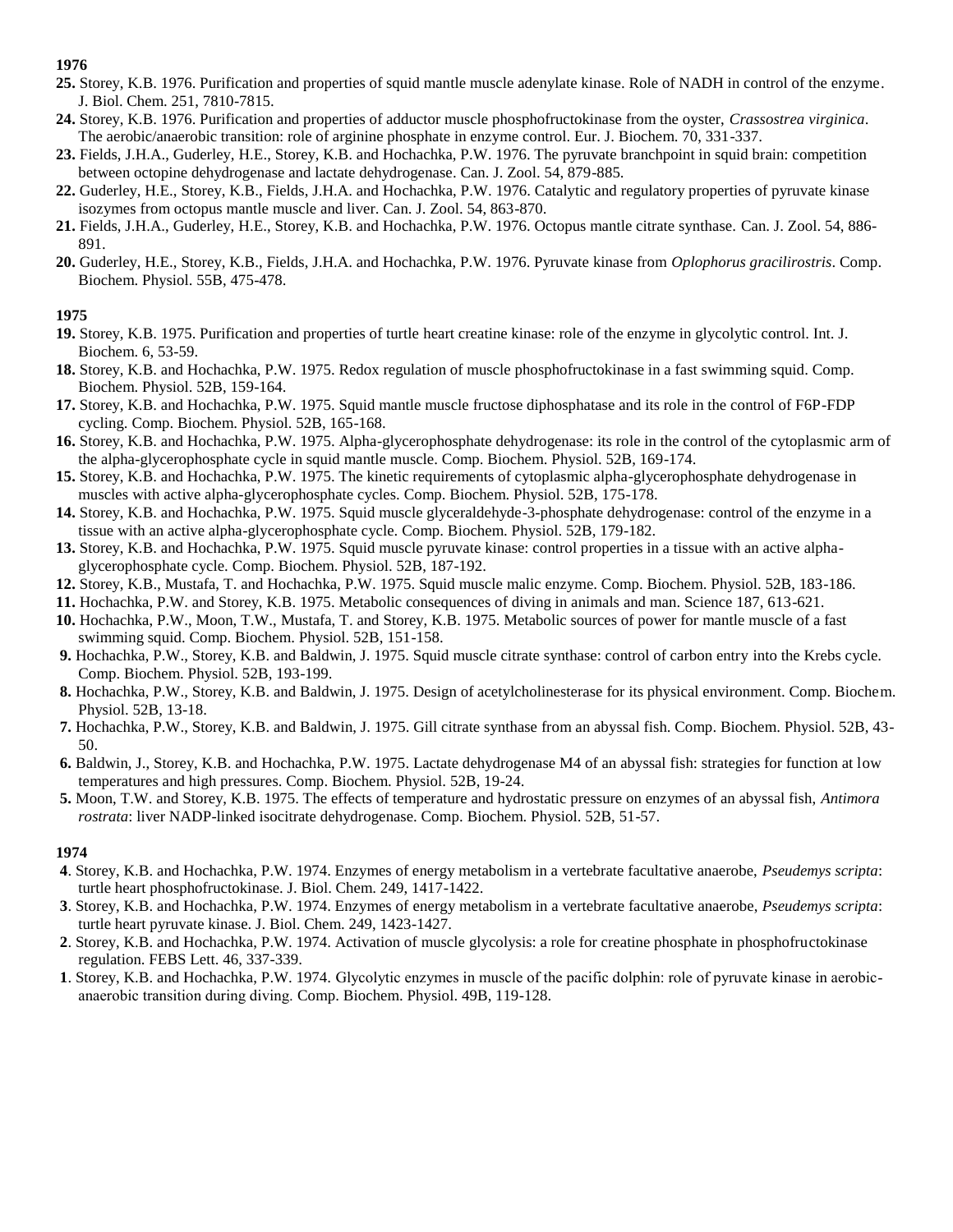**1976**

**25.** Storey, K.B. 1976. Purification and properties of squid mantle muscle adenylate kinase. Role of NADH in control of the enzyme. J. Biol. Chem. 251, 7810-7815.

**24.** Storey, K.B. 1976. Purification and properties of adductor muscle phosphofructokinase from the oyster, *Crassostrea virginica*. The aerobic/anaerobic transition: role of arginine phosphate in enzyme control. Eur. J. Biochem. 70, 331-337.

**23.** Fields, J.H.A., Guderley, H.E., Storey, K.B. and Hochachka, P.W. 1976. The pyruvate branchpoint in squid brain: competition between octopine dehydrogenase and lactate dehydrogenase. Can. J. Zool. 54, 879-885.

**22.** Guderley, H.E., Storey, K.B., Fields, J.H.A. and Hochachka, P.W. 1976. Catalytic and regulatory properties of pyruvate kinase isozymes from octopus mantle muscle and liver. Can. J. Zool. 54, 863-870.

**21.** Fields, J.H.A., Guderley, H.E., Storey, K.B. and Hochachka, P.W. 1976. Octopus mantle citrate synthase. Can. J. Zool. 54, 886-891.

**20.** Guderley, H.E., Storey, K.B., Fields, J.H.A. and Hochachka, P.W. 1976. Pyruvate kinase from *Oplophorus gracilirostris*. Comp. Biochem. Physiol. 55B, 475-478.

**1975**

**19.** Storey, K.B. 1975. Purification and properties of turtle heart creatine kinase: role of the enzyme in glycolytic control. Int. J. Biochem. 6, 53-59.

**18.** Storey, K.B. and Hochachka, P.W. 1975. Redox regulation of muscle phosphofructokinase in a fast swimming squid. Comp. Biochem. Physiol. 52B, 159-164.

**17.** Storey, K.B. and Hochachka, P.W. 1975. Squid mantle muscle fructose diphosphatase and its role in the control of F6P-FDP cycling. Comp. Biochem. Physiol. 52B, 165-168.

**16.** Storey, K.B. and Hochachka, P.W. 1975. Alpha-glycerophosphate dehydrogenase: its role in the control of the cytoplasmic arm of the alpha-glycerophosphate cycle in squid mantle muscle. Comp. Biochem. Physiol. 52B, 169-174.

**15.** Storey, K.B. and Hochachka, P.W. 1975. The kinetic requirements of cytoplasmic alpha-glycerophosphate dehydrogenase in muscles with active alpha-glycerophosphate cycles. Comp. Biochem. Physiol. 52B, 175-178.

**14.** Storey, K.B. and Hochachka, P.W. 1975. Squid muscle glyceraldehyde-3-phosphate dehydrogenase: control of the enzyme in a tissue with an active alpha-glycerophosphate cycle. Comp. Biochem. Physiol. 52B, 179-182.

**13.** Storey, K.B. and Hochachka, P.W. 1975. Squid muscle pyruvate kinase: control properties in a tissue with an active alpha-glycerophosphate cycle. Comp. Biochem. Physiol. 52B, 187-192.

**12.** Storey, K.B., Mustafa, T. and Hochachka, P.W. 1975. Squid muscle malic enzyme. Comp. Biochem. Physiol. 52B, 183-186.

**11.** Hochachka, P.W. and Storey, K.B. 1975. Metabolic consequences of diving in animals and man. Science 187, 613-621.

**10.** Hochachka, P.W., Moon, T.W., Mustafa, T. and Storey, K.B. 1975. Metabolic sources of power for mantle muscle of a fast swimming squid. Comp. Biochem. Physiol. 52B, 151-158.

**9.** Hochachka, P.W., Storey, K.B. and Baldwin, J. 1975. Squid muscle citrate synthase: control of carbon entry into the Krebs cycle. Comp. Biochem. Physiol. 52B, 193-199.

**8.** Hochachka, P.W., Storey, K.B. and Baldwin, J. 1975. Design of acetylcholinesterase for its physical environment. Comp. Biochem. Physiol. 52B, 13-18.

**7.** Hochachka, P.W., Storey, K.B. and Baldwin, J. 1975. Gill citrate synthase from an abyssal fish. Comp. Biochem. Physiol. 52B, 43-50.

**6.** Baldwin, J., Storey, K.B. and Hochachka, P.W. 1975. Lactate dehydrogenase M4 of an abyssal fish: strategies for function at low temperatures and high pressures. Comp. Biochem. Physiol. 52B, 19-24.

**5.** Moon, T.W. and Storey, K.B. 1975. The effects of temperature and hydrostatic pressure on enzymes of an abyssal fish, *Antimora rostrata*: liver NADP-linked isocitrate dehydrogenase. Comp. Biochem. Physiol. 52B, 51-57.

**1974**

**4**. Storey, K.B. and Hochachka, P.W. 1974. Enzymes of energy metabolism in a vertebrate facultative anaerobe, *Pseudemys scripta*: turtle heart phosphofructokinase. J. Biol. Chem. 249, 1417-1422.

**3**. Storey, K.B. and Hochachka, P.W. 1974. Enzymes of energy metabolism in a vertebrate facultative anaerobe, *Pseudemys scripta*: turtle heart pyruvate kinase. J. Biol. Chem. 249, 1423-1427.

**2**. Storey, K.B. and Hochachka, P.W. 1974. Activation of muscle glycolysis: a role for creatine phosphate in phosphofructokinase regulation. FEBS Lett. 46, 337-339.

**1**. Storey, K.B. and Hochachka, P.W. 1974. Glycolytic enzymes in muscle of the pacific dolphin: role of pyruvate kinase in aerobic-anaerobic transition during diving. Comp. Biochem. Physiol. 49B, 119-128.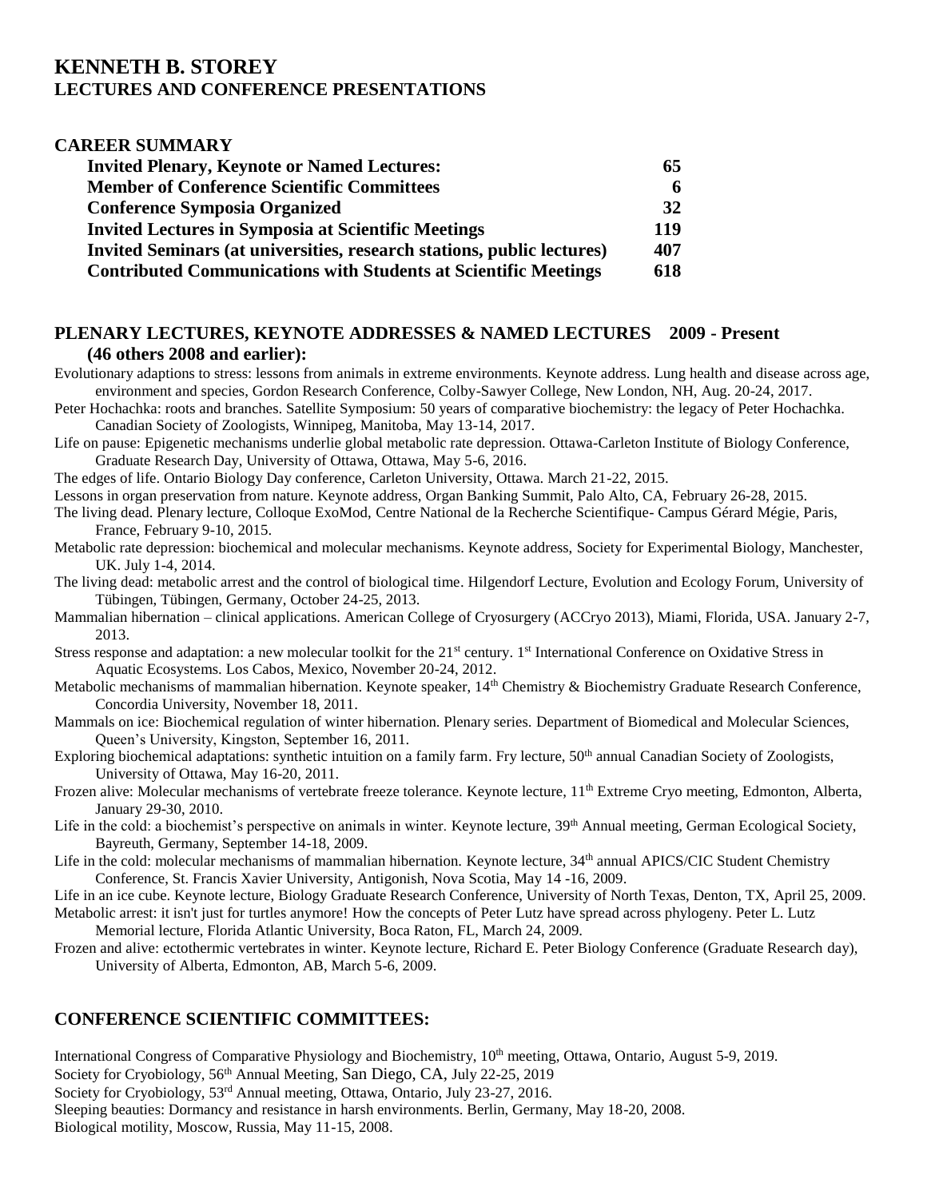# KENNETH B. STOREY
## LECTURES AND CONFERENCE PRESENTATIONS

### CAREER SUMMARY

| | |
|---|---|
| **Invited Plenary, Keynote or Named Lectures:** | **65** |
| **Member of Conference Scientific Committees** | **6** |
| **Conference Symposia Organized** | **32** |
| **Invited Lectures in Symposia at Scientific Meetings** | **119** |
| **Invited Seminars (at universities, research stations, public lectures)** | **407** |
| **Contributed Communications with Students at Scientific Meetings** | **618** |

### PLENARY LECTURES, KEYNOTE ADDRESSES & NAMED LECTURES 2009 - Present (46 others 2008 and earlier):

Evolutionary adaptions to stress: lessons from animals in extreme environments. Keynote address. Lung health and disease across age, environment and species, Gordon Research Conference, Colby-Sawyer College, New London, NH, Aug. 20-24, 2017.

Peter Hochachka: roots and branches. Satellite Symposium: 50 years of comparative biochemistry: the legacy of Peter Hochachka. Canadian Society of Zoologists, Winnipeg, Manitoba, May 13-14, 2017.

Life on pause: Epigenetic mechanisms underlie global metabolic rate depression. Ottawa-Carleton Institute of Biology Conference, Graduate Research Day, University of Ottawa, Ottawa, May 5-6, 2016.

The edges of life. Ontario Biology Day conference, Carleton University, Ottawa. March 21-22, 2015.

Lessons in organ preservation from nature. Keynote address, Organ Banking Summit, Palo Alto, CA, February 26-28, 2015.

The living dead. Plenary lecture, Colloque ExoMod, Centre National de la Recherche Scientifique- Campus Gérard Mégie, Paris, France, February 9-10, 2015.

Metabolic rate depression: biochemical and molecular mechanisms. Keynote address, Society for Experimental Biology, Manchester, UK. July 1-4, 2014.

The living dead: metabolic arrest and the control of biological time. Hilgendorf Lecture, Evolution and Ecology Forum, University of Tübingen, Tübingen, Germany, October 24-25, 2013.

Mammalian hibernation – clinical applications. American College of Cryosurgery (ACCryo 2013), Miami, Florida, USA. January 2-7, 2013.

Stress response and adaptation: a new molecular toolkit for the 21st century. 1st International Conference on Oxidative Stress in Aquatic Ecosystems. Los Cabos, Mexico, November 20-24, 2012.

Metabolic mechanisms of mammalian hibernation. Keynote speaker, 14th Chemistry & Biochemistry Graduate Research Conference, Concordia University, November 18, 2011.

Mammals on ice: Biochemical regulation of winter hibernation. Plenary series. Department of Biomedical and Molecular Sciences, Queen's University, Kingston, September 16, 2011.

Exploring biochemical adaptations: synthetic intuition on a family farm. Fry lecture, 50th annual Canadian Society of Zoologists, University of Ottawa, May 16-20, 2011.

Frozen alive: Molecular mechanisms of vertebrate freeze tolerance. Keynote lecture, 11th Extreme Cryo meeting, Edmonton, Alberta, January 29-30, 2010.

Life in the cold: a biochemist's perspective on animals in winter. Keynote lecture, 39th Annual meeting, German Ecological Society, Bayreuth, Germany, September 14-18, 2009.

Life in the cold: molecular mechanisms of mammalian hibernation. Keynote lecture, 34th annual APICS/CIC Student Chemistry Conference, St. Francis Xavier University, Antigonish, Nova Scotia, May 14 -16, 2009.

Life in an ice cube. Keynote lecture, Biology Graduate Research Conference, University of North Texas, Denton, TX, April 25, 2009.

Metabolic arrest: it isn't just for turtles anymore! How the concepts of Peter Lutz have spread across phylogeny. Peter L. Lutz Memorial lecture, Florida Atlantic University, Boca Raton, FL, March 24, 2009.

Frozen and alive: ectothermic vertebrates in winter. Keynote lecture, Richard E. Peter Biology Conference (Graduate Research day), University of Alberta, Edmonton, AB, March 5-6, 2009.

### CONFERENCE SCIENTIFIC COMMITTEES:

International Congress of Comparative Physiology and Biochemistry, 10th meeting, Ottawa, Ontario, August 5-9, 2019.

Society for Cryobiology, 56th Annual Meeting, San Diego, CA, July 22-25, 2019

Society for Cryobiology, 53rd Annual meeting, Ottawa, Ontario, July 23-27, 2016.

Sleeping beauties: Dormancy and resistance in harsh environments. Berlin, Germany, May 18-20, 2008.

Biological motility, Moscow, Russia, May 11-15, 2008.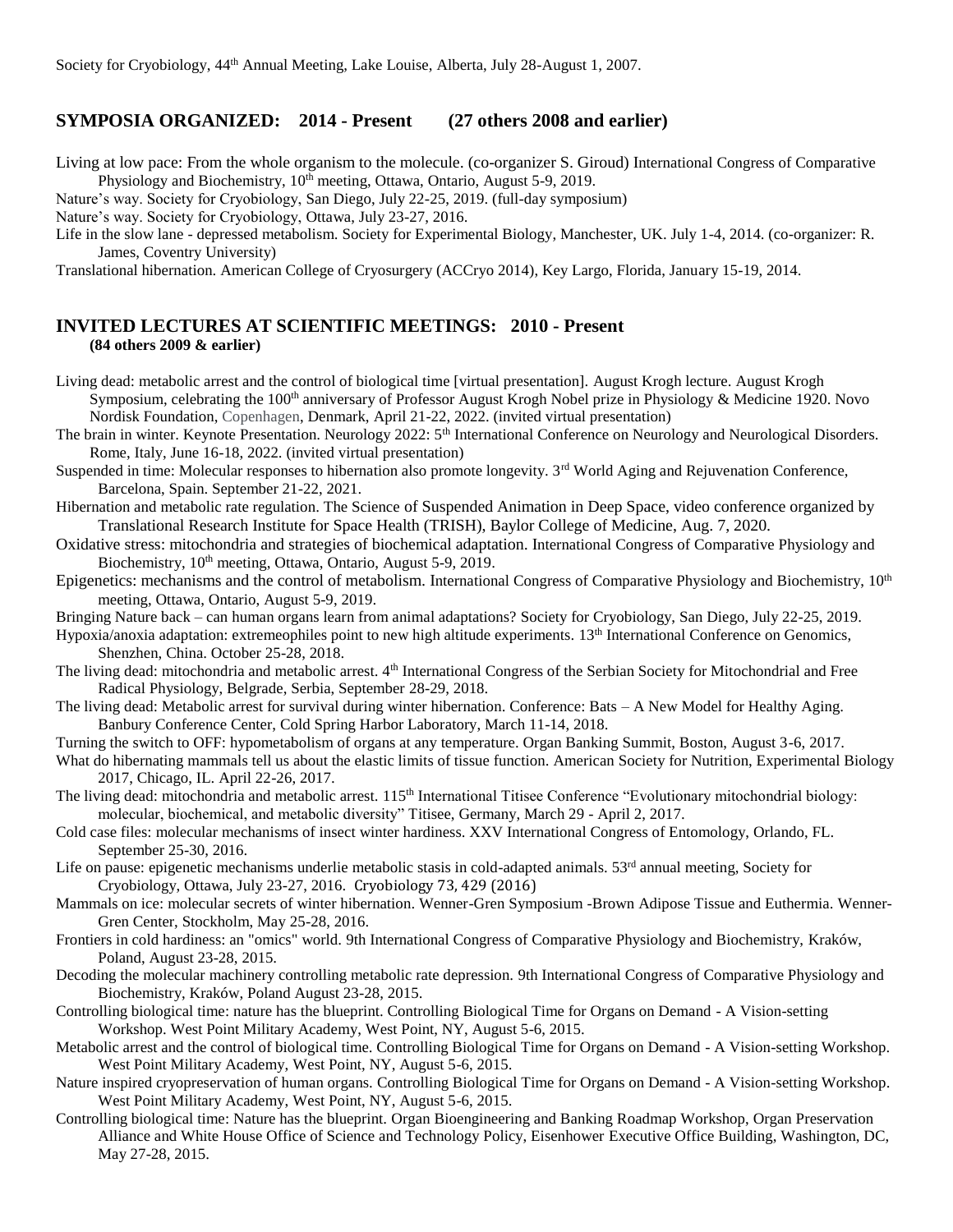Society for Cryobiology, 44th Annual Meeting, Lake Louise, Alberta, July 28-August 1, 2007.

## SYMPOSIA ORGANIZED: 2014 - Present (27 others 2008 and earlier)

Living at low pace: From the whole organism to the molecule. (co-organizer S. Giroud) International Congress of Comparative Physiology and Biochemistry, 10th meeting, Ottawa, Ontario, August 5-9, 2019.

Nature's way. Society for Cryobiology, San Diego, July 22-25, 2019. (full-day symposium)

Nature's way. Society for Cryobiology, Ottawa, July 23-27, 2016.

Life in the slow lane - depressed metabolism. Society for Experimental Biology, Manchester, UK. July 1-4, 2014. (co-organizer: R. James, Coventry University)

Translational hibernation. American College of Cryosurgery (ACCryo 2014), Key Largo, Florida, January 15-19, 2014.

## INVITED LECTURES AT SCIENTIFIC MEETINGS: 2010 - Present
**(84 others 2009 & earlier)**

Living dead: metabolic arrest and the control of biological time [virtual presentation]. August Krogh lecture. August Krogh Symposium, celebrating the 100th anniversary of Professor August Krogh Nobel prize in Physiology & Medicine 1920. Novo Nordisk Foundation, Copenhagen, Denmark, April 21-22, 2022. (invited virtual presentation)

The brain in winter. Keynote Presentation. Neurology 2022: 5th International Conference on Neurology and Neurological Disorders. Rome, Italy, June 16-18, 2022. (invited virtual presentation)

Suspended in time: Molecular responses to hibernation also promote longevity. 3rd World Aging and Rejuvenation Conference, Barcelona, Spain. September 21-22, 2021.

Hibernation and metabolic rate regulation. The Science of Suspended Animation in Deep Space, video conference organized by Translational Research Institute for Space Health (TRISH), Baylor College of Medicine, Aug. 7, 2020.

Oxidative stress: mitochondria and strategies of biochemical adaptation. International Congress of Comparative Physiology and Biochemistry, 10th meeting, Ottawa, Ontario, August 5-9, 2019.

Epigenetics: mechanisms and the control of metabolism. International Congress of Comparative Physiology and Biochemistry, 10th meeting, Ottawa, Ontario, August 5-9, 2019.

Bringing Nature back – can human organs learn from animal adaptations? Society for Cryobiology, San Diego, July 22-25, 2019.

Hypoxia/anoxia adaptation: extremeophiles point to new high altitude experiments. 13th International Conference on Genomics, Shenzhen, China. October 25-28, 2018.

The living dead: mitochondria and metabolic arrest. 4th International Congress of the Serbian Society for Mitochondrial and Free Radical Physiology, Belgrade, Serbia, September 28-29, 2018.

The living dead: Metabolic arrest for survival during winter hibernation. Conference: Bats – A New Model for Healthy Aging. Banbury Conference Center, Cold Spring Harbor Laboratory, March 11-14, 2018.

Turning the switch to OFF: hypometabolism of organs at any temperature. Organ Banking Summit, Boston, August 3-6, 2017.

What do hibernating mammals tell us about the elastic limits of tissue function. American Society for Nutrition, Experimental Biology 2017, Chicago, IL. April 22-26, 2017.

The living dead: mitochondria and metabolic arrest. 115th International Titisee Conference "Evolutionary mitochondrial biology: molecular, biochemical, and metabolic diversity" Titisee, Germany, March 29 - April 2, 2017.

Cold case files: molecular mechanisms of insect winter hardiness. XXV International Congress of Entomology, Orlando, FL. September 25-30, 2016.

Life on pause: epigenetic mechanisms underlie metabolic stasis in cold-adapted animals. 53rd annual meeting, Society for Cryobiology, Ottawa, July 23-27, 2016. Cryobiology 73, 429 (2016)

Mammals on ice: molecular secrets of winter hibernation. Wenner-Gren Symposium -Brown Adipose Tissue and Euthermia. Wenner-Gren Center, Stockholm, May 25-28, 2016.

Frontiers in cold hardiness: an "omics" world. 9th International Congress of Comparative Physiology and Biochemistry, Kraków, Poland, August 23-28, 2015.

Decoding the molecular machinery controlling metabolic rate depression. 9th International Congress of Comparative Physiology and Biochemistry, Kraków, Poland August 23-28, 2015.

Controlling biological time: nature has the blueprint. Controlling Biological Time for Organs on Demand - A Vision-setting Workshop. West Point Military Academy, West Point, NY, August 5-6, 2015.

Metabolic arrest and the control of biological time. Controlling Biological Time for Organs on Demand - A Vision-setting Workshop. West Point Military Academy, West Point, NY, August 5-6, 2015.

Nature inspired cryopreservation of human organs. Controlling Biological Time for Organs on Demand - A Vision-setting Workshop. West Point Military Academy, West Point, NY, August 5-6, 2015.

Controlling biological time: Nature has the blueprint. Organ Bioengineering and Banking Roadmap Workshop, Organ Preservation Alliance and White House Office of Science and Technology Policy, Eisenhower Executive Office Building, Washington, DC, May 27-28, 2015.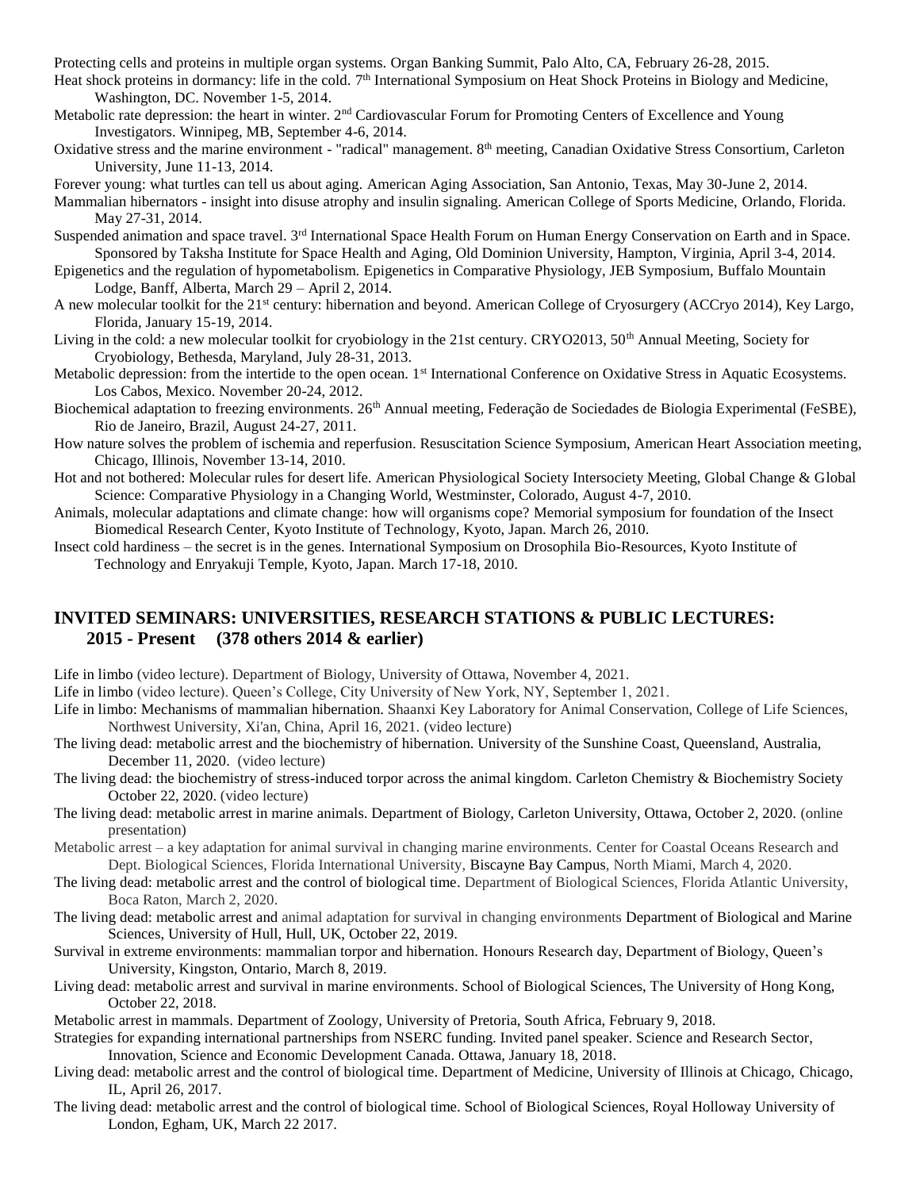Protecting cells and proteins in multiple organ systems. Organ Banking Summit, Palo Alto, CA, February 26-28, 2015.

Heat shock proteins in dormancy: life in the cold. 7th International Symposium on Heat Shock Proteins in Biology and Medicine, Washington, DC. November 1-5, 2014.

Metabolic rate depression: the heart in winter. 2nd Cardiovascular Forum for Promoting Centers of Excellence and Young Investigators. Winnipeg, MB, September 4-6, 2014.

Oxidative stress and the marine environment - "radical" management. 8th meeting, Canadian Oxidative Stress Consortium, Carleton University, June 11-13, 2014.

Forever young: what turtles can tell us about aging. American Aging Association, San Antonio, Texas, May 30-June 2, 2014.

Mammalian hibernators - insight into disuse atrophy and insulin signaling. American College of Sports Medicine, Orlando, Florida. May 27-31, 2014.

Suspended animation and space travel. 3rd International Space Health Forum on Human Energy Conservation on Earth and in Space. Sponsored by Taksha Institute for Space Health and Aging, Old Dominion University, Hampton, Virginia, April 3-4, 2014.

Epigenetics and the regulation of hypometabolism. Epigenetics in Comparative Physiology, JEB Symposium, Buffalo Mountain Lodge, Banff, Alberta, March 29 – April 2, 2014.

A new molecular toolkit for the 21st century: hibernation and beyond. American College of Cryosurgery (ACCryo 2014), Key Largo, Florida, January 15-19, 2014.

Living in the cold: a new molecular toolkit for cryobiology in the 21st century. CRYO2013, 50th Annual Meeting, Society for Cryobiology, Bethesda, Maryland, July 28-31, 2013.

Metabolic depression: from the intertide to the open ocean. 1st International Conference on Oxidative Stress in Aquatic Ecosystems. Los Cabos, Mexico. November 20-24, 2012.

Biochemical adaptation to freezing environments. 26th Annual meeting, Federação de Sociedades de Biologia Experimental (FeSBE), Rio de Janeiro, Brazil, August 24-27, 2011.

How nature solves the problem of ischemia and reperfusion. Resuscitation Science Symposium, American Heart Association meeting, Chicago, Illinois, November 13-14, 2010.

Hot and not bothered: Molecular rules for desert life. American Physiological Society Intersociety Meeting, Global Change & Global Science: Comparative Physiology in a Changing World, Westminster, Colorado, August 4-7, 2010.

Animals, molecular adaptations and climate change: how will organisms cope? Memorial symposium for foundation of the Insect Biomedical Research Center, Kyoto Institute of Technology, Kyoto, Japan. March 26, 2010.

Insect cold hardiness – the secret is in the genes. International Symposium on Drosophila Bio-Resources, Kyoto Institute of Technology and Enryakuji Temple, Kyoto, Japan. March 17-18, 2010.

## INVITED SEMINARS: UNIVERSITIES, RESEARCH STATIONS & PUBLIC LECTURES: 2015 - Present (378 others 2014 & earlier)

Life in limbo (video lecture). Department of Biology, University of Ottawa, November 4, 2021.

Life in limbo (video lecture). Queen's College, City University of New York, NY, September 1, 2021.

Life in limbo: Mechanisms of mammalian hibernation. Shaanxi Key Laboratory for Animal Conservation, College of Life Sciences, Northwest University, Xi'an, China, April 16, 2021. (video lecture)

The living dead: metabolic arrest and the biochemistry of hibernation. University of the Sunshine Coast, Queensland, Australia, December 11, 2020. (video lecture)

The living dead: the biochemistry of stress-induced torpor across the animal kingdom. Carleton Chemistry & Biochemistry Society October 22, 2020. (video lecture)

The living dead: metabolic arrest in marine animals. Department of Biology, Carleton University, Ottawa, October 2, 2020. (online presentation)

Metabolic arrest – a key adaptation for animal survival in changing marine environments. Center for Coastal Oceans Research and Dept. Biological Sciences, Florida International University, Biscayne Bay Campus, North Miami, March 4, 2020.

The living dead: metabolic arrest and the control of biological time. Department of Biological Sciences, Florida Atlantic University, Boca Raton, March 2, 2020.

The living dead: metabolic arrest and animal adaptation for survival in changing environments Department of Biological and Marine Sciences, University of Hull, Hull, UK, October 22, 2019.

Survival in extreme environments: mammalian torpor and hibernation. Honours Research day, Department of Biology, Queen's University, Kingston, Ontario, March 8, 2019.

Living dead: metabolic arrest and survival in marine environments. School of Biological Sciences, The University of Hong Kong, October 22, 2018.

Metabolic arrest in mammals. Department of Zoology, University of Pretoria, South Africa, February 9, 2018.

Strategies for expanding international partnerships from NSERC funding. Invited panel speaker. Science and Research Sector, Innovation, Science and Economic Development Canada. Ottawa, January 18, 2018.

Living dead: metabolic arrest and the control of biological time. Department of Medicine, University of Illinois at Chicago, Chicago, IL, April 26, 2017.

The living dead: metabolic arrest and the control of biological time. School of Biological Sciences, Royal Holloway University of London, Egham, UK, March 22 2017.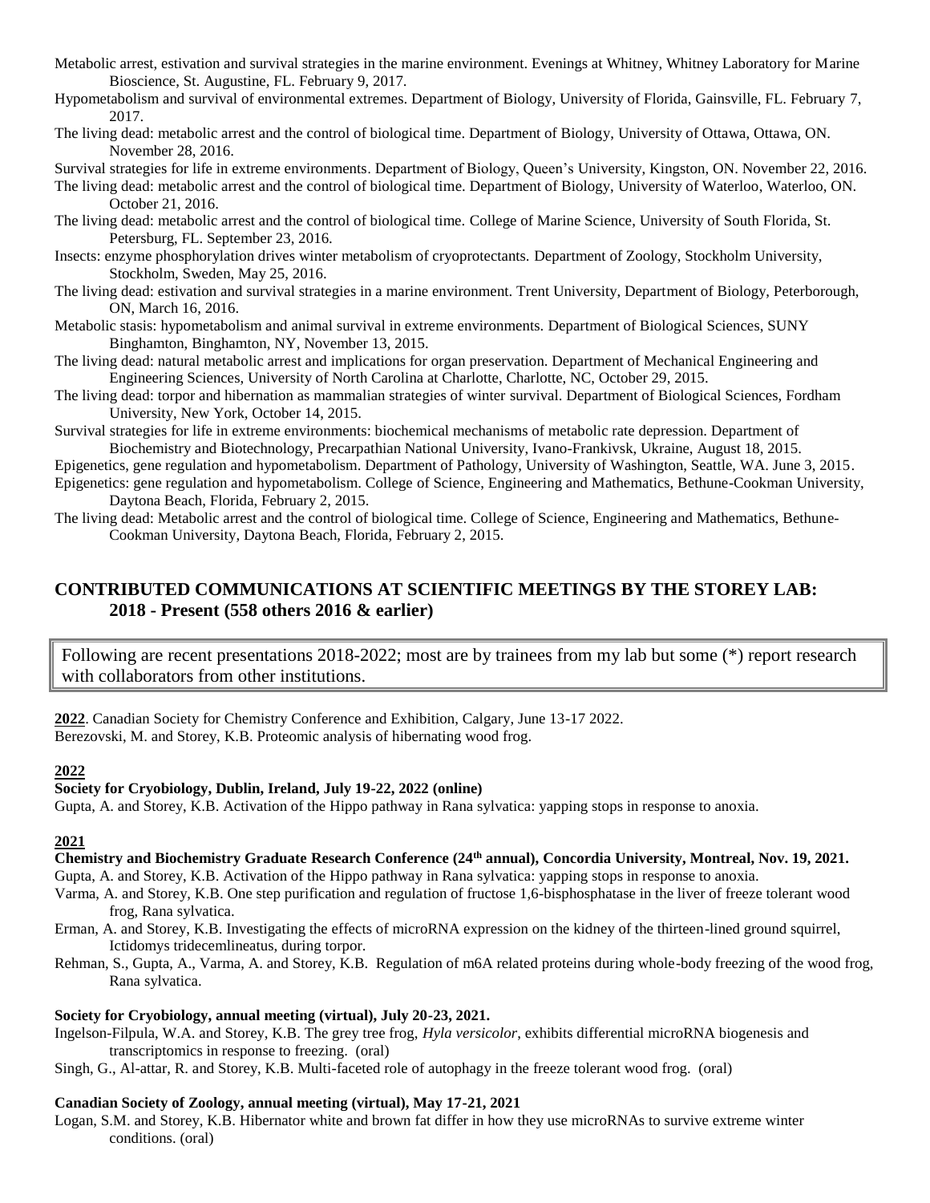Metabolic arrest, estivation and survival strategies in the marine environment. Evenings at Whitney, Whitney Laboratory for Marine Bioscience, St. Augustine, FL. February 9, 2017.

Hypometabolism and survival of environmental extremes. Department of Biology, University of Florida, Gainsville, FL. February 7, 2017.

The living dead: metabolic arrest and the control of biological time. Department of Biology, University of Ottawa, Ottawa, ON. November 28, 2016.

Survival strategies for life in extreme environments. Department of Biology, Queen's University, Kingston, ON. November 22, 2016.

The living dead: metabolic arrest and the control of biological time. Department of Biology, University of Waterloo, Waterloo, ON. October 21, 2016.

The living dead: metabolic arrest and the control of biological time. College of Marine Science, University of South Florida, St. Petersburg, FL. September 23, 2016.

Insects: enzyme phosphorylation drives winter metabolism of cryoprotectants. Department of Zoology, Stockholm University, Stockholm, Sweden, May 25, 2016.

The living dead: estivation and survival strategies in a marine environment. Trent University, Department of Biology, Peterborough, ON, March 16, 2016.

Metabolic stasis: hypometabolism and animal survival in extreme environments. Department of Biological Sciences, SUNY Binghamton, Binghamton, NY, November 13, 2015.

The living dead: natural metabolic arrest and implications for organ preservation. Department of Mechanical Engineering and Engineering Sciences, University of North Carolina at Charlotte, Charlotte, NC, October 29, 2015.

The living dead: torpor and hibernation as mammalian strategies of winter survival. Department of Biological Sciences, Fordham University, New York, October 14, 2015.

Survival strategies for life in extreme environments: biochemical mechanisms of metabolic rate depression. Department of Biochemistry and Biotechnology, Precarpathian National University, Ivano-Frankivsk, Ukraine, August 18, 2015.

Epigenetics, gene regulation and hypometabolism. Department of Pathology, University of Washington, Seattle, WA. June 3, 2015.

Epigenetics: gene regulation and hypometabolism. College of Science, Engineering and Mathematics, Bethune-Cookman University, Daytona Beach, Florida, February 2, 2015.

The living dead: Metabolic arrest and the control of biological time. College of Science, Engineering and Mathematics, Bethune-Cookman University, Daytona Beach, Florida, February 2, 2015.

## CONTRIBUTED COMMUNICATIONS AT SCIENTIFIC MEETINGS BY THE STOREY LAB: 2018 - Present (558 others 2016 & earlier)

Following are recent presentations 2018-2022; most are by trainees from my lab but some (*) report research with collaborators from other institutions.

**2022**. Canadian Society for Chemistry Conference and Exhibition, Calgary, June 13-17 2022.
Berezovski, M. and Storey, K.B. Proteomic analysis of hibernating wood frog.

**2022**

**Society for Cryobiology, Dublin, Ireland, July 19-22, 2022 (online)**

Gupta, A. and Storey, K.B. Activation of the Hippo pathway in Rana sylvatica: yapping stops in response to anoxia.

**2021**

**Chemistry and Biochemistry Graduate Research Conference (24th annual), Concordia University, Montreal, Nov. 19, 2021.**

Gupta, A. and Storey, K.B. Activation of the Hippo pathway in Rana sylvatica: yapping stops in response to anoxia.

Varma, A. and Storey, K.B. One step purification and regulation of fructose 1,6-bisphosphatase in the liver of freeze tolerant wood frog, Rana sylvatica.

Erman, A. and Storey, K.B. Investigating the effects of microRNA expression on the kidney of the thirteen-lined ground squirrel, Ictidomys tridecemlineatus, during torpor.

Rehman, S., Gupta, A., Varma, A. and Storey, K.B. Regulation of m6A related proteins during whole-body freezing of the wood frog, Rana sylvatica.

**Society for Cryobiology, annual meeting (virtual), July 20-23, 2021.**

Ingelson-Filpula, W.A. and Storey, K.B. The grey tree frog, *Hyla versicolor*, exhibits differential microRNA biogenesis and transcriptomics in response to freezing. (oral)

Singh, G., Al-attar, R. and Storey, K.B. Multi-faceted role of autophagy in the freeze tolerant wood frog. (oral)

**Canadian Society of Zoology, annual meeting (virtual), May 17-21, 2021**

Logan, S.M. and Storey, K.B. Hibernator white and brown fat differ in how they use microRNAs to survive extreme winter conditions. (oral)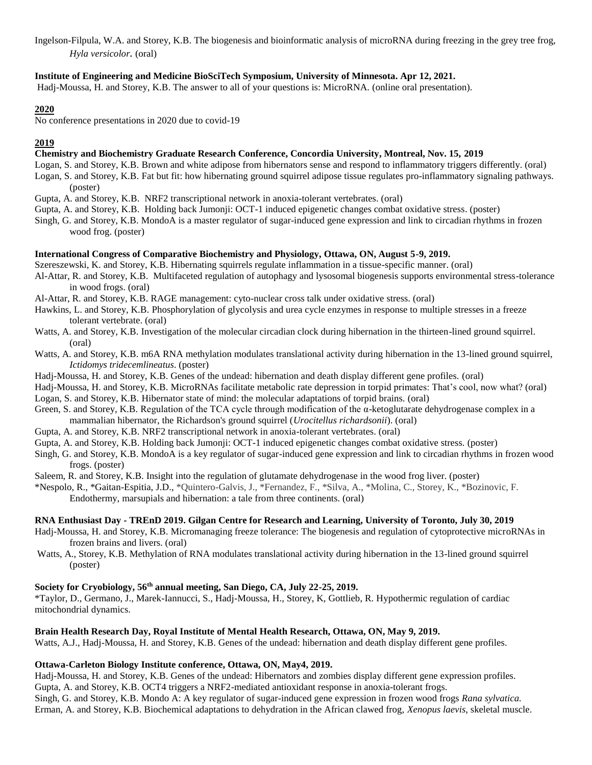Ingelson-Filpula, W.A. and Storey, K.B. The biogenesis and bioinformatic analysis of microRNA during freezing in the grey tree frog, *Hyla versicolor.* (oral)

**Institute of Engineering and Medicine BioSciTech Symposium, University of Minnesota. Apr 12, 2021.**

Hadj-Moussa, H. and Storey, K.B. The answer to all of your questions is: MicroRNA. (online oral presentation).

**2020**

No conference presentations in 2020 due to covid-19

**2019**

**Chemistry and Biochemistry Graduate Research Conference, Concordia University, Montreal, Nov. 15, 2019**

Logan, S. and Storey, K.B. Brown and white adipose from hibernators sense and respond to inflammatory triggers differently. (oral)

Logan, S. and Storey, K.B. Fat but fit: how hibernating ground squirrel adipose tissue regulates pro-inflammatory signaling pathways. (poster)

Gupta, A. and Storey, K.B. NRF2 transcriptional network in anoxia-tolerant vertebrates. (oral)

Gupta, A. and Storey, K.B. Holding back Jumonji: OCT-1 induced epigenetic changes combat oxidative stress. (poster)

Singh, G. and Storey, K.B. MondoA is a master regulator of sugar-induced gene expression and link to circadian rhythms in frozen wood frog. (poster)

**International Congress of Comparative Biochemistry and Physiology, Ottawa, ON, August 5-9, 2019.**

Szereszewski, K. and Storey, K.B. Hibernating squirrels regulate inflammation in a tissue-specific manner. (oral)

Al-Attar, R. and Storey, K.B. Multifaceted regulation of autophagy and lysosomal biogenesis supports environmental stress-tolerance in wood frogs. (oral)

Al-Attar, R. and Storey, K.B. RAGE management: cyto-nuclear cross talk under oxidative stress. (oral)

Hawkins, L. and Storey, K.B. Phosphorylation of glycolysis and urea cycle enzymes in response to multiple stresses in a freeze tolerant vertebrate. (oral)

Watts, A. and Storey, K.B. Investigation of the molecular circadian clock during hibernation in the thirteen-lined ground squirrel. (oral)

Watts, A. and Storey, K.B. m6A RNA methylation modulates translational activity during hibernation in the 13-lined ground squirrel, *Ictidomys tridecemlineatus*. (poster)

Hadj-Moussa, H. and Storey, K.B. Genes of the undead: hibernation and death display different gene profiles. (oral)

Hadj-Moussa, H. and Storey, K.B. MicroRNAs facilitate metabolic rate depression in torpid primates: That's cool, now what? (oral)

Logan, S. and Storey, K.B. Hibernator state of mind: the molecular adaptations of torpid brains. (oral)

Green, S. and Storey, K.B. Regulation of the TCA cycle through modification of the α-ketoglutarate dehydrogenase complex in a mammalian hibernator, the Richardson's ground squirrel (*Urocitellus richardsonii*). (oral)

Gupta, A. and Storey, K.B. NRF2 transcriptional network in anoxia-tolerant vertebrates. (oral)

Gupta, A. and Storey, K.B. Holding back Jumonji: OCT-1 induced epigenetic changes combat oxidative stress. (poster)

Singh, G. and Storey, K.B. MondoA is a key regulator of sugar-induced gene expression and link to circadian rhythms in frozen wood frogs. (poster)

Saleem, R. and Storey, K.B. Insight into the regulation of glutamate dehydrogenase in the wood frog liver. (poster)

*Nespolo, R., *Gaitan-Espitia, J.D., *Quintero-Galvis, J., *Fernandez, F., *Silva, A., *Molina, C., Storey, K., *Bozinovic, F. Endothermy, marsupials and hibernation: a tale from three continents. (oral)

**RNA Enthusiast Day - TREnD 2019. Gilgan Centre for Research and Learning, University of Toronto, July 30, 2019**

Hadj-Moussa, H. and Storey, K.B. Micromanaging freeze tolerance: The biogenesis and regulation of cytoprotective microRNAs in frozen brains and livers. (oral)

Watts, A., Storey, K.B. Methylation of RNA modulates translational activity during hibernation in the 13-lined ground squirrel (poster)

**Society for Cryobiology, 56th annual meeting, San Diego, CA, July 22-25, 2019.**

*Taylor, D., Germano, J., Marek-Iannucci, S., Hadj-Moussa, H., Storey, K, Gottlieb, R. Hypothermic regulation of cardiac mitochondrial dynamics.

**Brain Health Research Day, Royal Institute of Mental Health Research, Ottawa, ON, May 9, 2019.**

Watts, A.J., Hadj-Moussa, H. and Storey, K.B. Genes of the undead: hibernation and death display different gene profiles.

**Ottawa-Carleton Biology Institute conference, Ottawa, ON, May4, 2019.**

Hadj-Moussa, H. and Storey, K.B. Genes of the undead: Hibernators and zombies display different gene expression profiles.

Gupta, A. and Storey, K.B. OCT4 triggers a NRF2-mediated antioxidant response in anoxia-tolerant frogs.

Singh, G. and Storey, K.B. Mondo A: A key regulator of sugar-induced gene expression in frozen wood frogs *Rana sylvatica.*

Erman, A. and Storey, K.B. Biochemical adaptations to dehydration in the African clawed frog, *Xenopus laevis*, skeletal muscle.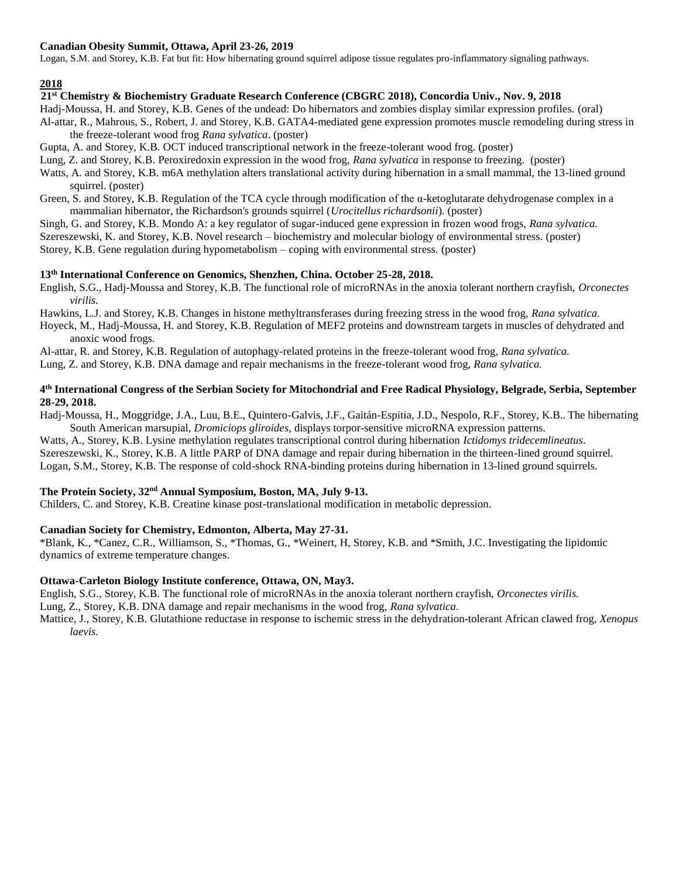**Canadian Obesity Summit, Ottawa, April 23-26, 2019**

Logan, S.M. and Storey, K.B. Fat but fit: How hibernating ground squirrel adipose tissue regulates pro-inflammatory signaling pathways.

## 2018

**21st Chemistry & Biochemistry Graduate Research Conference (CBGRC 2018), Concordia Univ., Nov. 9, 2018**

Hadj-Moussa, H. and Storey, K.B. Genes of the undead: Do hibernators and zombies display similar expression profiles. (oral)

Al-attar, R., Mahrous, S., Robert, J. and Storey, K.B. GATA4-mediated gene expression promotes muscle remodeling during stress in the freeze-tolerant wood frog *Rana sylvatica*. (poster)

Gupta, A. and Storey, K.B. OCT induced transcriptional network in the freeze-tolerant wood frog. (poster)

Lung, Z. and Storey, K.B. Peroxiredoxin expression in the wood frog, *Rana sylvatica* in response to freezing. (poster)

Watts, A. and Storey, K.B. m6A methylation alters translational activity during hibernation in a small mammal, the 13-lined ground squirrel. (poster)

Green, S. and Storey, K.B. Regulation of the TCA cycle through modification of the α-ketoglutarate dehydrogenase complex in a mammalian hibernator, the Richardson's grounds squirrel (*Urocitellus richardsonii*). (poster)

Singh, G. and Storey, K.B. Mondo A: a key regulator of sugar-induced gene expression in frozen wood frogs, *Rana sylvatica.*

Szereszewski, K. and Storey, K.B. Novel research – biochemistry and molecular biology of environmental stress. (poster)

Storey, K.B. Gene regulation during hypometabolism – coping with environmental stress. (poster)

**13th International Conference on Genomics, Shenzhen, China. October 25-28, 2018.**

English, S.G., Hadj-Moussa and Storey, K.B. The functional role of microRNAs in the anoxia tolerant northern crayfish, *Orconectes virilis*.

Hawkins, L.J. and Storey, K.B. Changes in histone methyltransferases during freezing stress in the wood frog, *Rana sylvatica.*

Hoyeck, M., Hadj-Moussa, H. and Storey, K.B. Regulation of MEF2 proteins and downstream targets in muscles of dehydrated and anoxic wood frogs.

Al-attar, R. and Storey, K.B. Regulation of autophagy-related proteins in the freeze-tolerant wood frog, *Rana sylvatica.*

Lung, Z. and Storey, K.B. DNA damage and repair mechanisms in the freeze-tolerant wood frog, *Rana sylvatica.*

**4th International Congress of the Serbian Society for Mitochondrial and Free Radical Physiology, Belgrade, Serbia, September 28-29, 2018.**

Hadj-Moussa, H., Moggridge, J.A., Luu, B.E., Quintero-Galvis, J.F., Gaitán-Espitia, J.D., Nespolo, R.F., Storey, K.B.. The hibernating South American marsupial, *Dromiciops gliroides*, displays torpor-sensitive microRNA expression patterns.

Watts, A., Storey, K.B. Lysine methylation regulates transcriptional control during hibernation *Ictidomys tridecemlineatus*.

Szereszewski, K., Storey, K.B. A little PARP of DNA damage and repair during hibernation in the thirteen-lined ground squirrel.

Logan, S.M., Storey, K.B. The response of cold-shock RNA-binding proteins during hibernation in 13-lined ground squirrels.

**The Protein Society, 32nd Annual Symposium, Boston, MA, July 9-13.**

Childers, C. and Storey, K.B. Creatine kinase post-translational modification in metabolic depression.

**Canadian Society for Chemistry, Edmonton, Alberta, May 27-31.**

*Blank, K., *Canez, C.R., Williamson, S., *Thomas, G., *Weinert, H, Storey, K.B. and *Smith, J.C. Investigating the lipidomic dynamics of extreme temperature changes.

**Ottawa-Carleton Biology Institute conference, Ottawa, ON, May3.**

English, S.G., Storey, K.B. The functional role of microRNAs in the anoxia tolerant northern crayfish, *Orconectes virilis.*

Lung, Z., Storey, K.B. DNA damage and repair mechanisms in the wood frog, *Rana sylvatica*.

Mattice, J., Storey, K.B. Glutathione reductase in response to ischemic stress in the dehydration-tolerant African clawed frog, *Xenopus laevis*.